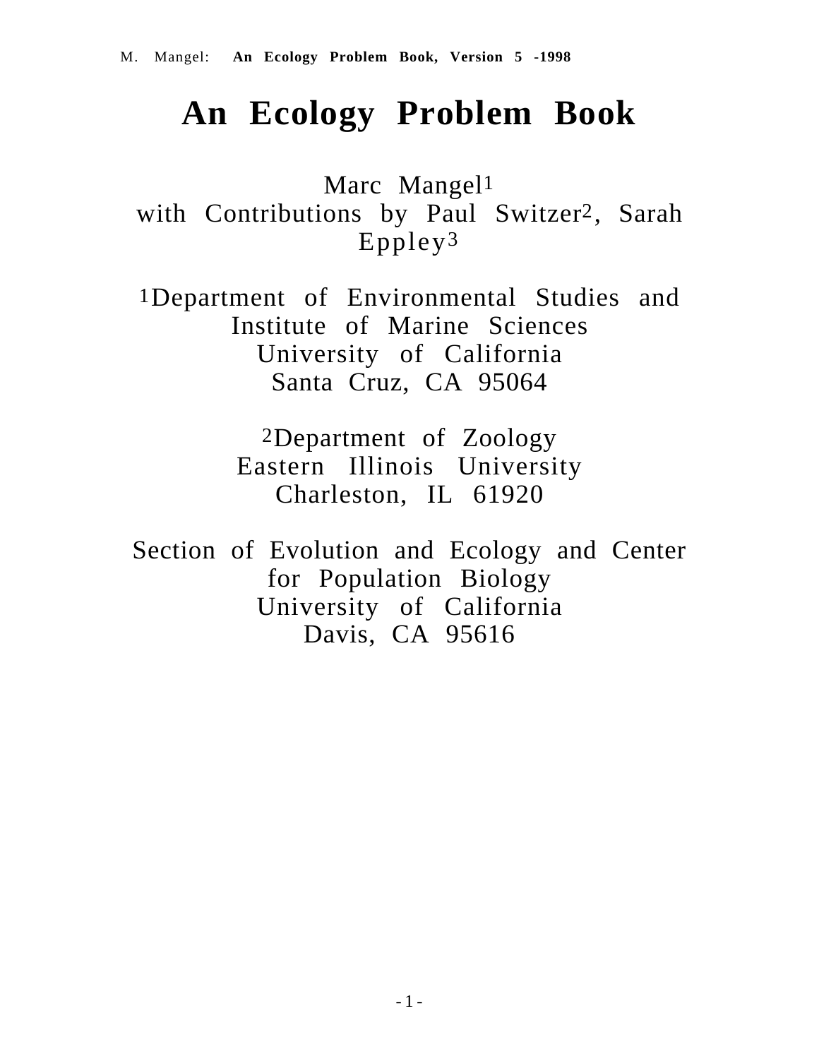# An Ecology Problem Book

Marc Mangel[1]
with Contributions by Paul Switzer[2], Sarah Eppley[3]

[1]Department of Environmental Studies and Institute of Marine Sciences
University of California
Santa Cruz, CA 95064

[2]Department of Zoology
Eastern Illinois University
Charleston, IL 61920

Section of Evolution and Ecology and Center for Population Biology
University of California
Davis, CA 95616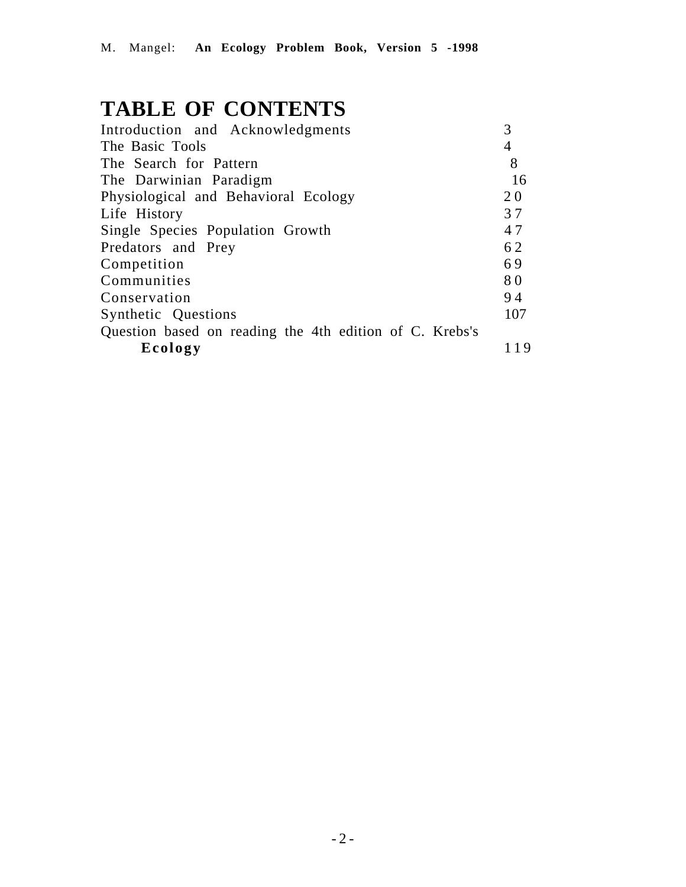# TABLE OF CONTENTS

| | |
|---|---|
| Introduction and Acknowledgments | 3 |
| The Basic Tools | 4 |
| The Search for Pattern | 8 |
| The Darwinian Paradigm | 16 |
| Physiological and Behavioral Ecology | 20 |
| Life History | 37 |
| Single Species Population Growth | 47 |
| Predators and Prey | 62 |
| Competition | 69 |
| Communities | 80 |
| Conservation | 94 |
| Synthetic Questions | 107 |
| Question based on reading the 4th edition of C. Krebs's **Ecology** | 119 |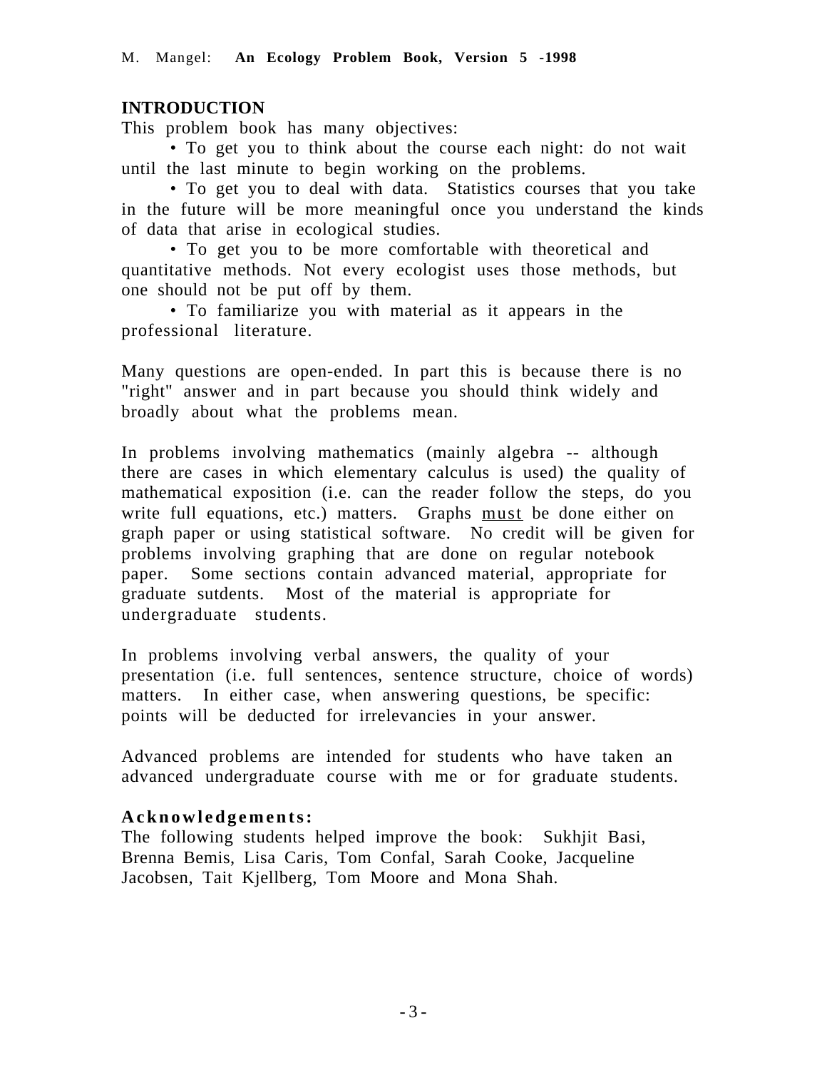## INTRODUCTION

This problem book has many objectives:

- To get you to think about the course each night: do not wait until the last minute to begin working on the problems.
- To get you to deal with data. Statistics courses that you take in the future will be more meaningful once you understand the kinds of data that arise in ecological studies.
- To get you to be more comfortable with theoretical and quantitative methods. Not every ecologist uses those methods, but one should not be put off by them.
- To familiarize you with material as it appears in the professional literature.

Many questions are open-ended. In part this is because there is no "right" answer and in part because you should think widely and broadly about what the problems mean.

In problems involving mathematics (mainly algebra -- although there are cases in which elementary calculus is used) the quality of mathematical exposition (i.e. can the reader follow the steps, do you write full equations, etc.) matters. Graphs must be done either on graph paper or using statistical software. No credit will be given for problems involving graphing that are done on regular notebook paper. Some sections contain advanced material, appropriate for graduate sutdents. Most of the material is appropriate for undergraduate students.

In problems involving verbal answers, the quality of your presentation (i.e. full sentences, sentence structure, choice of words) matters. In either case, when answering questions, be specific: points will be deducted for irrelevancies in your answer.

Advanced problems are intended for students who have taken an advanced undergraduate course with me or for graduate students.

**Acknowledgements:**

The following students helped improve the book: Sukhjit Basi, Brenna Bemis, Lisa Caris, Tom Confal, Sarah Cooke, Jacqueline Jacobsen, Tait Kjellberg, Tom Moore and Mona Shah.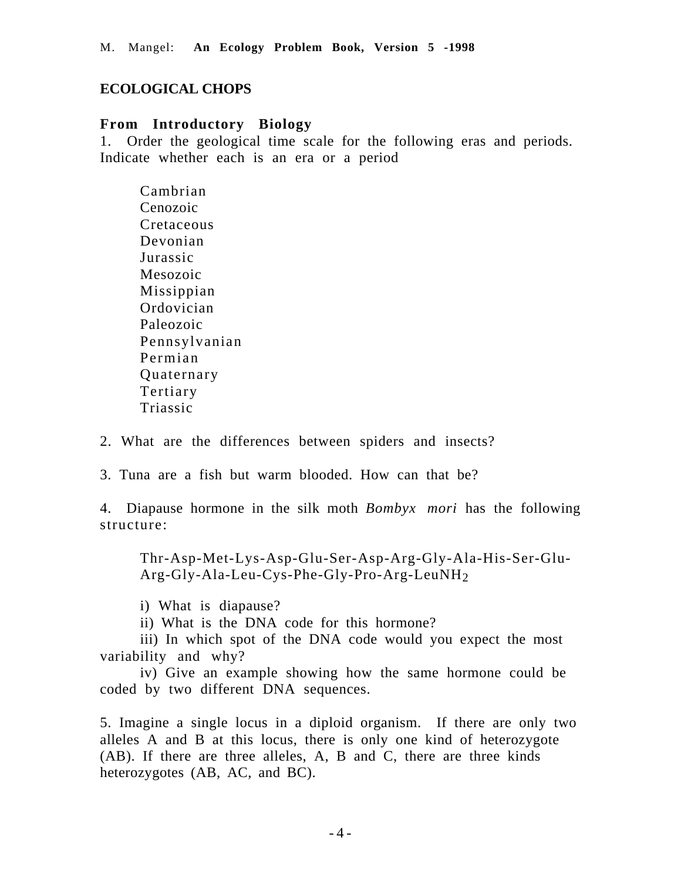# ECOLOGICAL CHOPS

## From Introductory Biology

1. Order the geological time scale for the following eras and periods. Indicate whether each is an era or a period

   Cambrian
   Cenozoic
   Cretaceous
   Devonian
   Jurassic
   Mesozoic
   Missippian
   Ordovician
   Paleozoic
   Pennsylvanian
   Permian
   Quaternary
   Tertiary
   Triassic

2. What are the differences between spiders and insects?

3. Tuna are a fish but warm blooded. How can that be?

4. Diapause hormone in the silk moth *Bombyx mori* has the following structure:

   Thr-Asp-Met-Lys-Asp-Glu-Ser-Asp-Arg-Gly-Ala-His-Ser-Glu-Arg-Gly-Ala-Leu-Cys-Phe-Gly-Pro-Arg-Leu$NH_2$

   i) What is diapause?
   ii) What is the DNA code for this hormone?
   iii) In which spot of the DNA code would you expect the most variability and why?
   iv) Give an example showing how the same hormone could be coded by two different DNA sequences.

5. Imagine a single locus in a diploid organism. If there are only two alleles A and B at this locus, there is only one kind of heterozygote (AB). If there are three alleles, A, B and C, there are three kinds heterozygotes (AB, AC, and BC).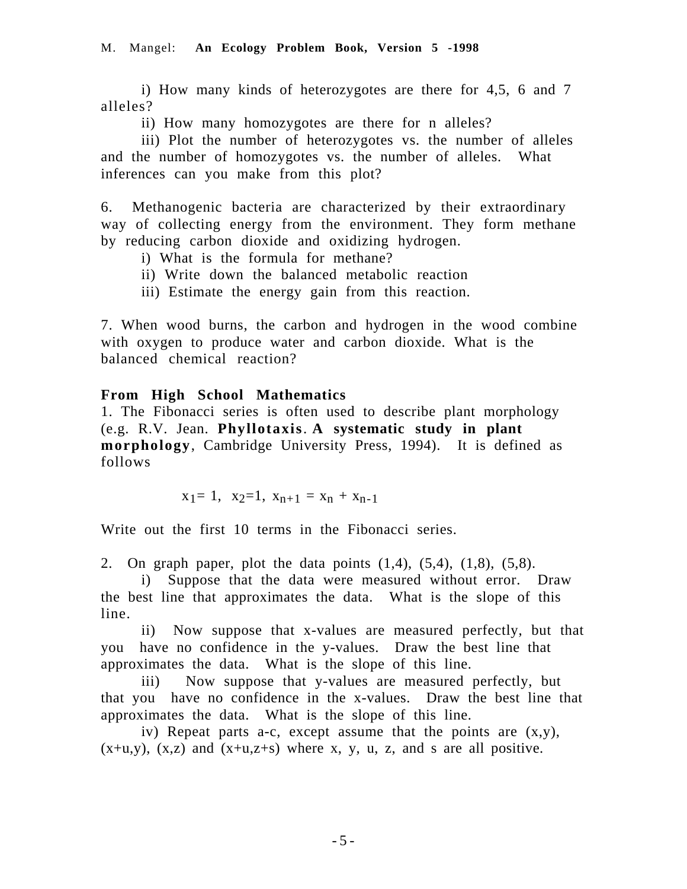i) How many kinds of heterozygotes are there for 4,5, 6 and 7 alleles?

ii) How many homozygotes are there for n alleles?

iii) Plot the number of heterozygotes vs. the number of alleles and the number of homozygotes vs. the number of alleles. What inferences can you make from this plot?

6. Methanogenic bacteria are characterized by their extraordinary way of collecting energy from the environment. They form methane by reducing carbon dioxide and oxidizing hydrogen.

i) What is the formula for methane?

ii) Write down the balanced metabolic reaction

iii) Estimate the energy gain from this reaction.

7. When wood burns, the carbon and hydrogen in the wood combine with oxygen to produce water and carbon dioxide. What is the balanced chemical reaction?

**From High School Mathematics**

1. The Fibonacci series is often used to describe plant morphology (e.g. R.V. Jean. **Phyllotaxis**. **A systematic study in plant morphology**, Cambridge University Press, 1994). It is defined as follows

$$x_1 = 1, \ \ x_2 = 1, \ \ x_{n+1} = x_n + x_{n-1}$$

Write out the first 10 terms in the Fibonacci series.

2. On graph paper, plot the data points (1,4), (5,4), (1,8), (5,8).

i) Suppose that the data were measured without error. Draw the best line that approximates the data. What is the slope of this line.

ii) Now suppose that x-values are measured perfectly, but that you have no confidence in the y-values. Draw the best line that approximates the data. What is the slope of this line.

iii) Now suppose that y-values are measured perfectly, but that you have no confidence in the x-values. Draw the best line that approximates the data. What is the slope of this line.

iv) Repeat parts a-c, except assume that the points are (x,y), (x+u,y), (x,z) and (x+u,z+s) where x, y, u, z, and s are all positive.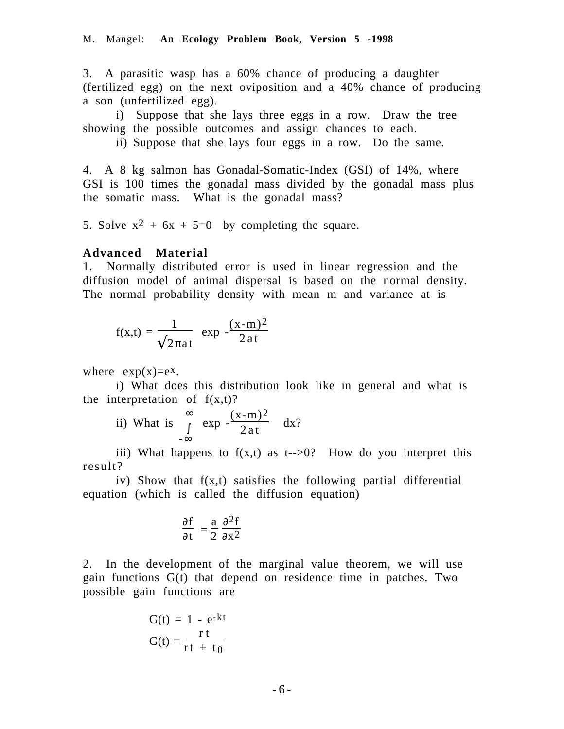3. A parasitic wasp has a 60% chance of producing a daughter (fertilized egg) on the next oviposition and a 40% chance of producing a son (unfertilized egg).

i) Suppose that she lays three eggs in a row. Draw the tree showing the possible outcomes and assign chances to each.

ii) Suppose that she lays four eggs in a row. Do the same.

4. A 8 kg salmon has Gonadal-Somatic-Index (GSI) of 14%, where GSI is 100 times the gonadal mass divided by the gonadal mass plus the somatic mass. What is the gonadal mass?

5. Solve $x^2 + 6x + 5=0$ by completing the square.

**Advanced Material**

1. Normally distributed error is used in linear regression and the diffusion model of animal dispersal is based on the normal density. The normal probability density with mean m and variance at is

$$f(x,t) = \frac{1}{\sqrt{2\pi at}} \exp -\frac{(x-m)^2}{2at}$$

where $\exp(x)=e^x$.

i) What does this distribution look like in general and what is the interpretation of f(x,t)?

ii) What is $\int_{-\infty}^{\infty} \exp -\frac{(x-m)^2}{2at} \, dx$?

iii) What happens to f(x,t) as t-->0? How do you interpret this result?

iv) Show that f(x,t) satisfies the following partial differential equation (which is called the diffusion equation)

$$\frac{\partial f}{\partial t} = \frac{a}{2}\frac{\partial^2 f}{\partial x^2}$$

2. In the development of the marginal value theorem, we will use gain functions G(t) that depend on residence time in patches. Two possible gain functions are

$$G(t) = 1 - e^{-kt}$$

$$G(t) = \frac{rt}{rt + t_0}$$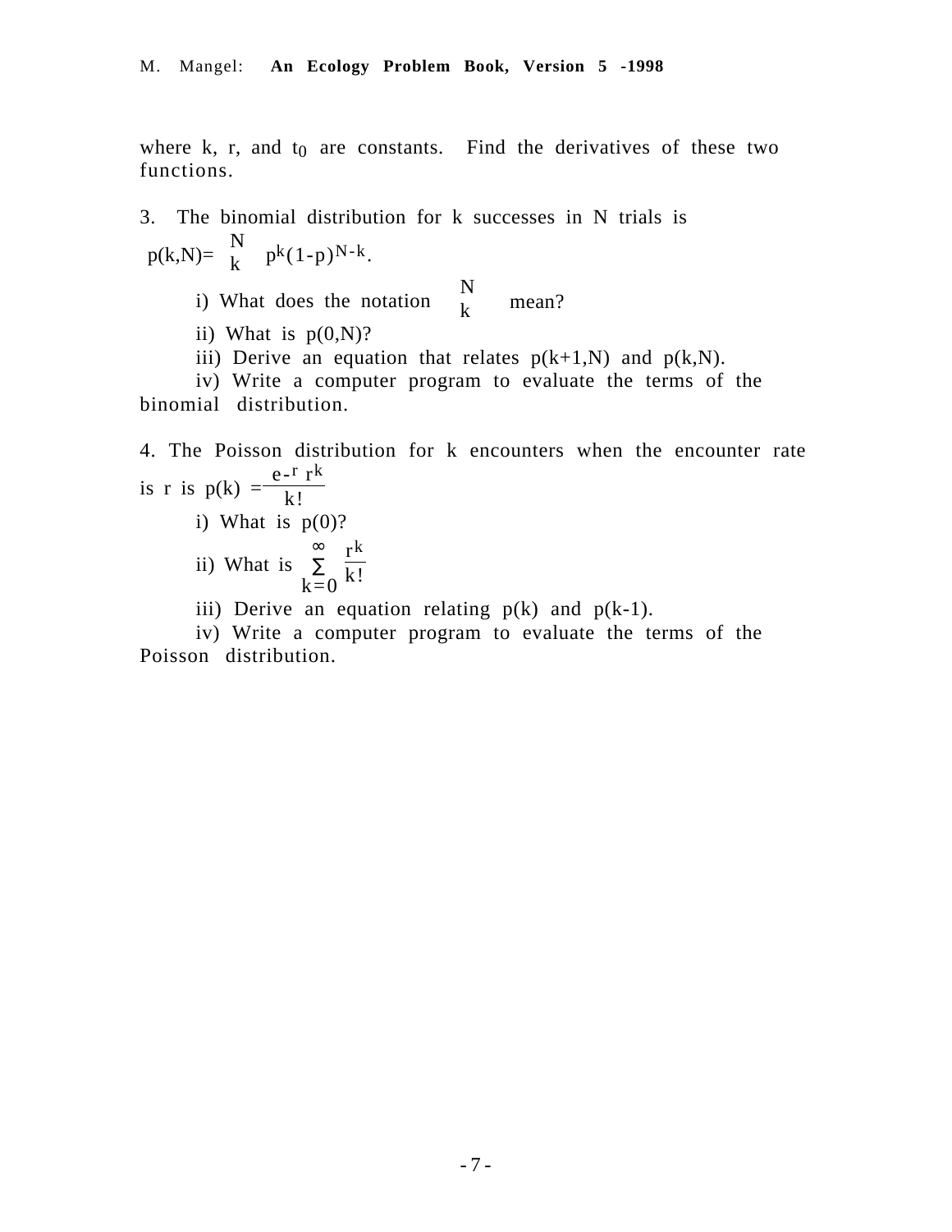where k, r, and $t_0$ are constants. Find the derivatives of these two functions.

3. The binomial distribution for k successes in N trials is $p(k,N) = \binom{N}{k} p^k(1-p)^{N-k}$.

i) What does the notation $\binom{N}{k}$ mean?

ii) What is p(0,N)?

iii) Derive an equation that relates p(k+1,N) and p(k,N).

iv) Write a computer program to evaluate the terms of the binomial distribution.

4. The Poisson distribution for k encounters when the encounter rate is r is $p(k) = \dfrac{e^{-r} r^k}{k!}$

i) What is p(0)?

ii) What is $\displaystyle\sum_{k=0}^{\infty} \frac{r^k}{k!}$

iii) Derive an equation relating p(k) and p(k-1).

iv) Write a computer program to evaluate the terms of the Poisson distribution.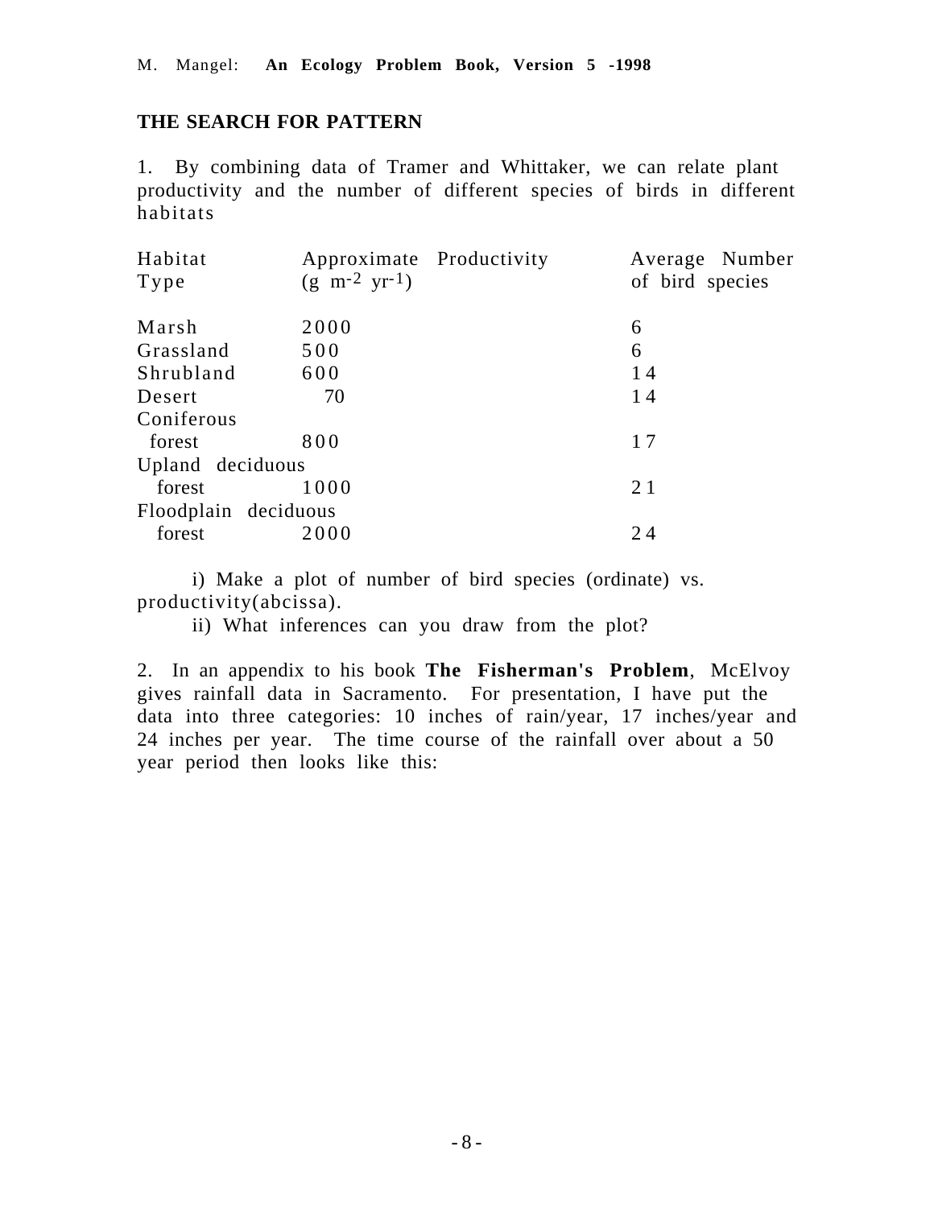## THE SEARCH FOR PATTERN

1. By combining data of Tramer and Whittaker, we can relate plant productivity and the number of different species of birds in different habitats

| Habitat Type | Approximate Productivity ($g\ m^{-2}\ yr^{-1}$) | Average Number of bird species |
|---|---|---|
| Marsh | 2000 | 6 |
| Grassland | 500 | 6 |
| Shrubland | 600 | 14 |
| Desert | 70 | 14 |
| Coniferous forest | 800 | 17 |
| Upland deciduous forest | 1000 | 21 |
| Floodplain deciduous forest | 2000 | 24 |

i) Make a plot of number of bird species (ordinate) vs. productivity(abcissa).

ii) What inferences can you draw from the plot?

2. In an appendix to his book **The Fisherman's Problem**, McElvoy gives rainfall data in Sacramento. For presentation, I have put the data into three categories: 10 inches of rain/year, 17 inches/year and 24 inches per year. The time course of the rainfall over about a 50 year period then looks like this: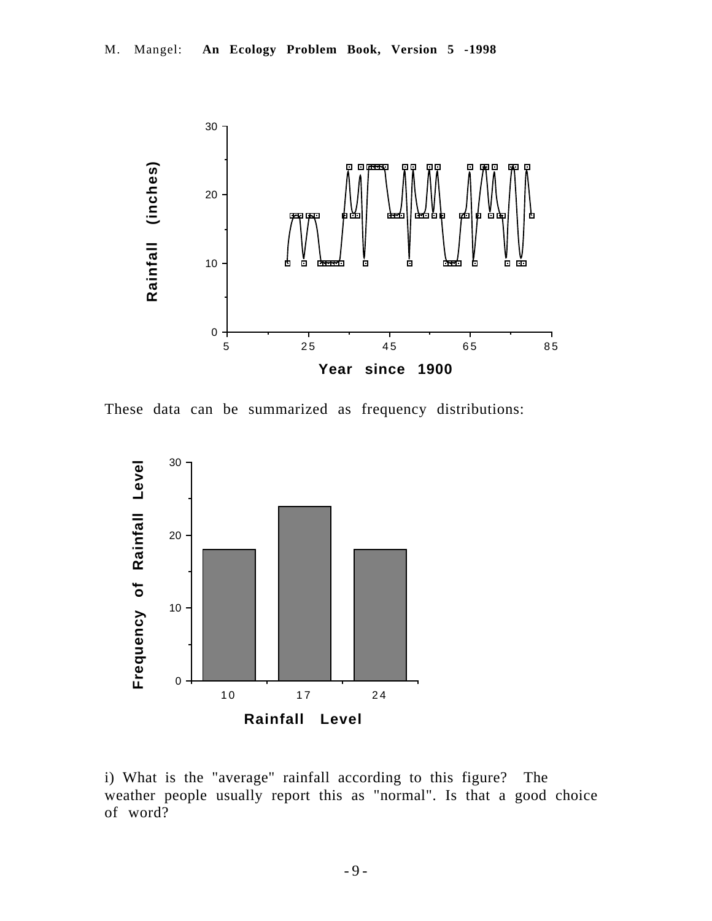These data can be summarized as frequency distributions:

i) What is the "average" rainfall according to this figure? The weather people usually report this as "normal". Is that a good choice of word?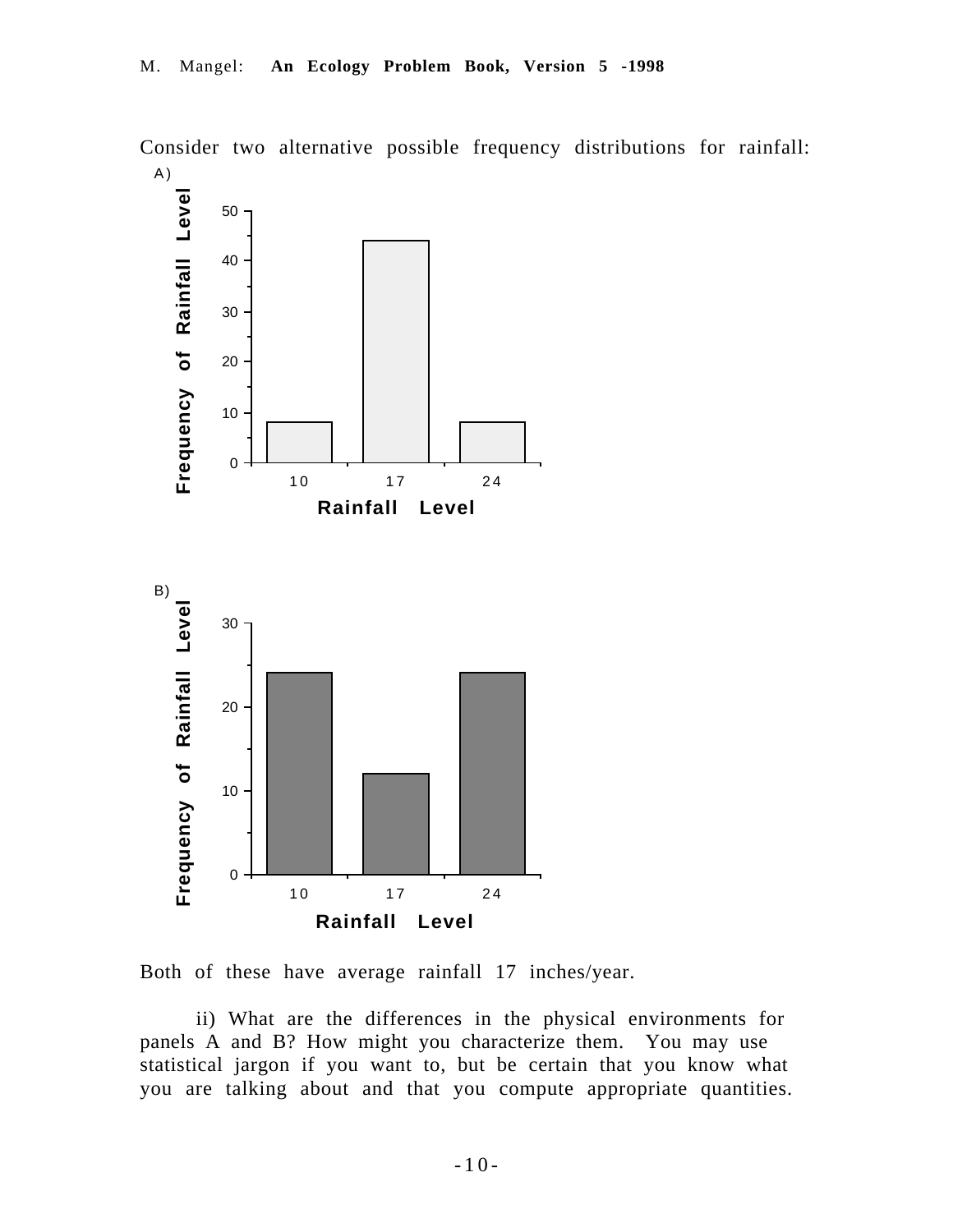Consider two alternative possible frequency distributions for rainfall:

A)

| Rainfall Level | Frequency of Rainfall Level |
|---|---|
| 10 | 8 |
| 17 | 44 |
| 24 | 8 |

B)

| Rainfall Level | Frequency of Rainfall Level |
|---|---|
| 10 | 24 |
| 17 | 12 |
| 24 | 24 |

Both of these have average rainfall 17 inches/year.

ii) What are the differences in the physical environments for panels A and B? How might you characterize them. You may use statistical jargon if you want to, but be certain that you know what you are talking about and that you compute appropriate quantities.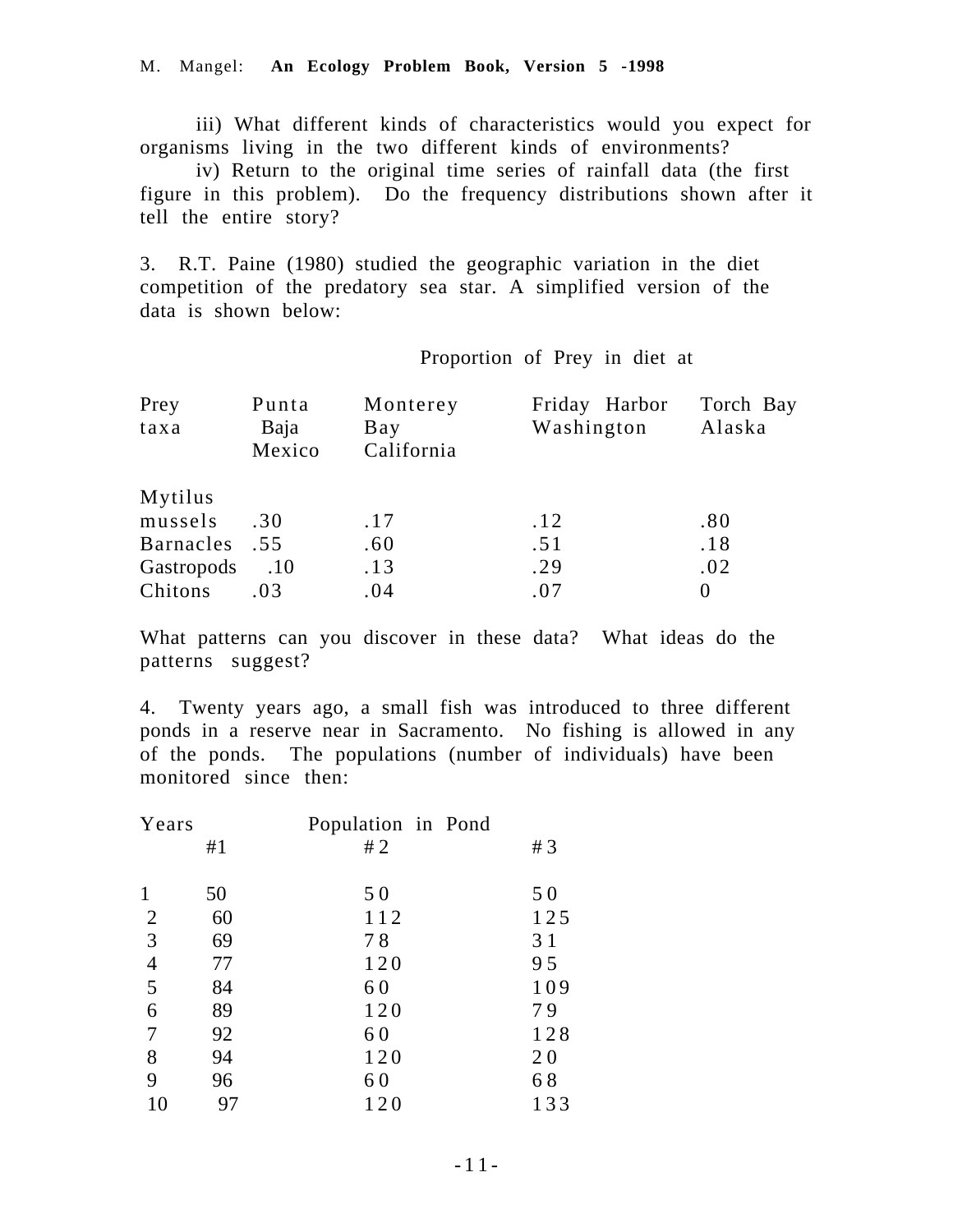iii) What different kinds of characteristics would you expect for organisms living in the two different kinds of environments?

iv) Return to the original time series of rainfall data (the first figure in this problem). Do the frequency distributions shown after it tell the entire story?

3. R.T. Paine (1980) studied the geographic variation in the diet competition of the predatory sea star. A simplified version of the data is shown below:

| | Proportion of Prey in diet at | | | |
|---|---|---|---|---|
| Prey taxa | Punta Baja Mexico | Monterey Bay California | Friday Harbor Washington | Torch Bay Alaska |
| Mytilus mussels | .30 | .17 | .12 | .80 |
| Barnacles | .55 | .60 | .51 | .18 |
| Gastropods | .10 | .13 | .29 | .02 |
| Chitons | .03 | .04 | .07 | 0 |

What patterns can you discover in these data? What ideas do the patterns suggest?

4. Twenty years ago, a small fish was introduced to three different ponds in a reserve near in Sacramento. No fishing is allowed in any of the ponds. The populations (number of individuals) have been monitored since then:

| Years | Population in Pond #1 | #2 | #3 |
|---|---|---|---|
| 1 | 50 | 50 | 50 |
| 2 | 60 | 112 | 125 |
| 3 | 69 | 78 | 31 |
| 4 | 77 | 120 | 95 |
| 5 | 84 | 60 | 109 |
| 6 | 89 | 120 | 79 |
| 7 | 92 | 60 | 128 |
| 8 | 94 | 120 | 20 |
| 9 | 96 | 60 | 68 |
| 10 | 97 | 120 | 133 |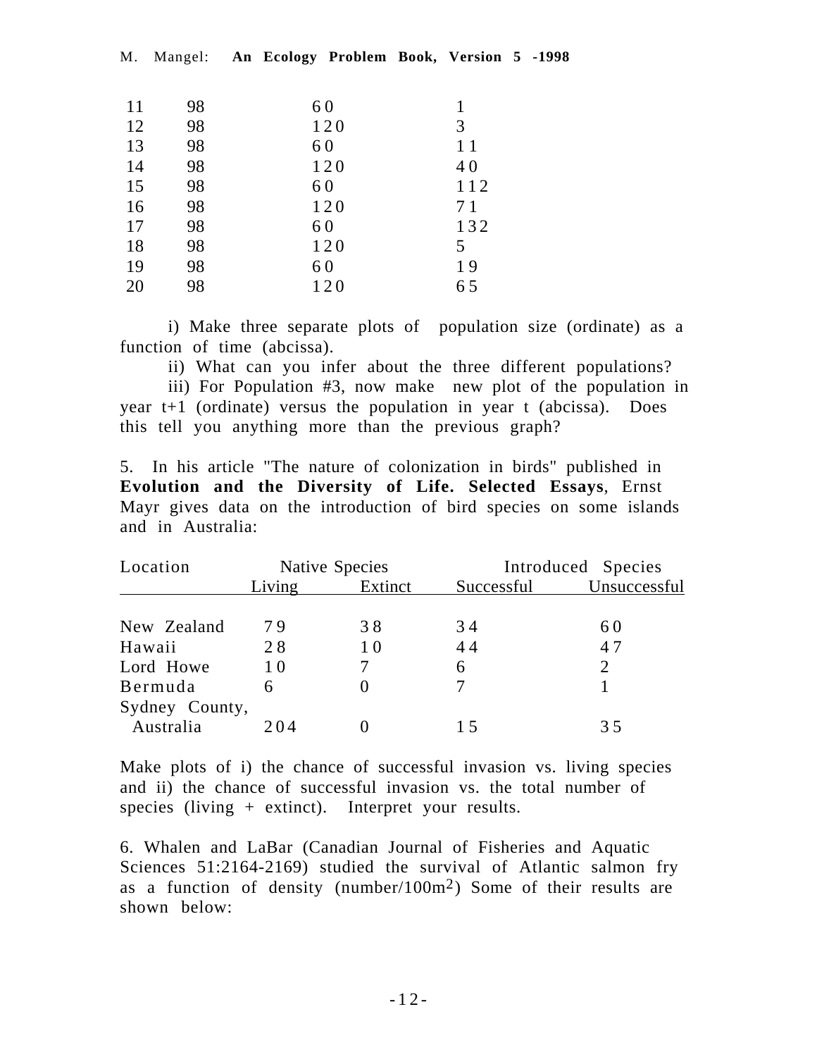| | | | |
|---|---|---|---|
| 11 | 98 | 60 | 1 |
| 12 | 98 | 120 | 3 |
| 13 | 98 | 60 | 11 |
| 14 | 98 | 120 | 40 |
| 15 | 98 | 60 | 112 |
| 16 | 98 | 120 | 71 |
| 17 | 98 | 60 | 132 |
| 18 | 98 | 120 | 5 |
| 19 | 98 | 60 | 19 |
| 20 | 98 | 120 | 65 |

i) Make three separate plots of population size (ordinate) as a function of time (abcissa).

ii) What can you infer about the three different populations?

iii) For Population #3, now make new plot of the population in year t+1 (ordinate) versus the population in year t (abcissa). Does this tell you anything more than the previous graph?

5. In his article "The nature of colonization in birds" published in **Evolution and the Diversity of Life. Selected Essays**, Ernst Mayr gives data on the introduction of bird species on some islands and in Australia:

| Location | Native Species | | Introduced Species | |
|---|---|---|---|---|
| | Living | Extinct | Successful | Unsuccessful |
| New Zealand | 79 | 38 | 34 | 60 |
| Hawaii | 28 | 10 | 44 | 47 |
| Lord Howe | 10 | 7 | 6 | 2 |
| Bermuda | 6 | 0 | 7 | 1 |
| Sydney County, Australia | 204 | 0 | 15 | 35 |

Make plots of i) the chance of successful invasion vs. living species and ii) the chance of successful invasion vs. the total number of species (living + extinct). Interpret your results.

6. Whalen and LaBar (Canadian Journal of Fisheries and Aquatic Sciences 51:2164-2169) studied the survival of Atlantic salmon fry as a function of density (number/100m$^2$) Some of their results are shown below: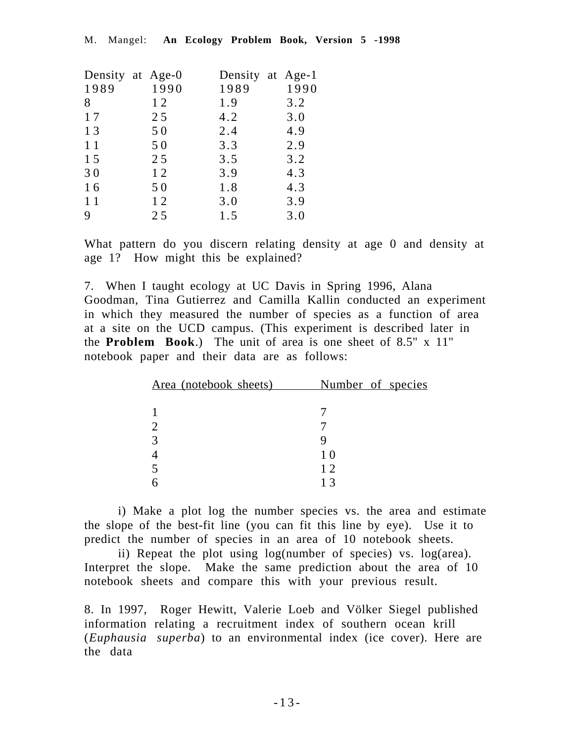| Density at Age-0 | | Density at Age-1 | |
|---|---|---|---|
| 1989 | 1990 | 1989 | 1990 |
| 8 | 12 | 1.9 | 3.2 |
| 17 | 25 | 4.2 | 3.0 |
| 13 | 50 | 2.4 | 4.9 |
| 11 | 50 | 3.3 | 2.9 |
| 15 | 25 | 3.5 | 3.2 |
| 30 | 12 | 3.9 | 4.3 |
| 16 | 50 | 1.8 | 4.3 |
| 11 | 12 | 3.0 | 3.9 |
| 9 | 25 | 1.5 | 3.0 |

What pattern do you discern relating density at age 0 and density at age 1? How might this be explained?

7. When I taught ecology at UC Davis in Spring 1996, Alana Goodman, Tina Gutierrez and Camilla Kallin conducted an experiment in which they measured the number of species as a function of area at a site on the UCD campus. (This experiment is described later in the **Problem Book**.) The unit of area is one sheet of 8.5" x 11" notebook paper and their data are as follows:

| Area (notebook sheets) | Number of species |
|---|---|
| 1 | 7 |
| 2 | 7 |
| 3 | 9 |
| 4 | 10 |
| 5 | 12 |
| 6 | 13 |

i) Make a plot log the number species vs. the area and estimate the slope of the best-fit line (you can fit this line by eye). Use it to predict the number of species in an area of 10 notebook sheets.

ii) Repeat the plot using log(number of species) vs. log(area). Interpret the slope. Make the same prediction about the area of 10 notebook sheets and compare this with your previous result.

8. In 1997, Roger Hewitt, Valerie Loeb and Völker Siegel published information relating a recruitment index of southern ocean krill (*Euphausia superba*) to an environmental index (ice cover). Here are the data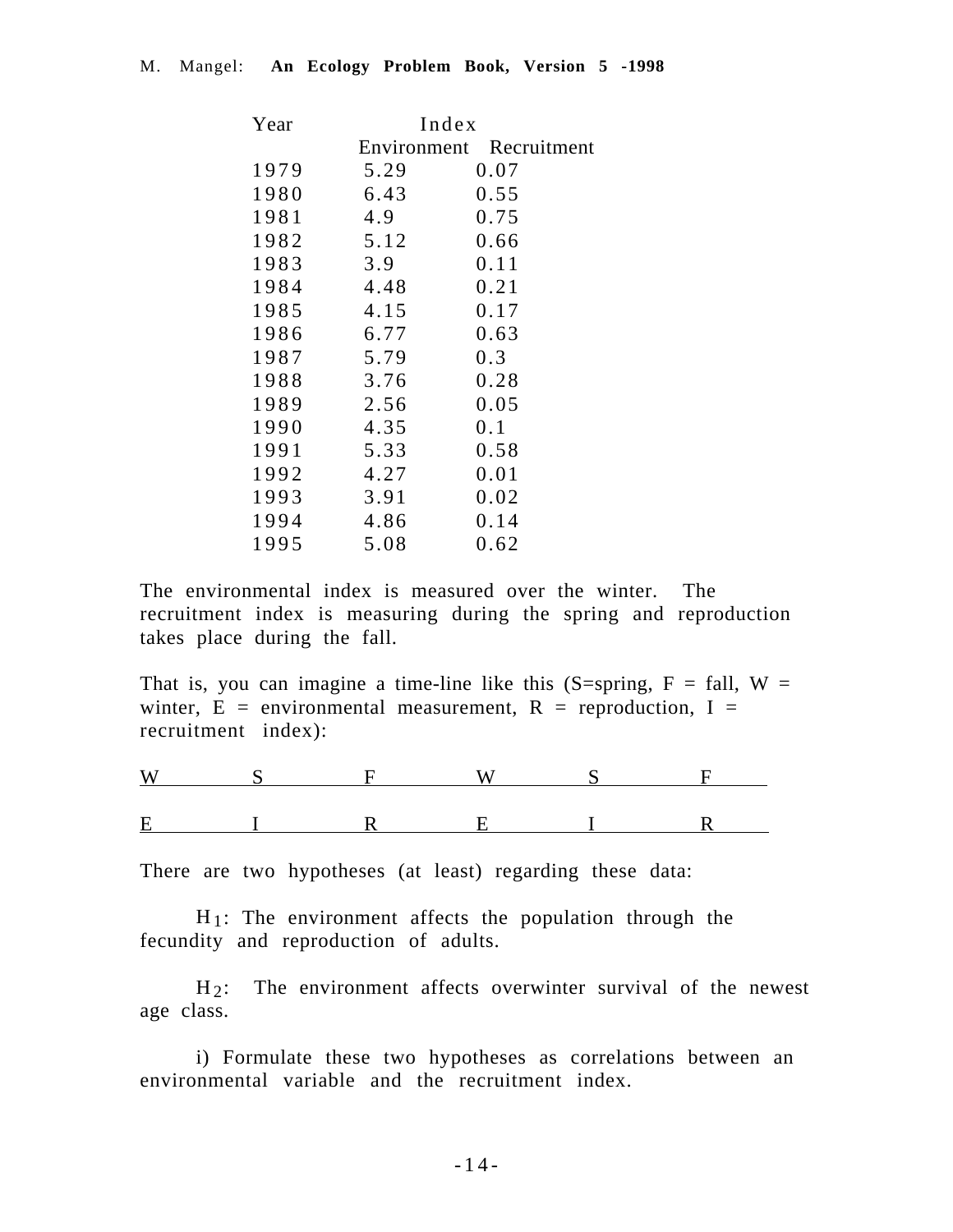| Year | Index | |
|---|---|---|
| | Environment | Recruitment |
| 1979 | 5.29 | 0.07 |
| 1980 | 6.43 | 0.55 |
| 1981 | 4.9 | 0.75 |
| 1982 | 5.12 | 0.66 |
| 1983 | 3.9 | 0.11 |
| 1984 | 4.48 | 0.21 |
| 1985 | 4.15 | 0.17 |
| 1986 | 6.77 | 0.63 |
| 1987 | 5.79 | 0.3 |
| 1988 | 3.76 | 0.28 |
| 1989 | 2.56 | 0.05 |
| 1990 | 4.35 | 0.1 |
| 1991 | 5.33 | 0.58 |
| 1992 | 4.27 | 0.01 |
| 1993 | 3.91 | 0.02 |
| 1994 | 4.86 | 0.14 |
| 1995 | 5.08 | 0.62 |

The environmental index is measured over the winter. The recruitment index is measuring during the spring and reproduction takes place during the fall.

That is, you can imagine a time-line like this (S=spring, F = fall, W = winter, E = environmental measurement, R = reproduction, I = recruitment index):

| W | S | F | W | S | F |
|---|---|---|---|---|---|
| E | I | R | E | I | R |

There are two hypotheses (at least) regarding these data:

$H_1$: The environment affects the population through the fecundity and reproduction of adults.

$H_2$: The environment affects overwinter survival of the newest age class.

i) Formulate these two hypotheses as correlations between an environmental variable and the recruitment index.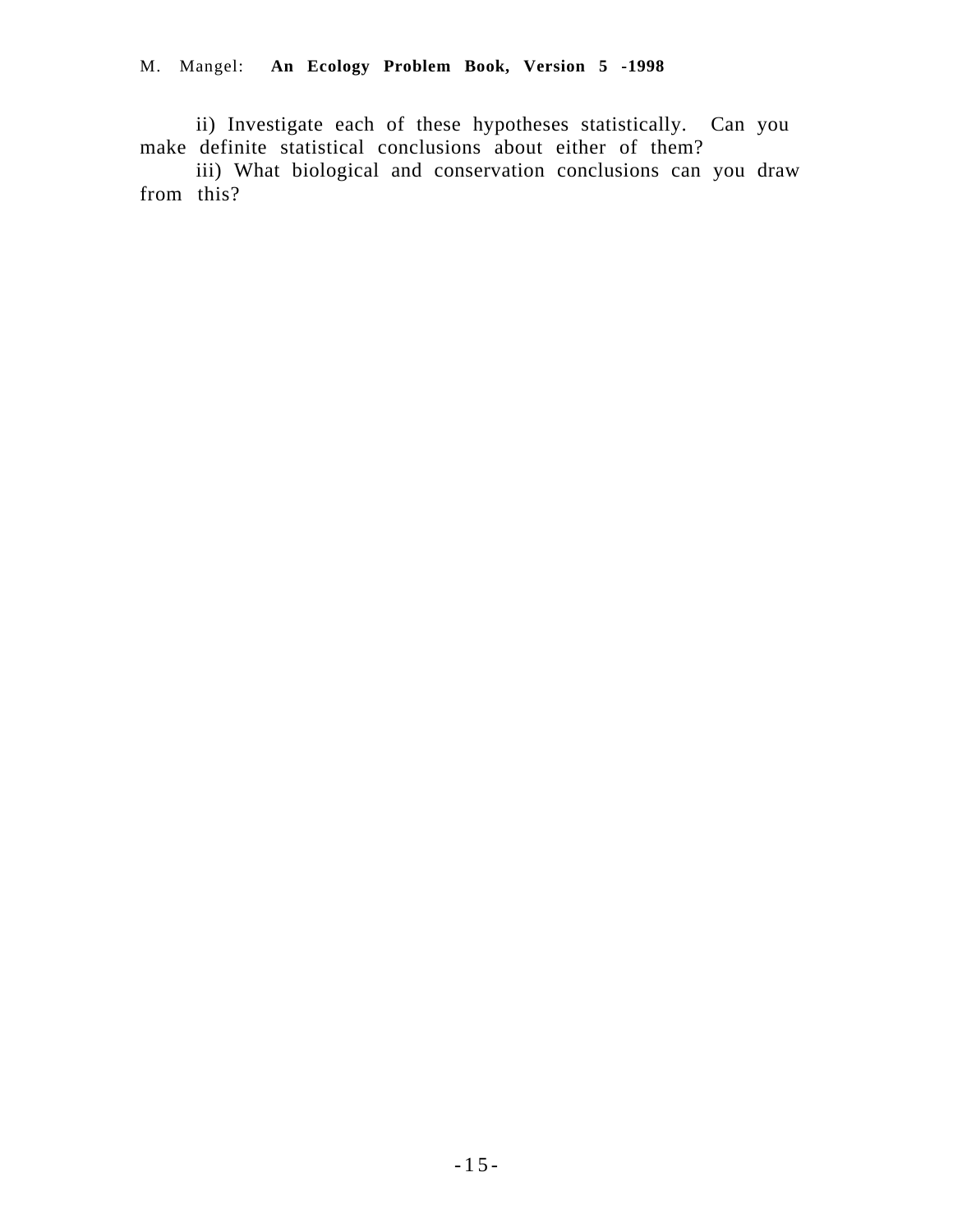ii) Investigate each of these hypotheses statistically. Can you make definite statistical conclusions about either of them?

iii) What biological and conservation conclusions can you draw from this?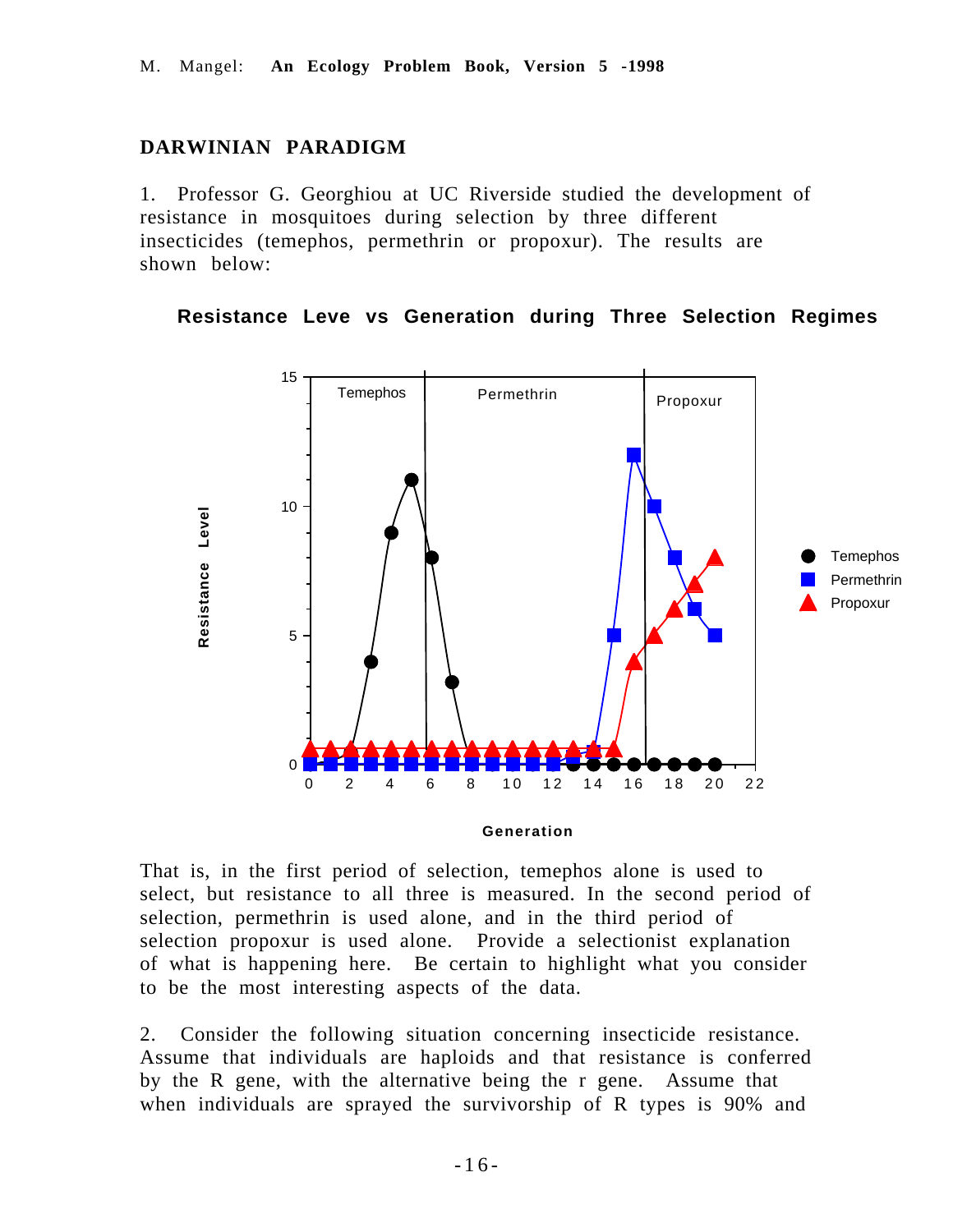## DARWINIAN PARADIGM

1. Professor G. Georghiou at UC Riverside studied the development of resistance in mosquitoes during selection by three different insecticides (temephos, permethrin or propoxur). The results are shown below:

**Resistance Leve vs Generation during Three Selection Regimes**

That is, in the first period of selection, temephos alone is used to select, but resistance to all three is measured. In the second period of selection, permethrin is used alone, and in the third period of selection propoxur is used alone. Provide a selectionist explanation of what is happening here. Be certain to highlight what you consider to be the most interesting aspects of the data.

2. Consider the following situation concerning insecticide resistance. Assume that individuals are haploids and that resistance is conferred by the R gene, with the alternative being the r gene. Assume that when individuals are sprayed the survivorship of R types is 90% and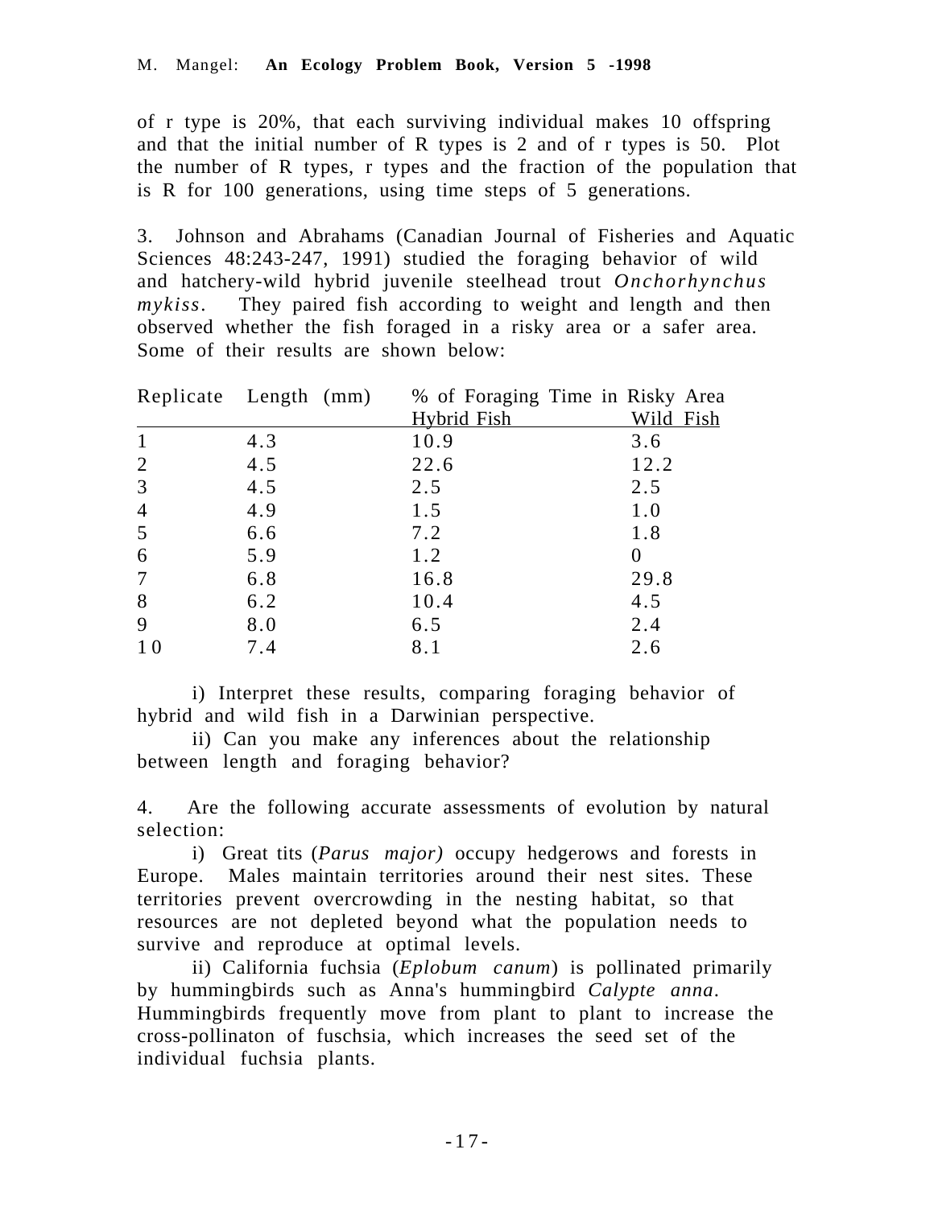of r type is 20%, that each surviving individual makes 10 offspring and that the initial number of R types is 2 and of r types is 50. Plot the number of R types, r types and the fraction of the population that is R for 100 generations, using time steps of 5 generations.

3. Johnson and Abrahams (Canadian Journal of Fisheries and Aquatic Sciences 48:243-247, 1991) studied the foraging behavior of wild and hatchery-wild hybrid juvenile steelhead trout *Onchorhynchus mykiss*. They paired fish according to weight and length and then observed whether the fish foraged in a risky area or a safer area. Some of their results are shown below:

| Replicate | Length (mm) | % of Foraging Time in Risky Area | |
|---|---|---|---|
| | | Hybrid Fish | Wild Fish |
| 1 | 4.3 | 10.9 | 3.6 |
| 2 | 4.5 | 22.6 | 12.2 |
| 3 | 4.5 | 2.5 | 2.5 |
| 4 | 4.9 | 1.5 | 1.0 |
| 5 | 6.6 | 7.2 | 1.8 |
| 6 | 5.9 | 1.2 | 0 |
| 7 | 6.8 | 16.8 | 29.8 |
| 8 | 6.2 | 10.4 | 4.5 |
| 9 | 8.0 | 6.5 | 2.4 |
| 10 | 7.4 | 8.1 | 2.6 |

i) Interpret these results, comparing foraging behavior of hybrid and wild fish in a Darwinian perspective.

ii) Can you make any inferences about the relationship between length and foraging behavior?

4. Are the following accurate assessments of evolution by natural selection:

i) Great tits (*Parus major)* occupy hedgerows and forests in Europe. Males maintain territories around their nest sites. These territories prevent overcrowding in the nesting habitat, so that resources are not depleted beyond what the population needs to survive and reproduce at optimal levels.

ii) California fuchsia (*Eplobum canum*) is pollinated primarily by hummingbirds such as Anna's hummingbird *Calypte anna*. Hummingbirds frequently move from plant to plant to increase the cross-pollinaton of fuschsia, which increases the seed set of the individual fuchsia plants.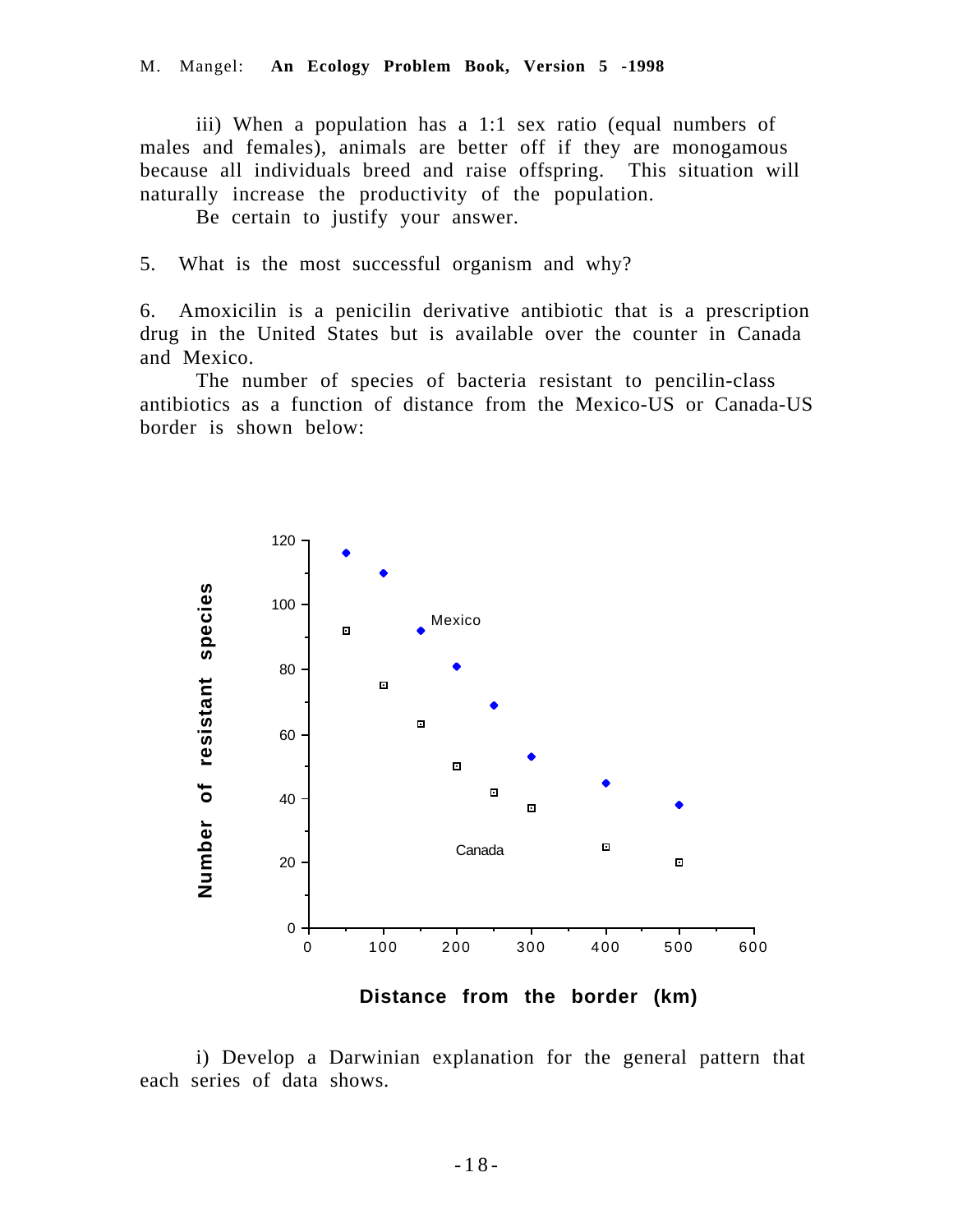iii) When a population has a 1:1 sex ratio (equal numbers of males and females), animals are better off if they are monogamous because all individuals breed and raise offspring. This situation will naturally increase the productivity of the population.

Be certain to justify your answer.

5. What is the most successful organism and why?

6. Amoxicilin is a penicilin derivative antibiotic that is a prescription drug in the United States but is available over the counter in Canada and Mexico.

The number of species of bacteria resistant to pencilin-class antibiotics as a function of distance from the Mexico-US or Canada-US border is shown below:

i) Develop a Darwinian explanation for the general pattern that each series of data shows.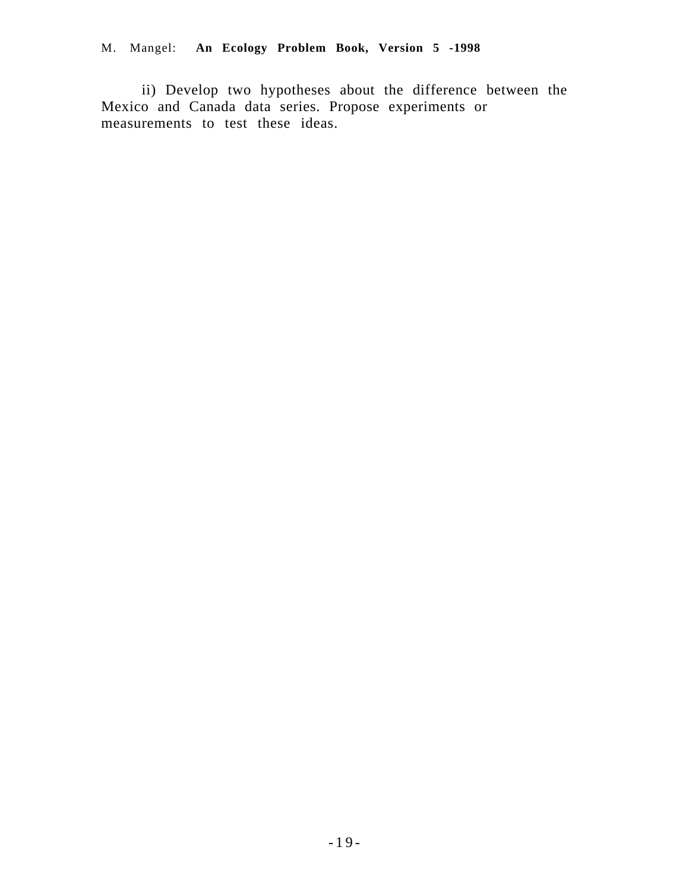ii) Develop two hypotheses about the difference between the Mexico and Canada data series. Propose experiments or measurements to test these ideas.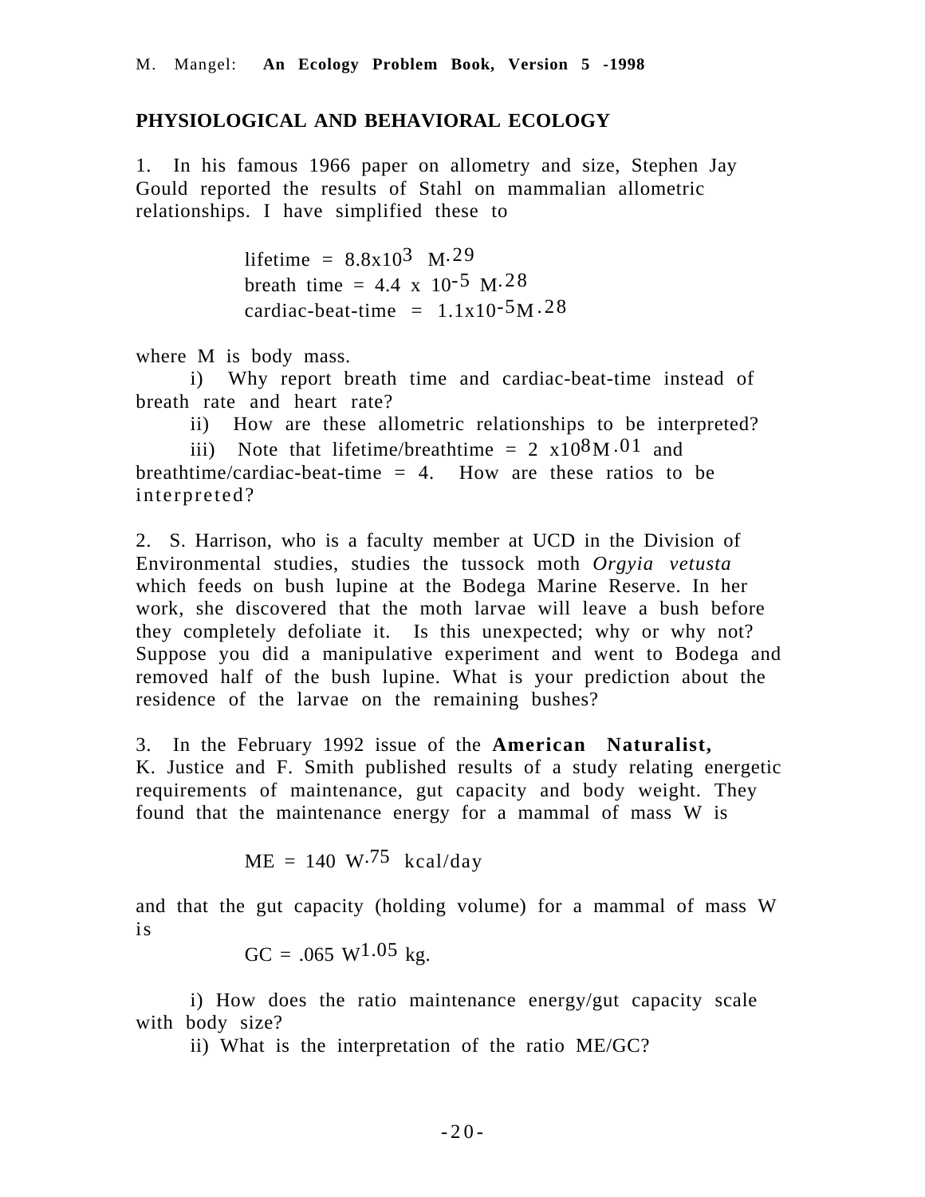## PHYSIOLOGICAL AND BEHAVIORAL ECOLOGY

1. In his famous 1966 paper on allometry and size, Stephen Jay Gould reported the results of Stahl on mammalian allometric relationships. I have simplified these to

$$\text{lifetime} = 8.8\text{x}10^{3}\ M^{.29}$$
$$\text{breath time} = 4.4 \text{ x } 10^{-5}\ M^{.28}$$
$$\text{cardiac-beat-time} = 1.1\text{x}10^{-5} M^{.28}$$

where M is body mass.

i) Why report breath time and cardiac-beat-time instead of breath rate and heart rate?

ii) How are these allometric relationships to be interpreted?

iii) Note that lifetime/breathtime = 2 $\text{x}10^{8}M^{.01}$ and breathtime/cardiac-beat-time = 4. How are these ratios to be interpreted?

2. S. Harrison, who is a faculty member at UCD in the Division of Environmental studies, studies the tussock moth *Orgyia vetusta* which feeds on bush lupine at the Bodega Marine Reserve. In her work, she discovered that the moth larvae will leave a bush before they completely defoliate it. Is this unexpected; why or why not? Suppose you did a manipulative experiment and went to Bodega and removed half of the bush lupine. What is your prediction about the residence of the larvae on the remaining bushes?

3. In the February 1992 issue of the **American Naturalist,** K. Justice and F. Smith published results of a study relating energetic requirements of maintenance, gut capacity and body weight. They found that the maintenance energy for a mammal of mass W is

$$\text{ME} = 140\ W^{.75}\ \text{kcal/day}$$

and that the gut capacity (holding volume) for a mammal of mass W is

$$\text{GC} = .065\ W^{1.05}\ \text{kg}.$$

i) How does the ratio maintenance energy/gut capacity scale with body size?

ii) What is the interpretation of the ratio ME/GC?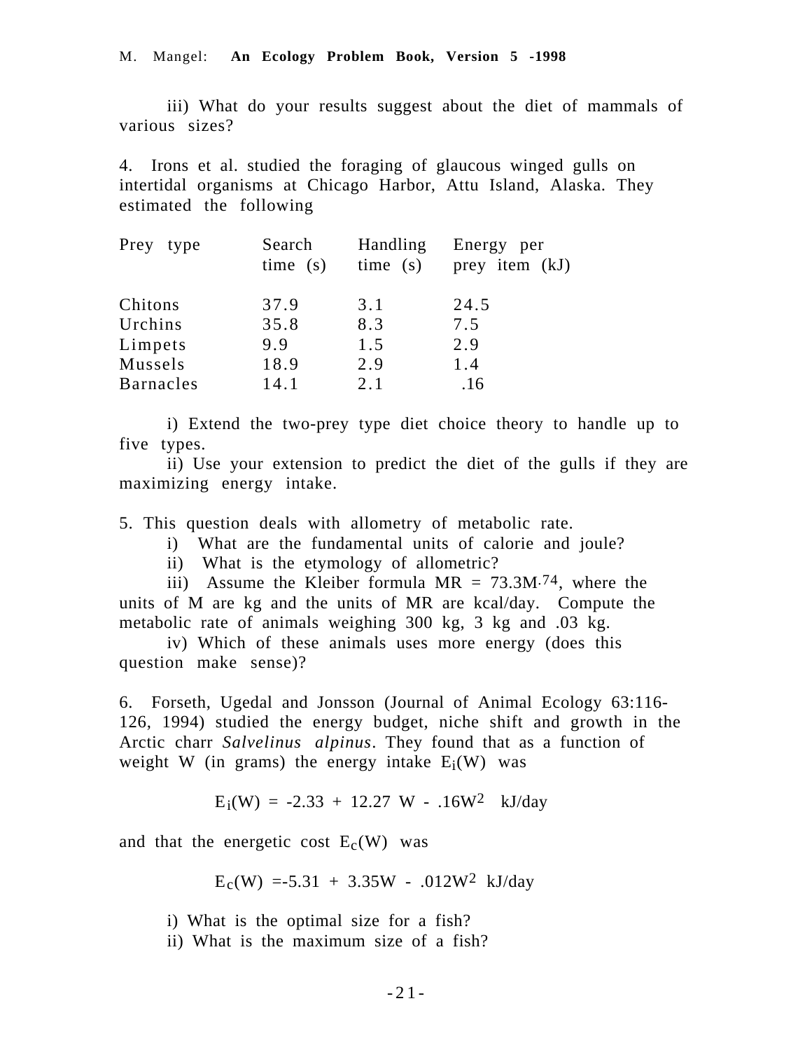iii) What do your results suggest about the diet of mammals of various sizes?

4. Irons et al. studied the foraging of glaucous winged gulls on intertidal organisms at Chicago Harbor, Attu Island, Alaska. They estimated the following

| Prey type | Search time (s) | Handling time (s) | Energy per prey item (kJ) |
|---|---|---|---|
| Chitons | 37.9 | 3.1 | 24.5 |
| Urchins | 35.8 | 8.3 | 7.5 |
| Limpets | 9.9 | 1.5 | 2.9 |
| Mussels | 18.9 | 2.9 | 1.4 |
| Barnacles | 14.1 | 2.1 | .16 |

i) Extend the two-prey type diet choice theory to handle up to five types.

ii) Use your extension to predict the diet of the gulls if they are maximizing energy intake.

5. This question deals with allometry of metabolic rate.

i) What are the fundamental units of calorie and joule?

ii) What is the etymology of allometric?

iii) Assume the Kleiber formula $MR = 73.3M^{.74}$, where the units of M are kg and the units of MR are kcal/day. Compute the metabolic rate of animals weighing 300 kg, 3 kg and .03 kg.

iv) Which of these animals uses more energy (does this question make sense)?

6. Forseth, Ugedal and Jonsson (Journal of Animal Ecology 63:116-126, 1994) studied the energy budget, niche shift and growth in the Arctic charr *Salvelinus alpinus*. They found that as a function of weight W (in grams) the energy intake $E_i(W)$ was

$$E_i(W) = -2.33 + 12.27\ W - .16W^2 \quad \text{kJ/day}$$

and that the energetic cost $E_c(W)$ was

$$E_c(W) = -5.31 + 3.35W - .012W^2 \ \text{kJ/day}$$

i) What is the optimal size for a fish?

ii) What is the maximum size of a fish?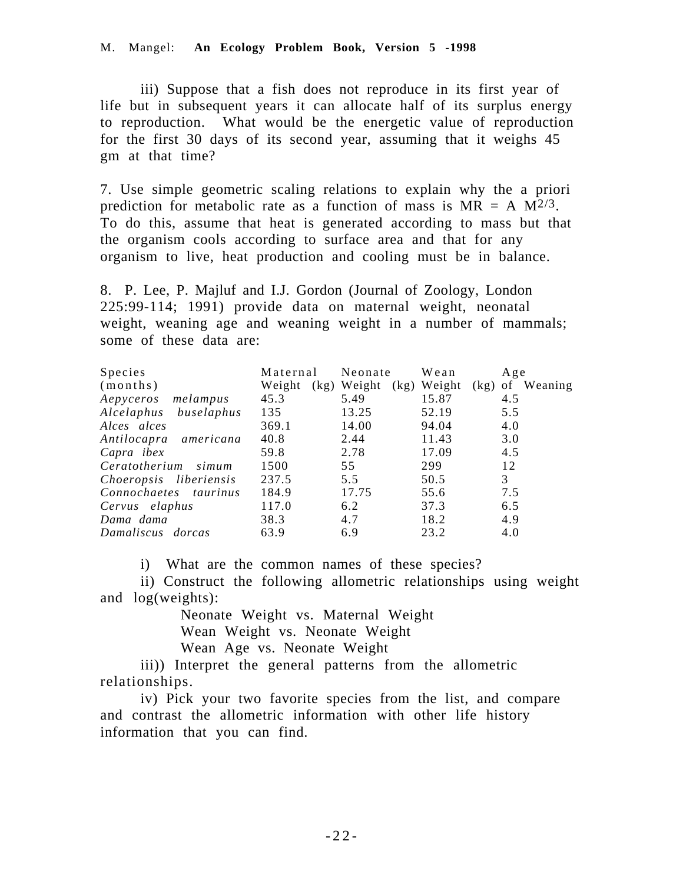iii) Suppose that a fish does not reproduce in its first year of life but in subsequent years it can allocate half of its surplus energy to reproduction. What would be the energetic value of reproduction for the first 30 days of its second year, assuming that it weighs 45 gm at that time?

7. Use simple geometric scaling relations to explain why the a priori prediction for metabolic rate as a function of mass is MR = A $M^{2/3}$. To do this, assume that heat is generated according to mass but that the organism cools according to surface area and that for any organism to live, heat production and cooling must be in balance.

8. P. Lee, P. Majluf and I.J. Gordon (Journal of Zoology, London 225:99-114; 1991) provide data on maternal weight, neonatal weight, weaning age and weaning weight in a number of mammals; some of these data are:

| Species | Maternal Weight (kg) | Neonate Weight (kg) | Wean Weight (kg) | Age of Weaning (months) |
|---|---|---|---|---|
| *Aepyceros melampus* | 45.3 | 5.49 | 15.87 | 4.5 |
| *Alcelaphus buselaphus* | 135 | 13.25 | 52.19 | 5.5 |
| *Alces alces* | 369.1 | 14.00 | 94.04 | 4.0 |
| *Antilocapra americana* | 40.8 | 2.44 | 11.43 | 3.0 |
| *Capra ibex* | 59.8 | 2.78 | 17.09 | 4.5 |
| *Ceratotherium simum* | 1500 | 55 | 299 | 12 |
| *Choeropsis liberiensis* | 237.5 | 5.5 | 50.5 | 3 |
| *Connochaetes taurinus* | 184.9 | 17.75 | 55.6 | 7.5 |
| *Cervus elaphus* | 117.0 | 6.2 | 37.3 | 6.5 |
| *Dama dama* | 38.3 | 4.7 | 18.2 | 4.9 |
| *Damaliscus dorcas* | 63.9 | 6.9 | 23.2 | 4.0 |

i) What are the common names of these species?

ii) Construct the following allometric relationships using weight and log(weights):

Neonate Weight vs. Maternal Weight

Wean Weight vs. Neonate Weight

Wean Age vs. Neonate Weight

iii)) Interpret the general patterns from the allometric relationships.

iv) Pick your two favorite species from the list, and compare and contrast the allometric information with other life history information that you can find.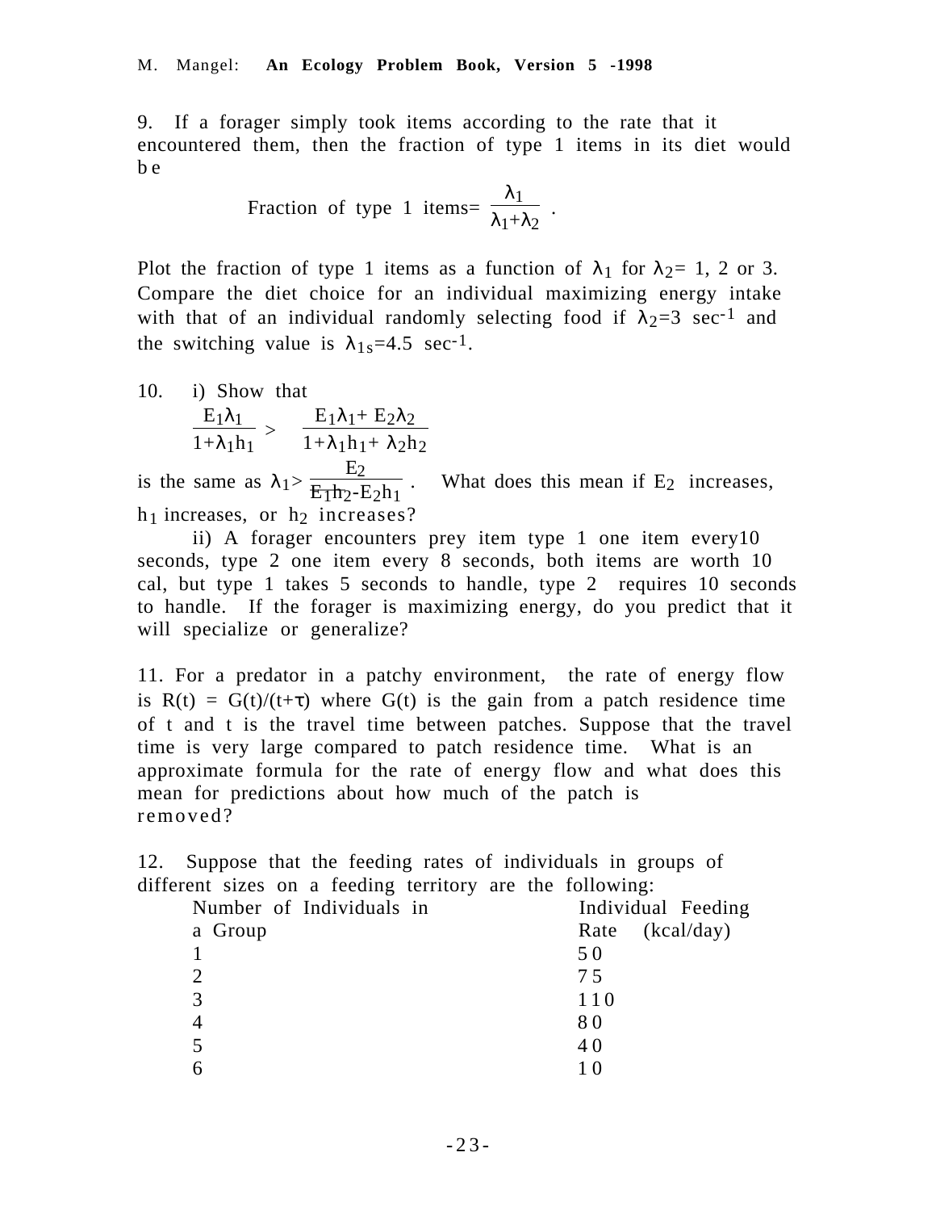9. If a forager simply took items according to the rate that it encountered them, then the fraction of type 1 items in its diet would be

$$\text{Fraction of type 1 items} = \frac{\lambda_1}{\lambda_1+\lambda_2} \ .$$

Plot the fraction of type 1 items as a function of $\lambda_1$ for $\lambda_2$= 1, 2 or 3. Compare the diet choice for an individual maximizing energy intake with that of an individual randomly selecting food if $\lambda_2=3$ sec$^{-1}$ and the switching value is $\lambda_{1s}=4.5$ sec$^{-1}$.

10. i) Show that

$$\frac{E_1\lambda_1}{1+\lambda_1 h_1} > \frac{E_1\lambda_1 + E_2\lambda_2}{1+\lambda_1 h_1 + \lambda_2 h_2}$$

is the same as $\lambda_1 > \frac{E_2}{E_1 h_2 - E_2 h_1}$ . What does this mean if $E_2$ increases, $h_1$ increases, or $h_2$ increases?

ii) A forager encounters prey item type 1 one item every10 seconds, type 2 one item every 8 seconds, both items are worth 10 cal, but type 1 takes 5 seconds to handle, type 2 requires 10 seconds to handle. If the forager is maximizing energy, do you predict that it will specialize or generalize?

11. For a predator in a patchy environment, the rate of energy flow is $R(t) = G(t)/(t+\tau)$ where $G(t)$ is the gain from a patch residence time of t and t is the travel time between patches. Suppose that the travel time is very large compared to patch residence time. What is an approximate formula for the rate of energy flow and what does this mean for predictions about how much of the patch is removed?

12. Suppose that the feeding rates of individuals in groups of different sizes on a feeding territory are the following:

| Number of Individuals in a Group | Individual Feeding Rate (kcal/day) |
|---|---|
| 1 | 50 |
| 2 | 75 |
| 3 | 110 |
| 4 | 80 |
| 5 | 40 |
| 6 | 10 |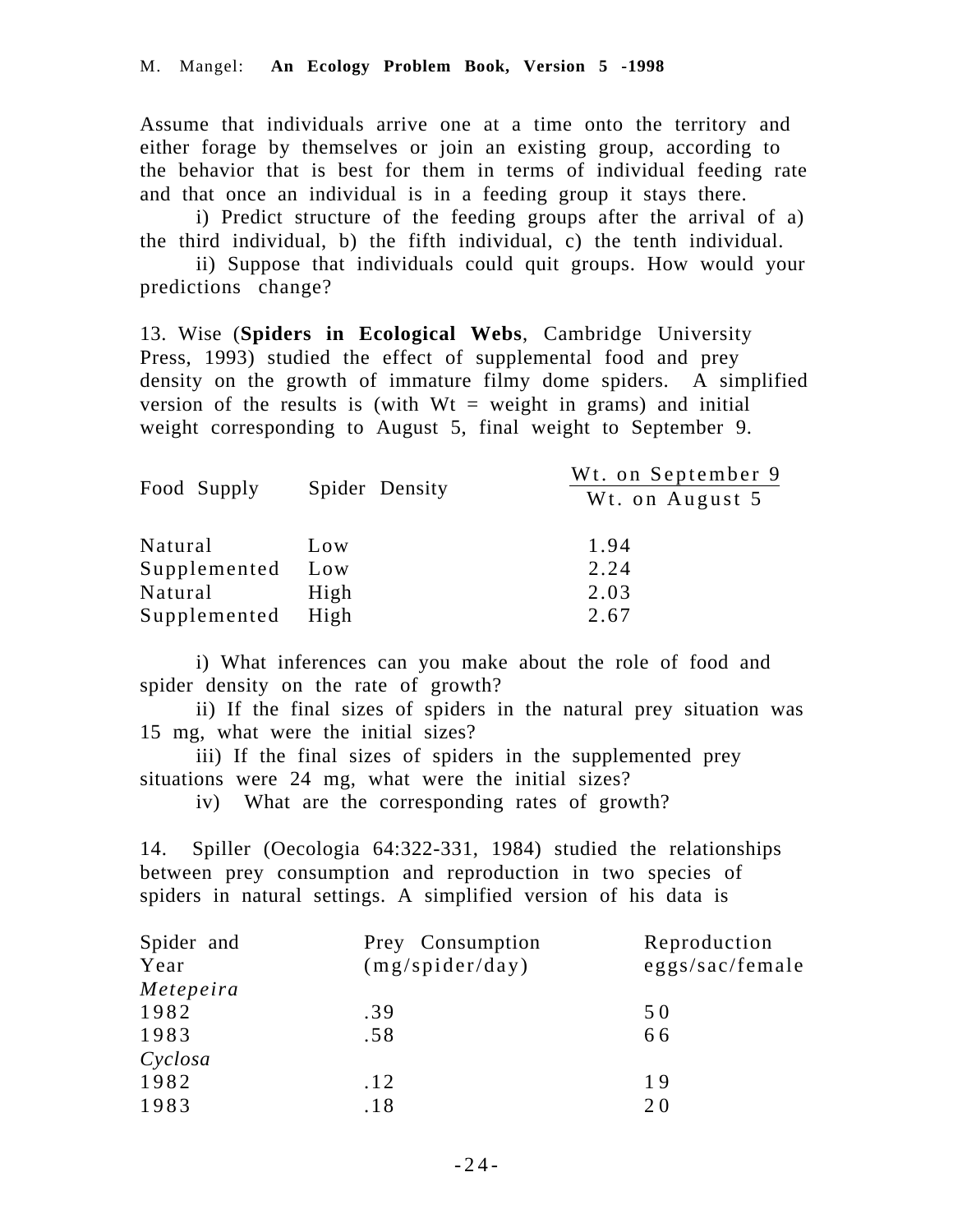Assume that individuals arrive one at a time onto the territory and either forage by themselves or join an existing group, according to the behavior that is best for them in terms of individual feeding rate and that once an individual is in a feeding group it stays there.

i) Predict structure of the feeding groups after the arrival of a) the third individual, b) the fifth individual, c) the tenth individual.

ii) Suppose that individuals could quit groups. How would your predictions change?

13. Wise (**Spiders in Ecological Webs**, Cambridge University Press, 1993) studied the effect of supplemental food and prey density on the growth of immature filmy dome spiders. A simplified version of the results is (with Wt = weight in grams) and initial weight corresponding to August 5, final weight to September 9.

| Food Supply | Spider Density | $\frac{\text{Wt. on September 9}}{\text{Wt. on August 5}}$ |
|---|---|---|
| Natural | Low | 1.94 |
| Supplemented | Low | 2.24 |
| Natural | High | 2.03 |
| Supplemented | High | 2.67 |

i) What inferences can you make about the role of food and spider density on the rate of growth?

ii) If the final sizes of spiders in the natural prey situation was 15 mg, what were the initial sizes?

iii) If the final sizes of spiders in the supplemented prey situations were 24 mg, what were the initial sizes?

iv) What are the corresponding rates of growth?

14. Spiller (Oecologia 64:322-331, 1984) studied the relationships between prey consumption and reproduction in two species of spiders in natural settings. A simplified version of his data is

| Spider and Year | Prey Consumption (mg/spider/day) | Reproduction eggs/sac/female |
|---|---|---|
| *Metepeira* | | |
| 1982 | .39 | 50 |
| 1983 | .58 | 66 |
| *Cyclosa* | | |
| 1982 | .12 | 19 |
| 1983 | .18 | 20 |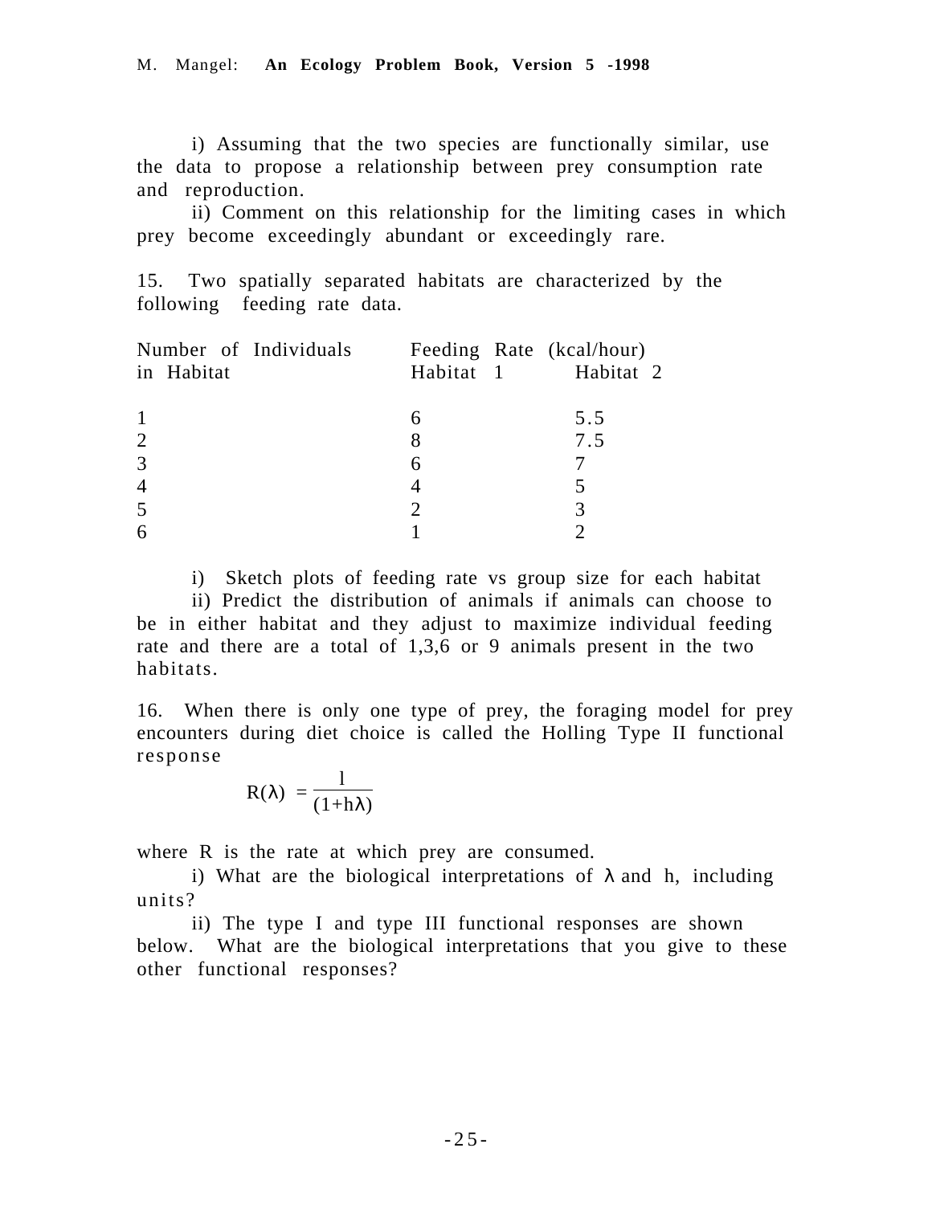i) Assuming that the two species are functionally similar, use the data to propose a relationship between prey consumption rate and reproduction.

ii) Comment on this relationship for the limiting cases in which prey become exceedingly abundant or exceedingly rare.

15. Two spatially separated habitats are characterized by the following feeding rate data.

| Number of Individuals in Habitat | Feeding Rate (kcal/hour) Habitat 1 | Habitat 2 |
|---|---|---|
| 1 | 6 | 5.5 |
| 2 | 8 | 7.5 |
| 3 | 6 | 7 |
| 4 | 4 | 5 |
| 5 | 2 | 3 |
| 6 | 1 | 2 |

i) Sketch plots of feeding rate vs group size for each habitat

ii) Predict the distribution of animals if animals can choose to be in either habitat and they adjust to maximize individual feeding rate and there are a total of 1,3,6 or 9 animals present in the two habitats.

16. When there is only one type of prey, the foraging model for prey encounters during diet choice is called the Holling Type II functional response

$$R(\lambda) = \frac{l}{(1+h\lambda)}$$

where R is the rate at which prey are consumed.

i) What are the biological interpretations of $\lambda$ and h, including units?

ii) The type I and type III functional responses are shown below. What are the biological interpretations that you give to these other functional responses?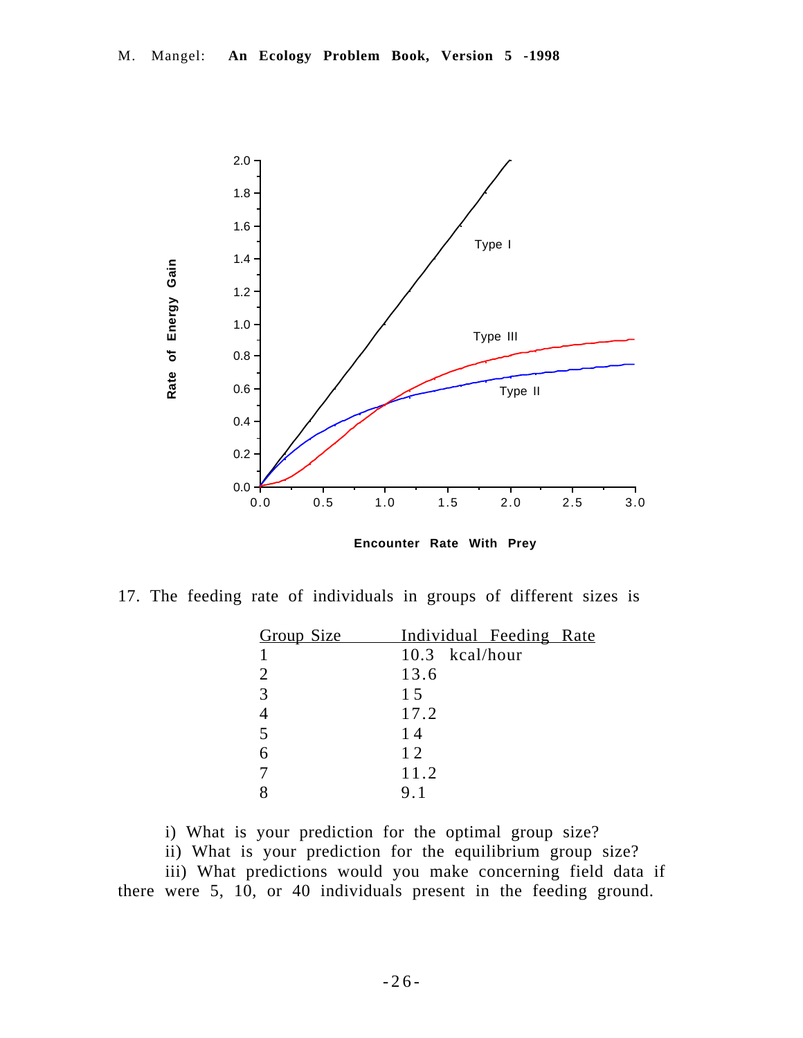17. The feeding rate of individuals in groups of different sizes is

| Group Size | Individual Feeding Rate |
|---|---|
| 1 | 10.3 kcal/hour |
| 2 | 13.6 |
| 3 | 15 |
| 4 | 17.2 |
| 5 | 14 |
| 6 | 12 |
| 7 | 11.2 |
| 8 | 9.1 |

i) What is your prediction for the optimal group size?

ii) What is your prediction for the equilibrium group size?

iii) What predictions would you make concerning field data if there were 5, 10, or 40 individuals present in the feeding ground.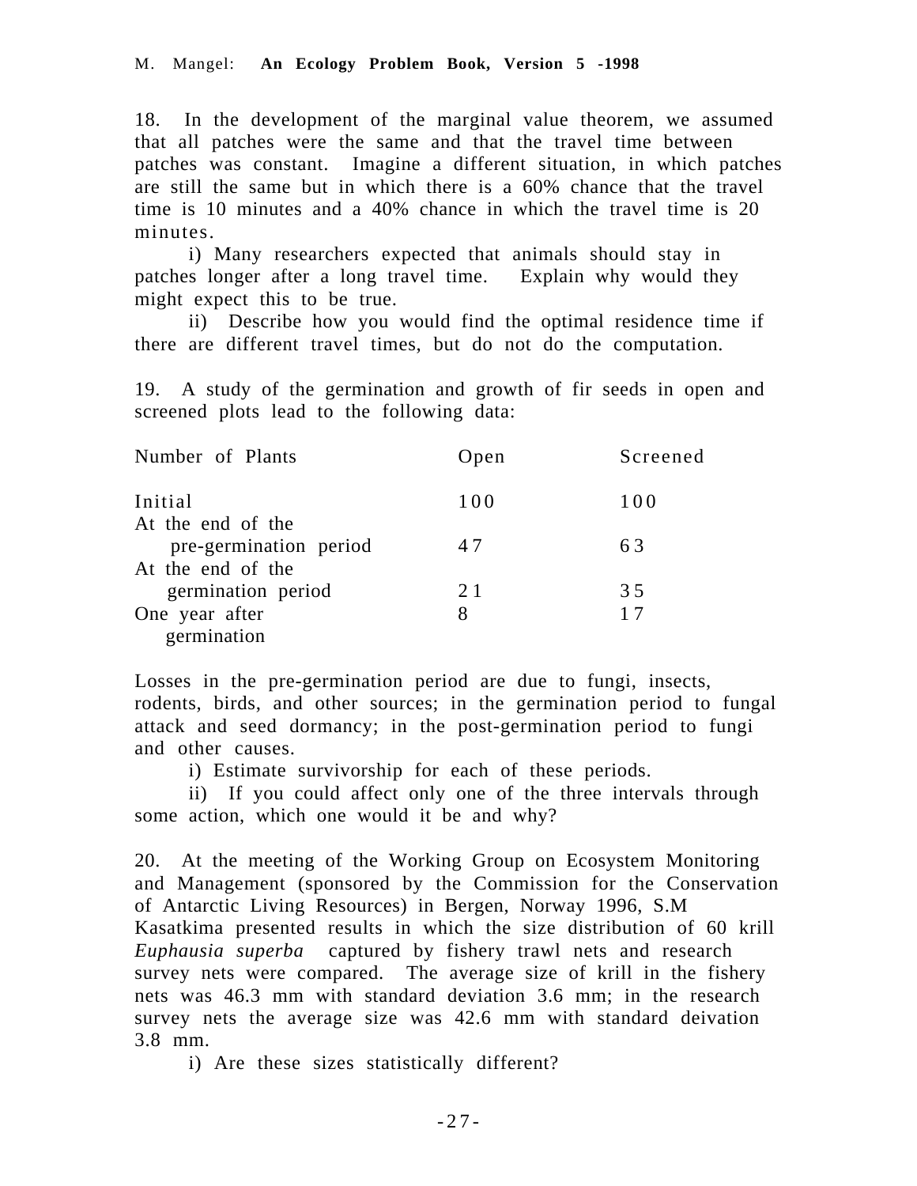18. In the development of the marginal value theorem, we assumed that all patches were the same and that the travel time between patches was constant. Imagine a different situation, in which patches are still the same but in which there is a 60% chance that the travel time is 10 minutes and a 40% chance in which the travel time is 20 minutes.

i) Many researchers expected that animals should stay in patches longer after a long travel time. Explain why would they might expect this to be true.

ii) Describe how you would find the optimal residence time if there are different travel times, but do not do the computation.

19. A study of the germination and growth of fir seeds in open and screened plots lead to the following data:

| Number of Plants | Open | Screened |
|---|---|---|
| Initial | 100 | 100 |
| At the end of the pre-germination period | 47 | 63 |
| At the end of the germination period | 21 | 35 |
| One year after germination | 8 | 17 |

Losses in the pre-germination period are due to fungi, insects, rodents, birds, and other sources; in the germination period to fungal attack and seed dormancy; in the post-germination period to fungi and other causes.

i) Estimate survivorship for each of these periods.

ii) If you could affect only one of the three intervals through some action, which one would it be and why?

20. At the meeting of the Working Group on Ecosystem Monitoring and Management (sponsored by the Commission for the Conservation of Antarctic Living Resources) in Bergen, Norway 1996, S.M Kasatkima presented results in which the size distribution of 60 krill *Euphausia superba* captured by fishery trawl nets and research survey nets were compared. The average size of krill in the fishery nets was 46.3 mm with standard deviation 3.6 mm; in the research survey nets the average size was 42.6 mm with standard deivation 3.8 mm.

i) Are these sizes statistically different?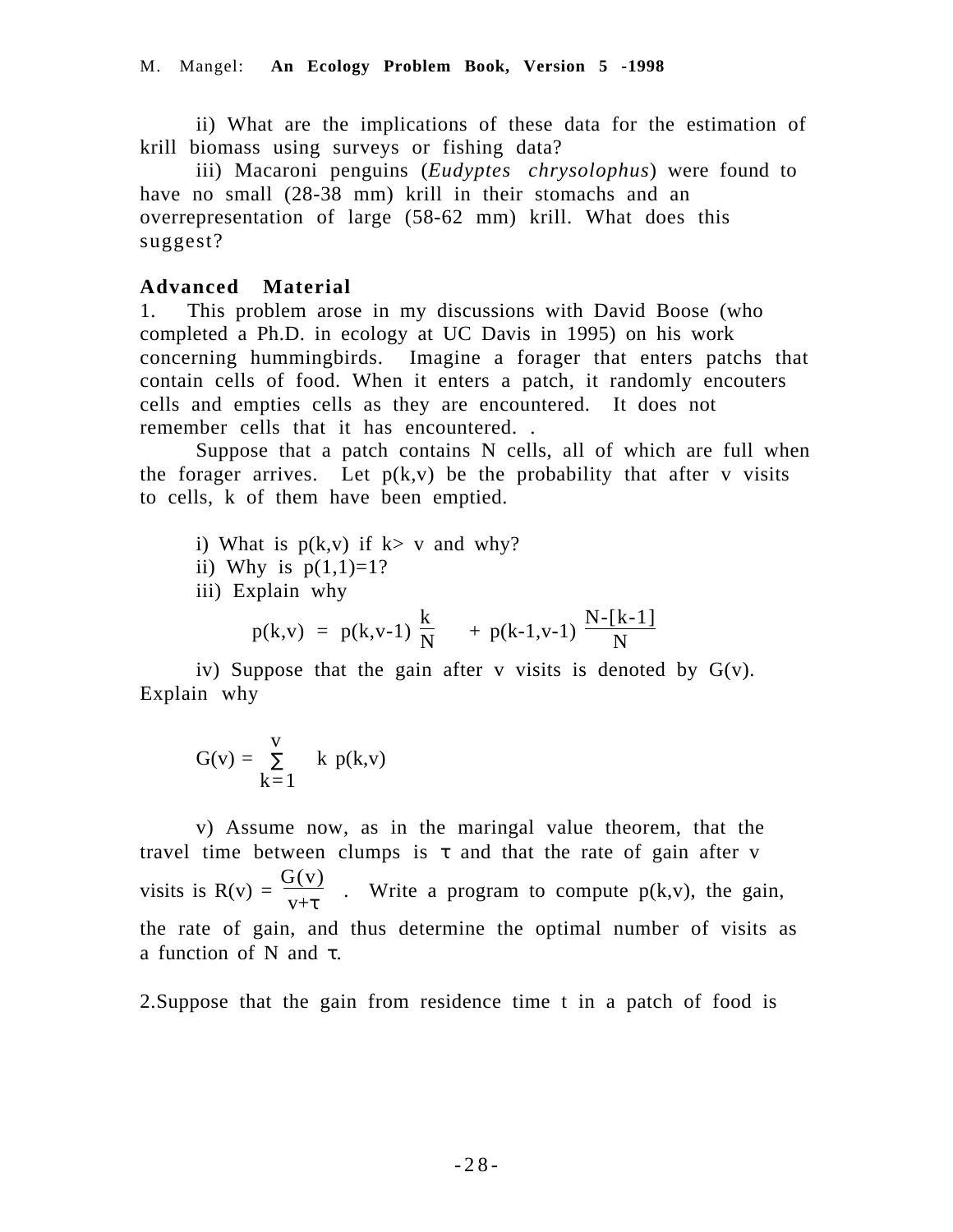ii) What are the implications of these data for the estimation of krill biomass using surveys or fishing data?

iii) Macaroni penguins (*Eudyptes chrysolophus*) were found to have no small (28-38 mm) krill in their stomachs and an overrepresentation of large (58-62 mm) krill. What does this suggest?

### Advanced Material

1. This problem arose in my discussions with David Boose (who completed a Ph.D. in ecology at UC Davis in 1995) on his work concerning hummingbirds. Imagine a forager that enters patchs that contain cells of food. When it enters a patch, it randomly encouters cells and empties cells as they are encountered. It does not remember cells that it has encountered. .

Suppose that a patch contains N cells, all of which are full when the forager arrives. Let p(k,v) be the probability that after v visits to cells, k of them have been emptied.

i) What is p(k,v) if k> v and why?

ii) Why is p(1,1)=1?

iii) Explain why

$$p(k,v) = p(k,v\text{-}1)\,\frac{k}{N} + p(k\text{-}1,v\text{-}1)\,\frac{N\text{-}[k\text{-}1]}{N}$$

iv) Suppose that the gain after v visits is denoted by G(v). Explain why

$$G(v) = \sum_{k=1}^{v} k\, p(k,v)$$

v) Assume now, as in the maringal value theorem, that the travel time between clumps is $\tau$ and that the rate of gain after v visits is $R(v) = \frac{G(v)}{v+\tau}$ . Write a program to compute p(k,v), the gain, the rate of gain, and thus determine the optimal number of visits as a function of N and $\tau$.

2.Suppose that the gain from residence time t in a patch of food is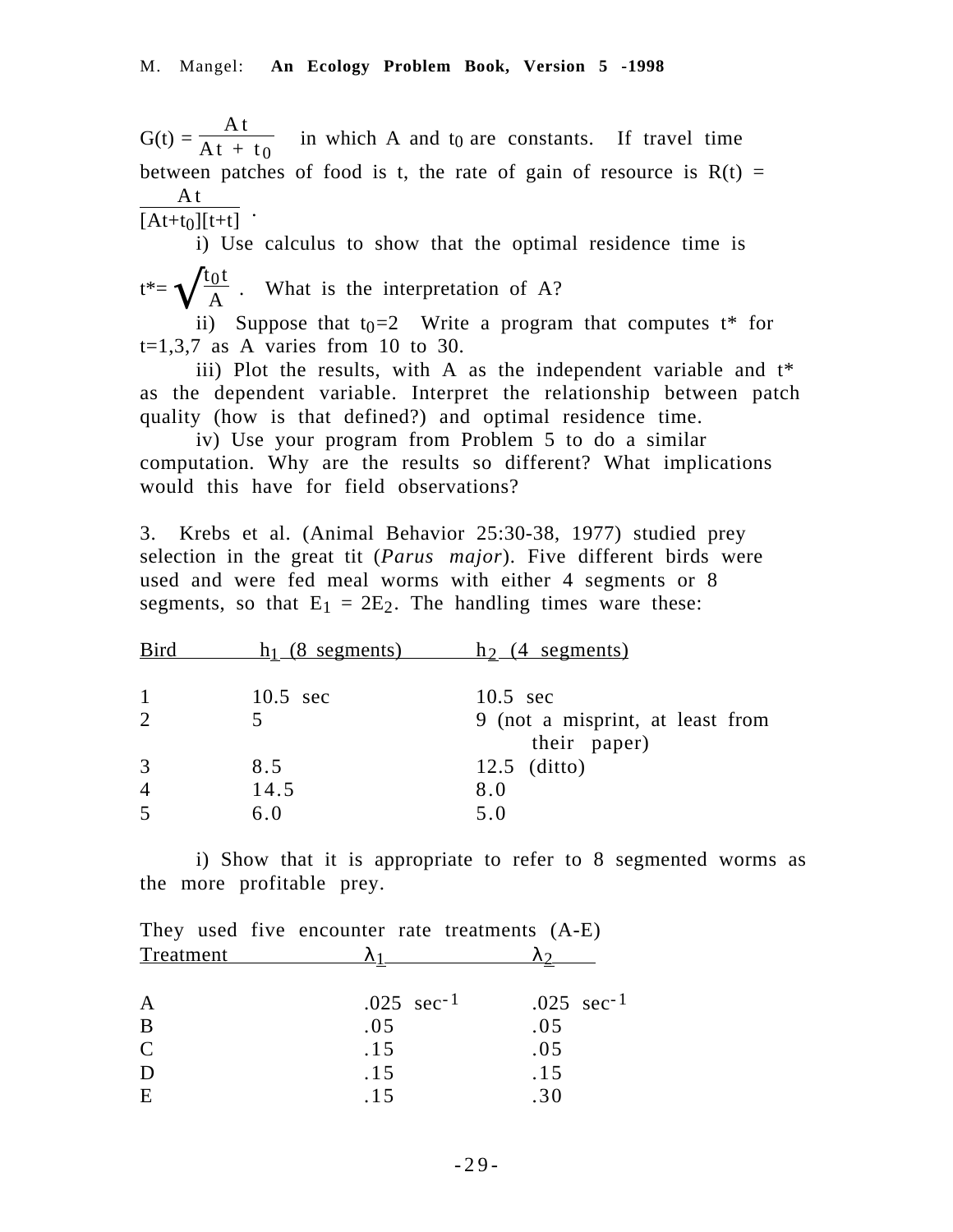$G(t) = \frac{At}{At + t_0}$ in which A and $t_0$ are constants. If travel time between patches of food is $\tau$, the rate of gain of resource is $R(t) = \frac{At}{[At+t_0][t+\tau]}$.

i) Use calculus to show that the optimal residence time is $t^* = \sqrt{\frac{t_0 \tau}{A}}$. What is the interpretation of A?

ii) Suppose that $t_0$=2 Write a program that computes t* for $\tau$=1,3,7 as A varies from 10 to 30.

iii) Plot the results, with A as the independent variable and t* as the dependent variable. Interpret the relationship between patch quality (how is that defined?) and optimal residence time.

iv) Use your program from Problem 5 to do a similar computation. Why are the results so different? What implications would this have for field observations?

3. Krebs et al. (Animal Behavior 25:30-38, 1977) studied prey selection in the great tit (*Parus major*). Five different birds were used and were fed meal worms with either 4 segments or 8 segments, so that $E_1 = 2E_2$. The handling times ware these:

| Bird | $h_1$ (8 segments) | $h_2$ (4 segments) |
|---|---|---|
| 1 | 10.5 sec | 10.5 sec |
| 2 | 5 | 9 (not a misprint, at least from their paper) |
| 3 | 8.5 | 12.5 (ditto) |
| 4 | 14.5 | 8.0 |
| 5 | 6.0 | 5.0 |

i) Show that it is appropriate to refer to 8 segmented worms as the more profitable prey.

They used five encounter rate treatments (A-E)

| Treatment | $\lambda_1$ | $\lambda_2$ |
|---|---|---|
| A | .025 $sec^{-1}$ | .025 $sec^{-1}$ |
| B | .05 | .05 |
| C | .15 | .05 |
| D | .15 | .15 |
| E | .15 | .30 |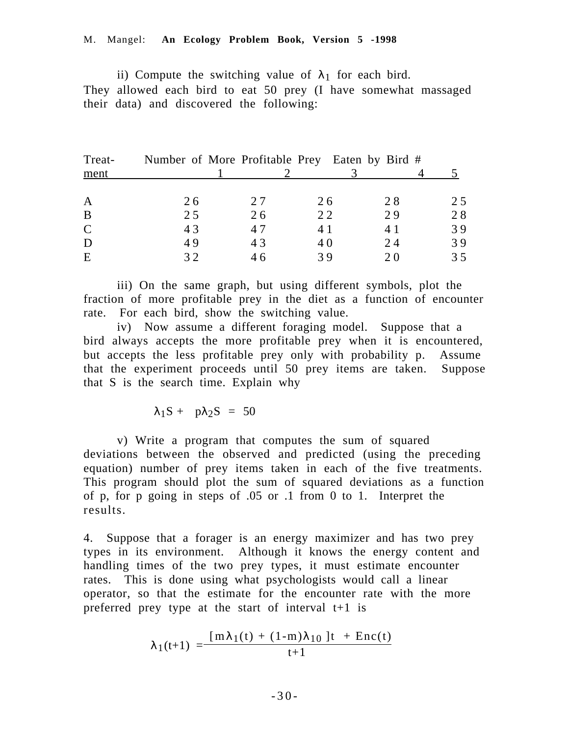ii) Compute the switching value of $\lambda_1$ for each bird.
They allowed each bird to eat 50 prey (I have somewhat massaged their data) and discovered the following:

| Treat-ment | Number of More Profitable Prey Eaten by Bird # | | | | |
|---|---|---|---|---|---|
| | 1 | 2 | 3 | 4 | 5 |
| A | 26 | 27 | 26 | 28 | 25 |
| B | 25 | 26 | 22 | 29 | 28 |
| C | 43 | 47 | 41 | 41 | 39 |
| D | 49 | 43 | 40 | 24 | 39 |
| E | 32 | 46 | 39 | 20 | 35 |

iii) On the same graph, but using different symbols, plot the fraction of more profitable prey in the diet as a function of encounter rate. For each bird, show the switching value.

iv) Now assume a different foraging model. Suppose that a bird always accepts the more profitable prey when it is encountered, but accepts the less profitable prey only with probability p. Assume that the experiment proceeds until 50 prey items are taken. Suppose that S is the search time. Explain why

$$\lambda_1 S + p\lambda_2 S = 50$$

v) Write a program that computes the sum of squared deviations between the observed and predicted (using the preceding equation) number of prey items taken in each of the five treatments. This program should plot the sum of squared deviations as a function of p, for p going in steps of .05 or .1 from 0 to 1. Interpret the results.

4. Suppose that a forager is an energy maximizer and has two prey types in its environment. Although it knows the energy content and handling times of the two prey types, it must estimate encounter rates. This is done using what psychologists would call a linear operator, so that the estimate for the encounter rate with the more preferred prey type at the start of interval t+1 is

$$\lambda_1(t+1) = \frac{[m\lambda_1(t) + (1-m)\lambda_{10}]t + Enc(t)}{t+1}$$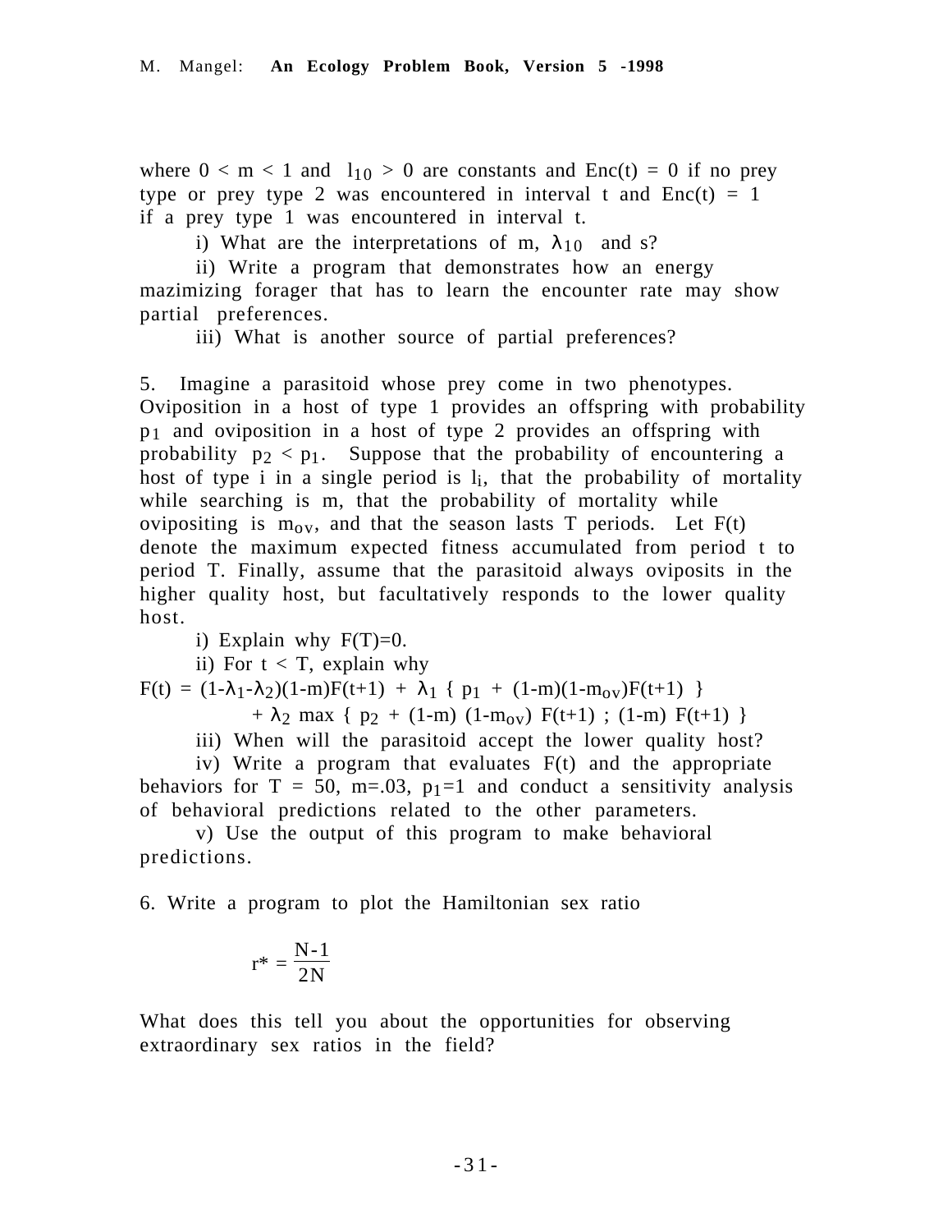where $0 < m < 1$ and $l_{10} > 0$ are constants and Enc(t) = 0 if no prey type or prey type 2 was encountered in interval t and Enc(t) = 1 if a prey type 1 was encountered in interval t.

i) What are the interpretations of m, $\lambda_{10}$ and s?

ii) Write a program that demonstrates how an energy mazimizing forager that has to learn the encounter rate may show partial preferences.

iii) What is another source of partial preferences?

5. Imagine a parasitoid whose prey come in two phenotypes. Oviposition in a host of type 1 provides an offspring with probability $p_1$ and oviposition in a host of type 2 provides an offspring with probability $p_2 < p_1$. Suppose that the probability of encountering a host of type i in a single period is $l_i$, that the probability of mortality while searching is m, that the probability of mortality while ovipositing is $m_{ov}$, and that the season lasts T periods. Let F(t) denote the maximum expected fitness accumulated from period t to period T. Finally, assume that the parasitoid always oviposits in the higher quality host, but facultatively responds to the lower quality host.

i) Explain why F(T)=0.

ii) For t < T, explain why

$$F(t) = (1-\lambda_1-\lambda_2)(1-m)F(t+1) + \lambda_1 \{ p_1 + (1-m)(1-m_{ov})F(t+1) \} + \lambda_2 \max \{ p_2 + (1-m)(1-m_{ov}) F(t+1) ; (1-m) F(t+1) \}$$

iii) When will the parasitoid accept the lower quality host?

iv) Write a program that evaluates F(t) and the appropriate behaviors for T = 50, m=.03, $p_1$=1 and conduct a sensitivity analysis of behavioral predictions related to the other parameters.

v) Use the output of this program to make behavioral predictions.

6. Write a program to plot the Hamiltonian sex ratio

$$r^* = \frac{N-1}{2N}$$

What does this tell you about the opportunities for observing extraordinary sex ratios in the field?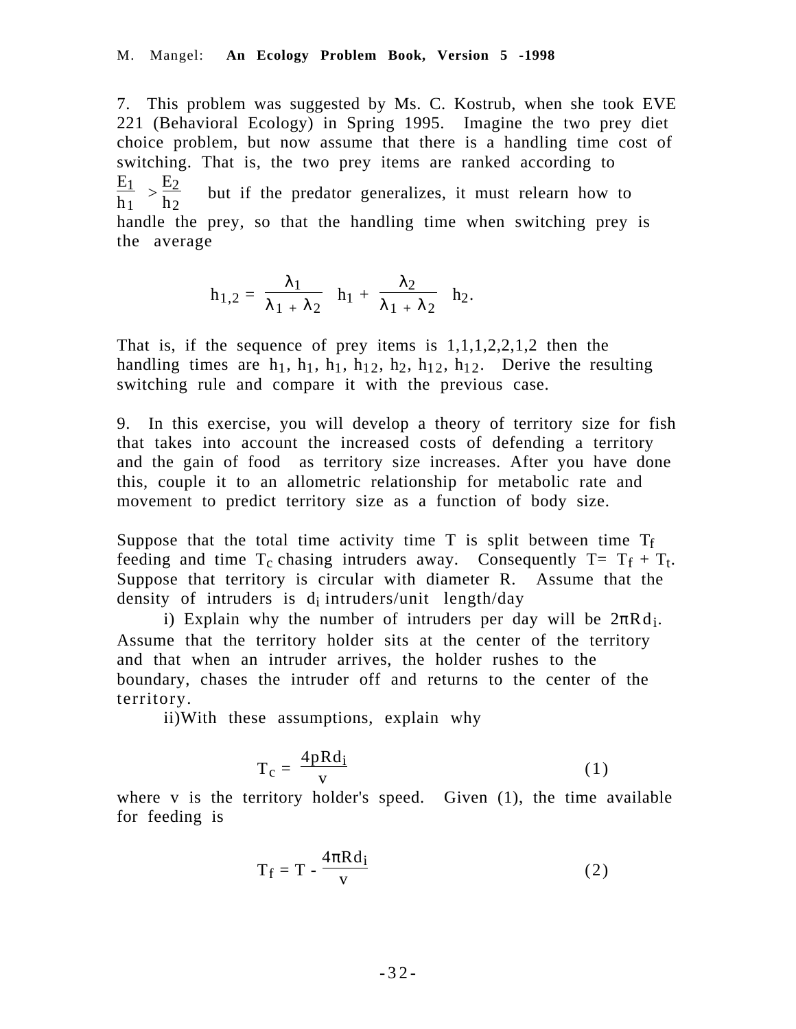7. This problem was suggested by Ms. C. Kostrub, when she took EVE 221 (Behavioral Ecology) in Spring 1995. Imagine the two prey diet choice problem, but now assume that there is a handling time cost of switching. That is, the two prey items are ranked according to $\frac{E_1}{h_1} > \frac{E_2}{h_2}$ but if the predator generalizes, it must relearn how to handle the prey, so that the handling time when switching prey is the average

$$h_{1,2} = \frac{\lambda_1}{\lambda_1 + \lambda_2} h_1 + \frac{\lambda_2}{\lambda_1 + \lambda_2} h_2.$$

That is, if the sequence of prey items is 1,1,1,2,2,1,2 then the handling times are $h_1$, $h_1$, $h_1$, $h_{12}$, $h_2$, $h_{12}$, $h_{12}$. Derive the resulting switching rule and compare it with the previous case.

9. In this exercise, you will develop a theory of territory size for fish that takes into account the increased costs of defending a territory and the gain of food as territory size increases. After you have done this, couple it to an allometric relationship for metabolic rate and movement to predict territory size as a function of body size.

Suppose that the total time activity time T is split between time $T_f$ feeding and time $T_c$ chasing intruders away. Consequently $T= T_f + T_t$. Suppose that territory is circular with diameter R. Assume that the density of intruders is $d_i$ intruders/unit length/day

i) Explain why the number of intruders per day will be $2\pi R d_i$. Assume that the territory holder sits at the center of the territory and that when an intruder arrives, the holder rushes to the boundary, chases the intruder off and returns to the center of the territory.

ii) With these assumptions, explain why

$$T_c = \frac{4pRd_i}{v} \qquad (1)$$

where v is the territory holder's speed. Given (1), the time available for feeding is

$$T_f = T - \frac{4\pi R d_i}{v} \qquad (2)$$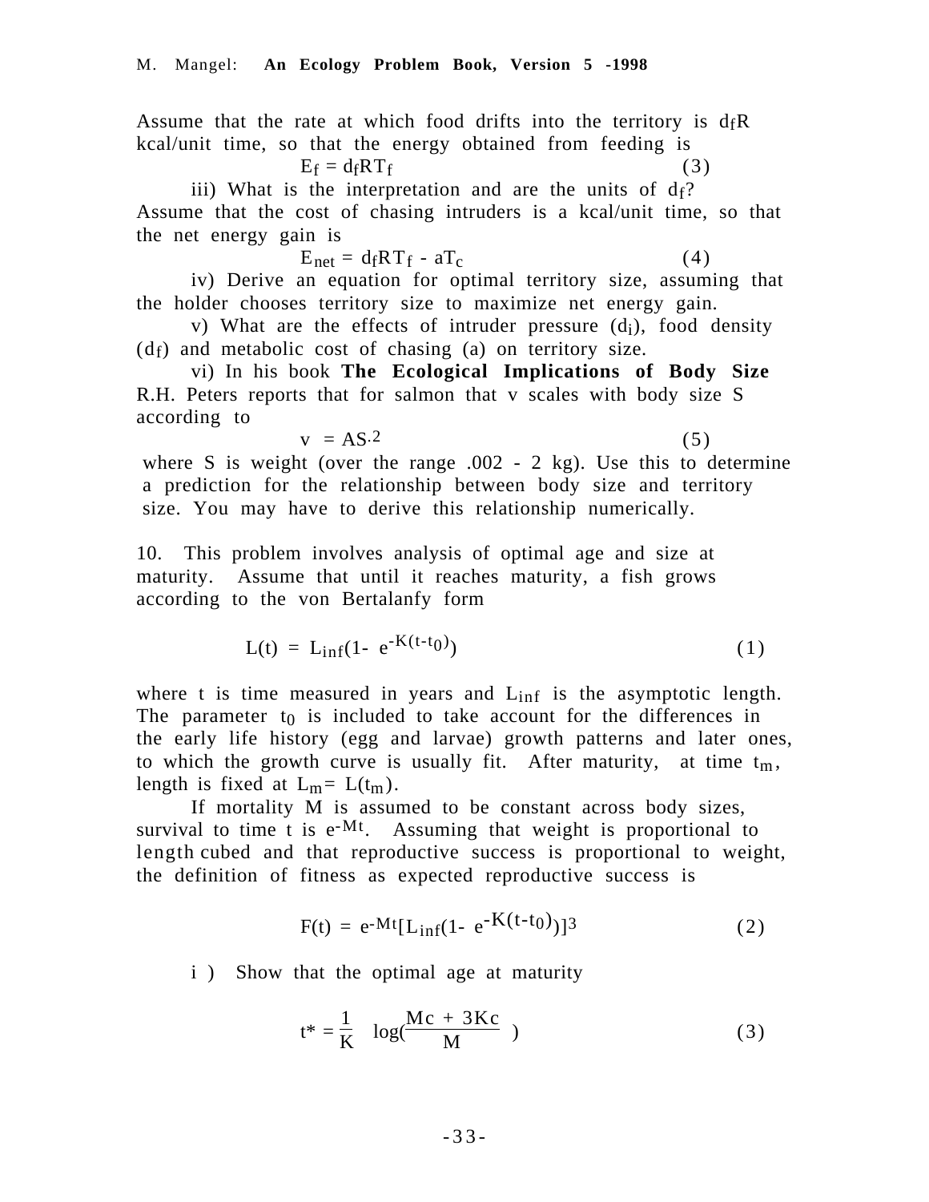Assume that the rate at which food drifts into the territory is $d_f R$ kcal/unit time, so that the energy obtained from feeding is

$$E_f = d_f R T_f \qquad (3)$$

iii) What is the interpretation and are the units of $d_f$? Assume that the cost of chasing intruders is a kcal/unit time, so that the net energy gain is

$$E_{net} = d_f R T_f - a T_c \qquad (4)$$

iv) Derive an equation for optimal territory size, assuming that the holder chooses territory size to maximize net energy gain.

v) What are the effects of intruder pressure ($d_i$), food density ($d_f$) and metabolic cost of chasing (a) on territory size.

vi) In his book **The Ecological Implications of Body Size** R.H. Peters reports that for salmon that v scales with body size S according to

$$v = AS^{.2} \qquad (5)$$

where S is weight (over the range .002 - 2 kg). Use this to determine a prediction for the relationship between body size and territory size. You may have to derive this relationship numerically.

10. This problem involves analysis of optimal age and size at maturity. Assume that until it reaches maturity, a fish grows according to the von Bertalanfy form

$$L(t) = L_{inf}(1- e^{-K(t-t_0)}) \qquad (1)$$

where t is time measured in years and $L_{inf}$ is the asymptotic length. The parameter $t_0$ is included to take account for the differences in the early life history (egg and larvae) growth patterns and later ones, to which the growth curve is usually fit. After maturity, at time $t_m$, length is fixed at $L_m = L(t_m)$.

If mortality M is assumed to be constant across body sizes, survival to time t is $e^{-Mt}$. Assuming that weight is proportional to length cubed and that reproductive success is proportional to weight, the definition of fitness as expected reproductive success is

$$F(t) = e^{-Mt}[L_{inf}(1- e^{-K(t-t_0)})]^3 \qquad (2)$$

i ) Show that the optimal age at maturity

$$t^* = \frac{1}{K} \log(\frac{Mc + 3Kc}{M}) \qquad (3)$$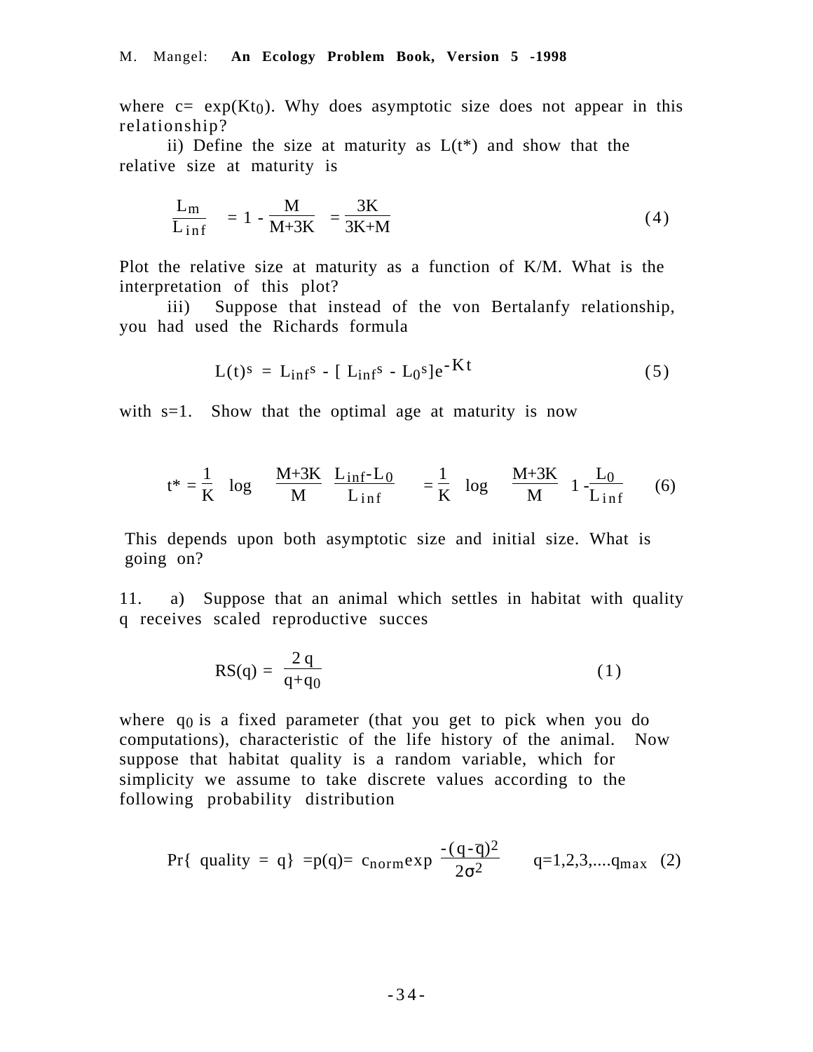where $c = \exp(Kt_0)$. Why does asymptotic size does not appear in this relationship?

ii) Define the size at maturity as $L(t^*)$ and show that the relative size at maturity is

$$\frac{L_m}{L_{inf}} = 1 - \frac{M}{M+3K} = \frac{3K}{3K+M} \tag{4}$$

Plot the relative size at maturity as a function of K/M. What is the interpretation of this plot?

iii) Suppose that instead of the von Bertalanfy relationship, you had used the Richards formula

$$L(t)^s = L_{inf}^s - [L_{inf}^s - L_0^s]e^{-Kt} \tag{5}$$

with s=1. Show that the optimal age at maturity is now

$$t^* = \frac{1}{K} \log \left( \frac{M+3K}{M} \frac{L_{inf}-L_0}{L_{inf}} \right) = \frac{1}{K} \log \left( \frac{M+3K}{M} \left( 1 - \frac{L_0}{L_{inf}} \right) \right) \tag{6}$$

This depends upon both asymptotic size and initial size. What is going on?

11. a) Suppose that an animal which settles in habitat with quality q receives scaled reproductive succes

$$RS(q) = \frac{2q}{q+q_0} \tag{1}$$

where $q_0$ is a fixed parameter (that you get to pick when you do computations), characteristic of the life history of the animal. Now suppose that habitat quality is a random variable, which for simplicity we assume to take discrete values according to the following probability distribution

$$\Pr\{\text{ quality } = q\} = p(q) = c_{norm}\exp\left(\frac{-(q-\bar{q})^2}{2\sigma^2}\right) \qquad q=1,2,3,....q_{max} \tag{2}$$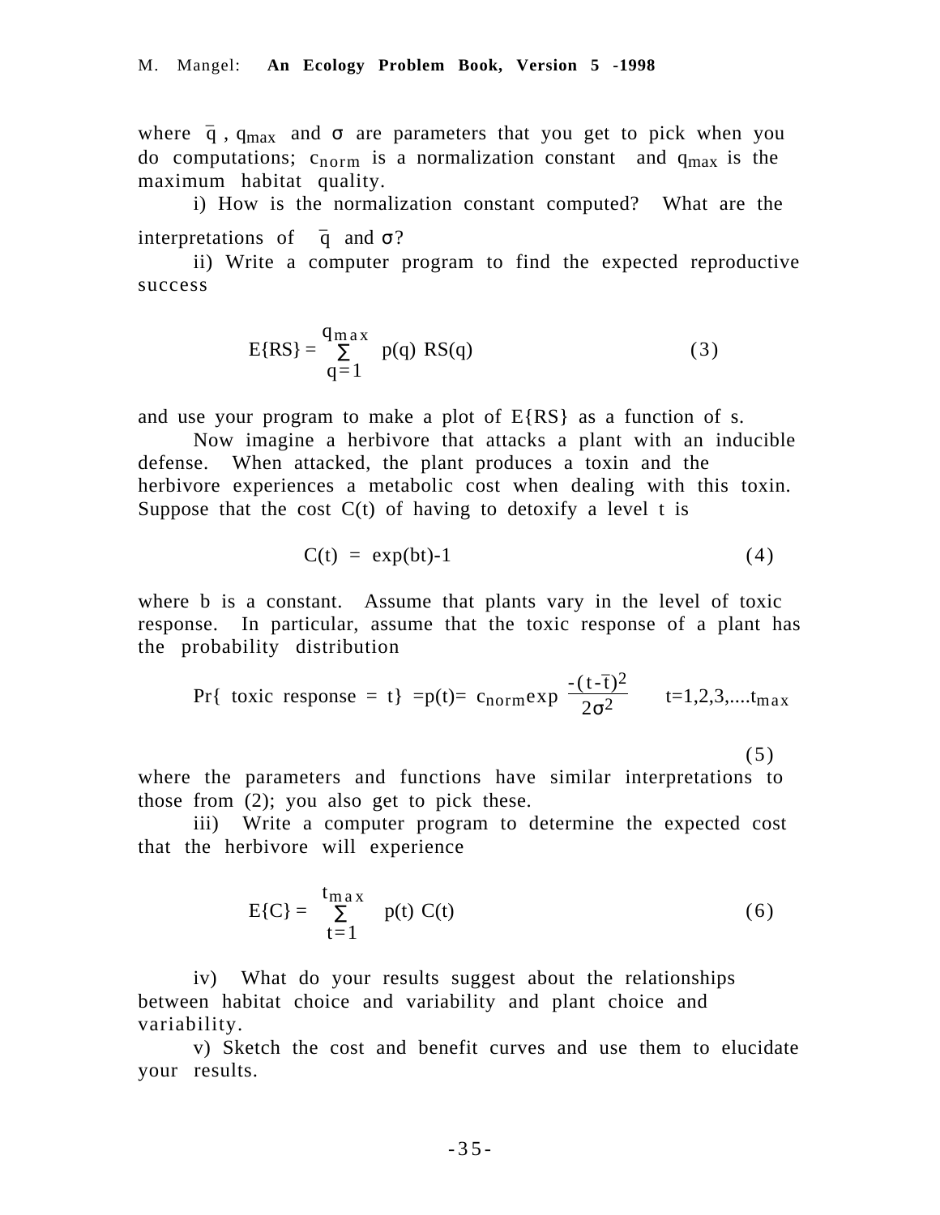where $\bar{q}$ , $q_{max}$ and $\sigma$ are parameters that you get to pick when you do computations; $c_{norm}$ is a normalization constant and $q_{max}$ is the maximum habitat quality.

i) How is the normalization constant computed? What are the interpretations of $\bar{q}$ and $\sigma$?

ii) Write a computer program to find the expected reproductive success

$$E\{RS\} = \sum_{q=1}^{q_{max}} p(q)\ RS(q) \tag{3}$$

and use your program to make a plot of E{RS} as a function of s.

Now imagine a herbivore that attacks a plant with an inducible defense. When attacked, the plant produces a toxin and the herbivore experiences a metabolic cost when dealing with this toxin. Suppose that the cost C(t) of having to detoxify a level t is

$$C(t) = \exp(bt)-1 \tag{4}$$

where b is a constant. Assume that plants vary in the level of toxic response. In particular, assume that the toxic response of a plant has the probability distribution

$$\Pr\{\text{ toxic response } = t\} = p(t) = c_{norm}\exp\frac{-(t-\bar{t})^2}{2\sigma^2} \qquad t=1,2,3,....t_{max} \tag{5}$$

where the parameters and functions have similar interpretations to those from (2); you also get to pick these.

iii) Write a computer program to determine the expected cost that the herbivore will experience

$$E\{C\} = \sum_{t=1}^{t_{max}} p(t)\ C(t) \tag{6}$$

iv) What do your results suggest about the relationships between habitat choice and variability and plant choice and variability.

v) Sketch the cost and benefit curves and use them to elucidate your results.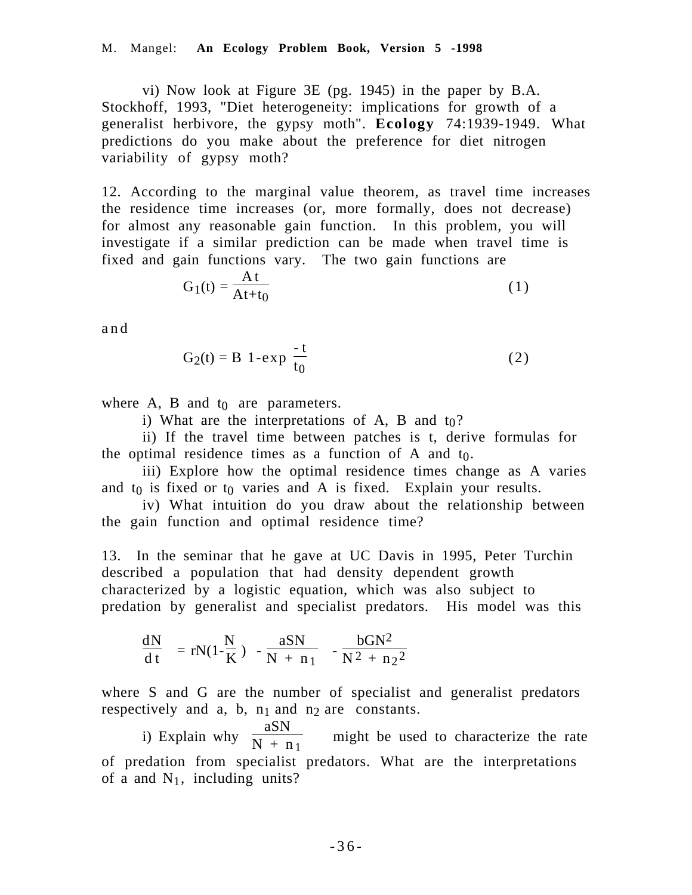vi) Now look at Figure 3E (pg. 1945) in the paper by B.A. Stockhoff, 1993, "Diet heterogeneity: implications for growth of a generalist herbivore, the gypsy moth". **Ecology** 74:1939-1949. What predictions do you make about the preference for diet nitrogen variability of gypsy moth?

12. According to the marginal value theorem, as travel time increases the residence time increases (or, more formally, does not decrease) for almost any reasonable gain function. In this problem, you will investigate if a similar prediction can be made when travel time is fixed and gain functions vary. The two gain functions are

$$G_1(t) = \frac{At}{At+t_0} \qquad (1)$$

and

$$G_2(t) = B\left(1-\exp\left(\frac{-t}{t_0}\right)\right) \qquad (2)$$

where A, B and $t_0$ are parameters.

i) What are the interpretations of A, B and $t_0$?

ii) If the travel time between patches is t, derive formulas for the optimal residence times as a function of A and $t_0$.

iii) Explore how the optimal residence times change as A varies and $t_0$ is fixed or $t_0$ varies and A is fixed. Explain your results.

iv) What intuition do you draw about the relationship between the gain function and optimal residence time?

13. In the seminar that he gave at UC Davis in 1995, Peter Turchin described a population that had density dependent growth characterized by a logistic equation, which was also subject to predation by generalist and specialist predators. His model was this

$$\frac{dN}{dt} = rN\left(1-\frac{N}{K}\right) - \frac{aSN}{N + n_1} - \frac{bGN^2}{N^2 + n_2^2}$$

where S and G are the number of specialist and generalist predators respectively and a, b, $n_1$ and $n_2$ are constants.

i) Explain why $\frac{aSN}{N + n_1}$ might be used to characterize the rate of predation from specialist predators. What are the interpretations of a and $N_1$, including units?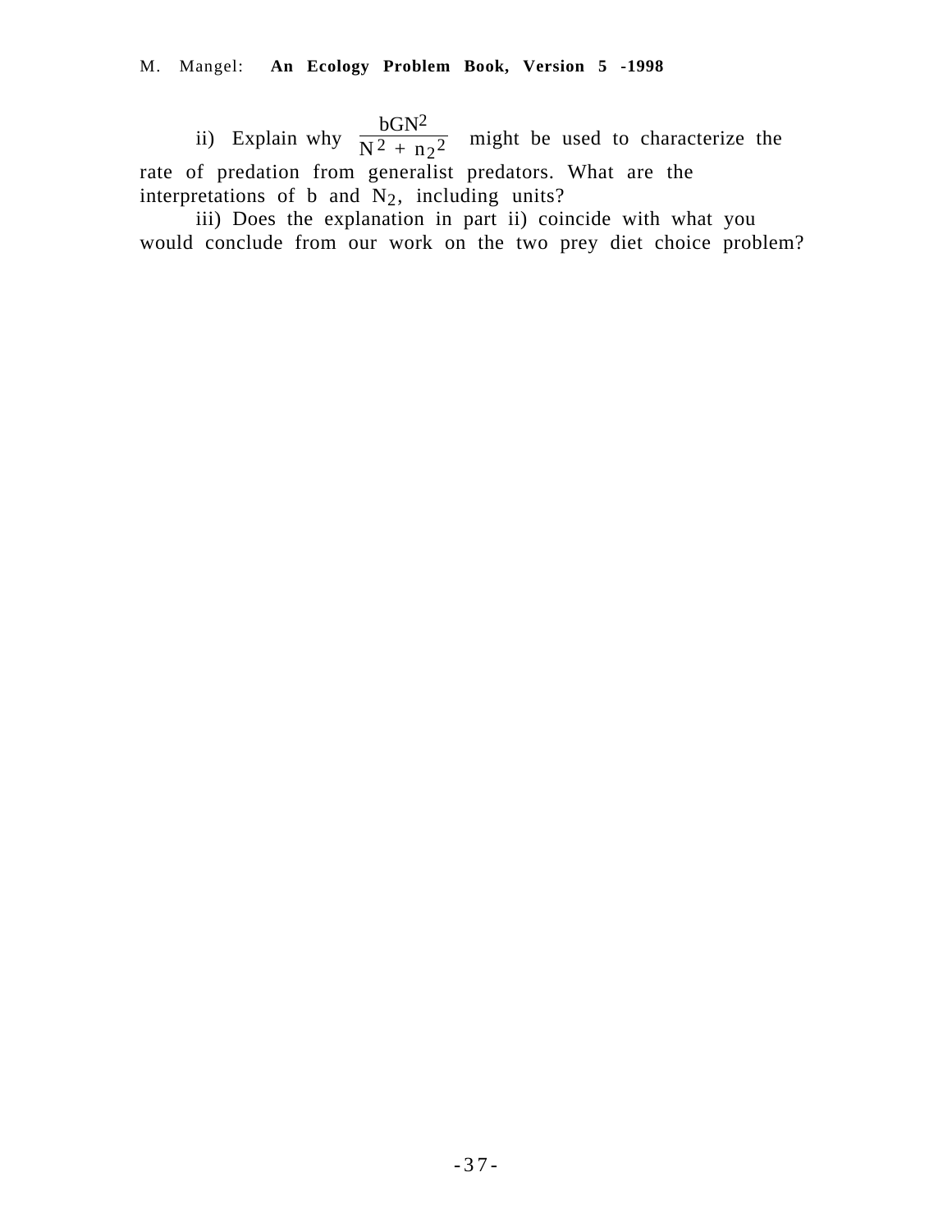ii) Explain why $\frac{bGN^2}{N^2 + n_2^2}$ might be used to characterize the rate of predation from generalist predators. What are the interpretations of b and $N_2$, including units?

iii) Does the explanation in part ii) coincide with what you would conclude from our work on the two prey diet choice problem?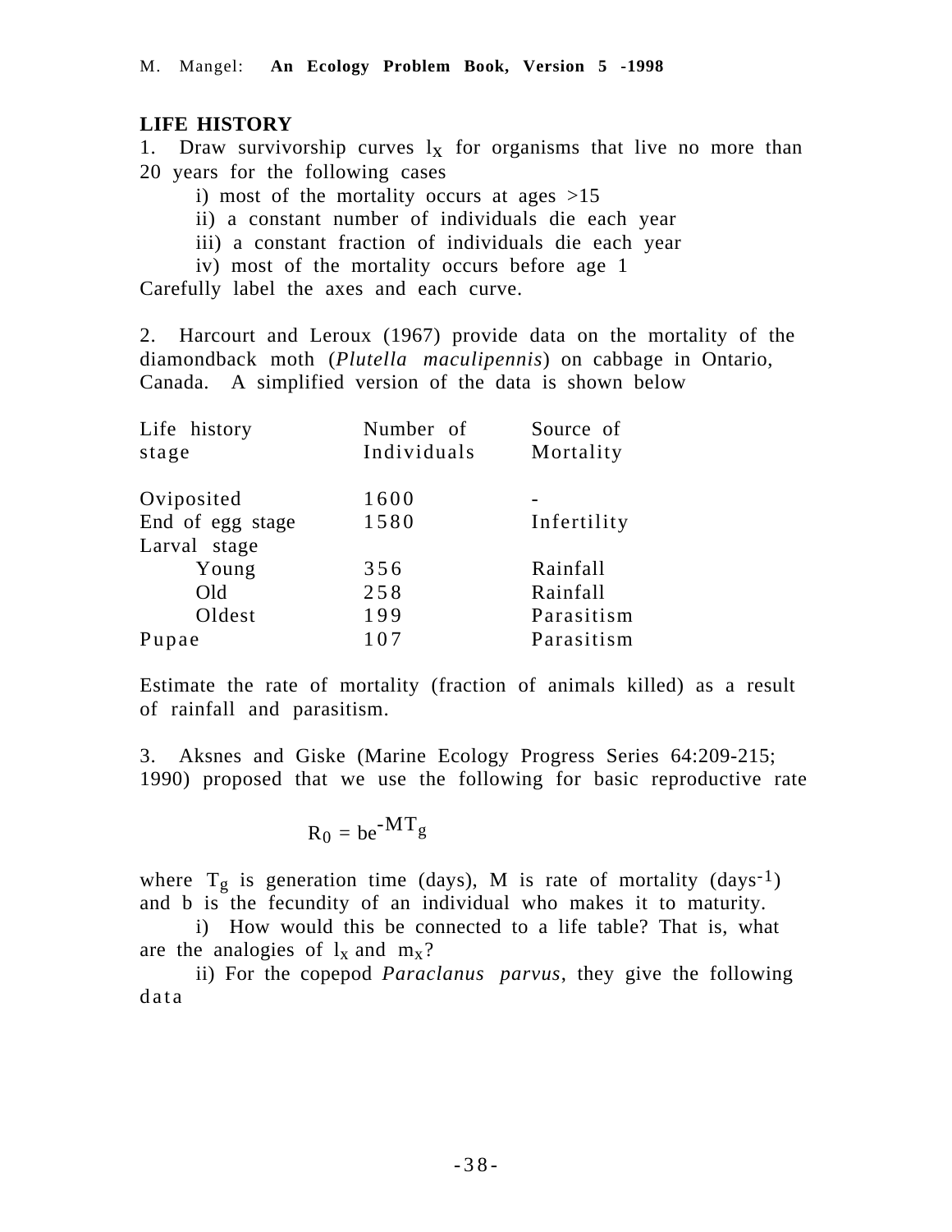## LIFE HISTORY

1. Draw survivorship curves $l_x$ for organisms that live no more than 20 years for the following cases

 i) most of the mortality occurs at ages >15

 ii) a constant number of individuals die each year

 iii) a constant fraction of individuals die each year

 iv) most of the mortality occurs before age 1

Carefully label the axes and each curve.

2. Harcourt and Leroux (1967) provide data on the mortality of the diamondback moth (*Plutella maculipennis*) on cabbage in Ontario, Canada. A simplified version of the data is shown below

| Life history stage | Number of Individuals | Source of Mortality |
|---|---|---|
| Oviposited | 1600 | - |
| End of egg stage | 1580 | Infertility |
| Larval stage | | |
| Young | 356 | Rainfall |
| Old | 258 | Rainfall |
| Oldest | 199 | Parasitism |
| Pupae | 107 | Parasitism |

Estimate the rate of mortality (fraction of animals killed) as a result of rainfall and parasitism.

3. Aksnes and Giske (Marine Ecology Progress Series 64:209-215; 1990) proposed that we use the following for basic reproductive rate

$$R_0 = be^{-MT_g}$$

where $T_g$ is generation time (days), M is rate of mortality (days$^{-1}$) and b is the fecundity of an individual who makes it to maturity.

 i) How would this be connected to a life table? That is, what are the analogies of $l_x$ and $m_x$?

 ii) For the copepod *Paraclanus parvus*, they give the following data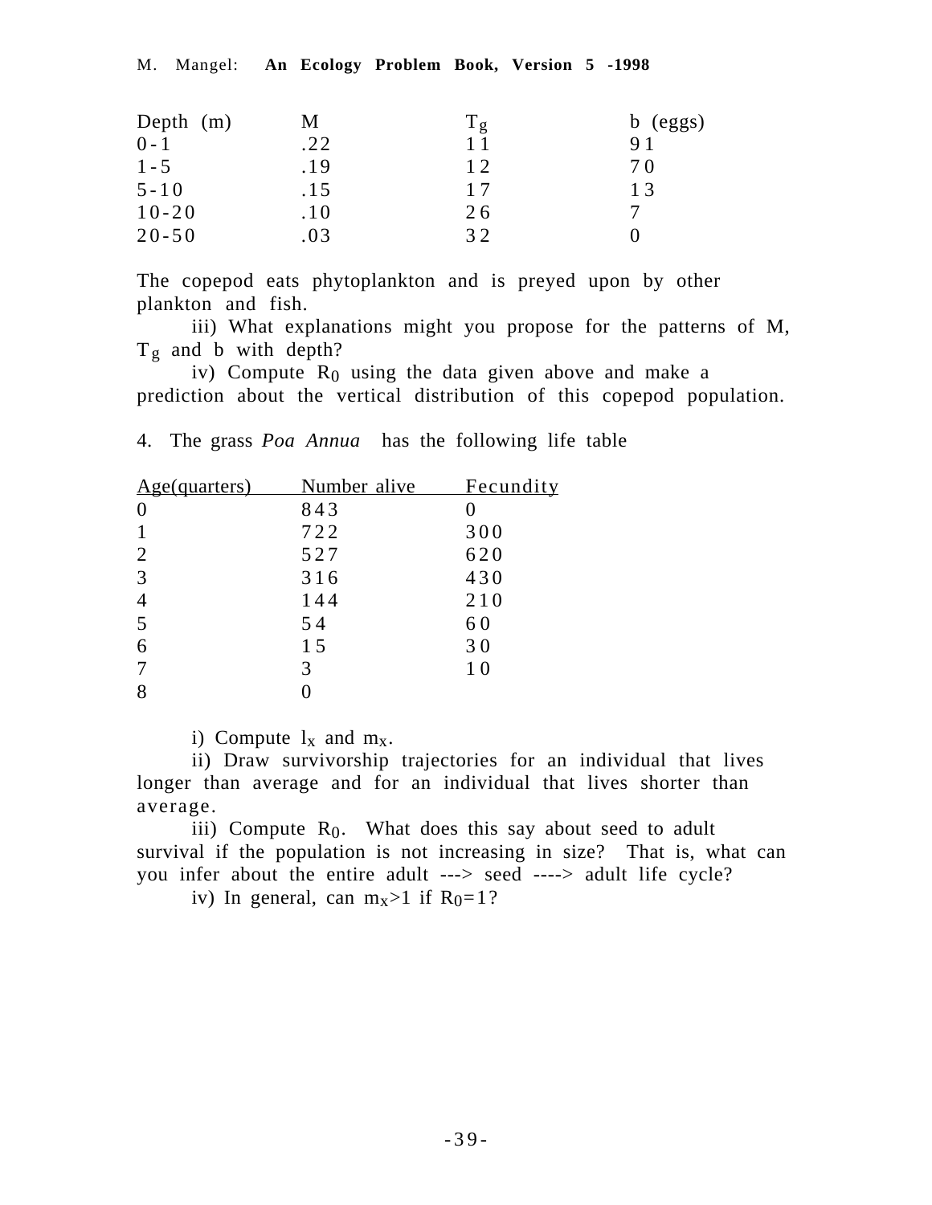| Depth (m) | M | $T_g$ | b (eggs) |
|---|---|---|---|
| 0-1 | .22 | 11 | 91 |
| 1-5 | .19 | 12 | 70 |
| 5-10 | .15 | 17 | 13 |
| 10-20 | .10 | 26 | 7 |
| 20-50 | .03 | 32 | 0 |

The copepod eats phytoplankton and is preyed upon by other plankton and fish.

iii) What explanations might you propose for the patterns of M, $T_g$ and b with depth?

iv) Compute $R_0$ using the data given above and make a prediction about the vertical distribution of this copepod population.

4. The grass *Poa Annua* has the following life table

| Age(quarters) | Number alive | Fecundity |
|---|---|---|
| 0 | 843 | 0 |
| 1 | 722 | 300 |
| 2 | 527 | 620 |
| 3 | 316 | 430 |
| 4 | 144 | 210 |
| 5 | 54 | 60 |
| 6 | 15 | 30 |
| 7 | 3 | 10 |
| 8 | 0 | |

i) Compute $l_x$ and $m_x$.

ii) Draw survivorship trajectories for an individual that lives longer than average and for an individual that lives shorter than average.

iii) Compute $R_0$. What does this say about seed to adult survival if the population is not increasing in size? That is, what can you infer about the entire adult ---> seed ----> adult life cycle?

iv) In general, can $m_x>1$ if $R_0=1$?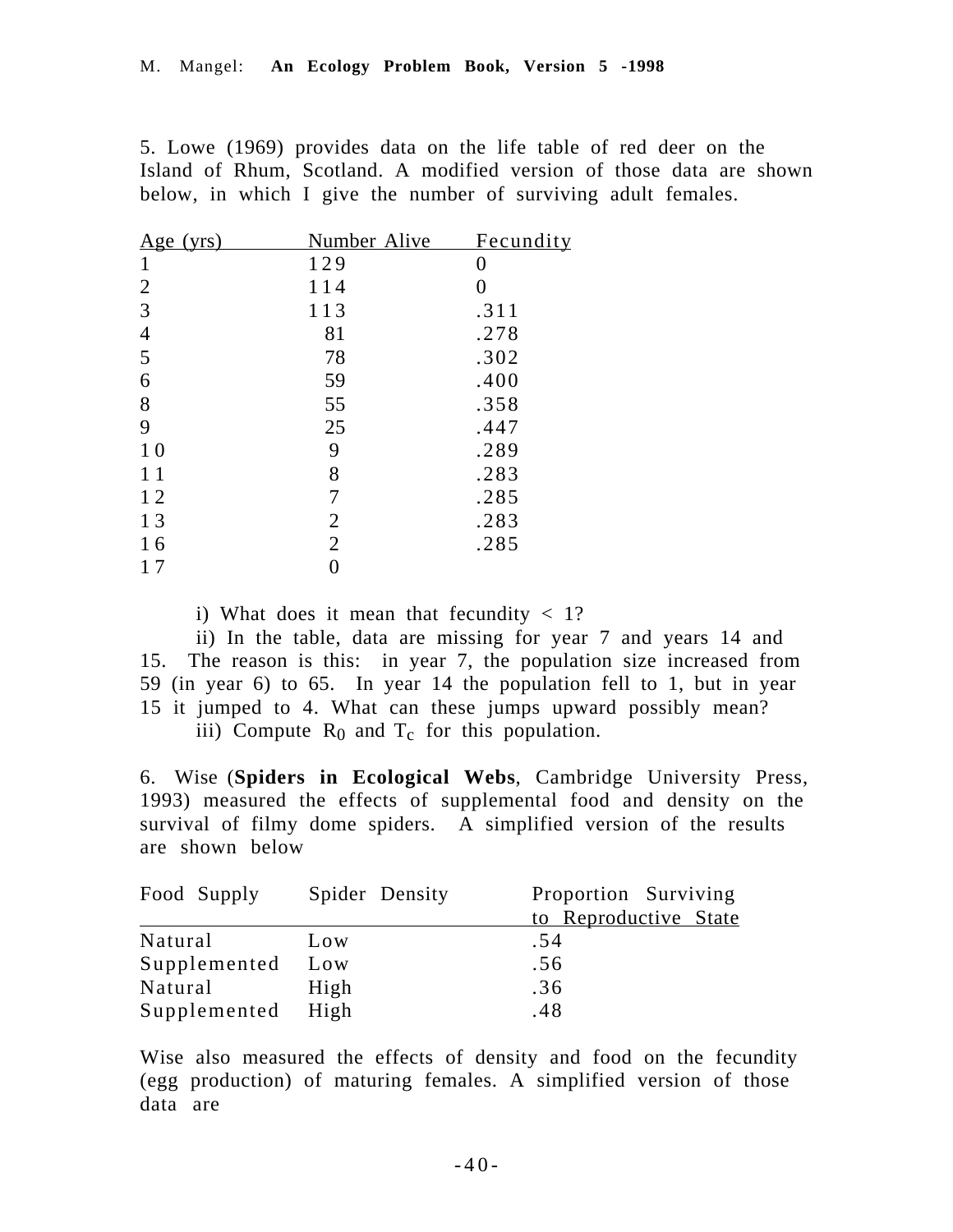5. Lowe (1969) provides data on the life table of red deer on the Island of Rhum, Scotland. A modified version of those data are shown below, in which I give the number of surviving adult females.

| Age (yrs) | Number Alive | Fecundity |
|---|---|---|
| 1 | 129 | 0 |
| 2 | 114 | 0 |
| 3 | 113 | .311 |
| 4 | 81 | .278 |
| 5 | 78 | .302 |
| 6 | 59 | .400 |
| 8 | 55 | .358 |
| 9 | 25 | .447 |
| 10 | 9 | .289 |
| 11 | 8 | .283 |
| 12 | 7 | .285 |
| 13 | 2 | .283 |
| 16 | 2 | .285 |
| 17 | 0 | |

i) What does it mean that fecundity < 1?

ii) In the table, data are missing for year 7 and years 14 and 15. The reason is this: in year 7, the population size increased from 59 (in year 6) to 65. In year 14 the population fell to 1, but in year 15 it jumped to 4. What can these jumps upward possibly mean?

iii) Compute $R_0$ and $T_c$ for this population.

6. Wise (**Spiders in Ecological Webs**, Cambridge University Press, 1993) measured the effects of supplemental food and density on the survival of filmy dome spiders. A simplified version of the results are shown below

| Food Supply | Spider Density | Proportion Surviving to Reproductive State |
|---|---|---|
| Natural | Low | .54 |
| Supplemented | Low | .56 |
| Natural | High | .36 |
| Supplemented | High | .48 |

Wise also measured the effects of density and food on the fecundity (egg production) of maturing females. A simplified version of those data are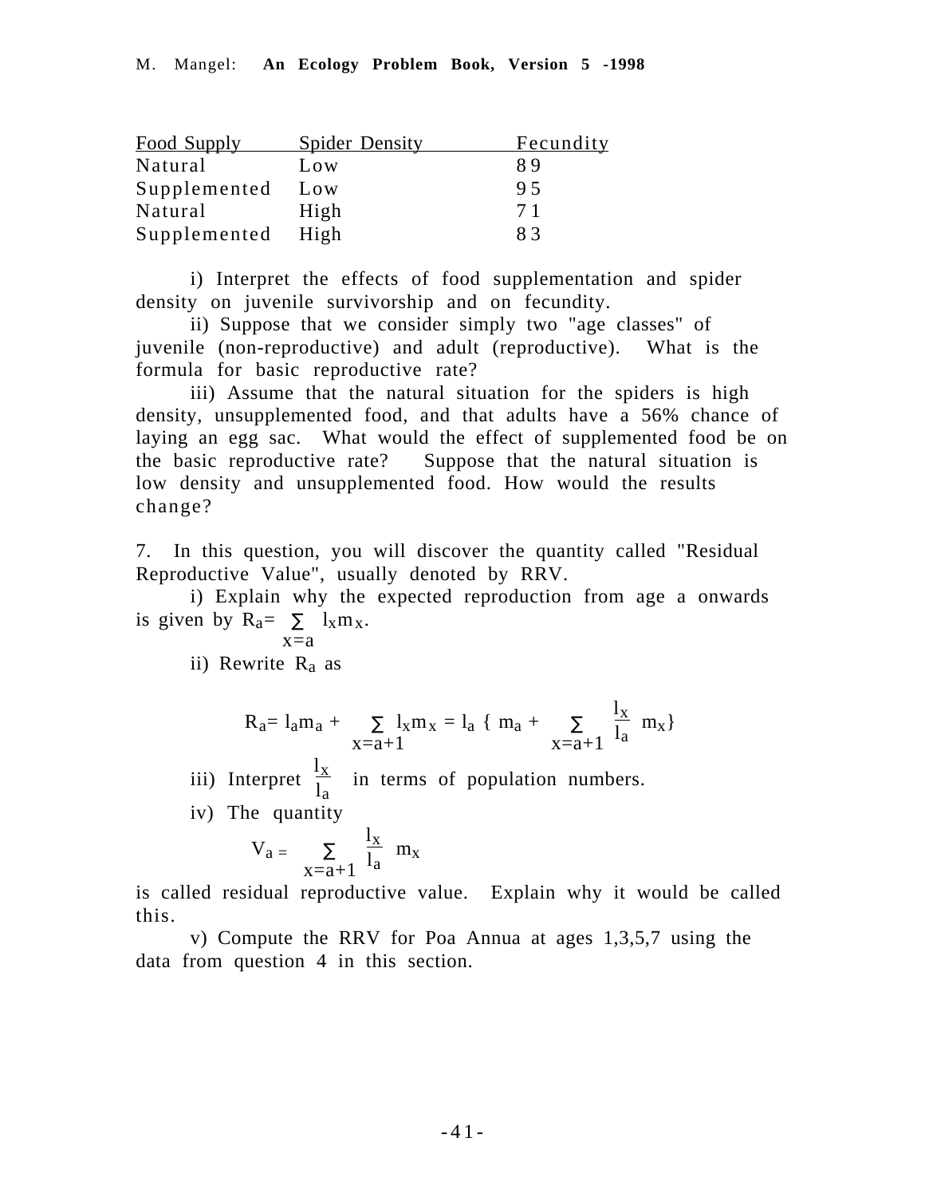| Food Supply | Spider Density | Fecundity |
|---|---|---|
| Natural | Low | 89 |
| Supplemented | Low | 95 |
| Natural | High | 71 |
| Supplemented | High | 83 |

i) Interpret the effects of food supplementation and spider density on juvenile survivorship and on fecundity.

ii) Suppose that we consider simply two "age classes" of juvenile (non-reproductive) and adult (reproductive). What is the formula for basic reproductive rate?

iii) Assume that the natural situation for the spiders is high density, unsupplemented food, and that adults have a 56% chance of laying an egg sac. What would the effect of supplemented food be on the basic reproductive rate? Suppose that the natural situation is low density and unsupplemented food. How would the results change?

7. In this question, you will discover the quantity called "Residual Reproductive Value", usually denoted by RRV.

i) Explain why the expected reproduction from age a onwards is given by $R_a = \sum_{x=a} l_x m_x$.

ii) Rewrite $R_a$ as

$$R_a = l_a m_a + \sum_{x=a+1} l_x m_x = l_a \left\{ m_a + \sum_{x=a+1} \frac{l_x}{l_a} m_x \right\}$$

iii) Interpret $\frac{l_x}{l_a}$ in terms of population numbers.

iv) The quantity

$$V_a = \sum_{x=a+1} \frac{l_x}{l_a} m_x$$

is called residual reproductive value. Explain why it would be called this.

v) Compute the RRV for Poa Annua at ages 1,3,5,7 using the data from question 4 in this section.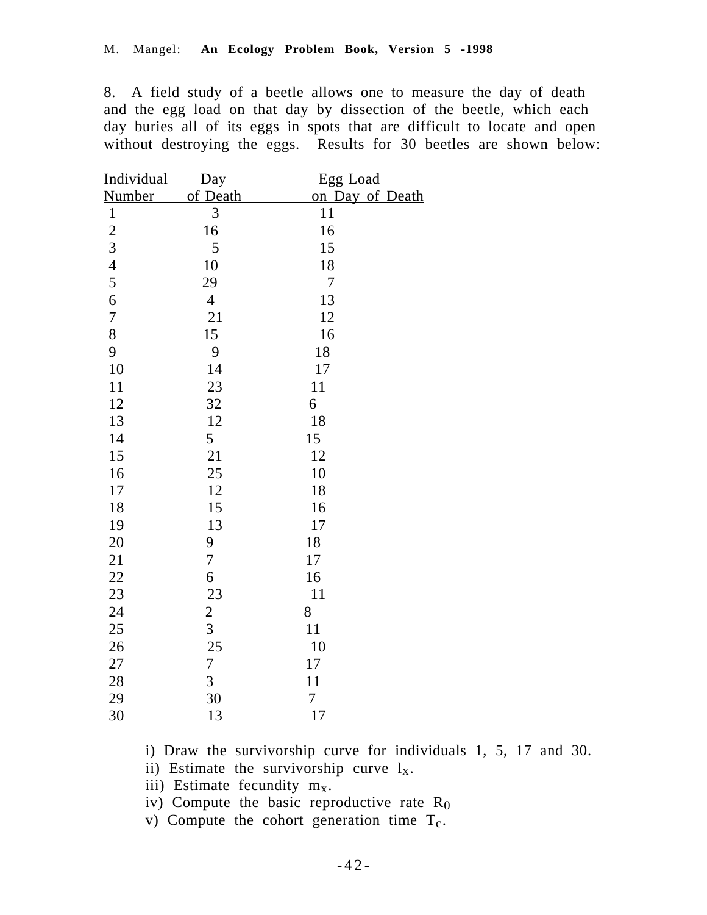8. A field study of a beetle allows one to measure the day of death and the egg load on that day by dissection of the beetle, which each day buries all of its eggs in spots that are difficult to locate and open without destroying the eggs. Results for 30 beetles are shown below:

| Individual Number | Day of Death | Egg Load on Day of Death |
|---|---|---|
| 1 | 3 | 11 |
| 2 | 16 | 16 |
| 3 | 5 | 15 |
| 4 | 10 | 18 |
| 5 | 29 | 7 |
| 6 | 4 | 13 |
| 7 | 21 | 12 |
| 8 | 15 | 16 |
| 9 | 9 | 18 |
| 10 | 14 | 17 |
| 11 | 23 | 11 |
| 12 | 32 | 6 |
| 13 | 12 | 18 |
| 14 | 5 | 15 |
| 15 | 21 | 12 |
| 16 | 25 | 10 |
| 17 | 12 | 18 |
| 18 | 15 | 16 |
| 19 | 13 | 17 |
| 20 | 9 | 18 |
| 21 | 7 | 17 |
| 22 | 6 | 16 |
| 23 | 23 | 11 |
| 24 | 2 | 8 |
| 25 | 3 | 11 |
| 26 | 25 | 10 |
| 27 | 7 | 17 |
| 28 | 3 | 11 |
| 29 | 30 | 7 |
| 30 | 13 | 17 |

i) Draw the survivorship curve for individuals 1, 5, 17 and 30.
ii) Estimate the survivorship curve $l_x$.
iii) Estimate fecundity $m_x$.
iv) Compute the basic reproductive rate $R_0$
v) Compute the cohort generation time $T_c$.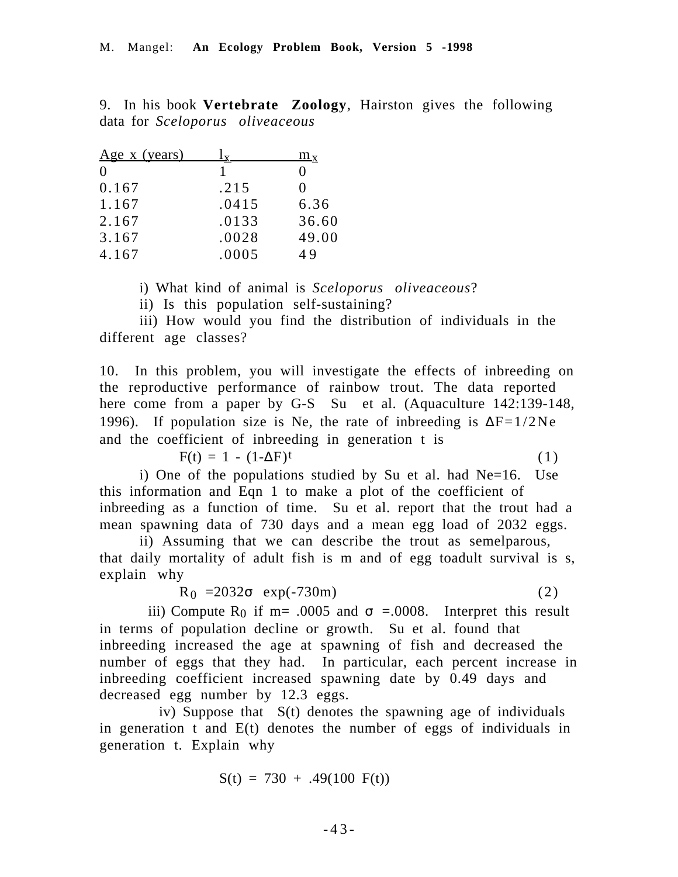9. In his book **Vertebrate Zoology**, Hairston gives the following data for *Sceloporus oliveaceous*

| Age x (years) | $l_x$ | $m_x$ |
|---|---|---|
| 0 | 1 | 0 |
| 0.167 | .215 | 0 |
| 1.167 | .0415 | 6.36 |
| 2.167 | .0133 | 36.60 |
| 3.167 | .0028 | 49.00 |
| 4.167 | .0005 | 49 |

i) What kind of animal is *Sceloporus oliveaceous*?

ii) Is this population self-sustaining?

iii) How would you find the distribution of individuals in the different age classes?

10. In this problem, you will investigate the effects of inbreeding on the reproductive performance of rainbow trout. The data reported here come from a paper by G-S Su et al. (Aquaculture 142:139-148, 1996). If population size is Ne, the rate of inbreeding is $\Delta F=1/2Ne$ and the coefficient of inbreeding in generation t is

$$F(t) = 1 - (1-\Delta F)^t \qquad (1)$$

i) One of the populations studied by Su et al. had Ne=16. Use this information and Eqn 1 to make a plot of the coefficient of inbreeding as a function of time. Su et al. report that the trout had a mean spawning data of 730 days and a mean egg load of 2032 eggs.

ii) Assuming that we can describe the trout as semelparous, that daily mortality of adult fish is m and of egg toadult survival is s, explain why

$$R_0 = 2032\sigma \exp(-730m) \qquad (2)$$

iii) Compute $R_0$ if m= .0005 and $\sigma$ =.0008. Interpret this result in terms of population decline or growth. Su et al. found that inbreeding increased the age at spawning of fish and decreased the number of eggs that they had. In particular, each percent increase in inbreeding coefficient increased spawning date by 0.49 days and decreased egg number by 12.3 eggs.

iv) Suppose that S(t) denotes the spawning age of individuals in generation t and E(t) denotes the number of eggs of individuals in generation t. Explain why

$$S(t) = 730 + .49(100\ F(t))$$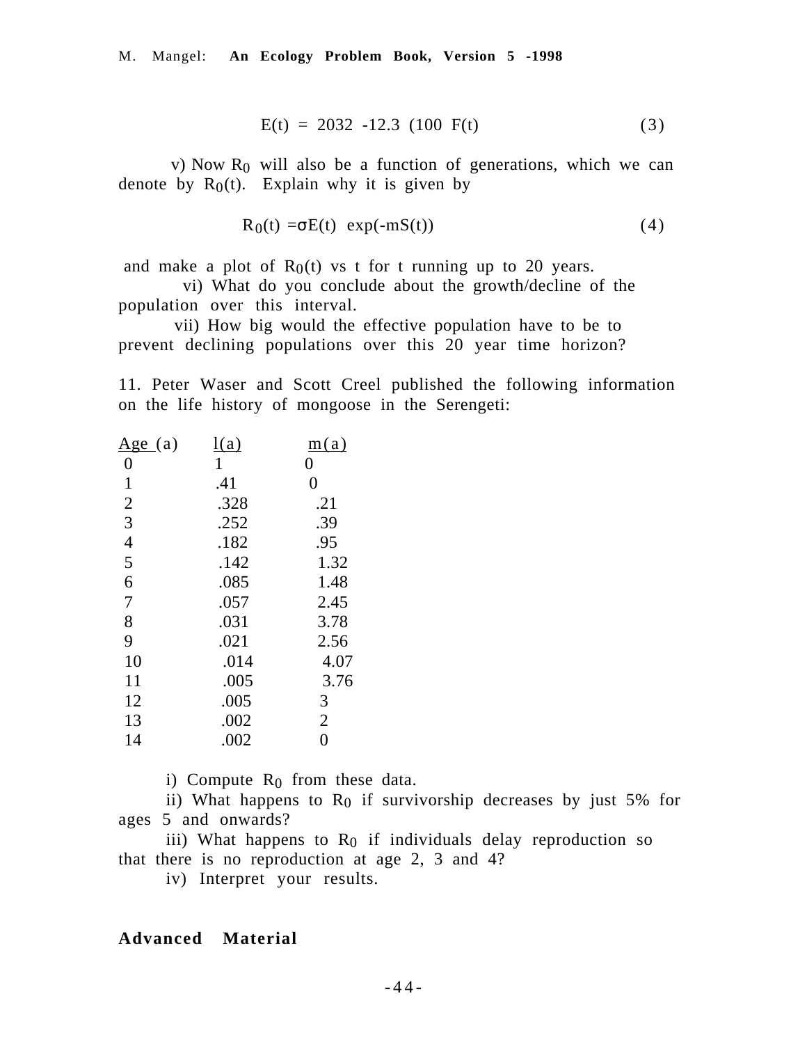$$E(t) = 2032 -12.3 \ (100 \ F(t) \qquad (3)$$

v) Now $R_0$ will also be a function of generations, which we can denote by $R_0(t)$. Explain why it is given by

$$R_0(t) = \sigma E(t) \ \exp(-mS(t)) \qquad (4)$$

and make a plot of $R_0(t)$ vs t for t running up to 20 years.

vi) What do you conclude about the growth/decline of the population over this interval.

vii) How big would the effective population have to be to prevent declining populations over this 20 year time horizon?

11. Peter Waser and Scott Creel published the following information on the life history of mongoose in the Serengeti:

| Age (a) | l(a) | m(a) |
|---|---|---|
| 0 | 1 | 0 |
| 1 | .41 | 0 |
| 2 | .328 | .21 |
| 3 | .252 | .39 |
| 4 | .182 | .95 |
| 5 | .142 | 1.32 |
| 6 | .085 | 1.48 |
| 7 | .057 | 2.45 |
| 8 | .031 | 3.78 |
| 9 | .021 | 2.56 |
| 10 | .014 | 4.07 |
| 11 | .005 | 3.76 |
| 12 | .005 | 3 |
| 13 | .002 | 2 |
| 14 | .002 | 0 |

i) Compute $R_0$ from these data.

ii) What happens to $R_0$ if survivorship decreases by just 5% for ages 5 and onwards?

iii) What happens to $R_0$ if individuals delay reproduction so that there is no reproduction at age 2, 3 and 4?

iv) Interpret your results.

## Advanced Material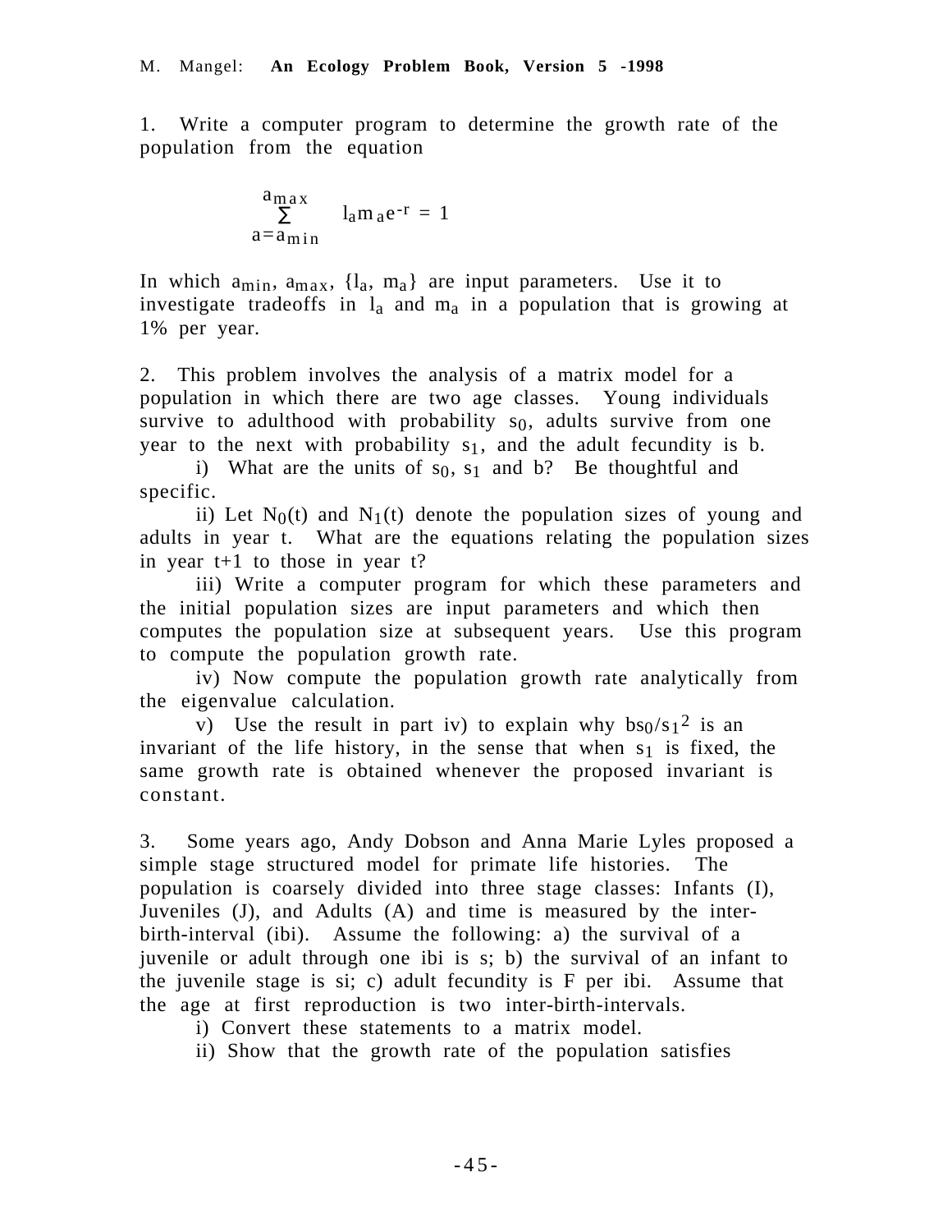1. Write a computer program to determine the growth rate of the population from the equation

$$\sum_{a=a_{min}}^{a_{max}} l_a m_a e^{-r} = 1$$

In which $a_{min}$, $a_{max}$, $\{l_a, m_a\}$ are input parameters. Use it to investigate tradeoffs in $l_a$ and $m_a$ in a population that is growing at 1% per year.

2. This problem involves the analysis of a matrix model for a population in which there are two age classes. Young individuals survive to adulthood with probability $s_0$, adults survive from one year to the next with probability $s_1$, and the adult fecundity is b.

i) What are the units of $s_0$, $s_1$ and b? Be thoughtful and specific.

ii) Let $N_0(t)$ and $N_1(t)$ denote the population sizes of young and adults in year t. What are the equations relating the population sizes in year t+1 to those in year t?

iii) Write a computer program for which these parameters and the initial population sizes are input parameters and which then computes the population size at subsequent years. Use this program to compute the population growth rate.

iv) Now compute the population growth rate analytically from the eigenvalue calculation.

v) Use the result in part iv) to explain why $bs_0/s_1^2$ is an invariant of the life history, in the sense that when $s_1$ is fixed, the same growth rate is obtained whenever the proposed invariant is constant.

3. Some years ago, Andy Dobson and Anna Marie Lyles proposed a simple stage structured model for primate life histories. The population is coarsely divided into three stage classes: Infants (I), Juveniles (J), and Adults (A) and time is measured by the inter-birth-interval (ibi). Assume the following: a) the survival of a juvenile or adult through one ibi is s; b) the survival of an infant to the juvenile stage is si; c) adult fecundity is F per ibi. Assume that the age at first reproduction is two inter-birth-intervals.

i) Convert these statements to a matrix model.

ii) Show that the growth rate of the population satisfies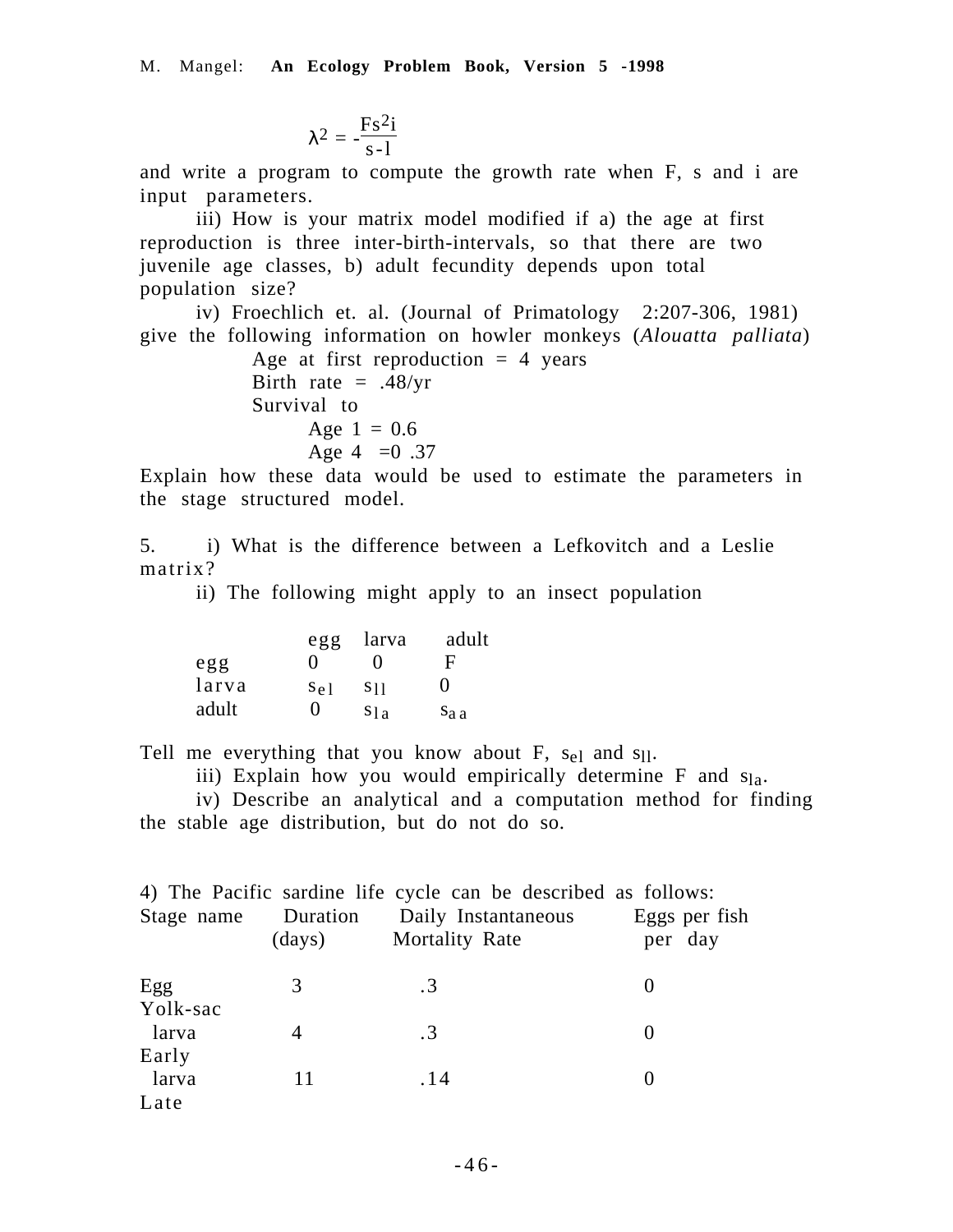$$\lambda^2 = -\frac{Fs^2i}{s-1}$$

and write a program to compute the growth rate when F, s and i are input parameters.

iii) How is your matrix model modified if a) the age at first reproduction is three inter-birth-intervals, so that there are two juvenile age classes, b) adult fecundity depends upon total population size?

iv) Froechlich et. al. (Journal of Primatology 2:207-306, 1981) give the following information on howler monkeys (*Alouatta palliata*)

Age at first reproduction = 4 years
Birth rate = .48/yr
Survival to
Age 1 = 0.6
Age 4 =0 .37

Explain how these data would be used to estimate the parameters in the stage structured model.

5. i) What is the difference between a Lefkovitch and a Leslie matrix?

ii) The following might apply to an insect population

| | egg | larva | adult |
|---|---|---|---|
| egg | 0 | 0 | F |
| larva | $s_{el}$ | $s_{ll}$ | 0 |
| adult | 0 | $s_{la}$ | $s_{aa}$ |

Tell me everything that you know about F, $s_{el}$ and $s_{ll}$.

iii) Explain how you would empirically determine F and $s_{la}$.

iv) Describe an analytical and a computation method for finding the stable age distribution, but do not do so.

4) The Pacific sardine life cycle can be described as follows:

| Stage name | Duration (days) | Daily Instantaneous Mortality Rate | Eggs per fish per day |
|---|---|---|---|
| Egg | 3 | .3 | 0 |
| Yolk-sac larva | 4 | .3 | 0 |
| Early larva | 11 | .14 | 0 |
| Late | | | |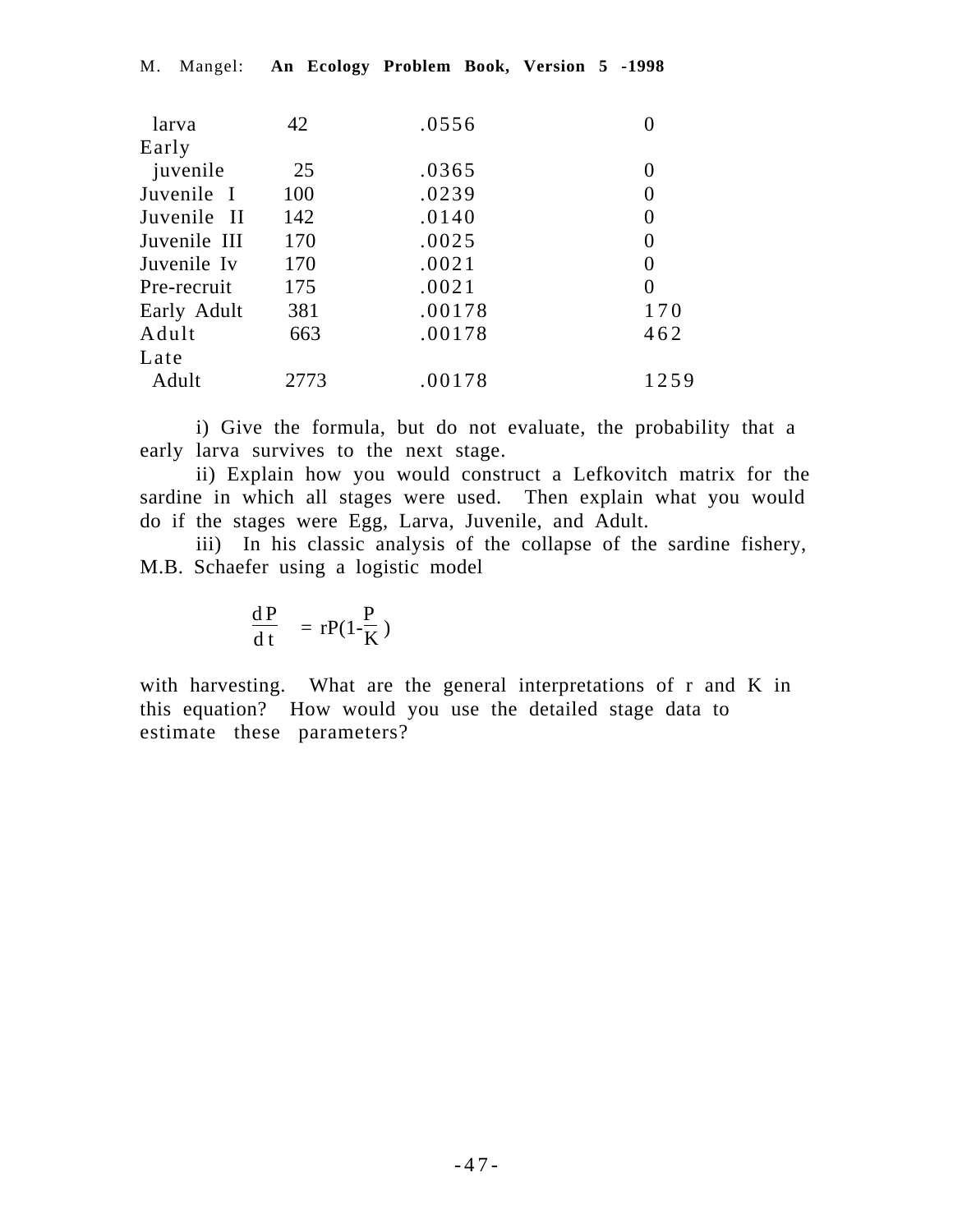| | | | |
|---|---|---|---|
| larva | 42 | .0556 | 0 |
| Early juvenile | 25 | .0365 | 0 |
| Juvenile I | 100 | .0239 | 0 |
| Juvenile II | 142 | .0140 | 0 |
| Juvenile III | 170 | .0025 | 0 |
| Juvenile Iv | 170 | .0021 | 0 |
| Pre-recruit | 175 | .0021 | 0 |
| Early Adult | 381 | .00178 | 170 |
| Adult | 663 | .00178 | 462 |
| Late Adult | 2773 | .00178 | 1259 |

i) Give the formula, but do not evaluate, the probability that a early larva survives to the next stage.

ii) Explain how you would construct a Lefkovitch matrix for the sardine in which all stages were used. Then explain what you would do if the stages were Egg, Larva, Juvenile, and Adult.

iii) In his classic analysis of the collapse of the sardine fishery, M.B. Schaefer using a logistic model

$$\frac{dP}{dt} = rP(1-\frac{P}{K})$$

with harvesting. What are the general interpretations of r and K in this equation? How would you use the detailed stage data to estimate these parameters?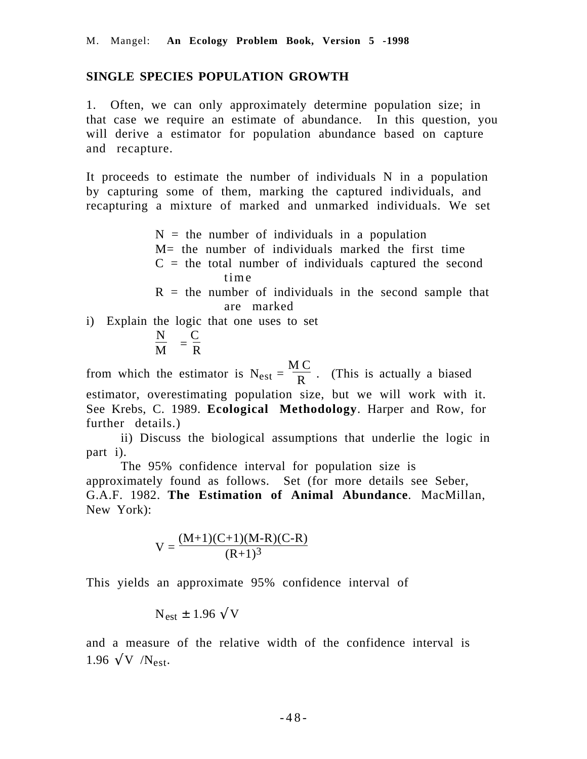## SINGLE SPECIES POPULATION GROWTH

1. Often, we can only approximately determine population size; in that case we require an estimate of abundance. In this question, you will derive a estimator for population abundance based on capture and recapture.

It proceeds to estimate the number of individuals N in a population by capturing some of them, marking the captured individuals, and recapturing a mixture of marked and unmarked individuals. We set

> N = the number of individuals in a population
> M= the number of individuals marked the first time
> C = the total number of individuals captured the second time
> R = the number of individuals in the second sample that are marked

i) Explain the logic that one uses to set

$$\frac{N}{M} = \frac{C}{R}$$

from which the estimator is $N_{est} = \frac{MC}{R}$ . (This is actually a biased estimator, overestimating population size, but we will work with it. See Krebs, C. 1989. **Ecological Methodology**. Harper and Row, for further details.)

ii) Discuss the biological assumptions that underlie the logic in part i).

The 95% confidence interval for population size is approximately found as follows. Set (for more details see Seber, G.A.F. 1982. **The Estimation of Animal Abundance**. MacMillan, New York):

$$V = \frac{(M+1)(C+1)(M-R)(C-R)}{(R+1)^3}$$

This yields an approximate 95% confidence interval of

$$N_{est} \pm 1.96\sqrt{V}$$

and a measure of the relative width of the confidence interval is $1.96\sqrt{V}/N_{est}$.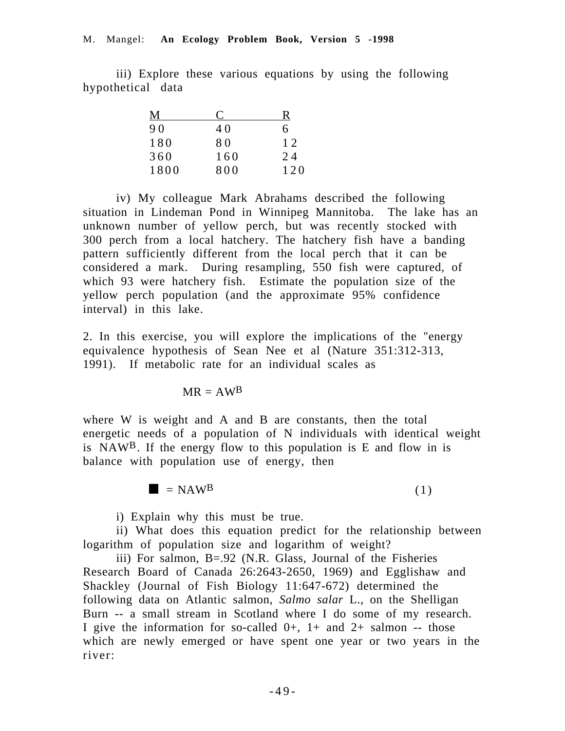iii) Explore these various equations by using the following hypothetical data

| M | C | R |
|---|---|---|
| 90 | 40 | 6 |
| 180 | 80 | 12 |
| 360 | 160 | 24 |
| 1800 | 800 | 120 |

iv) My colleague Mark Abrahams described the following situation in Lindeman Pond in Winnipeg Mannitoba. The lake has an unknown number of yellow perch, but was recently stocked with 300 perch from a local hatchery. The hatchery fish have a banding pattern sufficiently different from the local perch that it can be considered a mark. During resampling, 550 fish were captured, of which 93 were hatchery fish. Estimate the population size of the yellow perch population (and the approximate 95% confidence interval) in this lake.

2. In this exercise, you will explore the implications of the "energy equivalence hypothesis of Sean Nee et al (Nature 351:312-313, 1991). If metabolic rate for an individual scales as

$$MR = AW^B$$

where W is weight and A and B are constants, then the total energetic needs of a population of N individuals with identical weight is $NAW^B$. If the energy flow to this population is E and flow in is balance with population use of energy, then

$$\blacksquare = NAW^B \qquad (1)$$

i) Explain why this must be true.

ii) What does this equation predict for the relationship between logarithm of population size and logarithm of weight?

iii) For salmon, B=.92 (N.R. Glass, Journal of the Fisheries Research Board of Canada 26:2643-2650, 1969) and Egglishaw and Shackley (Journal of Fish Biology 11:647-672) determined the following data on Atlantic salmon, *Salmo salar* L., on the Shelligan Burn -- a small stream in Scotland where I do some of my research. I give the information for so-called 0+, 1+ and 2+ salmon -- those which are newly emerged or have spent one year or two years in the river: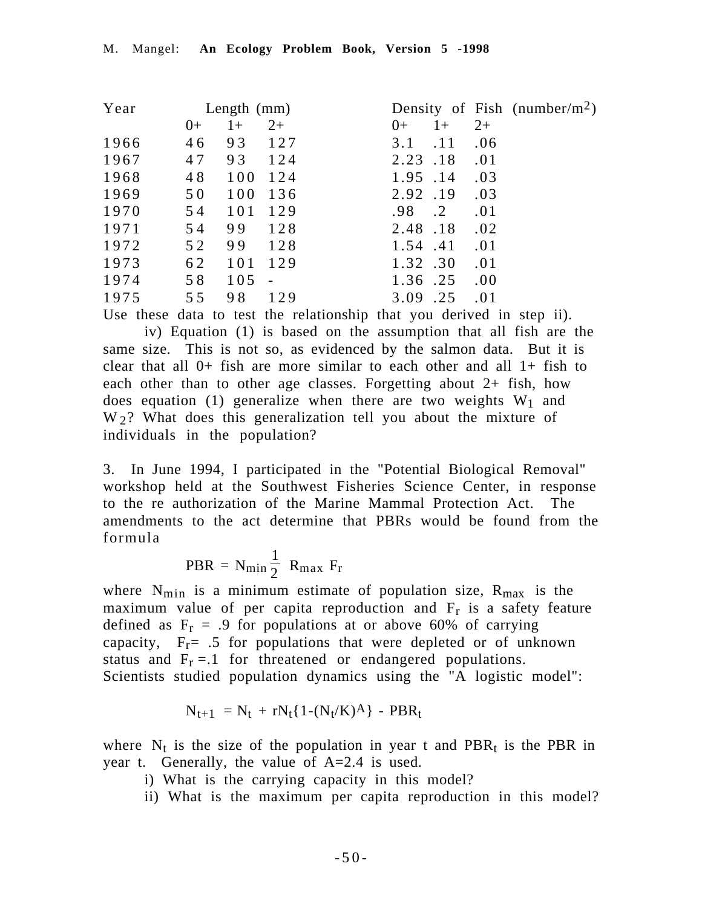| Year | Length (mm) | | | Density of Fish (number/m$^2$) | | |
|---|---|---|---|---|---|---|
| | 0+ | 1+ | 2+ | 0+ | 1+ | 2+ |
| 1966 | 46 | 93 | 127 | 3.1 | .11 | .06 |
| 1967 | 47 | 93 | 124 | 2.23 | .18 | .01 |
| 1968 | 48 | 100 | 124 | 1.95 | .14 | .03 |
| 1969 | 50 | 100 | 136 | 2.92 | .19 | .03 |
| 1970 | 54 | 101 | 129 | .98 | .2 | .01 |
| 1971 | 54 | 99 | 128 | 2.48 | .18 | .02 |
| 1972 | 52 | 99 | 128 | 1.54 | .41 | .01 |
| 1973 | 62 | 101 | 129 | 1.32 | .30 | .01 |
| 1974 | 58 | 105 | - | 1.36 | .25 | .00 |
| 1975 | 55 | 98 | 129 | 3.09 | .25 | .01 |

Use these data to test the relationship that you derived in step ii).

iv) Equation (1) is based on the assumption that all fish are the same size. This is not so, as evidenced by the salmon data. But it is clear that all 0+ fish are more similar to each other and all 1+ fish to each other than to other age classes. Forgetting about 2+ fish, how does equation (1) generalize when there are two weights $W_1$ and $W_2$? What does this generalization tell you about the mixture of individuals in the population?

3. In June 1994, I participated in the "Potential Biological Removal" workshop held at the Southwest Fisheries Science Center, in response to the re authorization of the Marine Mammal Protection Act. The amendments to the act determine that PBRs would be found from the formula

$$PBR = N_{min}\frac{1}{2} R_{max} F_r$$

where $N_{min}$ is a minimum estimate of population size, $R_{max}$ is the maximum value of per capita reproduction and $F_r$ is a safety feature defined as $F_r = .9$ for populations at or above 60% of carrying capacity, $F_r = .5$ for populations that were depleted or of unknown status and $F_r = .1$ for threatened or endangered populations. Scientists studied population dynamics using the "A logistic model":

$$N_{t+1} = N_t + rN_t\{1-(N_t/K)^A\} - PBR_t$$

where $N_t$ is the size of the population in year t and $PBR_t$ is the PBR in year t. Generally, the value of A=2.4 is used.

i) What is the carrying capacity in this model?

ii) What is the maximum per capita reproduction in this model?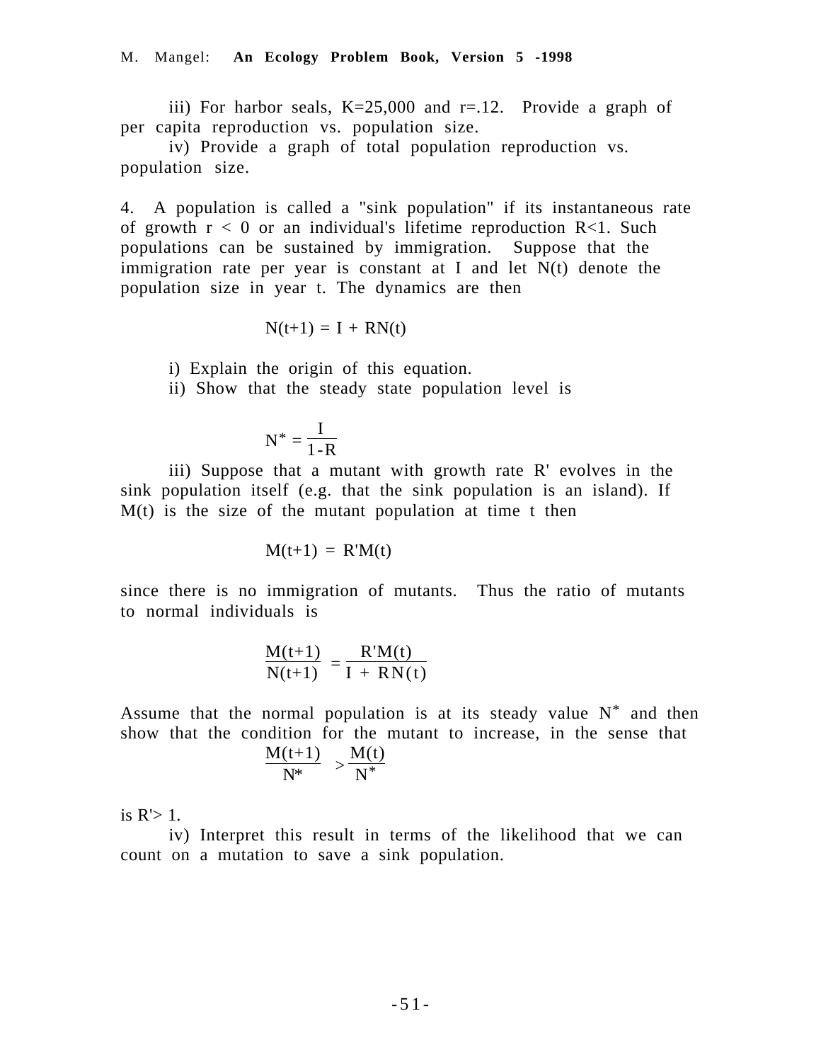iii) For harbor seals, K=25,000 and r=.12. Provide a graph of per capita reproduction vs. population size.

iv) Provide a graph of total population reproduction vs. population size.

4. A population is called a "sink population" if its instantaneous rate of growth $r < 0$ or an individual's lifetime reproduction $R<1$. Such populations can be sustained by immigration. Suppose that the immigration rate per year is constant at I and let N(t) denote the population size in year t. The dynamics are then

$$N(t+1) = I + RN(t)$$

i) Explain the origin of this equation.

ii) Show that the steady state population level is

$$N^* = \frac{I}{1-R}$$

iii) Suppose that a mutant with growth rate R' evolves in the sink population itself (e.g. that the sink population is an island). If M(t) is the size of the mutant population at time t then

$$M(t+1) = R'M(t)$$

since there is no immigration of mutants. Thus the ratio of mutants to normal individuals is

$$\frac{M(t+1)}{N(t+1)} = \frac{R'M(t)}{I + RN(t)}$$

Assume that the normal population is at its steady value $N^*$ and then show that the condition for the mutant to increase, in the sense that

$$\frac{M(t+1)}{N^*} > \frac{M(t)}{N^*}$$

is $R' > 1$.

iv) Interpret this result in terms of the likelihood that we can count on a mutation to save a sink population.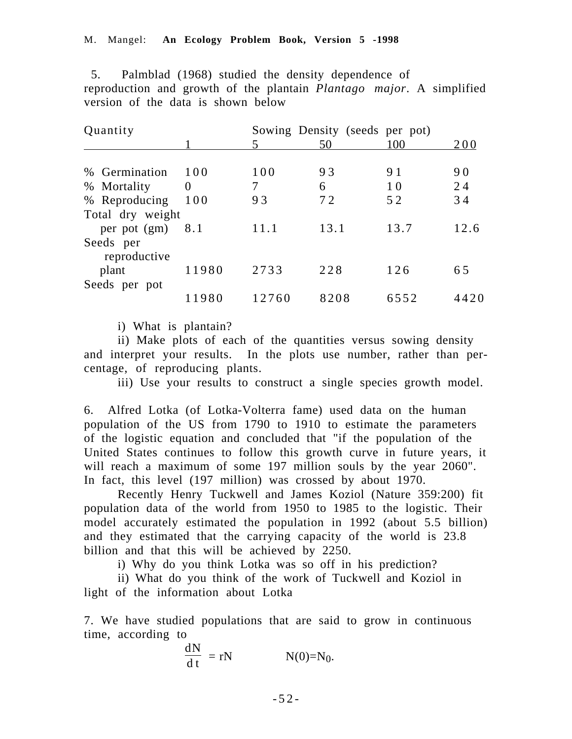5. Palmblad (1968) studied the density dependence of reproduction and growth of the plantain *Plantago major*. A simplified version of the data is shown below

| Quantity | Sowing Density (seeds per pot) | | | | |
|---|---|---|---|---|---|
| | 1 | 5 | 50 | 100 | 200 |
| % Germination | 100 | 100 | 93 | 91 | 90 |
| % Mortality | 0 | 7 | 6 | 10 | 24 |
| % Reproducing | 100 | 93 | 72 | 52 | 34 |
| Total dry weight per pot (gm) | 8.1 | 11.1 | 13.1 | 13.7 | 12.6 |
| Seeds per reproductive plant | 11980 | 2733 | 228 | 126 | 65 |
| Seeds per pot | 11980 | 12760 | 8208 | 6552 | 4420 |

i) What is plantain?

ii) Make plots of each of the quantities versus sowing density and interpret your results. In the plots use number, rather than percentage, of reproducing plants.

iii) Use your results to construct a single species growth model.

6. Alfred Lotka (of Lotka-Volterra fame) used data on the human population of the US from 1790 to 1910 to estimate the parameters of the logistic equation and concluded that "if the population of the United States continues to follow this growth curve in future years, it will reach a maximum of some 197 million souls by the year 2060". In fact, this level (197 million) was crossed by about 1970.

Recently Henry Tuckwell and James Koziol (Nature 359:200) fit population data of the world from 1950 to 1985 to the logistic. Their model accurately estimated the population in 1992 (about 5.5 billion) and they estimated that the carrying capacity of the world is 23.8 billion and that this will be achieved by 2250.

i) Why do you think Lotka was so off in his prediction?

ii) What do you think of the work of Tuckwell and Koziol in light of the information about Lotka

7. We have studied populations that are said to grow in continuous time, according to

$$\frac{dN}{dt} = rN \qquad N(0)=N_0.$$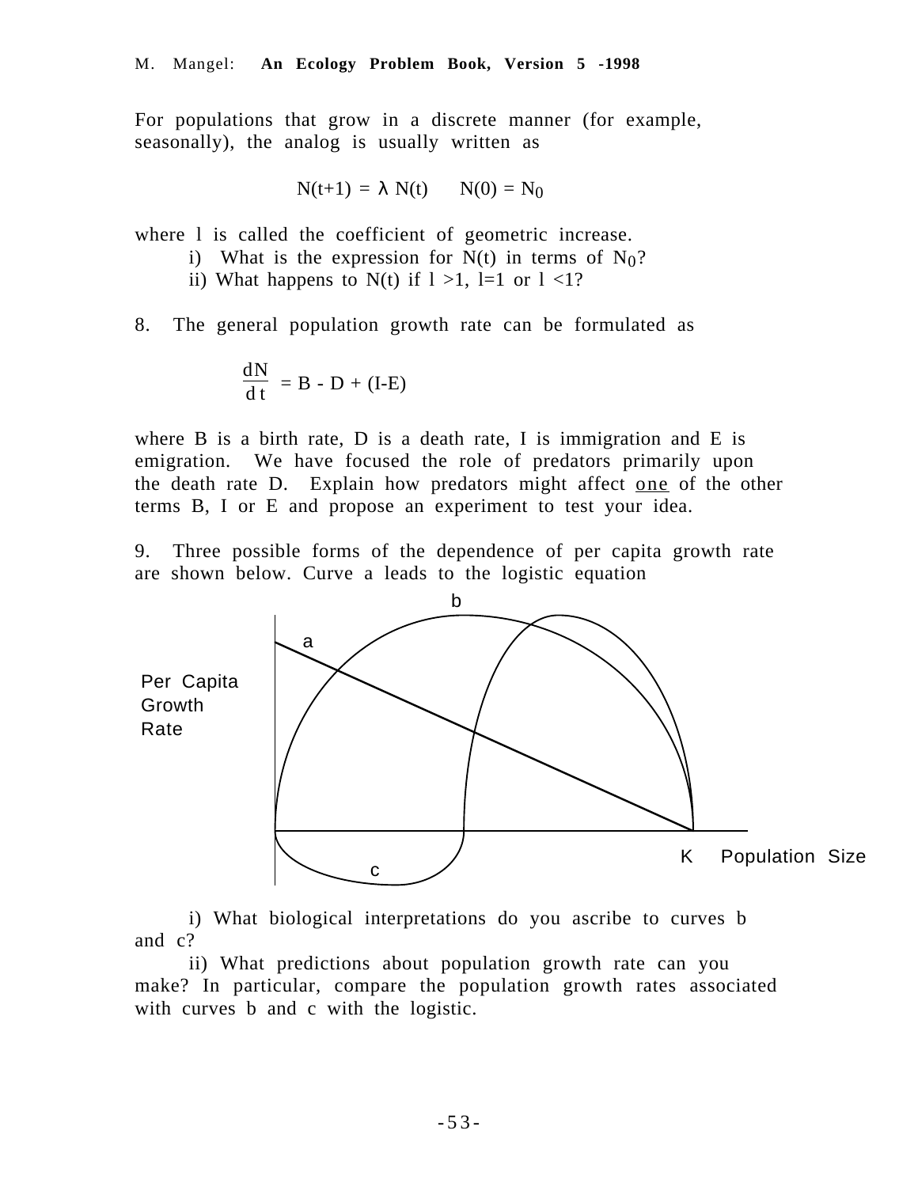For populations that grow in a discrete manner (for example, seasonally), the analog is usually written as

$$N(t+1) = \lambda N(t) \qquad N(0) = N_0$$

where l is called the coefficient of geometric increase.

i) What is the expression for N(t) in terms of $N_0$?

ii) What happens to N(t) if l >1, l=1 or l <1?

8. The general population growth rate can be formulated as

$$\frac{dN}{dt} = B - D + (I-E)$$

where B is a birth rate, D is a death rate, I is immigration and E is emigration. We have focused the role of predators primarily upon the death rate D. Explain how predators might affect <u>one</u> of the other terms B, I or E and propose an experiment to test your idea.

9. Three possible forms of the dependence of per capita growth rate are shown below. Curve a leads to the logistic equation

i) What biological interpretations do you ascribe to curves b and c?

ii) What predictions about population growth rate can you make? In particular, compare the population growth rates associated with curves b and c with the logistic.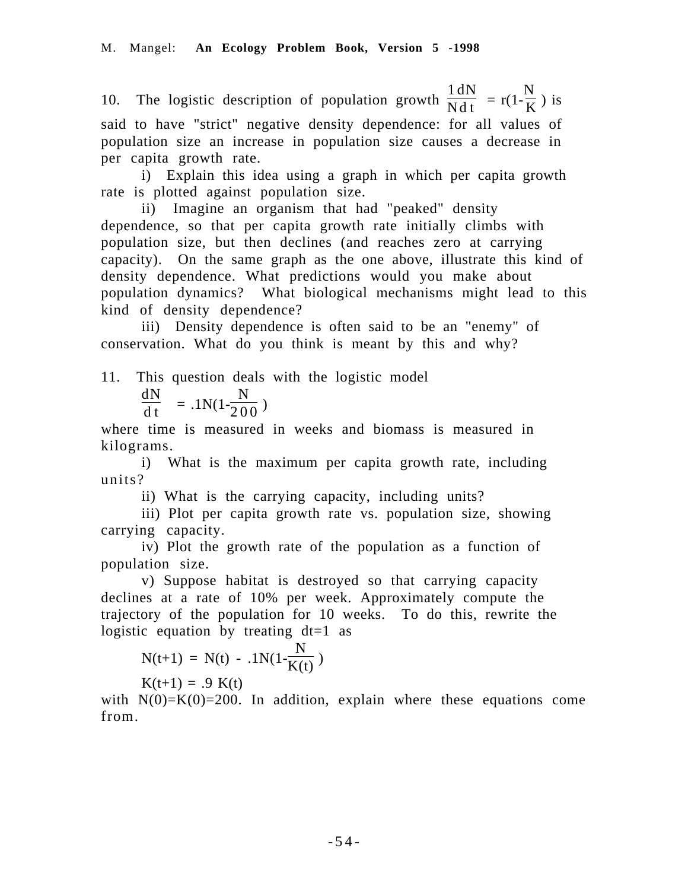10. The logistic description of population growth $\frac{1}{N}\frac{dN}{dt} = r(1-\frac{N}{K})$ is said to have "strict" negative density dependence: for all values of population size an increase in population size causes a decrease in per capita growth rate.

i) Explain this idea using a graph in which per capita growth rate is plotted against population size.

ii) Imagine an organism that had "peaked" density dependence, so that per capita growth rate initially climbs with population size, but then declines (and reaches zero at carrying capacity). On the same graph as the one above, illustrate this kind of density dependence. What predictions would you make about population dynamics? What biological mechanisms might lead to this kind of density dependence?

iii) Density dependence is often said to be an "enemy" of conservation. What do you think is meant by this and why?

11. This question deals with the logistic model

$$\frac{dN}{dt} = .1N(1-\frac{N}{200})$$

where time is measured in weeks and biomass is measured in kilograms.

i) What is the maximum per capita growth rate, including units?

ii) What is the carrying capacity, including units?

iii) Plot per capita growth rate vs. population size, showing carrying capacity.

iv) Plot the growth rate of the population as a function of population size.

v) Suppose habitat is destroyed so that carrying capacity declines at a rate of 10% per week. Approximately compute the trajectory of the population for 10 weeks. To do this, rewrite the logistic equation by treating dt=1 as

$$N(t+1) = N(t) - .1N(1-\frac{N}{K(t)})$$

$$K(t+1) = .9\,K(t)$$

with $N(0)=K(0)=200$. In addition, explain where these equations come from.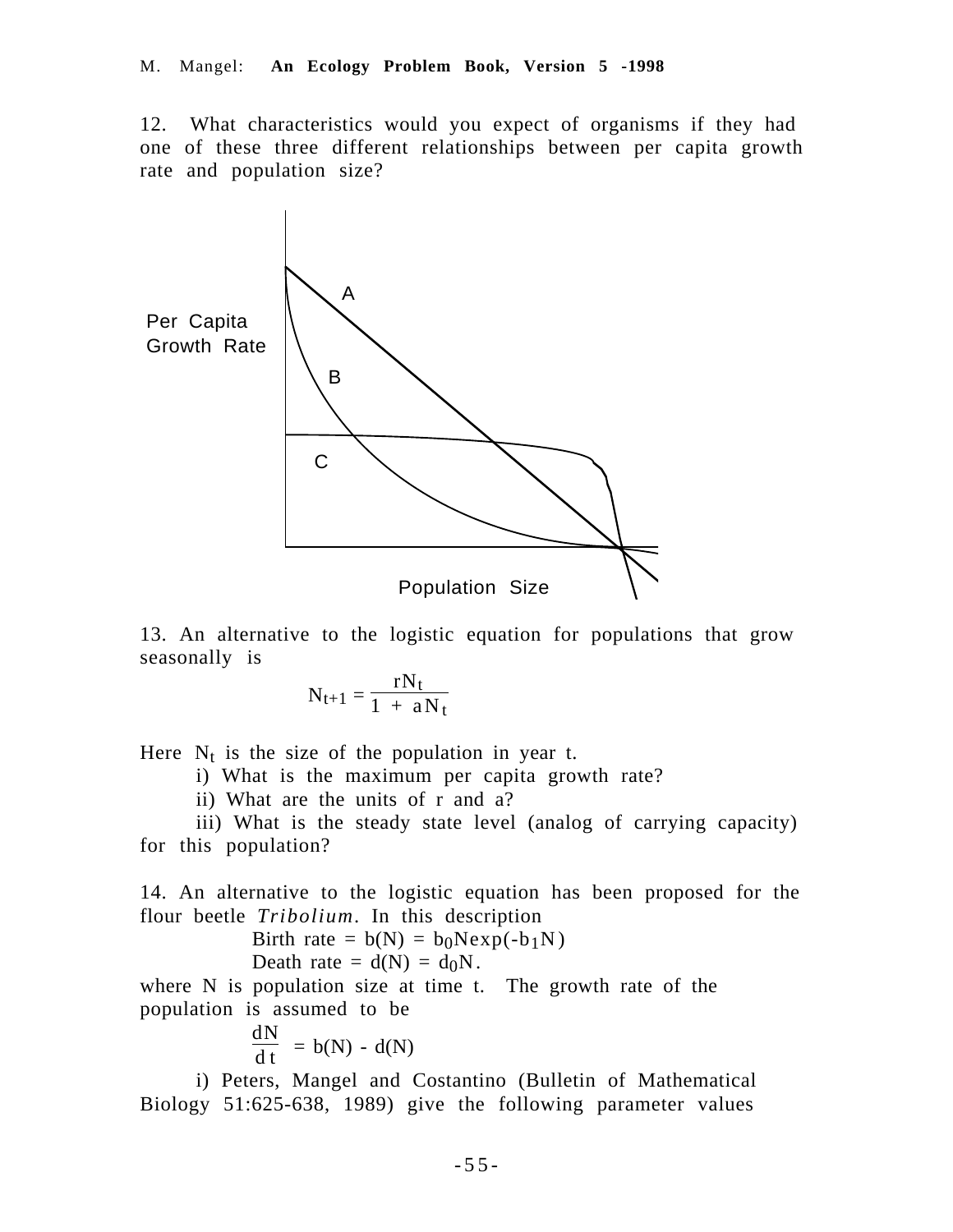12. What characteristics would you expect of organisms if they had one of these three different relationships between per capita growth rate and population size?

13. An alternative to the logistic equation for populations that grow seasonally is

$$N_{t+1} = \frac{rN_t}{1 + aN_t}$$

Here $N_t$ is the size of the population in year t.

i) What is the maximum per capita growth rate?

ii) What are the units of r and a?

iii) What is the steady state level (analog of carrying capacity) for this population?

14. An alternative to the logistic equation has been proposed for the flour beetle *Tribolium*. In this description

Birth rate = $b(N) = b_0 N \exp(-b_1 N)$

Death rate = $d(N) = d_0 N$.

where N is population size at time t. The growth rate of the population is assumed to be

$$\frac{dN}{dt} = b(N) - d(N)$$

i) Peters, Mangel and Costantino (Bulletin of Mathematical Biology 51:625-638, 1989) give the following parameter values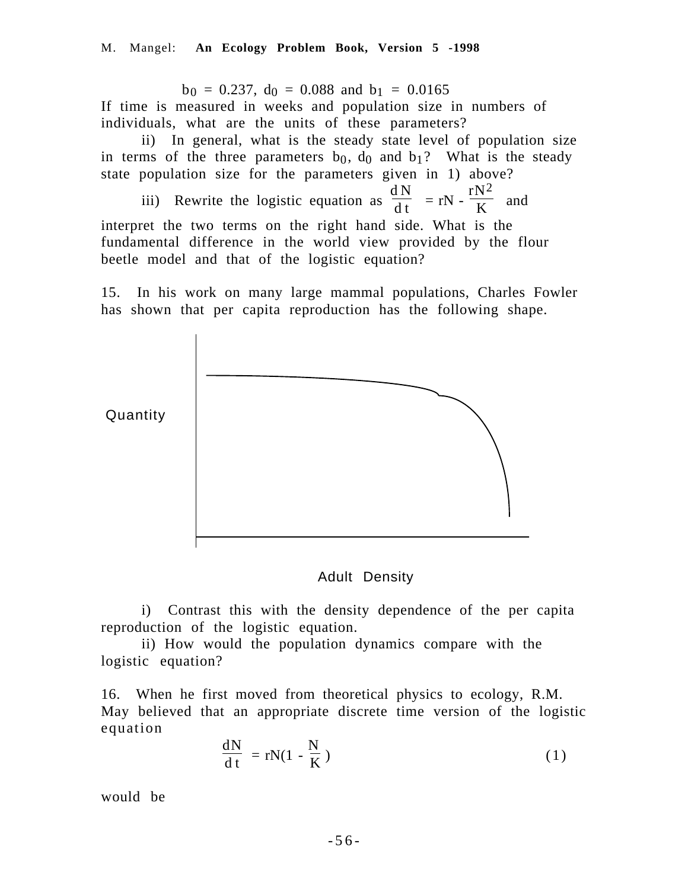$$b_0 = 0.237,\ d_0 = 0.088 \text{ and } b_1 = 0.0165$$

If time is measured in weeks and population size in numbers of individuals, what are the units of these parameters?

ii) In general, what is the steady state level of population size in terms of the three parameters $b_0$, $d_0$ and $b_1$? What is the steady state population size for the parameters given in 1) above?

iii) Rewrite the logistic equation as $\frac{dN}{dt} = rN - \frac{rN^2}{K}$ and interpret the two terms on the right hand side. What is the fundamental difference in the world view provided by the flour beetle model and that of the logistic equation?

15. In his work on many large mammal populations, Charles Fowler has shown that per capita reproduction has the following shape.

Quantity

Adult Density

i) Contrast this with the density dependence of the per capita reproduction of the logistic equation.

ii) How would the population dynamics compare with the logistic equation?

16. When he first moved from theoretical physics to ecology, R.M. May believed that an appropriate discrete time version of the logistic equation

$$\frac{dN}{dt} = rN\left(1 - \frac{N}{K}\right) \tag{1}$$

would be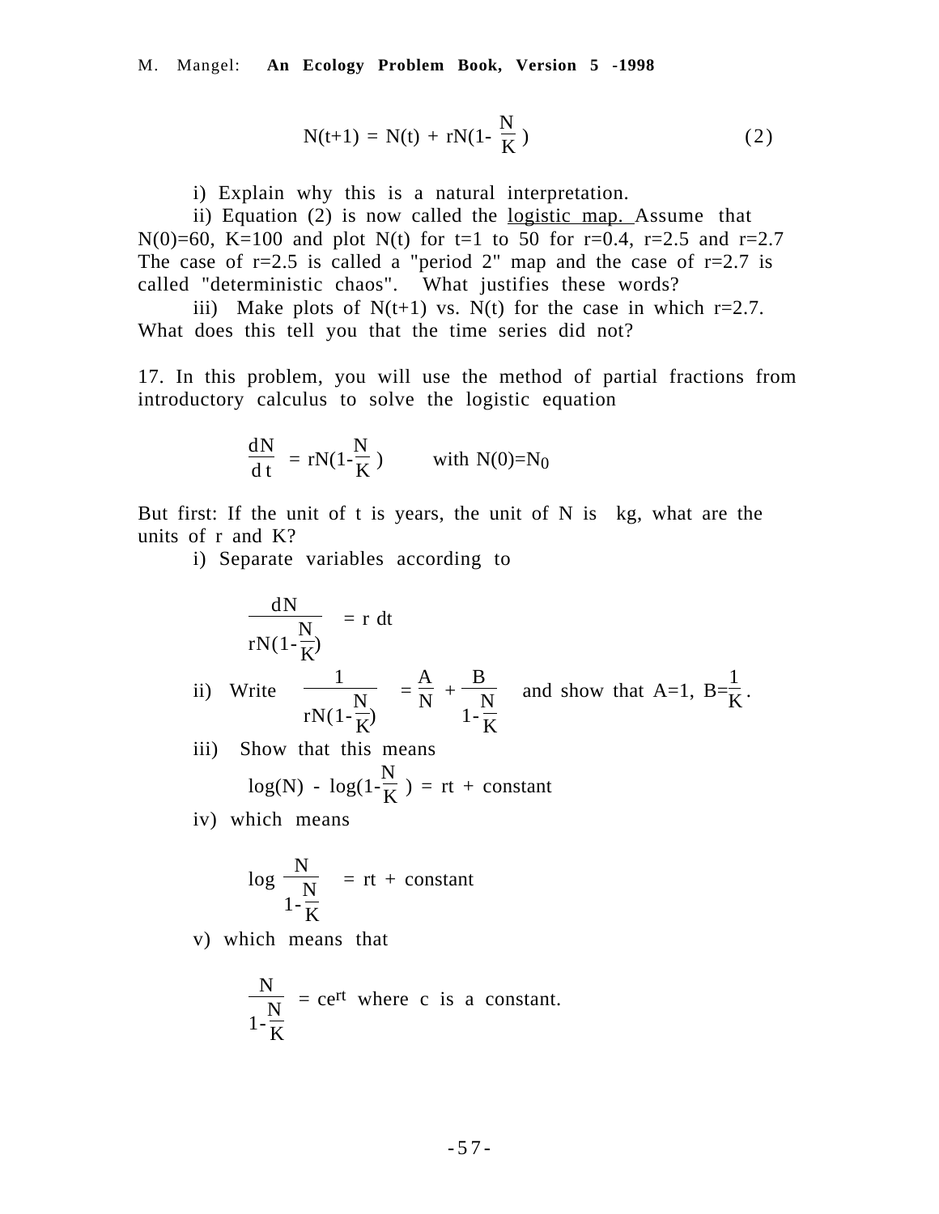$$N(t+1) = N(t) + rN(1- \frac{N}{K}) \qquad (2)$$

i) Explain why this is a natural interpretation.

ii) Equation (2) is now called the logistic map. Assume that $N(0)=60$, $K=100$ and plot $N(t)$ for $t=1$ to 50 for $r=0.4$, $r=2.5$ and $r=2.7$ The case of $r=2.5$ is called a "period 2" map and the case of $r=2.7$ is called "deterministic chaos". What justifies these words?

iii) Make plots of $N(t+1)$ vs. $N(t)$ for the case in which $r=2.7$. What does this tell you that the time series did not?

17. In this problem, you will use the method of partial fractions from introductory calculus to solve the logistic equation

$$\frac{dN}{dt} = rN(1-\frac{N}{K}) \qquad \text{with } N(0)=N_0$$

But first: If the unit of t is years, the unit of N is kg, what are the units of r and K?

i) Separate variables according to

$$\frac{dN}{rN(1-\frac{N}{K})} = r\, dt$$

ii) Write $\dfrac{1}{rN(1-\frac{N}{K})} = \dfrac{A}{N} + \dfrac{B}{1-\frac{N}{K}}$ and show that $A=1$, $B=\dfrac{1}{K}$.

iii) Show that this means

$$\log(N) - \log(1-\frac{N}{K}) = rt + \text{constant}$$

iv) which means

$$\log \frac{N}{1-\frac{N}{K}} = rt + \text{constant}$$

v) which means that

$$\frac{N}{1-\frac{N}{K}} = ce^{rt} \text{ where c is a constant.}$$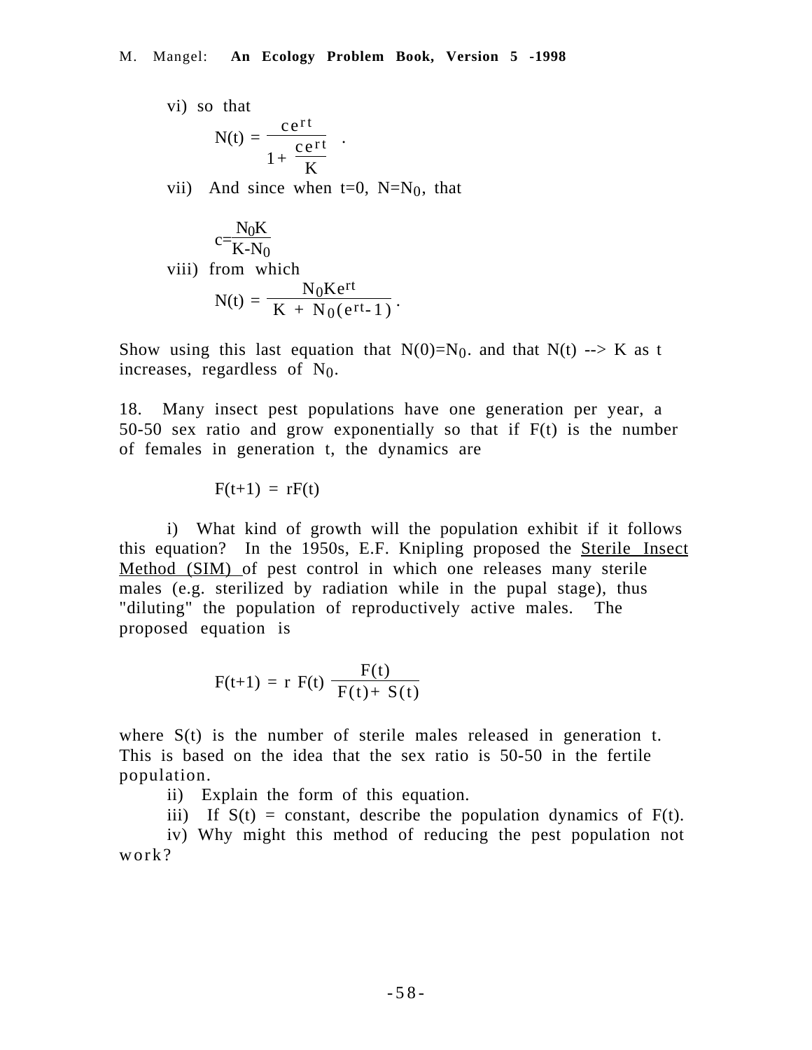vi) so that

$$N(t) = \frac{ce^{rt}}{1+\frac{ce^{rt}}{K}} \quad .$$

vii) And since when t=0, $N=N_0$, that

$$c=\frac{N_0K}{K-N_0}$$

viii) from which

$$N(t) = \frac{N_0Ke^{rt}}{K + N_0(e^{rt}-1)} \, .$$

Show using this last equation that $N(0)=N_0$. and that $N(t) \to K$ as t increases, regardless of $N_0$.

18. Many insect pest populations have one generation per year, a 50-50 sex ratio and grow exponentially so that if F(t) is the number of females in generation t, the dynamics are

$$F(t+1) = rF(t)$$

i) What kind of growth will the population exhibit if it follows this equation? In the 1950s, E.F. Knipling proposed the <u>Sterile Insect Method (SIM)</u> of pest control in which one releases many sterile males (e.g. sterilized by radiation while in the pupal stage), thus "diluting" the population of reproductively active males. The proposed equation is

$$F(t+1) = r\, F(t)\, \frac{F(t)}{F(t)+ S(t)}$$

where S(t) is the number of sterile males released in generation t. This is based on the idea that the sex ratio is 50-50 in the fertile population.

ii) Explain the form of this equation.

iii) If S(t) = constant, describe the population dynamics of F(t).

iv) Why might this method of reducing the pest population not work?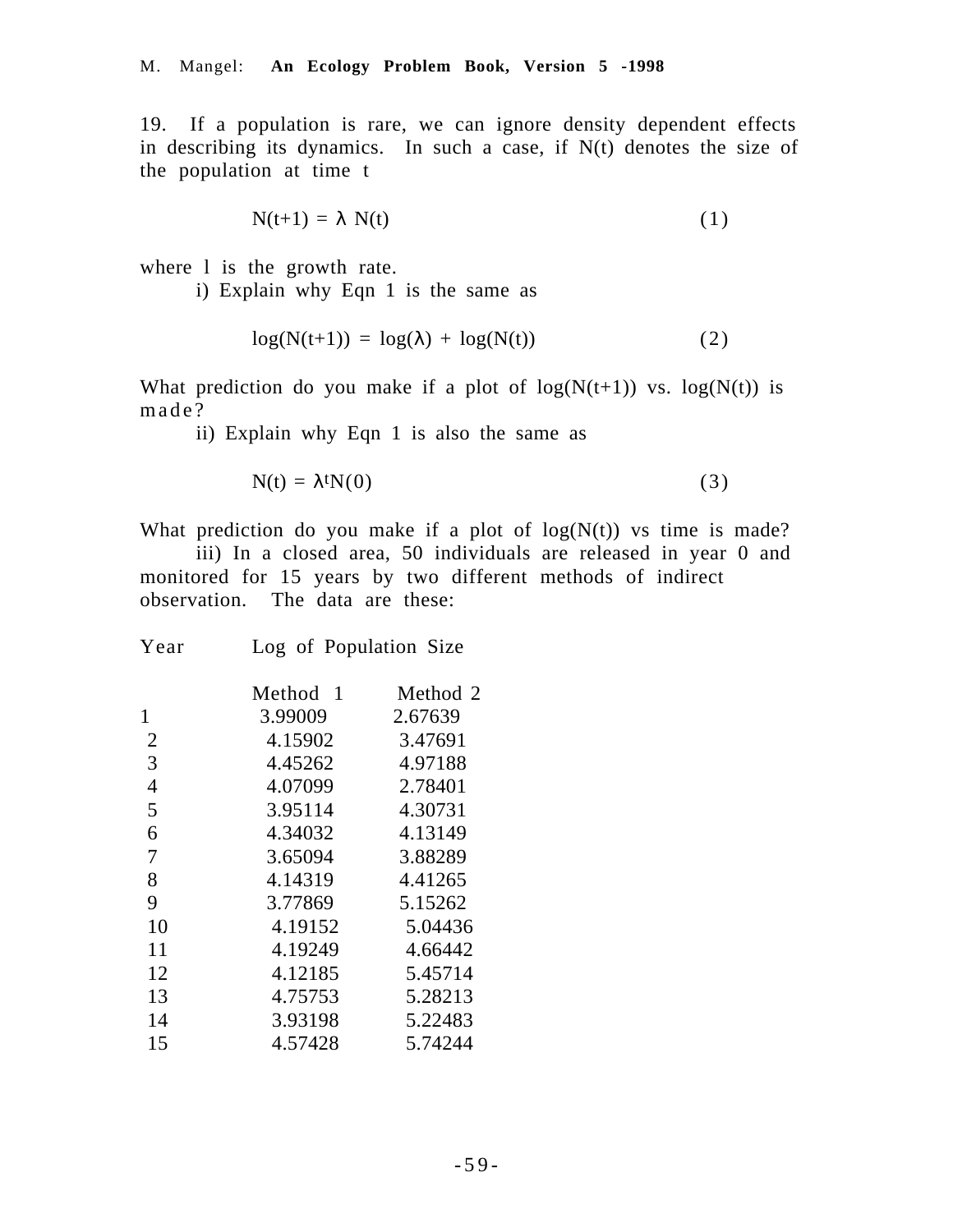19. If a population is rare, we can ignore density dependent effects in describing its dynamics. In such a case, if N(t) denotes the size of the population at time t

$$N(t+1) = \lambda N(t) \qquad (1)$$

where l is the growth rate.

i) Explain why Eqn 1 is the same as

$$\log(N(t+1)) = \log(\lambda) + \log(N(t)) \qquad (2)$$

What prediction do you make if a plot of log(N(t+1)) vs. log(N(t)) is made?

ii) Explain why Eqn 1 is also the same as

$$N(t) = \lambda^t N(0) \qquad (3)$$

What prediction do you make if a plot of log(N(t)) vs time is made?

iii) In a closed area, 50 individuals are released in year 0 and monitored for 15 years by two different methods of indirect observation. The data are these:

| Year | Log of Population Size | |
|---|---|---|
| | Method 1 | Method 2 |
| 1 | 3.99009 | 2.67639 |
| 2 | 4.15902 | 3.47691 |
| 3 | 4.45262 | 4.97188 |
| 4 | 4.07099 | 2.78401 |
| 5 | 3.95114 | 4.30731 |
| 6 | 4.34032 | 4.13149 |
| 7 | 3.65094 | 3.88289 |
| 8 | 4.14319 | 4.41265 |
| 9 | 3.77869 | 5.15262 |
| 10 | 4.19152 | 5.04436 |
| 11 | 4.19249 | 4.66442 |
| 12 | 4.12185 | 5.45714 |
| 13 | 4.75753 | 5.28213 |
| 14 | 3.93198 | 5.22483 |
| 15 | 4.57428 | 5.74244 |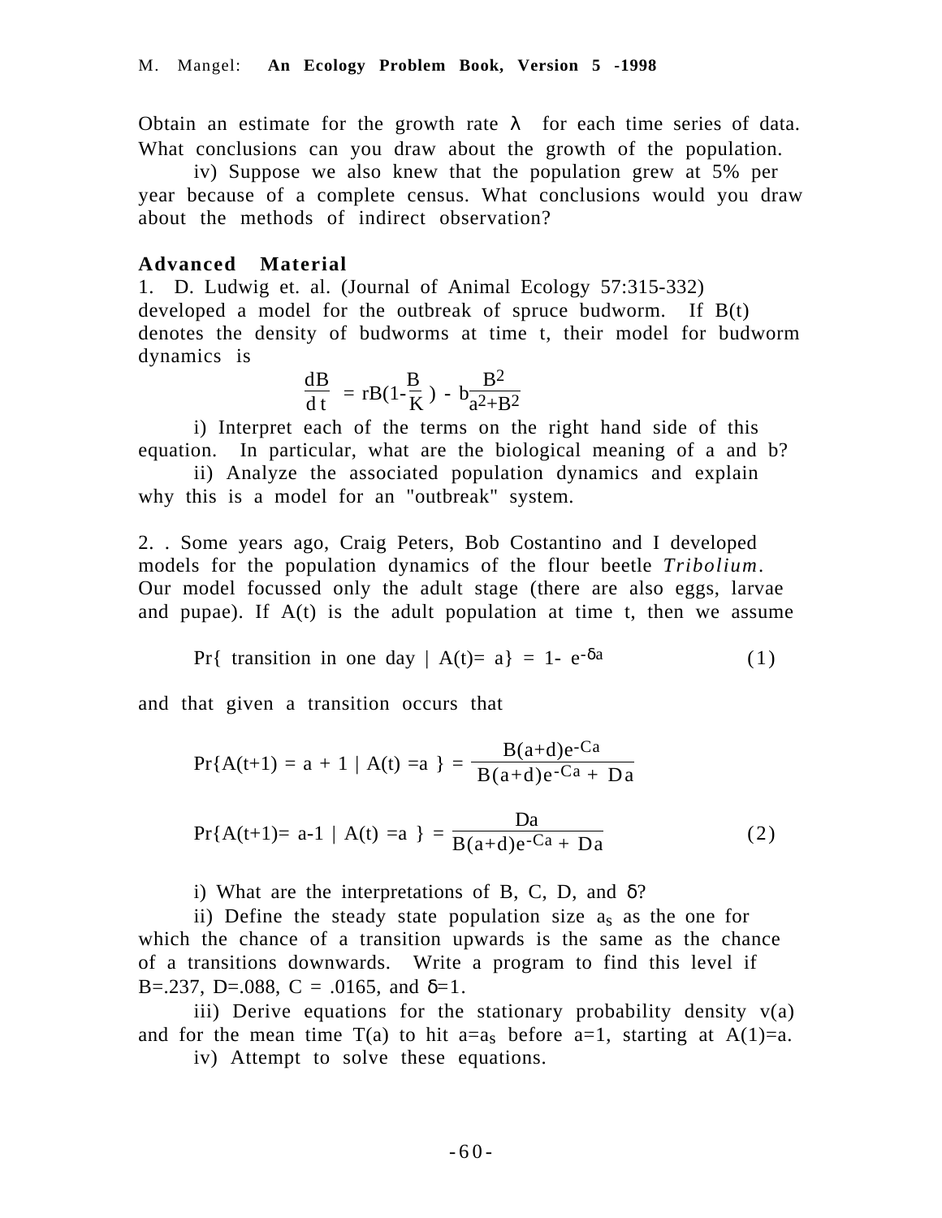Obtain an estimate for the growth rate $\lambda$ for each time series of data. What conclusions can you draw about the growth of the population.

iv) Suppose we also knew that the population grew at 5% per year because of a complete census. What conclusions would you draw about the methods of indirect observation?

**Advanced Material**

1. D. Ludwig et. al. (Journal of Animal Ecology 57:315-332) developed a model for the outbreak of spruce budworm. If B(t) denotes the density of budworms at time t, their model for budworm dynamics is

$$\frac{dB}{dt} = rB(1-\frac{B}{K}) - b\frac{B^2}{a^2+B^2}$$

i) Interpret each of the terms on the right hand side of this equation. In particular, what are the biological meaning of a and b?

ii) Analyze the associated population dynamics and explain why this is a model for an "outbreak" system.

2. . Some years ago, Craig Peters, Bob Costantino and I developed models for the population dynamics of the flour beetle *Tribolium*. Our model focussed only the adult stage (there are also eggs, larvae and pupae). If A(t) is the adult population at time t, then we assume

$$\Pr\{ \text{ transition in one day } | A(t)= a\} = 1- e^{-\delta a} \qquad (1)$$

and that given a transition occurs that

$$\Pr\{A(t+1) = a + 1 \mid A(t) = a \} = \frac{B(a+d)e^{-Ca}}{B(a+d)e^{-Ca} + Da}$$

$$\Pr\{A(t+1)= a-1 \mid A(t) = a \} = \frac{Da}{B(a+d)e^{-Ca} + Da} \qquad (2)$$

i) What are the interpretations of B, C, D, and $\delta$?

ii) Define the steady state population size $a_s$ as the one for which the chance of a transition upwards is the same as the chance of a transitions downwards. Write a program to find this level if B=.237, D=.088, C = .0165, and $\delta$=1.

iii) Derive equations for the stationary probability density v(a) and for the mean time T(a) to hit $a=a_s$ before a=1, starting at A(1)=a.

iv) Attempt to solve these equations.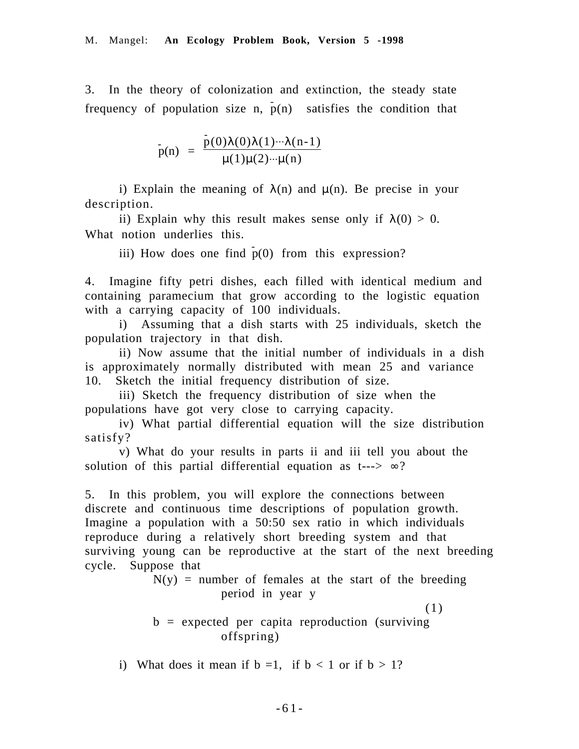3. In the theory of colonization and extinction, the steady state frequency of population size n, $\bar{p}(n)$ satisfies the condition that

$$\bar{p}(n) = \frac{\bar{p}(0)\lambda(0)\lambda(1)\cdots\lambda(n-1)}{\mu(1)\mu(2)\cdots\mu(n)}$$

i) Explain the meaning of $\lambda(n)$ and $\mu(n)$. Be precise in your description.

ii) Explain why this result makes sense only if $\lambda(0) > 0$. What notion underlies this.

iii) How does one find $\bar{p}(0)$ from this expression?

4. Imagine fifty petri dishes, each filled with identical medium and containing paramecium that grow according to the logistic equation with a carrying capacity of 100 individuals.

i) Assuming that a dish starts with 25 individuals, sketch the population trajectory in that dish.

ii) Now assume that the initial number of individuals in a dish is approximately normally distributed with mean 25 and variance 10. Sketch the initial frequency distribution of size.

iii) Sketch the frequency distribution of size when the populations have got very close to carrying capacity.

iv) What partial differential equation will the size distribution satisfy?

v) What do your results in parts ii and iii tell you about the solution of this partial differential equation as $t \rightarrow \infty$?

5. In this problem, you will explore the connections between discrete and continuous time descriptions of population growth. Imagine a population with a 50:50 sex ratio in which individuals reproduce during a relatively short breeding system and that surviving young can be reproductive at the start of the next breeding cycle. Suppose that

$N(y)$ = number of females at the start of the breeding period in year y

(1)

$b$ = expected per capita reproduction (surviving offspring)

i) What does it mean if $b = 1$, if $b < 1$ or if $b > 1$?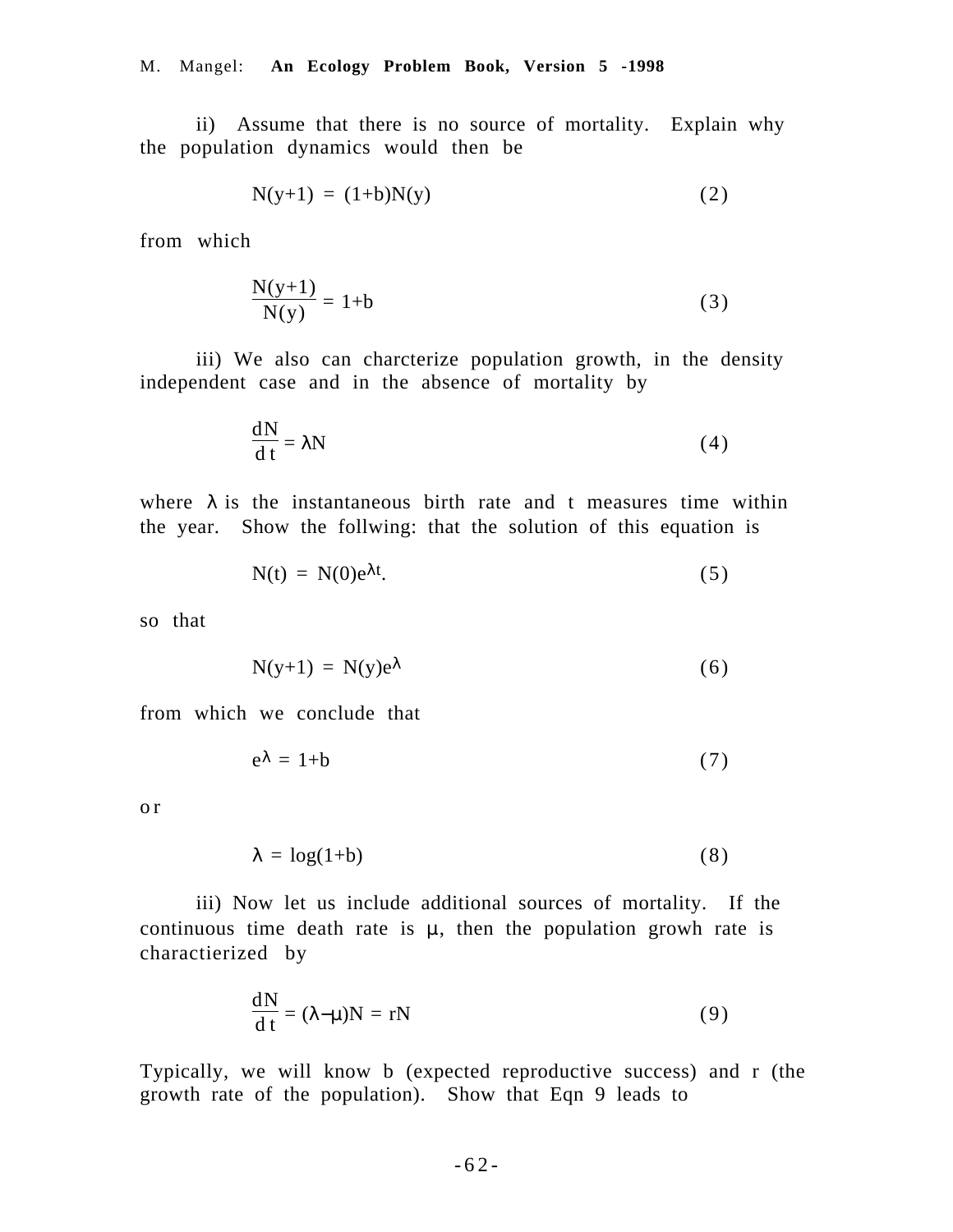ii) Assume that there is no source of mortality. Explain why the population dynamics would then be

$$N(y+1) = (1+b)N(y) \tag{2}$$

from which

$$\frac{N(y+1)}{N(y)} = 1+b \tag{3}$$

iii) We also can charcterize population growth, in the density independent case and in the absence of mortality by

$$\frac{dN}{dt} = \lambda N \tag{4}$$

where $\lambda$ is the instantaneous birth rate and t measures time within the year. Show the follwing: that the solution of this equation is

$$N(t) = N(0)e^{\lambda t}. \tag{5}$$

so that

$$N(y+1) = N(y)e^{\lambda} \tag{6}$$

from which we conclude that

$$e^{\lambda} = 1+b \tag{7}$$

or

$$\lambda = \log(1+b) \tag{8}$$

iii) Now let us include additional sources of mortality. If the continuous time death rate is $\mu$, then the population growh rate is charactierized by

$$\frac{dN}{dt} = (\lambda-\mu)N = rN \tag{9}$$

Typically, we will know b (expected reproductive success) and r (the growth rate of the population). Show that Eqn 9 leads to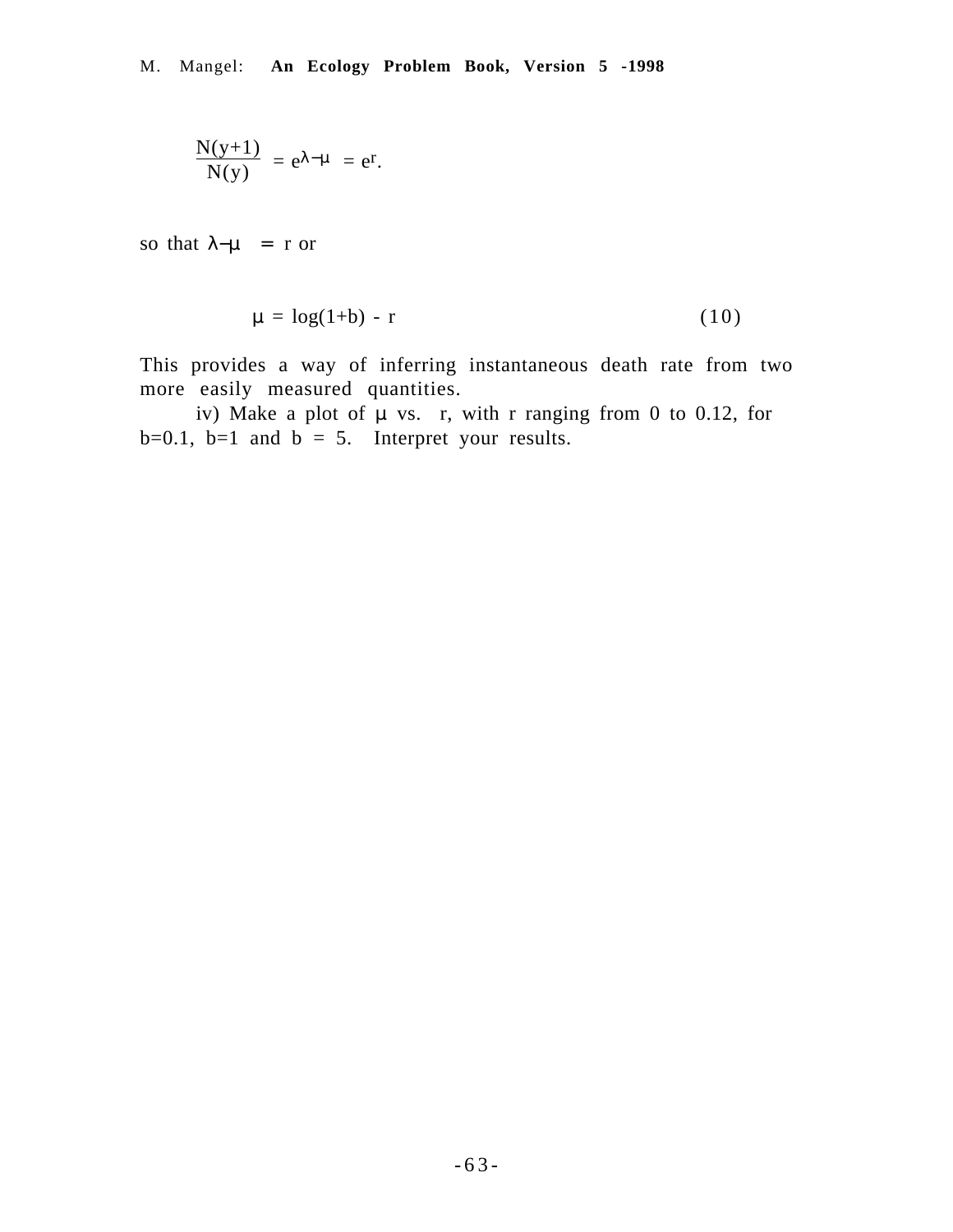$$\frac{N(y+1)}{N(y)} = e^{\lambda-\mu} = e^{r}.$$

so that $\lambda - \mu = r$ or

$$\mu = \log(1+b) - r \tag{10}$$

This provides a way of inferring instantaneous death rate from two more easily measured quantities.

iv) Make a plot of $\mu$ vs. r, with r ranging from 0 to 0.12, for b=0.1, b=1 and b = 5. Interpret your results.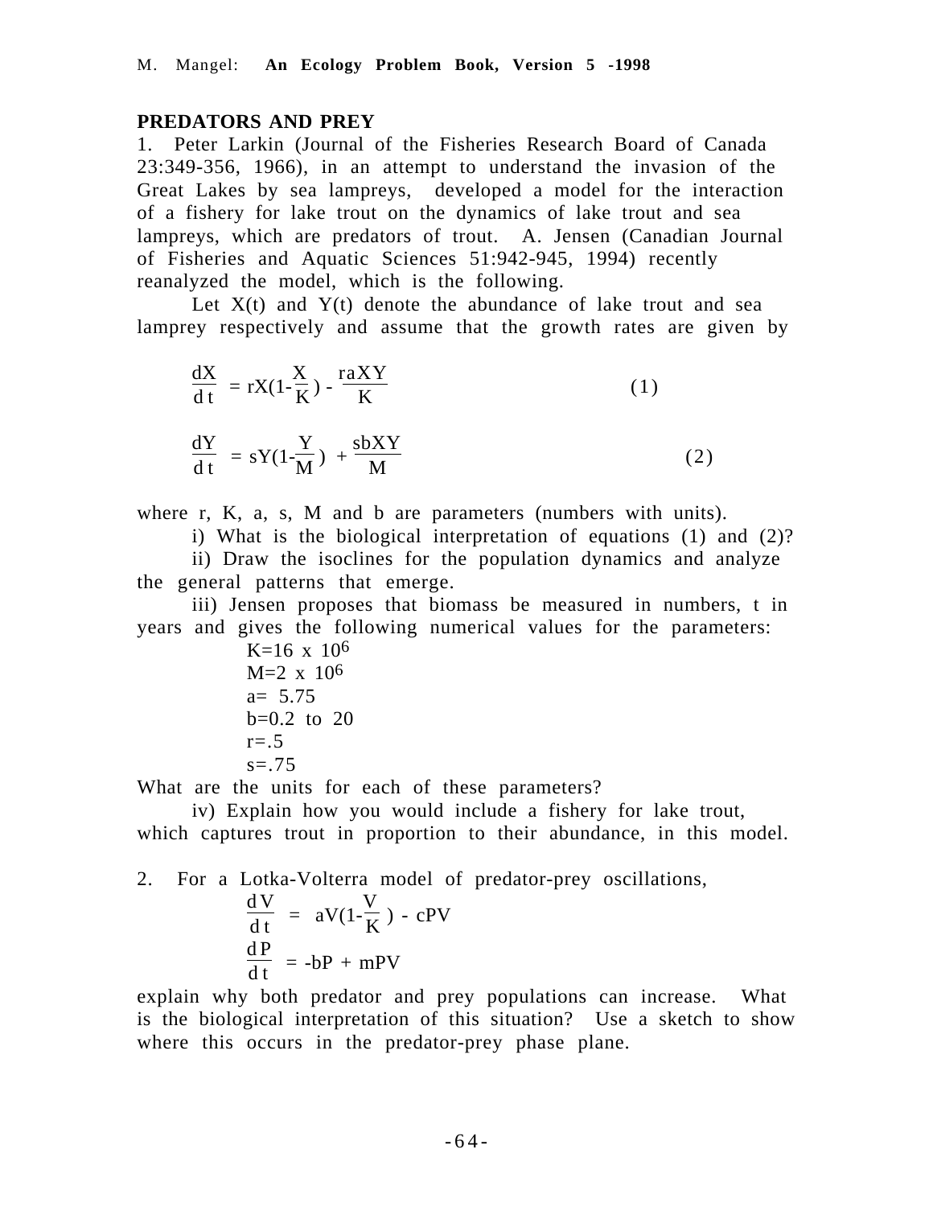## PREDATORS AND PREY

1. Peter Larkin (Journal of the Fisheries Research Board of Canada 23:349-356, 1966), in an attempt to understand the invasion of the Great Lakes by sea lampreys, developed a model for the interaction of a fishery for lake trout on the dynamics of lake trout and sea lampreys, which are predators of trout. A. Jensen (Canadian Journal of Fisheries and Aquatic Sciences 51:942-945, 1994) recently reanalyzed the model, which is the following.

Let X(t) and Y(t) denote the abundance of lake trout and sea lamprey respectively and assume that the growth rates are given by

$$\frac{dX}{dt} = rX(1-\frac{X}{K}) - \frac{raXY}{K} \qquad (1)$$

$$\frac{dY}{dt} = sY(1-\frac{Y}{M}) + \frac{sbXY}{M} \qquad (2)$$

where r, K, a, s, M and b are parameters (numbers with units).

i) What is the biological interpretation of equations (1) and (2)?

ii) Draw the isoclines for the population dynamics and analyze the general patterns that emerge.

iii) Jensen proposes that biomass be measured in numbers, t in years and gives the following numerical values for the parameters:

$K=16 \times 10^6$
$M=2 \times 10^6$
$a= 5.75$
$b=0.2$ to $20$
$r=.5$
$s=.75$

What are the units for each of these parameters?

iv) Explain how you would include a fishery for lake trout, which captures trout in proportion to their abundance, in this model.

2. For a Lotka-Volterra model of predator-prey oscillations,

$$\frac{dV}{dt} = aV(1-\frac{V}{K}) - cPV$$

$$\frac{dP}{dt} = -bP + mPV$$

explain why both predator and prey populations can increase. What is the biological interpretation of this situation? Use a sketch to show where this occurs in the predator-prey phase plane.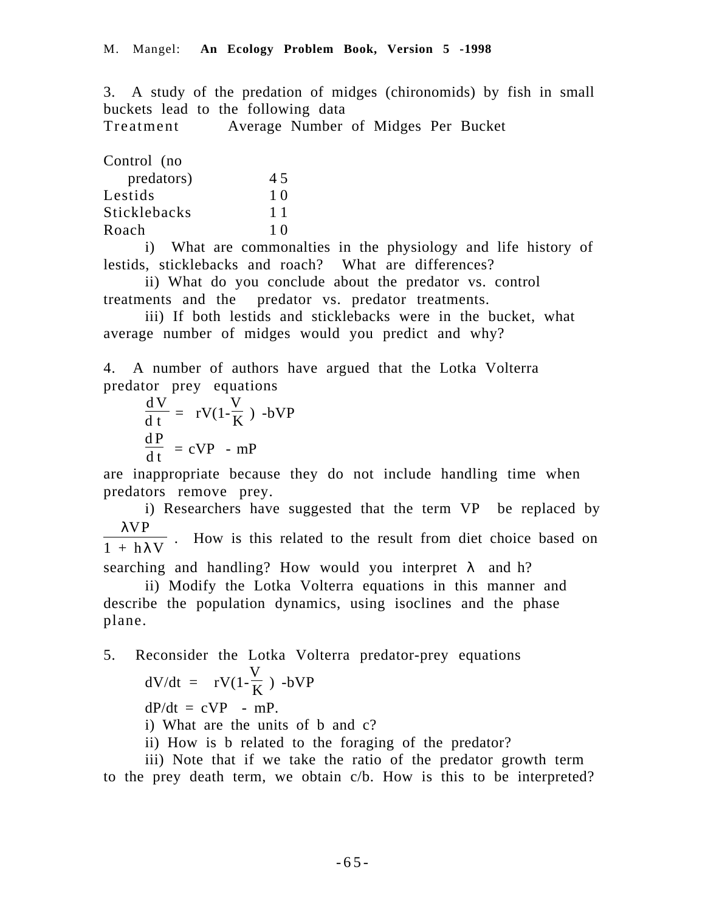3. A study of the predation of midges (chironomids) by fish in small buckets lead to the following data

| Treatment | Average Number of Midges Per Bucket |
| --- | --- |
| Control (no predators) | 45 |
| Lestids | 10 |
| Sticklebacks | 11 |
| Roach | 10 |

i) What are commonalties in the physiology and life history of lestids, sticklebacks and roach? What are differences?

ii) What do you conclude about the predator vs. control treatments and the predator vs. predator treatments.

iii) If both lestids and sticklebacks were in the bucket, what average number of midges would you predict and why?

4. A number of authors have argued that the Lotka Volterra predator prey equations

$$\frac{dV}{dt} = rV(1-\frac{V}{K}) - bVP$$

$$\frac{dP}{dt} = cVP - mP$$

are inappropriate because they do not include handling time when predators remove prey.

i) Researchers have suggested that the term VP be replaced by $\frac{\lambda VP}{1 + h\lambda V}$. How is this related to the result from diet choice based on searching and handling? How would you interpret $\lambda$ and h?

ii) Modify the Lotka Volterra equations in this manner and describe the population dynamics, using isoclines and the phase plane.

5. Reconsider the Lotka Volterra predator-prey equations

$$dV/dt = rV(1-\frac{V}{K}) - bVP$$

$$dP/dt = cVP - mP.$$

i) What are the units of b and c?

ii) How is b related to the foraging of the predator?

iii) Note that if we take the ratio of the predator growth term to the prey death term, we obtain c/b. How is this to be interpreted?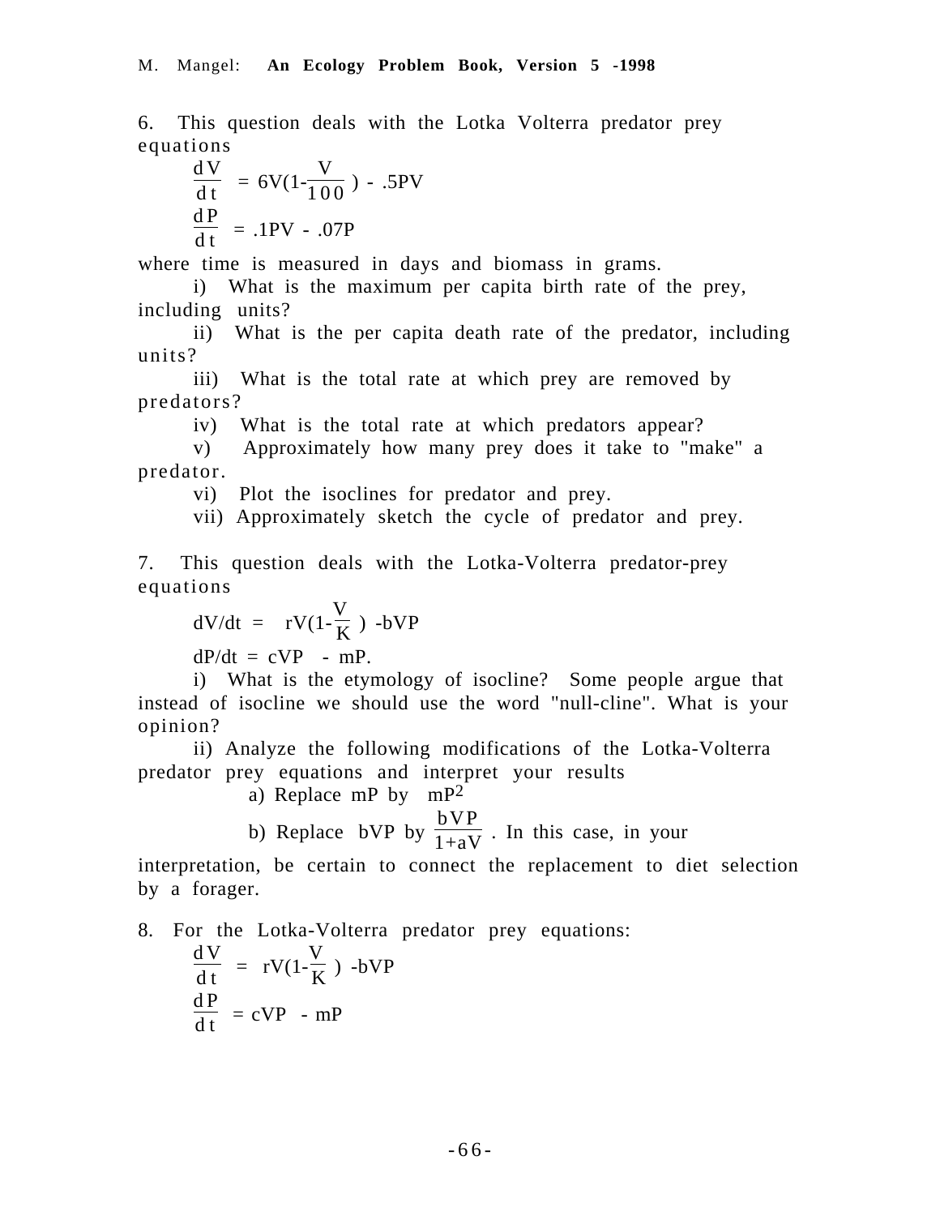6. This question deals with the Lotka Volterra predator prey equations

$$\frac{dV}{dt} = 6V(1-\frac{V}{100}) - .5PV$$

$$\frac{dP}{dt} = .1PV - .07P$$

where time is measured in days and biomass in grams.

i) What is the maximum per capita birth rate of the prey, including units?

ii) What is the per capita death rate of the predator, including units?

iii) What is the total rate at which prey are removed by predators?

iv) What is the total rate at which predators appear?

v) Approximately how many prey does it take to "make" a predator.

vi) Plot the isoclines for predator and prey.

vii) Approximately sketch the cycle of predator and prey.

7. This question deals with the Lotka-Volterra predator-prey equations

$$dV/dt = rV(1-\frac{V}{K}) - bVP$$

$$dP/dt = cVP - mP.$$

i) What is the etymology of isocline? Some people argue that instead of isocline we should use the word "null-cline". What is your opinion?

ii) Analyze the following modifications of the Lotka-Volterra predator prey equations and interpret your results

a) Replace $mP$ by $mP^2$

b) Replace $bVP$ by $\frac{bVP}{1+aV}$. In this case, in your interpretation, be certain to connect the replacement to diet selection by a forager.

8. For the Lotka-Volterra predator prey equations:

$$\frac{dV}{dt} = rV(1-\frac{V}{K}) - bVP$$

$$\frac{dP}{dt} = cVP - mP$$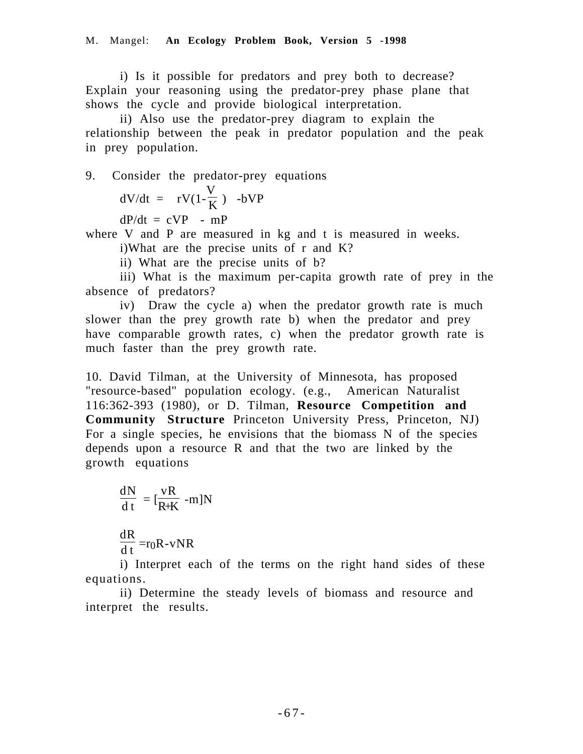i) Is it possible for predators and prey both to decrease? Explain your reasoning using the predator-prey phase plane that shows the cycle and provide biological interpretation.

ii) Also use the predator-prey diagram to explain the relationship between the peak in predator population and the peak in prey population.

9. Consider the predator-prey equations

$$dV/dt = rV(1-\frac{V}{K}) - bVP$$

$$dP/dt = cVP - mP$$

where V and P are measured in kg and t is measured in weeks.

i) What are the precise units of r and K?

ii) What are the precise units of b?

iii) What is the maximum per-capita growth rate of prey in the absence of predators?

iv) Draw the cycle a) when the predator growth rate is much slower than the prey growth rate b) when the predator and prey have comparable growth rates, c) when the predator growth rate is much faster than the prey growth rate.

10. David Tilman, at the University of Minnesota, has proposed "resource-based" population ecology. (e.g., American Naturalist 116:362-393 (1980), or D. Tilman, **Resource Competition and Community Structure** Princeton University Press, Princeton, NJ) For a single species, he envisions that the biomass N of the species depends upon a resource R and that the two are linked by the growth equations

$$\frac{dN}{dt} = [\frac{vR}{R+K} - m]N$$

$$\frac{dR}{dt} = r_0R - vNR$$

i) Interpret each of the terms on the right hand sides of these equations.

ii) Determine the steady levels of biomass and resource and interpret the results.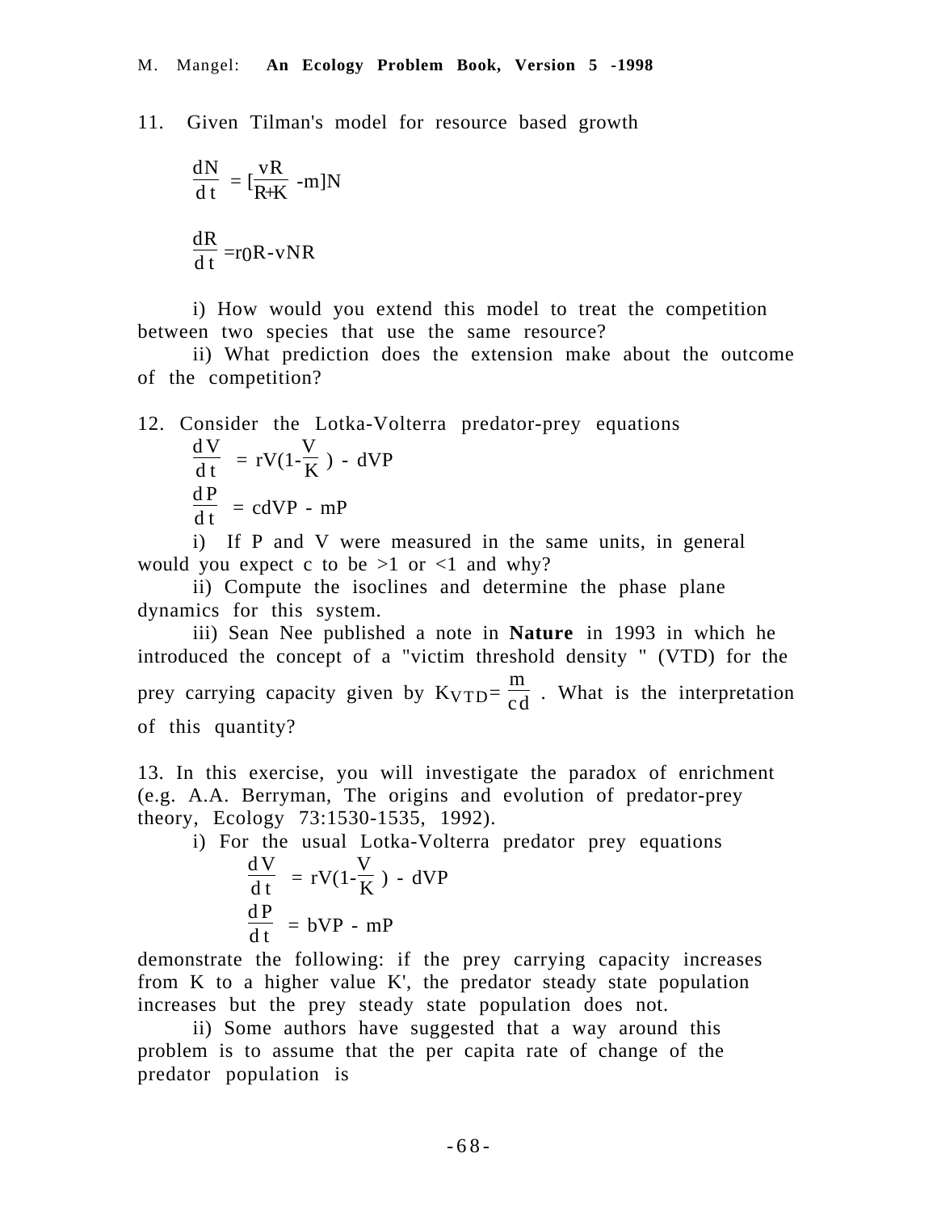11. Given Tilman's model for resource based growth

$$\frac{dN}{dt} = [\frac{vR}{R+K} - m]N$$

$$\frac{dR}{dt} = r_0R - vNR$$

i) How would you extend this model to treat the competition between two species that use the same resource?

ii) What prediction does the extension make about the outcome of the competition?

12. Consider the Lotka-Volterra predator-prey equations

$$\frac{dV}{dt} = rV(1-\frac{V}{K}) - dVP$$

$$\frac{dP}{dt} = cdVP - mP$$

i) If P and V were measured in the same units, in general would you expect c to be >1 or <1 and why?

ii) Compute the isoclines and determine the phase plane dynamics for this system.

iii) Sean Nee published a note in **Nature** in 1993 in which he introduced the concept of a "victim threshold density " (VTD) for the prey carrying capacity given by $K_{VTD} = \frac{m}{cd}$ . What is the interpretation of this quantity?

13. In this exercise, you will investigate the paradox of enrichment (e.g. A.A. Berryman, The origins and evolution of predator-prey theory, Ecology 73:1530-1535, 1992).

i) For the usual Lotka-Volterra predator prey equations

$$\frac{dV}{dt} = rV(1-\frac{V}{K}) - dVP$$

$$\frac{dP}{dt} = bVP - mP$$

demonstrate the following: if the prey carrying capacity increases from K to a higher value K', the predator steady state population increases but the prey steady state population does not.

ii) Some authors have suggested that a way around this problem is to assume that the per capita rate of change of the predator population is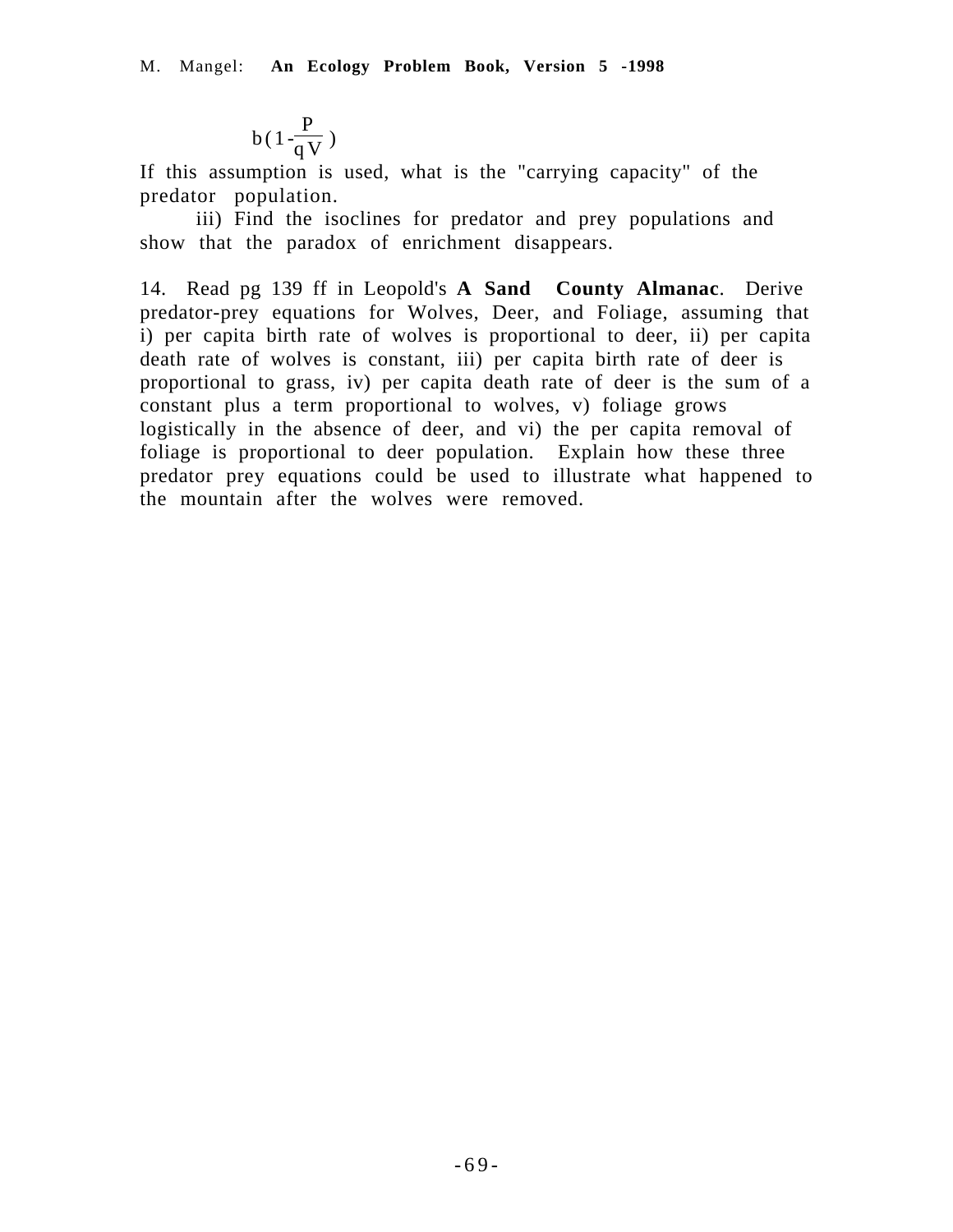$$b\left(1-\frac{P}{qV}\right)$$

If this assumption is used, what is the "carrying capacity" of the predator population.

iii) Find the isoclines for predator and prey populations and show that the paradox of enrichment disappears.

14. Read pg 139 ff in Leopold's **A Sand County Almanac**. Derive predator-prey equations for Wolves, Deer, and Foliage, assuming that i) per capita birth rate of wolves is proportional to deer, ii) per capita death rate of wolves is constant, iii) per capita birth rate of deer is proportional to grass, iv) per capita death rate of deer is the sum of a constant plus a term proportional to wolves, v) foliage grows logistically in the absence of deer, and vi) the per capita removal of foliage is proportional to deer population. Explain how these three predator prey equations could be used to illustrate what happened to the mountain after the wolves were removed.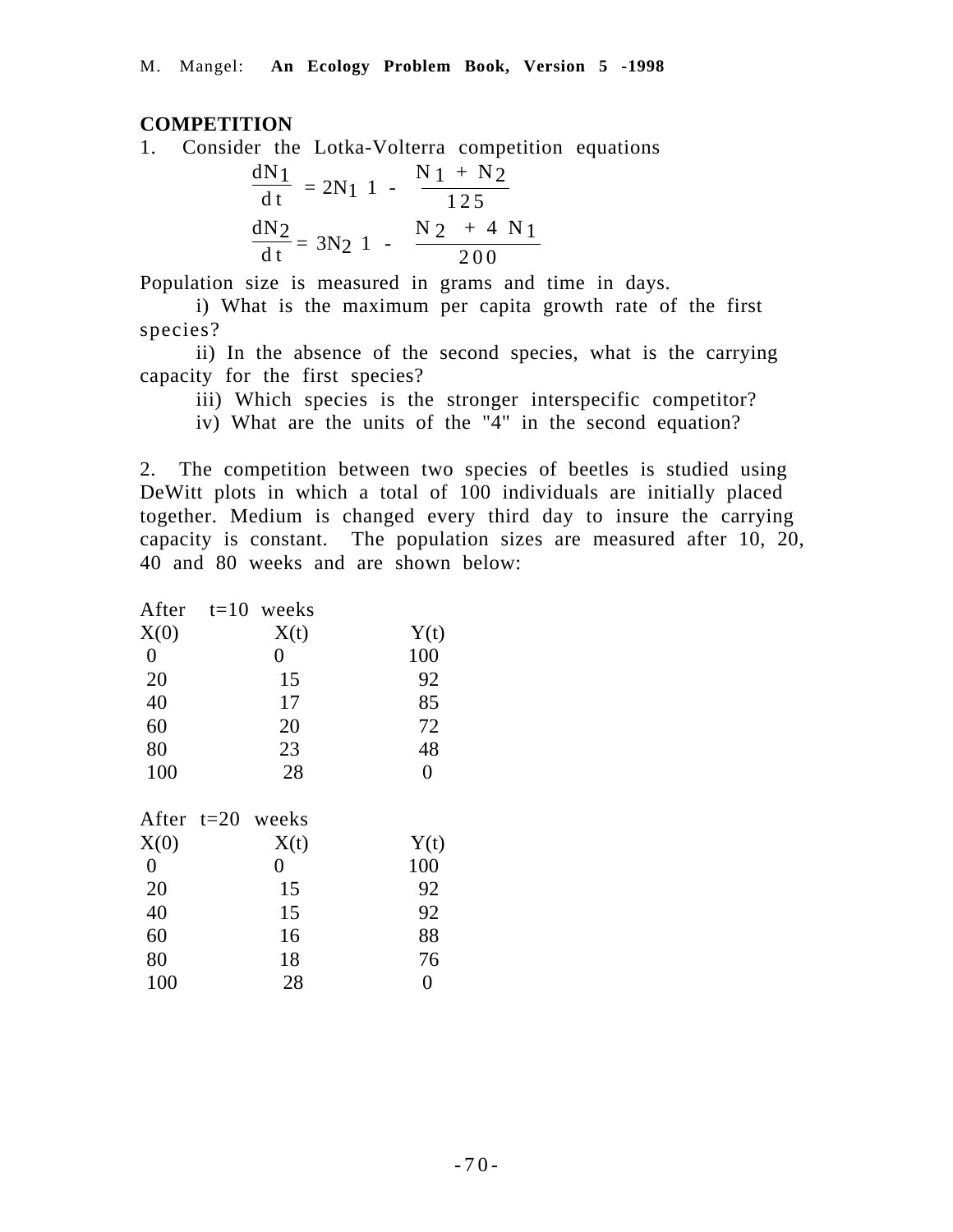## COMPETITION

1. Consider the Lotka-Volterra competition equations

$$\frac{dN_1}{dt} = 2N_1\left(1 - \frac{N_1 + N_2}{125}\right)$$

$$\frac{dN_2}{dt} = 3N_2\left(1 - \frac{N_2 + 4N_1}{200}\right)$$

Population size is measured in grams and time in days.

i) What is the maximum per capita growth rate of the first species?

ii) In the absence of the second species, what is the carrying capacity for the first species?

iii) Which species is the stronger interspecific competitor?

iv) What are the units of the "4" in the second equation?

2. The competition between two species of beetles is studied using DeWitt plots in which a total of 100 individuals are initially placed together. Medium is changed every third day to insure the carrying capacity is constant. The population sizes are measured after 10, 20, 40 and 80 weeks and are shown below:

After t=10 weeks

| X(0) | X(t) | Y(t) |
|---|---|---|
| 0 | 0 | 100 |
| 20 | 15 | 92 |
| 40 | 17 | 85 |
| 60 | 20 | 72 |
| 80 | 23 | 48 |
| 100 | 28 | 0 |

After t=20 weeks

| X(0) | X(t) | Y(t) |
|---|---|---|
| 0 | 0 | 100 |
| 20 | 15 | 92 |
| 40 | 15 | 92 |
| 60 | 16 | 88 |
| 80 | 18 | 76 |
| 100 | 28 | 0 |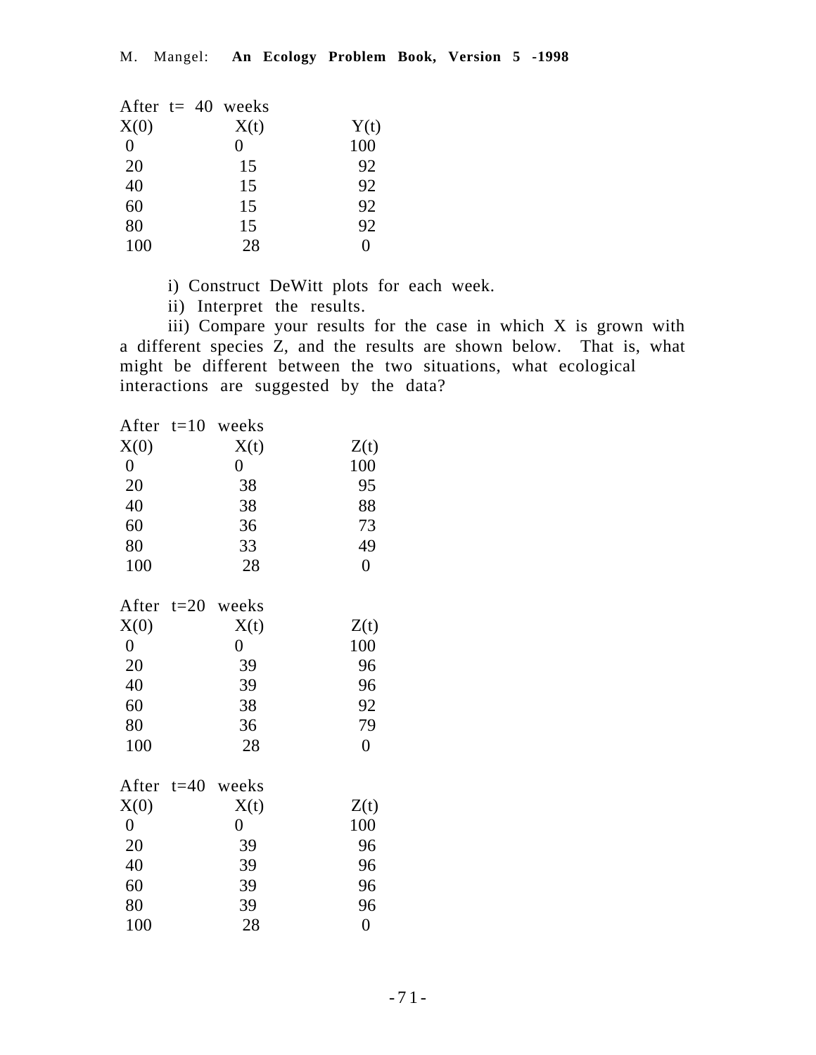After t= 40 weeks

| X(0) | X(t) | Y(t) |
|---|---|---|
| 0 | 0 | 100 |
| 20 | 15 | 92 |
| 40 | 15 | 92 |
| 60 | 15 | 92 |
| 80 | 15 | 92 |
| 100 | 28 | 0 |

i) Construct DeWitt plots for each week.

ii) Interpret the results.

iii) Compare your results for the case in which X is grown with a different species Z, and the results are shown below. That is, what might be different between the two situations, what ecological interactions are suggested by the data?

After t=10 weeks

| X(0) | X(t) | Z(t) |
|---|---|---|
| 0 | 0 | 100 |
| 20 | 38 | 95 |
| 40 | 38 | 88 |
| 60 | 36 | 73 |
| 80 | 33 | 49 |
| 100 | 28 | 0 |

After t=20 weeks

| X(0) | X(t) | Z(t) |
|---|---|---|
| 0 | 0 | 100 |
| 20 | 39 | 96 |
| 40 | 39 | 96 |
| 60 | 38 | 92 |
| 80 | 36 | 79 |
| 100 | 28 | 0 |

After t=40 weeks

| X(0) | X(t) | Z(t) |
|---|---|---|
| 0 | 0 | 100 |
| 20 | 39 | 96 |
| 40 | 39 | 96 |
| 60 | 39 | 96 |
| 80 | 39 | 96 |
| 100 | 28 | 0 |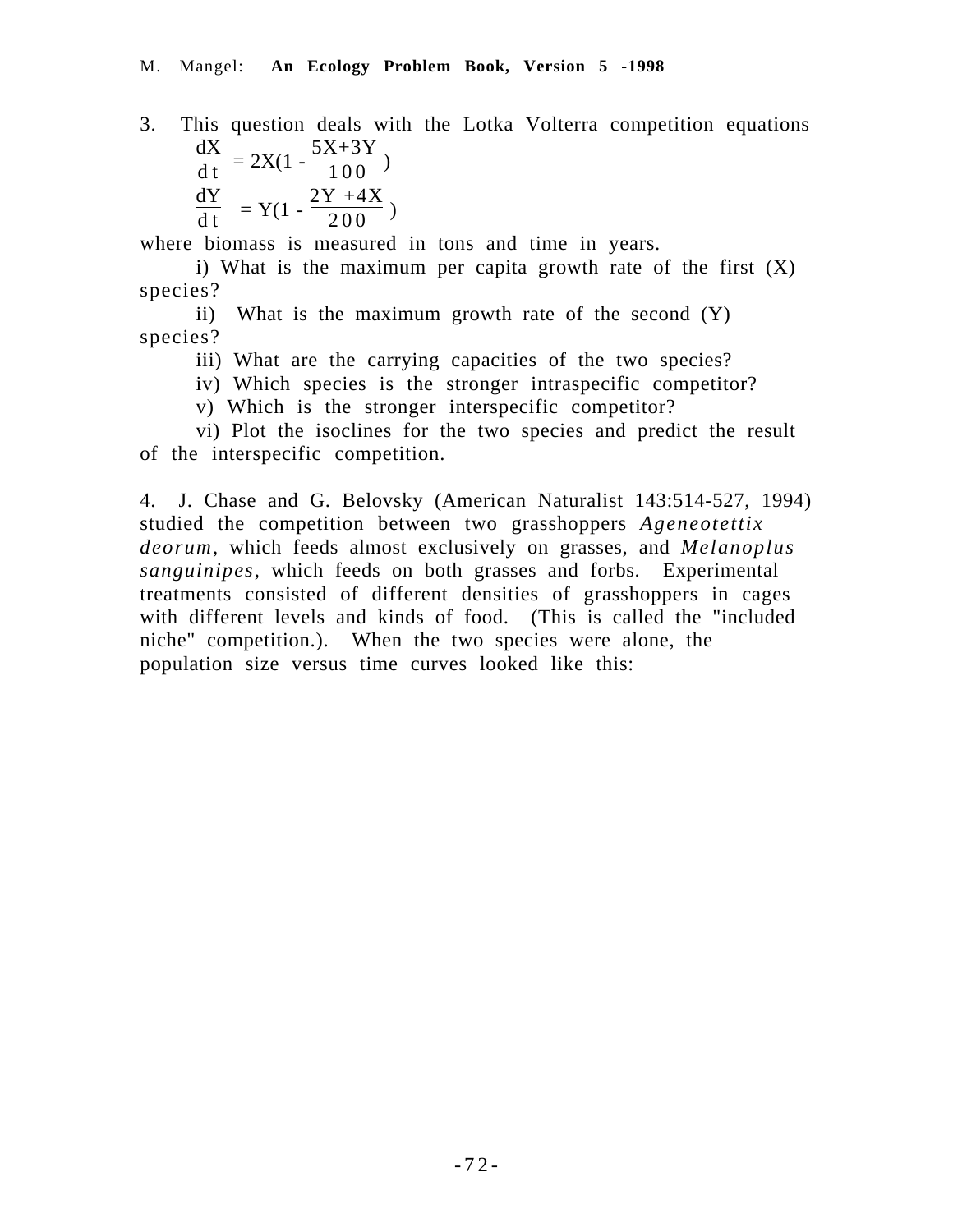3. This question deals with the Lotka Volterra competition equations

$$\frac{dX}{dt} = 2X(1 - \frac{5X+3Y}{100})$$

$$\frac{dY}{dt} = Y(1 - \frac{2Y+4X}{200})$$

where biomass is measured in tons and time in years.

i) What is the maximum per capita growth rate of the first (X) species?

ii) What is the maximum growth rate of the second (Y) species?

iii) What are the carrying capacities of the two species?

iv) Which species is the stronger intraspecific competitor?

v) Which is the stronger interspecific competitor?

vi) Plot the isoclines for the two species and predict the result of the interspecific competition.

4. J. Chase and G. Belovsky (American Naturalist 143:514-527, 1994) studied the competition between two grasshoppers *Ageneotettix deorum*, which feeds almost exclusively on grasses, and *Melanoplus sanguinipes*, which feeds on both grasses and forbs. Experimental treatments consisted of different densities of grasshoppers in cages with different levels and kinds of food. (This is called the "included niche" competition.). When the two species were alone, the population size versus time curves looked like this: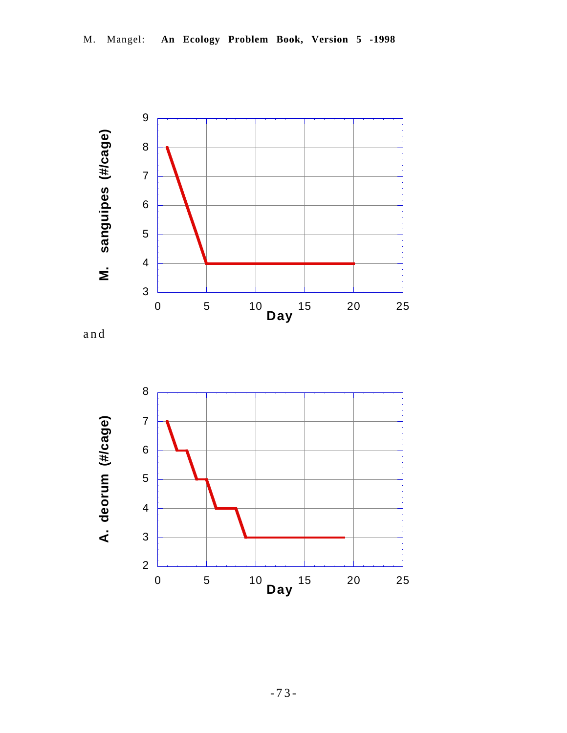and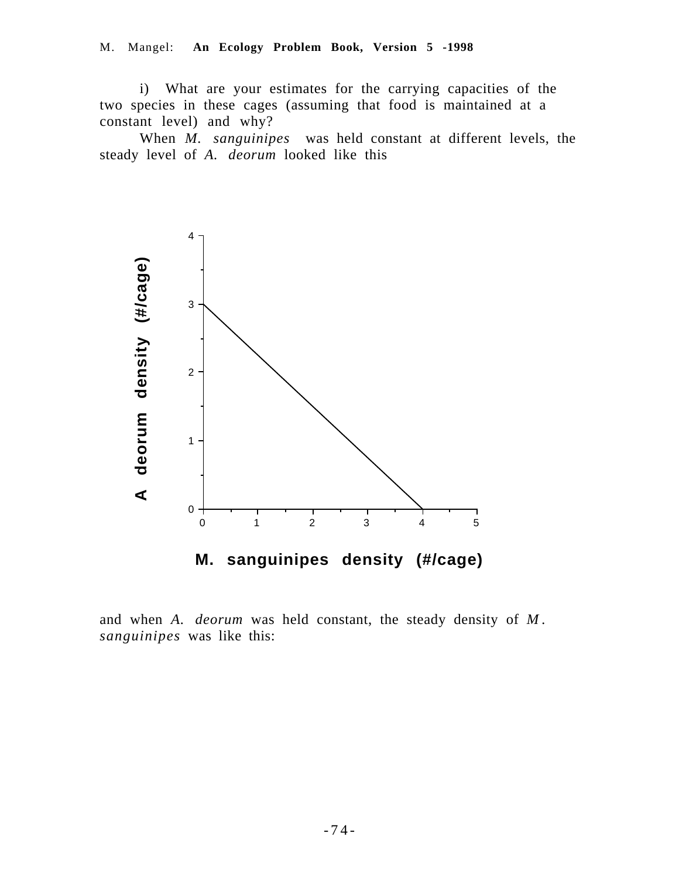i) What are your estimates for the carrying capacities of the two species in these cages (assuming that food is maintained at a constant level) and why?

When *M. sanguinipes* was held constant at different levels, the steady level of *A. deorum* looked like this

and when *A. deorum* was held constant, the steady density of *M. sanguinipes* was like this: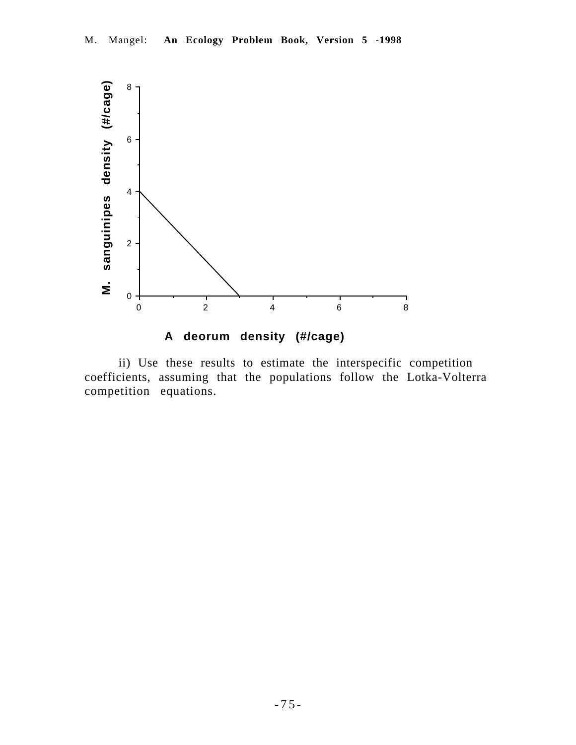ii) Use these results to estimate the interspecific competition coefficients, assuming that the populations follow the Lotka-Volterra competition equations.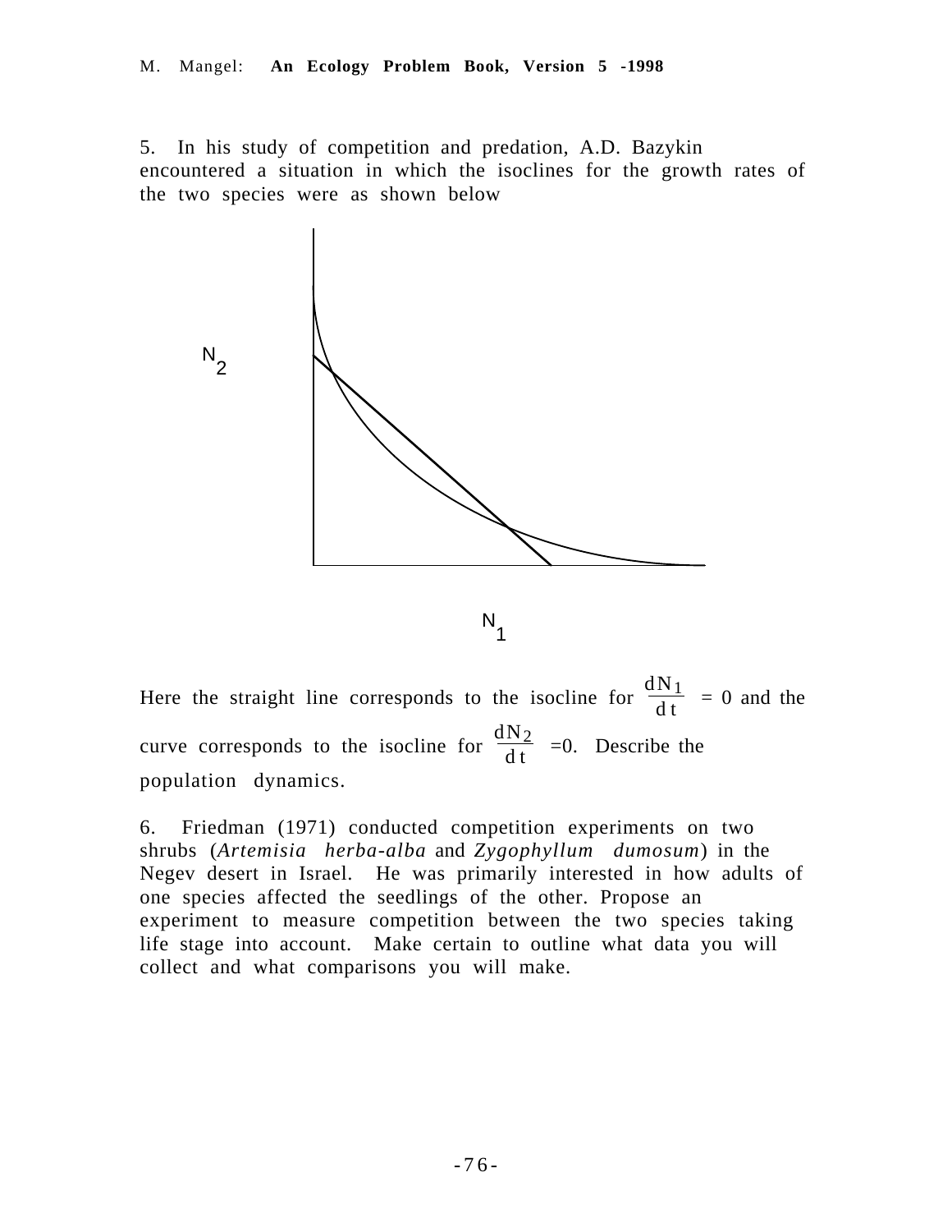5. In his study of competition and predation, A.D. Bazykin encountered a situation in which the isoclines for the growth rates of the two species were as shown below

Here the straight line corresponds to the isocline for $\frac{dN_1}{dt} = 0$ and the curve corresponds to the isocline for $\frac{dN_2}{dt} = 0$. Describe the population dynamics.

6. Friedman (1971) conducted competition experiments on two shrubs (*Artemisia herba-alba* and *Zygophyllum dumosum*) in the Negev desert in Israel. He was primarily interested in how adults of one species affected the seedlings of the other. Propose an experiment to measure competition between the two species taking life stage into account. Make certain to outline what data you will collect and what comparisons you will make.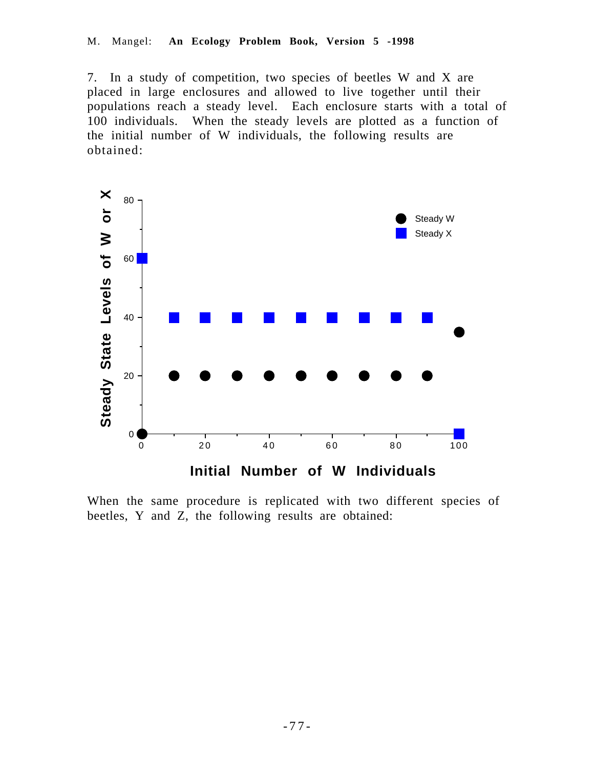7. In a study of competition, two species of beetles W and X are placed in large enclosures and allowed to live together until their populations reach a steady level. Each enclosure starts with a total of 100 individuals. When the steady levels are plotted as a function of the initial number of W individuals, the following results are obtained:

When the same procedure is replicated with two different species of beetles, Y and Z, the following results are obtained: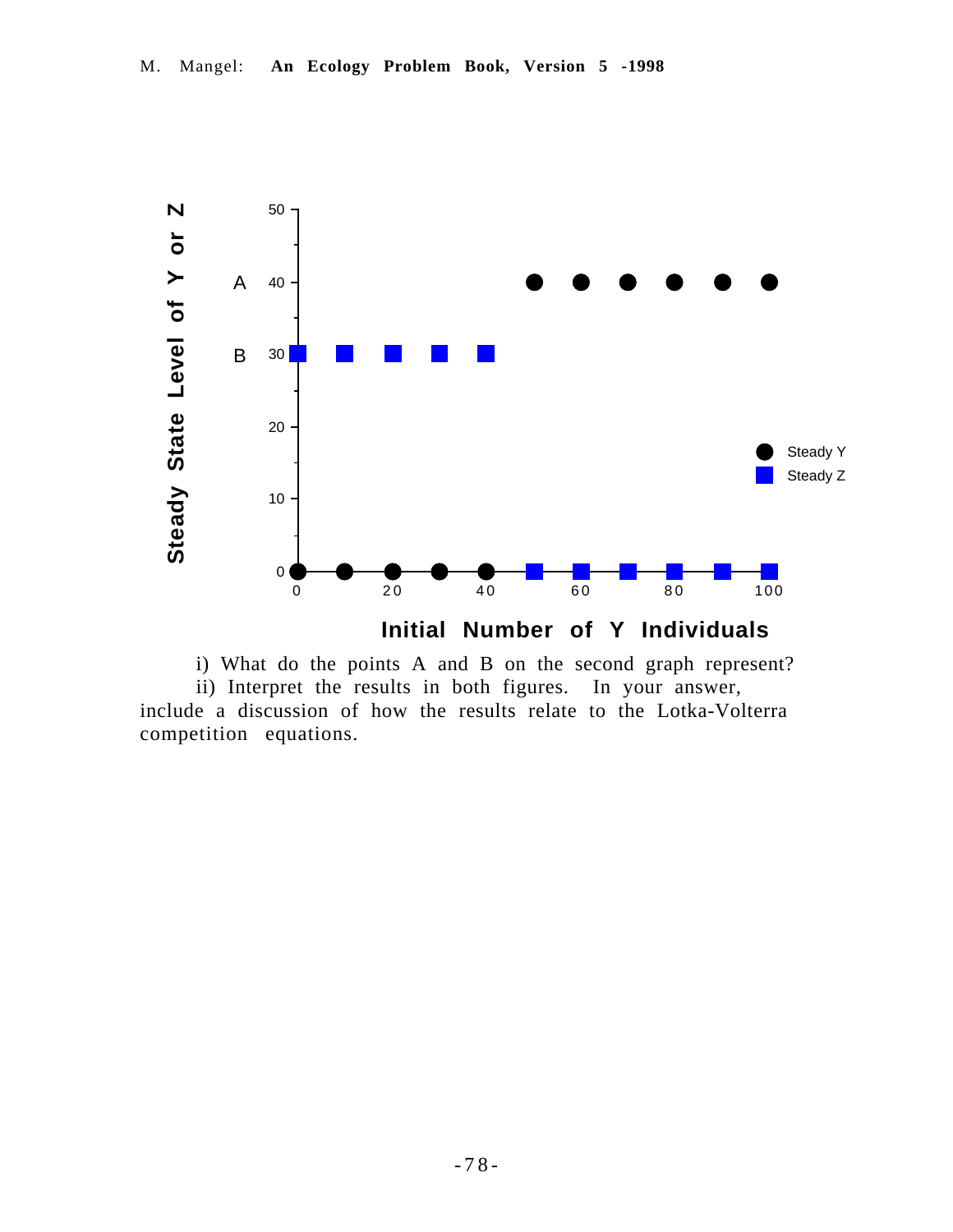i) What do the points A and B on the second graph represent?

ii) Interpret the results in both figures. In your answer, include a discussion of how the results relate to the Lotka-Volterra competition equations.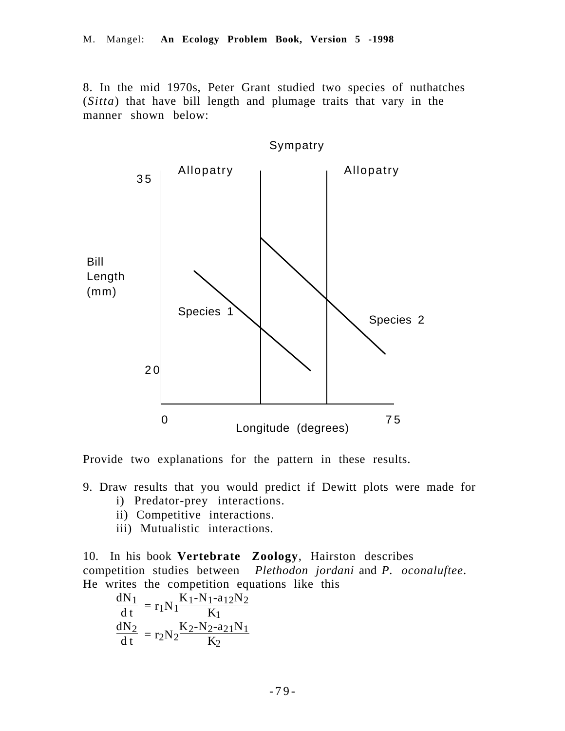8. In the mid 1970s, Peter Grant studied two species of nuthatches (*Sitta*) that have bill length and plumage traits that vary in the manner shown below:

Provide two explanations for the pattern in these results.

9. Draw results that you would predict if Dewitt plots were made for
   i) Predator-prey interactions.
   ii) Competitive interactions.
   iii) Mutualistic interactions.

10. In his book **Vertebrate Zoology**, Hairston describes competition studies between *Plethodon jordani* and *P. oconaluftee*. He writes the competition equations like this

$$\frac{dN_1}{dt} = r_1 N_1 \frac{K_1 - N_1 - a_{12} N_2}{K_1}$$

$$\frac{dN_2}{dt} = r_2 N_2 \frac{K_2 - N_2 - a_{21} N_1}{K_2}$$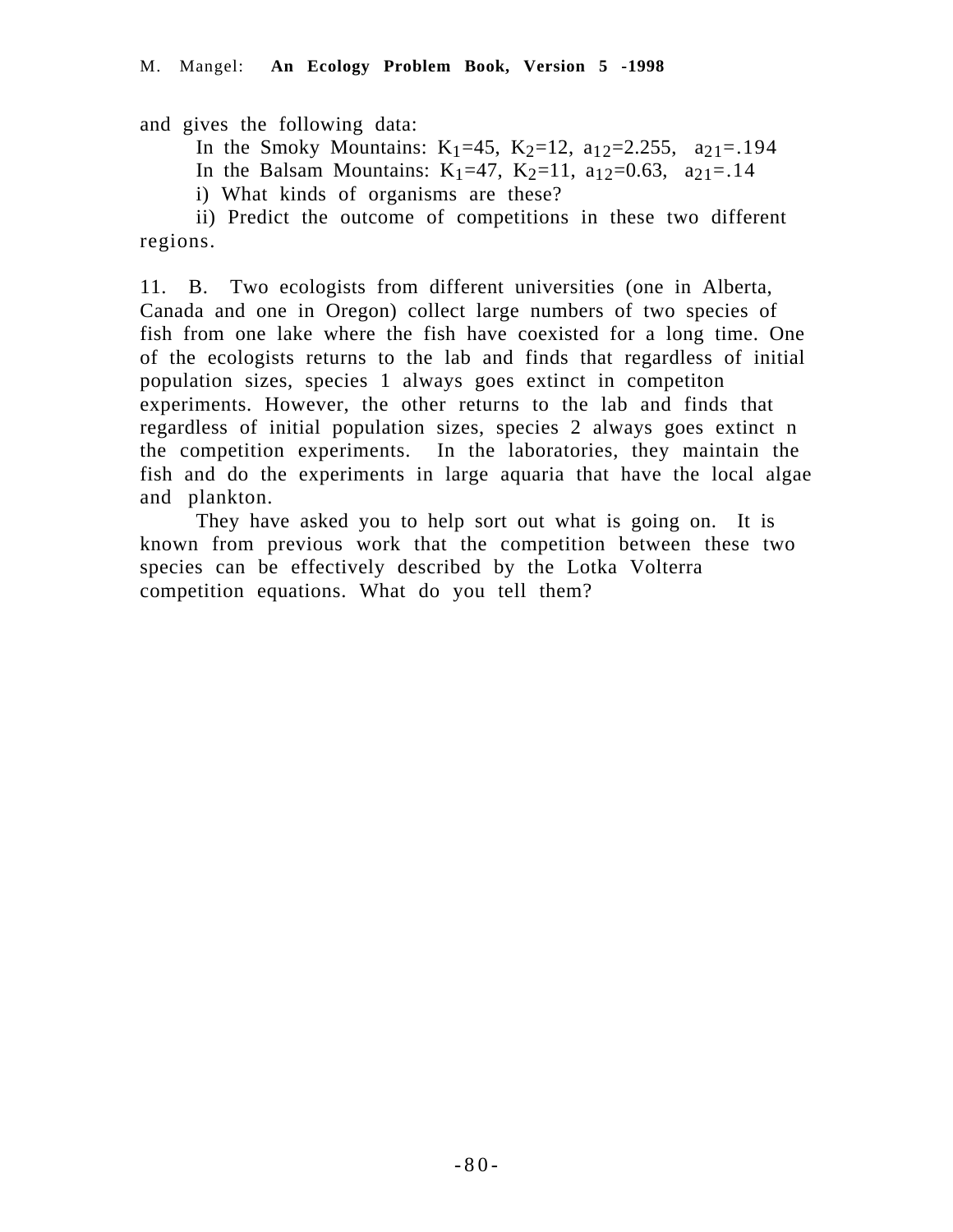and gives the following data:

In the Smoky Mountains: $K_1$=45, $K_2$=12, $a_{12}$=2.255, $a_{21}$=.194

In the Balsam Mountains: $K_1$=47, $K_2$=11, $a_{12}$=0.63, $a_{21}$=.14

i) What kinds of organisms are these?

ii) Predict the outcome of competitions in these two different regions.

11. B. Two ecologists from different universities (one in Alberta, Canada and one in Oregon) collect large numbers of two species of fish from one lake where the fish have coexisted for a long time. One of the ecologists returns to the lab and finds that regardless of initial population sizes, species 1 always goes extinct in competiton experiments. However, the other returns to the lab and finds that regardless of initial population sizes, species 2 always goes extinct n the competition experiments. In the laboratories, they maintain the fish and do the experiments in large aquaria that have the local algae and plankton.

They have asked you to help sort out what is going on. It is known from previous work that the competition between these two species can be effectively described by the Lotka Volterra competition equations. What do you tell them?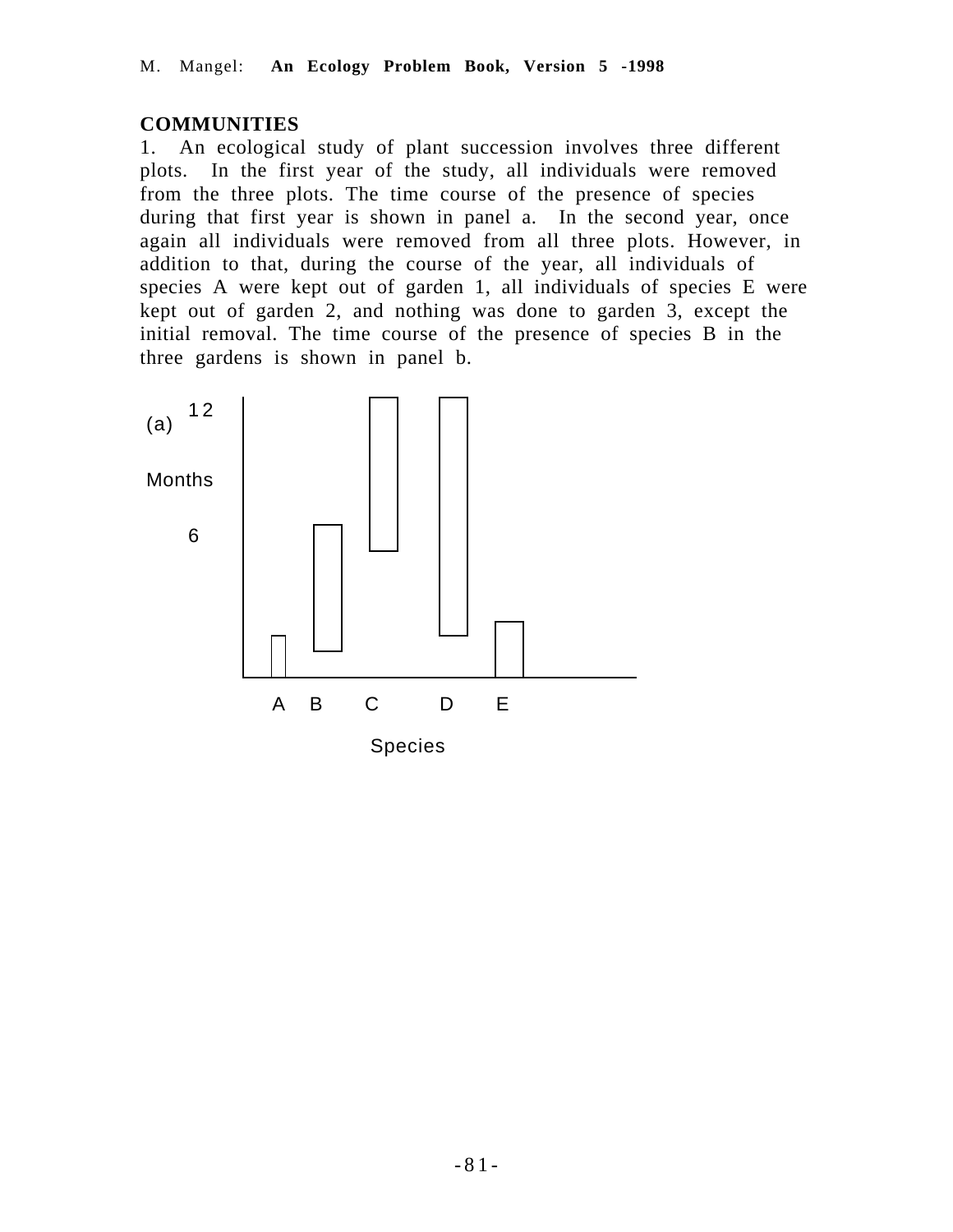## COMMUNITIES

1. An ecological study of plant succession involves three different plots. In the first year of the study, all individuals were removed from the three plots. The time course of the presence of species during that first year is shown in panel a. In the second year, once again all individuals were removed from all three plots. However, in addition to that, during the course of the year, all individuals of species A were kept out of garden 1, all individuals of species E were kept out of garden 2, and nothing was done to garden 3, except the initial removal. The time course of the presence of species B in the three gardens is shown in panel b.

(a) 12

Months

6

A B C D E

Species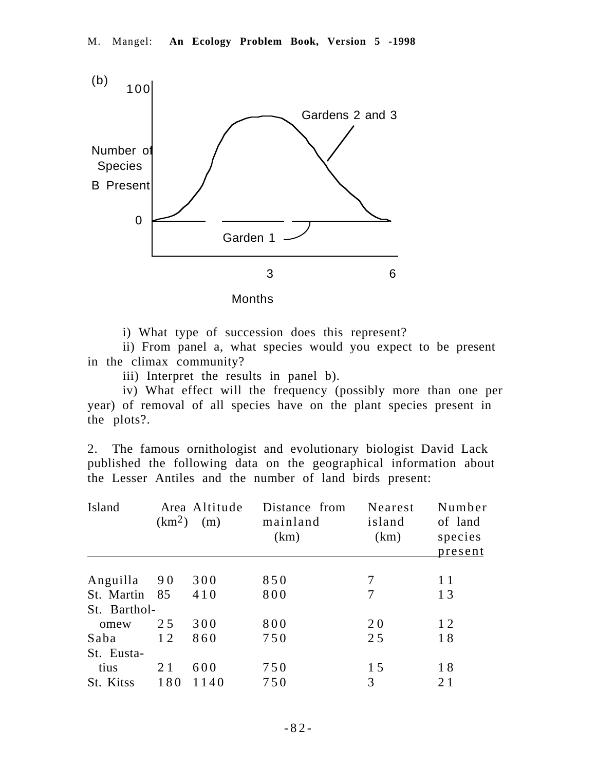(b)

100

Number of Species B Present

Gardens 2 and 3

0

Garden 1

3 6

Months

i) What type of succession does this represent?

ii) From panel a, what species would expect to be present in the climax community?

iii) Interpret the results in panel b).

iv) What effect will the frequency (possibly more than one per year) of removal of all species have on the plant species present in the plots?.

2. The famous ornithologist and evolutionary biologist David Lack published the following data on the geographical information about the Lesser Antiles and the number of land birds present:

| Island | Area ($km^2$) | Altitude (m) | Distance from mainland (km) | Nearest island (km) | Number of land species present |
|---|---|---|---|---|---|
| Anguilla | 90 | 300 | 850 | 7 | 11 |
| St. Martin | 85 | 410 | 800 | 7 | 13 |
| St. Bartholomew | 25 | 300 | 800 | 20 | 12 |
| Saba | 12 | 860 | 750 | 25 | 18 |
| St. Eustatius | 21 | 600 | 750 | 15 | 18 |
| St. Kitss | 180 | 1140 | 750 | 3 | 21 |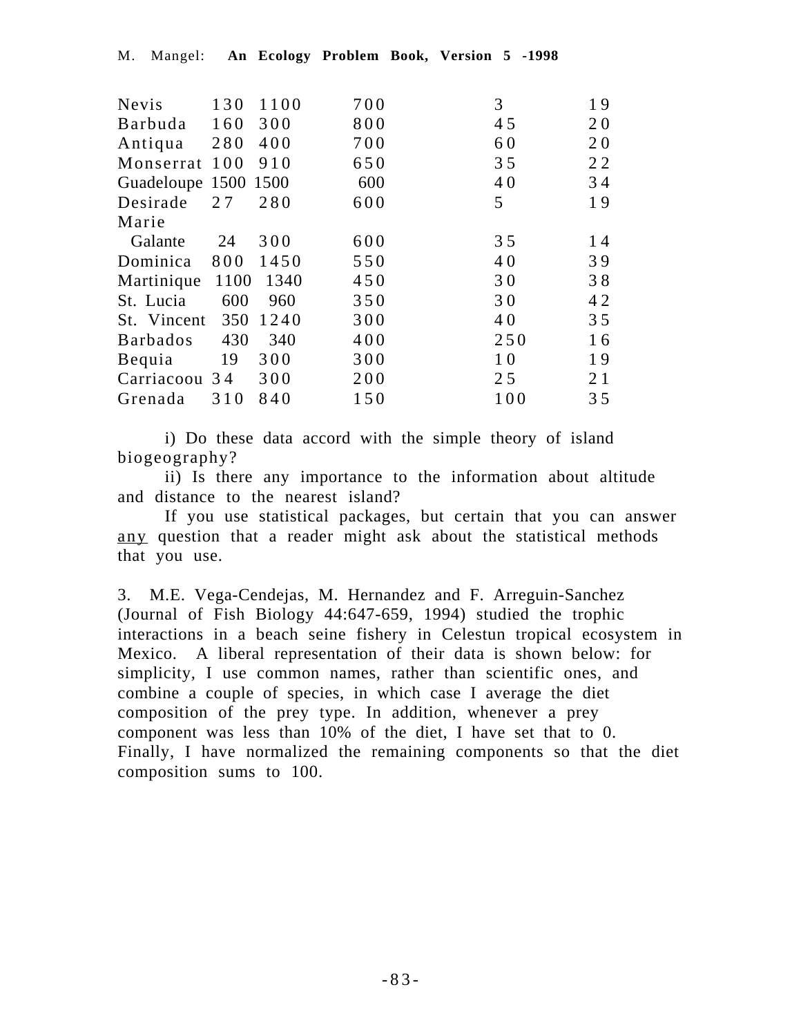| | | | | | |
|---|---|---|---|---|---|
| Nevis | 130 | 1100 | 700 | 3 | 19 |
| Barbuda | 160 | 300 | 800 | 45 | 20 |
| Antiqua | 280 | 400 | 700 | 60 | 20 |
| Monserrat | 100 | 910 | 650 | 35 | 22 |
| Guadeloupe | 1500 | 1500 | 600 | 40 | 34 |
| Desirade | 27 | 280 | 600 | 5 | 19 |
| Marie Galante | 24 | 300 | 600 | 35 | 14 |
| Dominica | 800 | 1450 | 550 | 40 | 39 |
| Martinique | 1100 | 1340 | 450 | 30 | 38 |
| St. Lucia | 600 | 960 | 350 | 30 | 42 |
| St. Vincent | 350 | 1240 | 300 | 40 | 35 |
| Barbados | 430 | 340 | 400 | 250 | 16 |
| Bequia | 19 | 300 | 300 | 10 | 19 |
| Carriacoou | 34 | 300 | 200 | 25 | 21 |
| Grenada | 310 | 840 | 150 | 100 | 35 |

i) Do these data accord with the simple theory of island biogeography?

ii) Is there any importance to the information about altitude and distance to the nearest island?

If you use statistical packages, but certain that you can answer any question that a reader might ask about the statistical methods that you use.

3. M.E. Vega-Cendejas, M. Hernandez and F. Arreguin-Sanchez (Journal of Fish Biology 44:647-659, 1994) studied the trophic interactions in a beach seine fishery in Celestun tropical ecosystem in Mexico. A liberal representation of their data is shown below: for simplicity, I use common names, rather than scientific ones, and combine a couple of species, in which case I average the diet composition of the prey type. In addition, whenever a prey component was less than 10% of the diet, I have set that to 0. Finally, I have normalized the remaining components so that the diet composition sums to 100.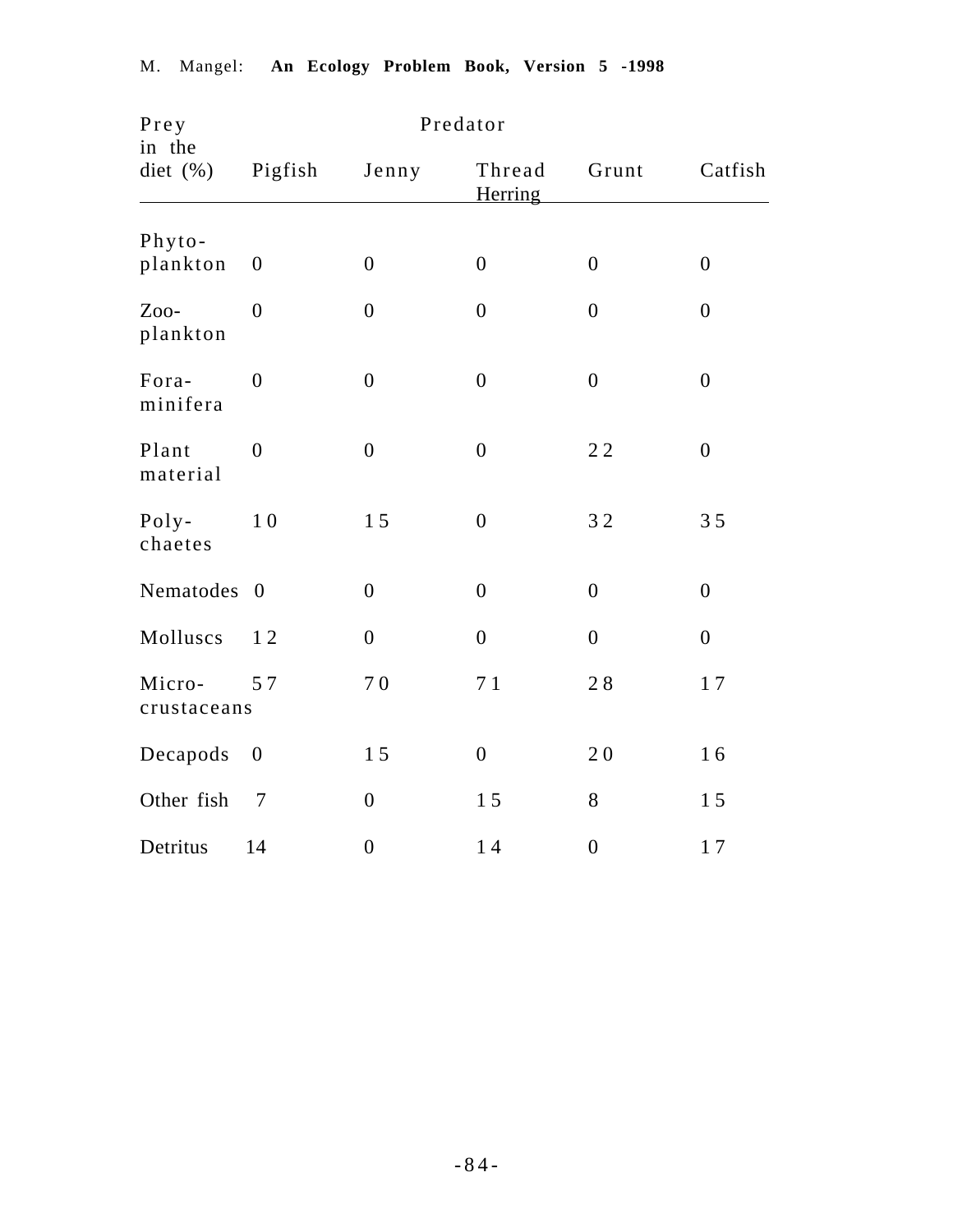| Prey in the diet (%) | Predator | | | | |
|---|---|---|---|---|---|
| | Pigfish | Jenny | Thread Herring | Grunt | Catfish |
| Phyto-plankton | 0 | 0 | 0 | 0 | 0 |
| Zoo-plankton | 0 | 0 | 0 | 0 | 0 |
| Fora-minifera | 0 | 0 | 0 | 0 | 0 |
| Plant material | 0 | 0 | 0 | 22 | 0 |
| Poly-chaetes | 10 | 15 | 0 | 32 | 35 |
| Nematodes | 0 | 0 | 0 | 0 | 0 |
| Molluscs | 12 | 0 | 0 | 0 | 0 |
| Micro-crustaceans | 57 | 70 | 71 | 28 | 17 |
| Decapods | 0 | 15 | 0 | 20 | 16 |
| Other fish | 7 | 0 | 15 | 8 | 15 |
| Detritus | 14 | 0 | 14 | 0 | 17 |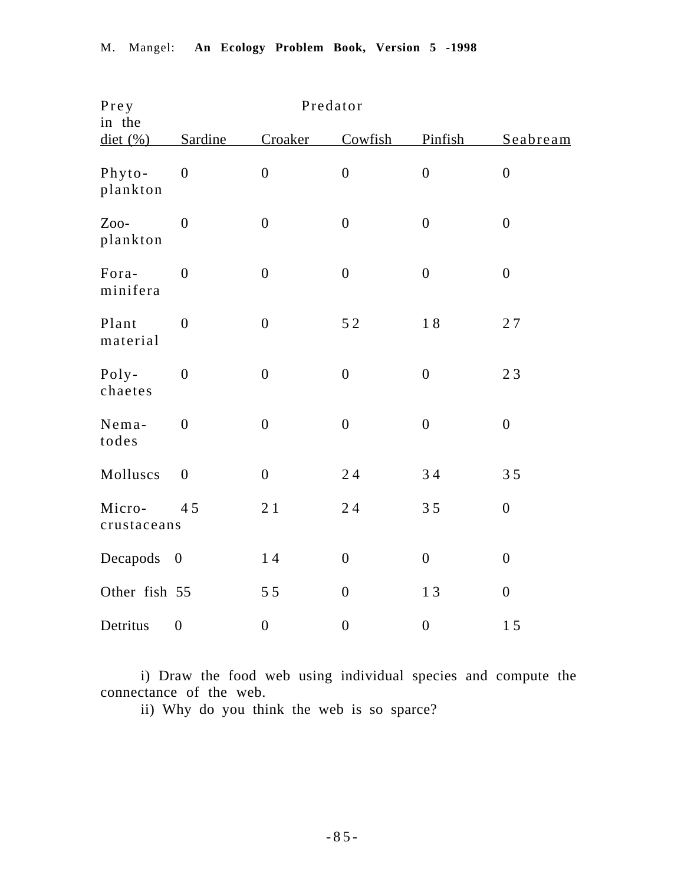| Prey in the diet (%) | Sardine | Croaker | Cowfish | Pinfish | Seabream |
|---|---|---|---|---|---|
| Phyto-plankton | 0 | 0 | 0 | 0 | 0 |
| Zoo-plankton | 0 | 0 | 0 | 0 | 0 |
| Fora-minifera | 0 | 0 | 0 | 0 | 0 |
| Plant material | 0 | 0 | 52 | 18 | 27 |
| Poly-chaetes | 0 | 0 | 0 | 0 | 23 |
| Nema-todes | 0 | 0 | 0 | 0 | 0 |
| Molluscs | 0 | 0 | 24 | 34 | 35 |
| Micro-crustaceans | 45 | 21 | 24 | 35 | 0 |
| Decapods | 0 | 14 | 0 | 0 | 0 |
| Other fish | 55 | 55 | 0 | 13 | 0 |
| Detritus | 0 | 0 | 0 | 0 | 15 |

i) Draw the food web using individual species and compute the connectance of the web.

ii) Why do you think the web is so sparce?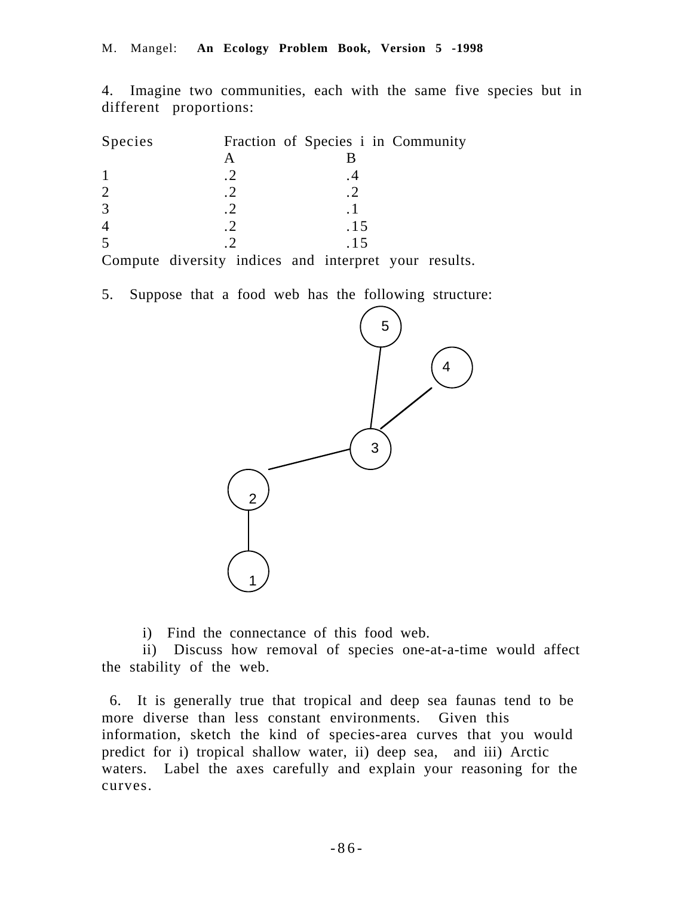4. Imagine two communities, each with the same five species but in different proportions:

| Species | Fraction of Species i in Community | |
|---|---|---|
| | A | B |
| 1 | .2 | .4 |
| 2 | .2 | .2 |
| 3 | .2 | .1 |
| 4 | .2 | .15 |
| 5 | .2 | .15 |

Compute diversity indices and interpret your results.

5. Suppose that a food web has the following structure:

i) Find the connectance of this food web.

ii) Discuss how removal of species one-at-a-time would affect the stability of the web.

6. It is generally true that tropical and deep sea faunas tend to be more diverse than less constant environments. Given this information, sketch the kind of species-area curves that you would predict for i) tropical shallow water, ii) deep sea, and iii) Arctic waters. Label the axes carefully and explain your reasoning for the curves.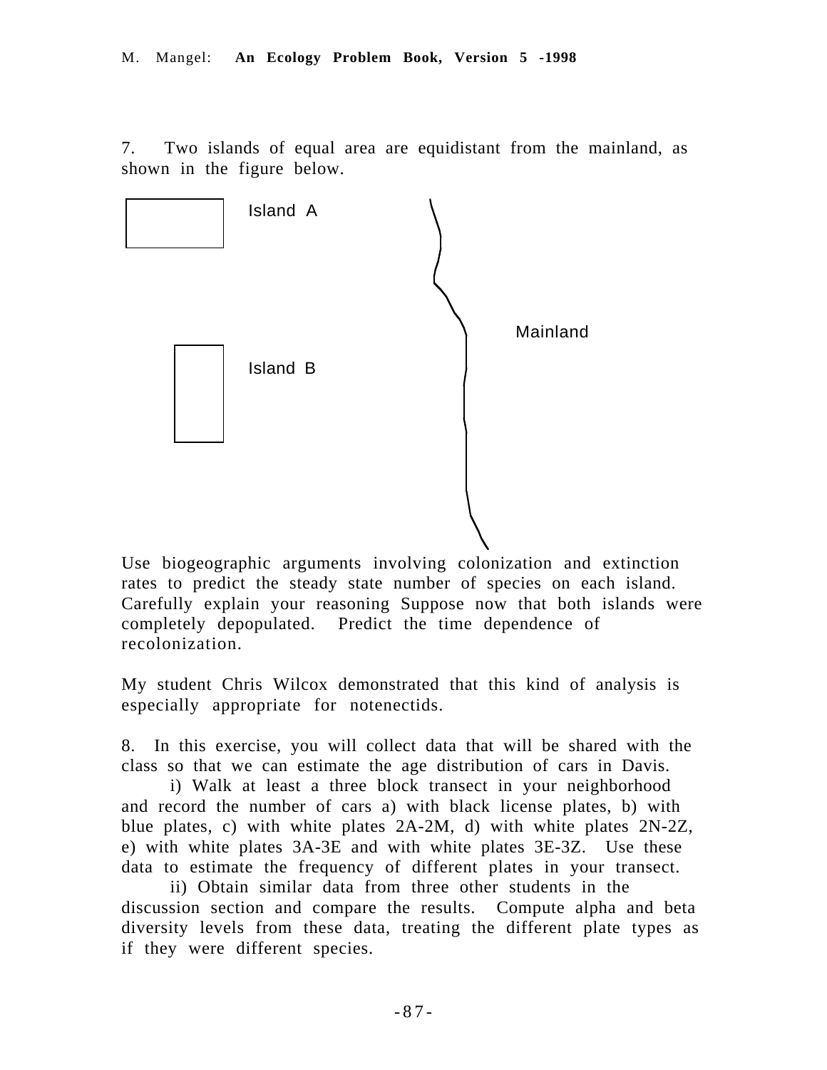7. Two islands of equal area are equidistant from the mainland, as shown in the figure below.

Island A

Mainland

Island B

Use biogeographic arguments involving colonization and extinction rates to predict the steady state number of species on each island. Carefully explain your reasoning Suppose now that both islands were completely depopulated. Predict the time dependence of recolonization.

My student Chris Wilcox demonstrated that this kind of analysis is especially appropriate for notenectids.

8. In this exercise, you will collect data that will be shared with the class so that we can estimate the age distribution of cars in Davis.

i) Walk at least a three block transect in your neighborhood and record the number of cars a) with black license plates, b) with blue plates, c) with white plates 2A-2M, d) with white plates 2N-2Z, e) with white plates 3A-3E and with white plates 3E-3Z. Use these data to estimate the frequency of different plates in your transect.

ii) Obtain similar data from three other students in the discussion section and compare the results. Compute alpha and beta diversity levels from these data, treating the different plate types as if they were different species.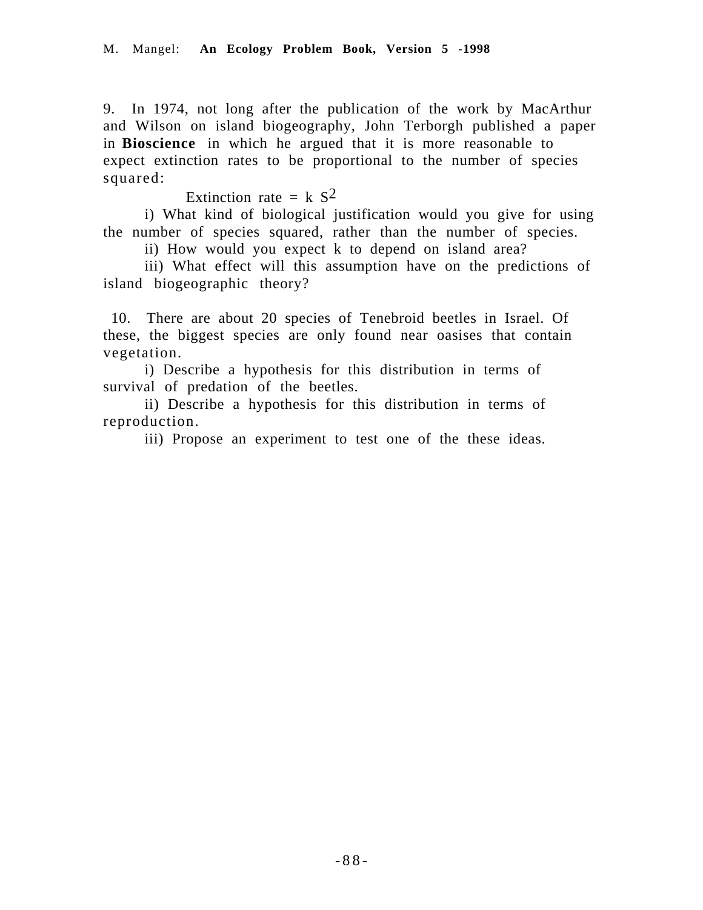9. In 1974, not long after the publication of the work by MacArthur and Wilson on island biogeography, John Terborgh published a paper in **Bioscience** in which he argued that it is more reasonable to expect extinction rates to be proportional to the number of species squared:

$$\text{Extinction rate} = k\ S^2$$

i) What kind of biological justification would you give for using the number of species squared, rather than the number of species.

ii) How would you expect k to depend on island area?

iii) What effect will this assumption have on the predictions of island biogeographic theory?

10. There are about 20 species of Tenebroid beetles in Israel. Of these, the biggest species are only found near oasises that contain vegetation.

i) Describe a hypothesis for this distribution in terms of survival of predation of the beetles.

ii) Describe a hypothesis for this distribution in terms of reproduction.

iii) Propose an experiment to test one of the these ideas.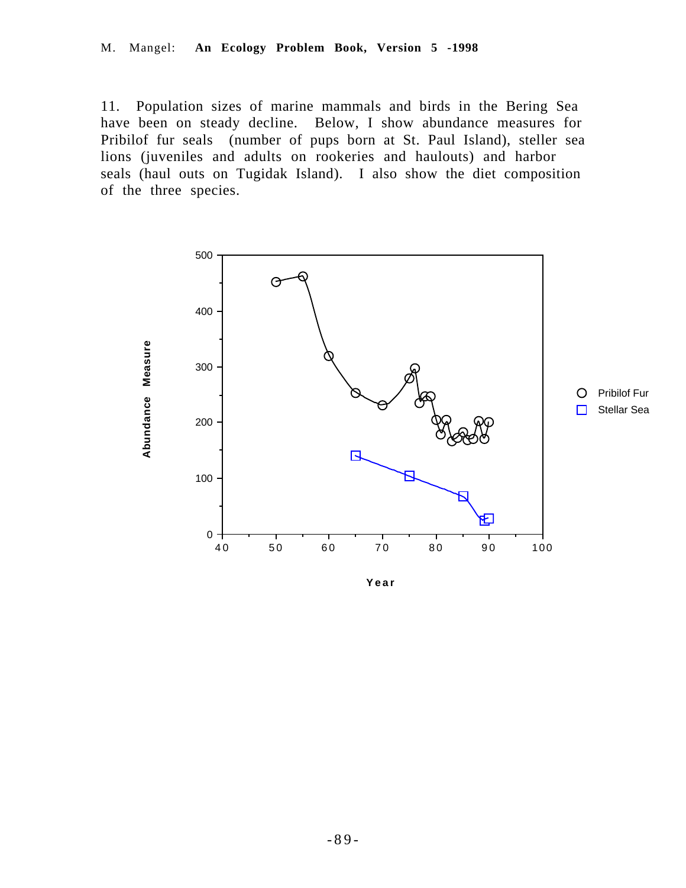11. Population sizes of marine mammals and birds in the Bering Sea have been on steady decline. Below, I show abundance measures for Pribilof fur seals (number of pups born at St. Paul Island), steller sea lions (juveniles and adults on rookeries and haulouts) and harbor seals (haul outs on Tugidak Island). I also show the diet composition of the three species.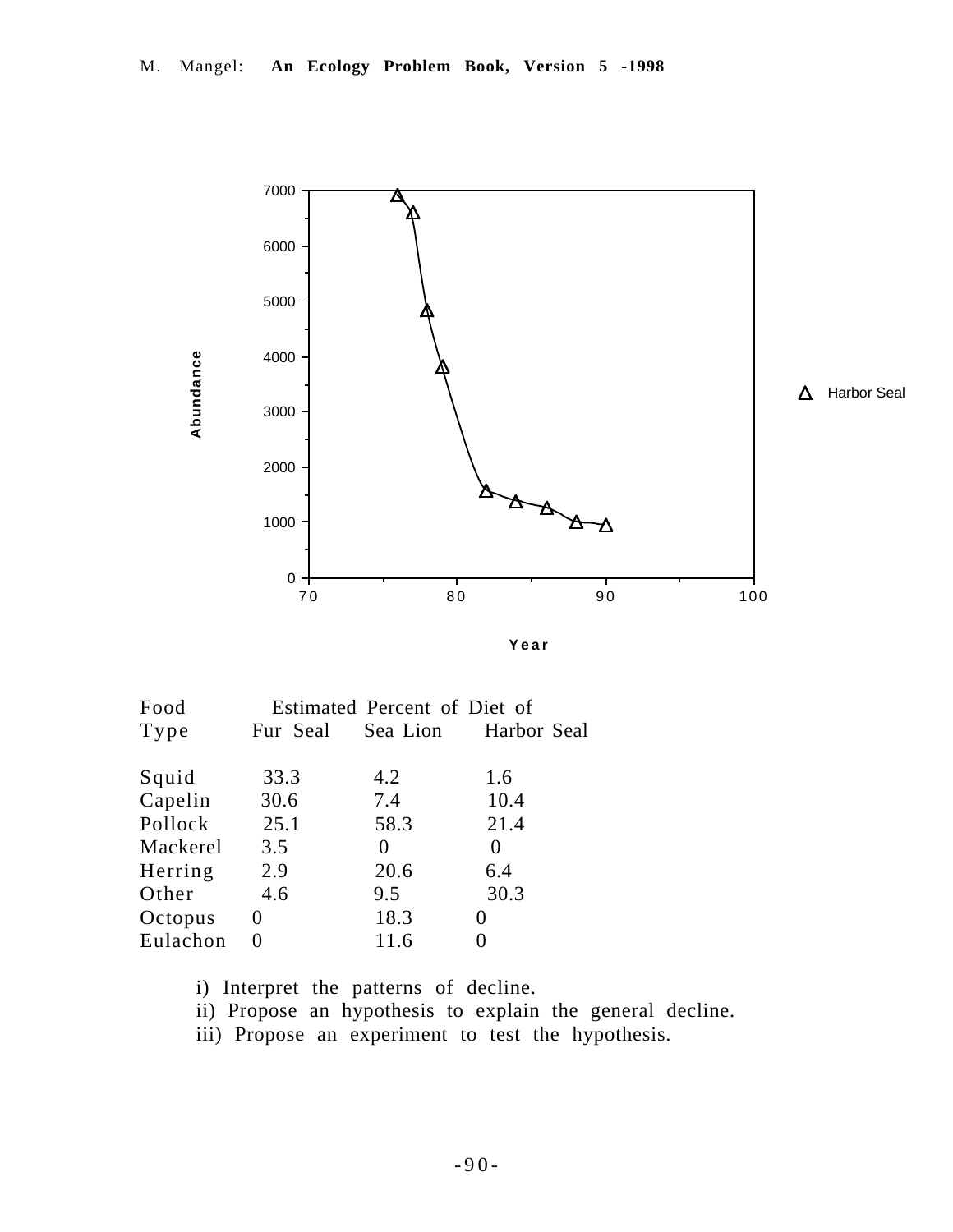| Food Type | Estimated Percent of Diet of | | |
|---|---|---|---|
| | Fur Seal | Sea Lion | Harbor Seal |
| Squid | 33.3 | 4.2 | 1.6 |
| Capelin | 30.6 | 7.4 | 10.4 |
| Pollock | 25.1 | 58.3 | 21.4 |
| Mackerel | 3.5 | 0 | 0 |
| Herring | 2.9 | 20.6 | 6.4 |
| Other | 4.6 | 9.5 | 30.3 |
| Octopus | 0 | 18.3 | 0 |
| Eulachon | 0 | 11.6 | 0 |

i) Interpret the patterns of decline.

ii) Propose an hypothesis to explain the general decline.

iii) Propose an experiment to test the hypothesis.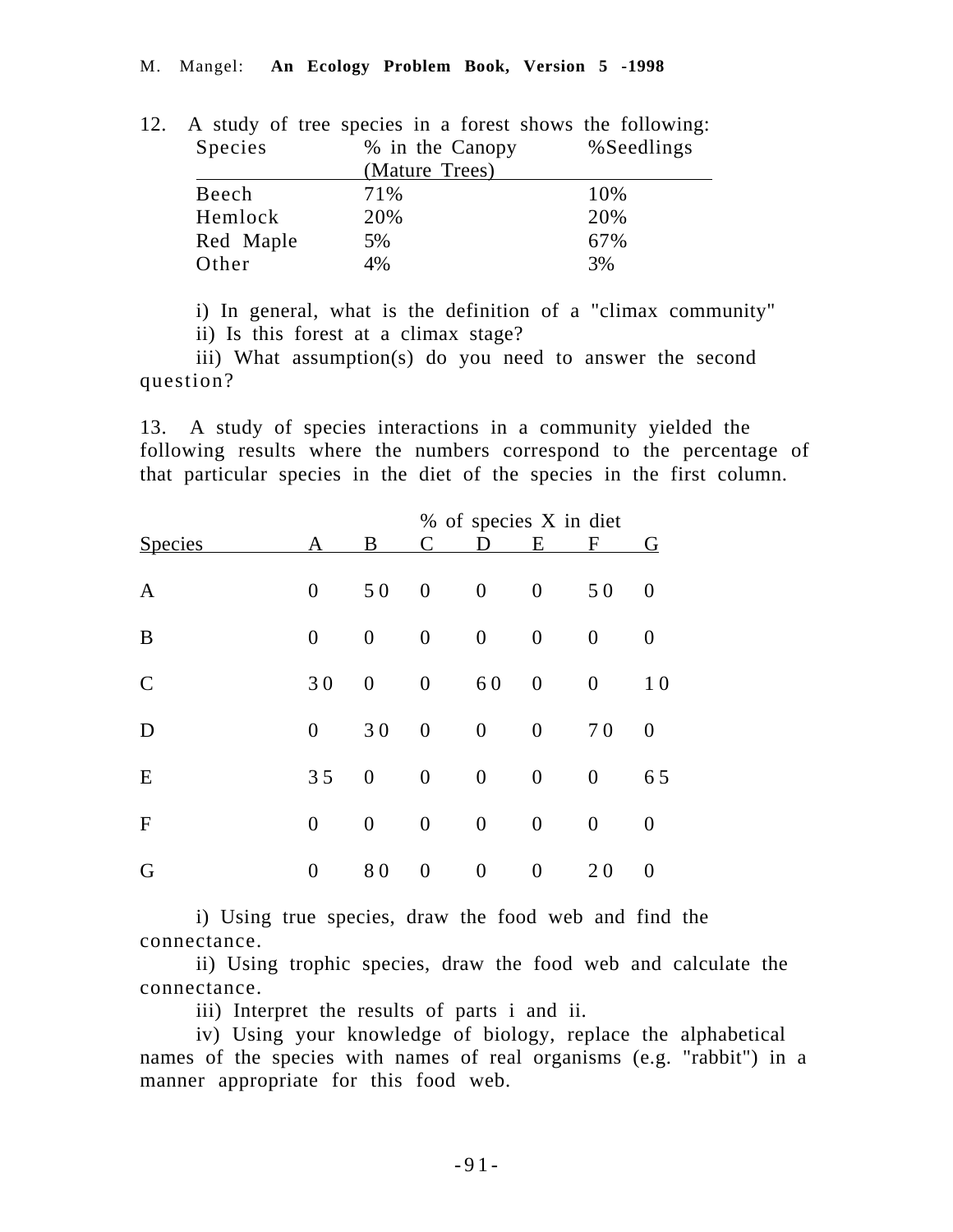12. A study of tree species in a forest shows the following:

| Species | % in the Canopy (Mature Trees) | %Seedlings |
|---|---|---|
| Beech | 71% | 10% |
| Hemlock | 20% | 20% |
| Red Maple | 5% | 67% |
| Other | 4% | 3% |

i) In general, what is the definition of a "climax community"

ii) Is this forest at a climax stage?

iii) What assumption(s) do you need to answer the second question?

13. A study of species interactions in a community yielded the following results where the numbers correspond to the percentage of that particular species in the diet of the species in the first column.

| | % of species X in diet | | | | | | |
|---|---|---|---|---|---|---|---|
| Species | A | B | C | D | E | F | G |
| A | 0 | 50 | 0 | 0 | 0 | 50 | 0 |
| B | 0 | 0 | 0 | 0 | 0 | 0 | 0 |
| C | 30 | 0 | 0 | 60 | 0 | 0 | 10 |
| D | 0 | 30 | 0 | 0 | 0 | 70 | 0 |
| E | 35 | 0 | 0 | 0 | 0 | 0 | 65 |
| F | 0 | 0 | 0 | 0 | 0 | 0 | 0 |
| G | 0 | 80 | 0 | 0 | 0 | 20 | 0 |

i) Using true species, draw the food web and find the connectance.

ii) Using trophic species, draw the food web and calculate the connectance.

iii) Interpret the results of parts i and ii.

iv) Using your knowledge of biology, replace the alphabetical names of the species with names of real organisms (e.g. "rabbit") in a manner appropriate for this food web.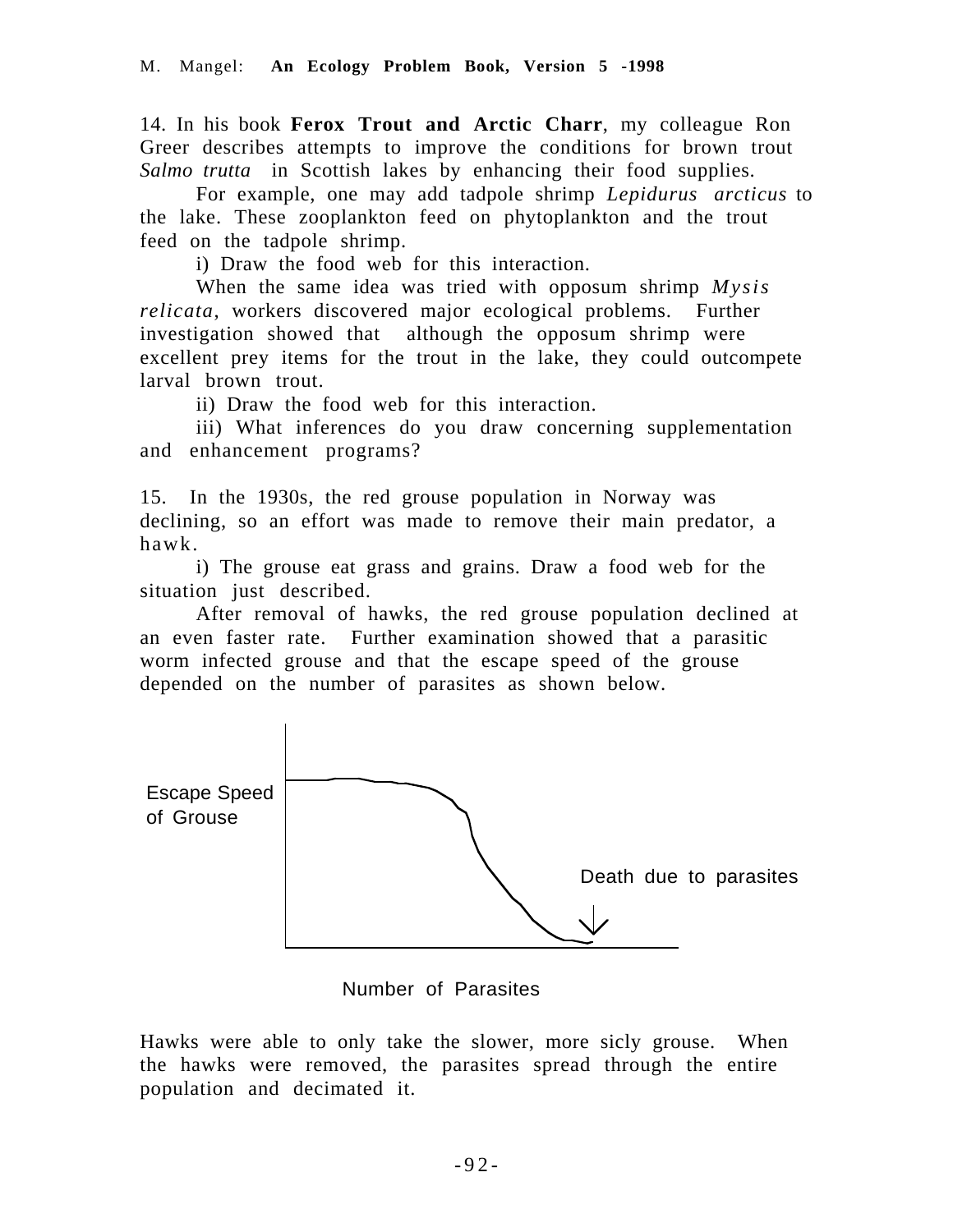14. In his book **Ferox Trout and Arctic Charr**, my colleague Ron Greer describes attempts to improve the conditions for brown trout *Salmo trutta* in Scottish lakes by enhancing their food supplies.

For example, one may add tadpole shrimp *Lepidurus arcticus* to the lake. These zooplankton feed on phytoplankton and the trout feed on the tadpole shrimp.

i) Draw the food web for this interaction.

When the same idea was tried with opposum shrimp *Mysis relicata*, workers discovered major ecological problems. Further investigation showed that although the opposum shrimp were excellent prey items for the trout in the lake, they could outcompete larval brown trout.

ii) Draw the food web for this interaction.

iii) What inferences do you draw concerning supplementation and enhancement programs?

15. In the 1930s, the red grouse population in Norway was declining, so an effort was made to remove their main predator, a hawk.

i) The grouse eat grass and grains. Draw a food web for the situation just described.

After removal of hawks, the red grouse population declined at an even faster rate. Further examination showed that a parasitic worm infected grouse and that the escape speed of the grouse depended on the number of parasites as shown below.

Escape Speed of Grouse

Death due to parasites

Number of Parasites

Hawks were able to only take the slower, more sicly grouse. When the hawks were removed, the parasites spread through the entire population and decimated it.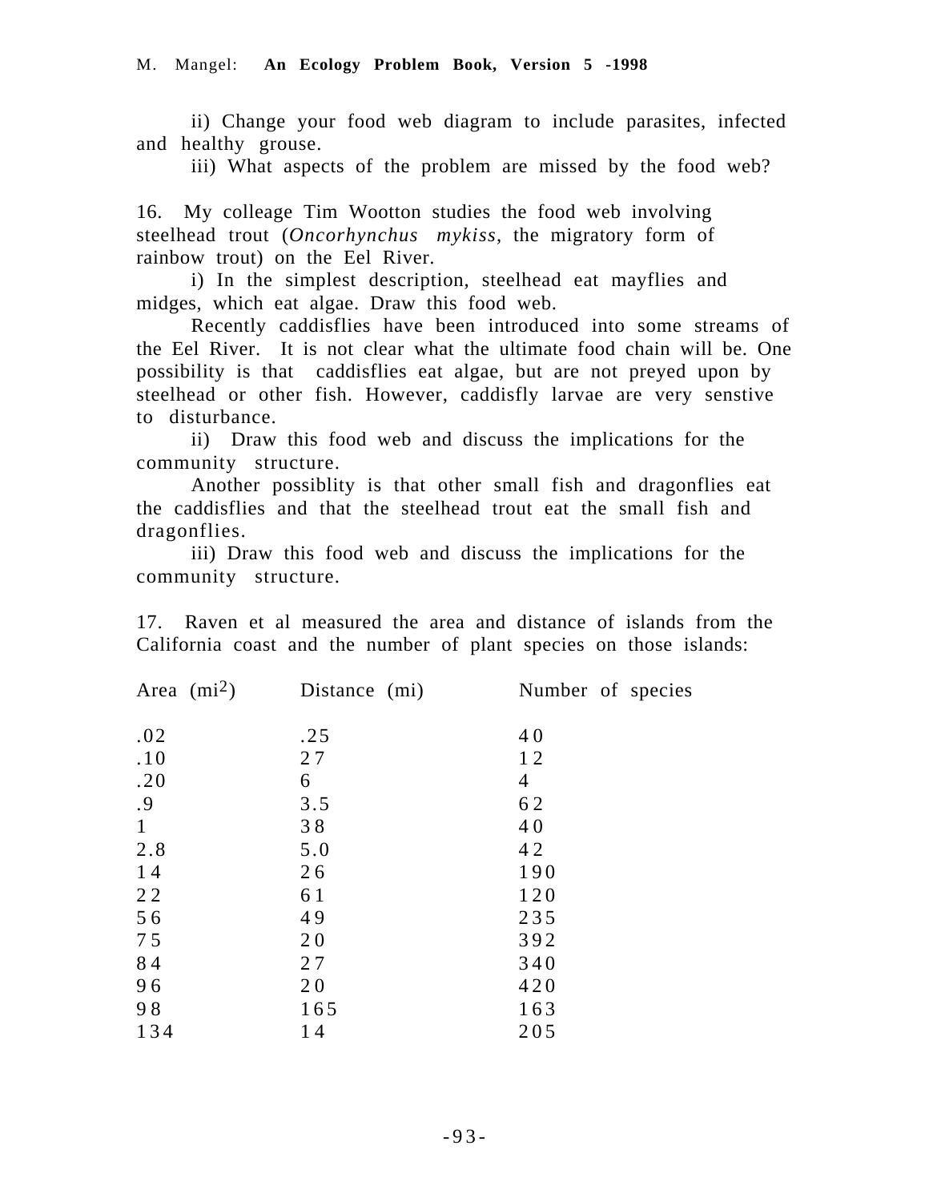ii) Change your food web diagram to include parasites, infected and healthy grouse.

iii) What aspects of the problem are missed by the food web?

16. My colleage Tim Wootton studies the food web involving steelhead trout (*Oncorhynchus mykiss*, the migratory form of rainbow trout) on the Eel River.

i) In the simplest description, steelhead eat mayflies and midges, which eat algae. Draw this food web.

Recently caddisflies have been introduced into some streams of the Eel River. It is not clear what the ultimate food chain will be. One possibility is that caddisflies eat algae, but are not preyed upon by steelhead or other fish. However, caddisfly larvae are very senstive to disturbance.

ii) Draw this food web and discuss the implications for the community structure.

Another possiblity is that other small fish and dragonflies eat the caddisflies and that the steelhead trout eat the small fish and dragonflies.

iii) Draw this food web and discuss the implications for the community structure.

17. Raven et al measured the area and distance of islands from the California coast and the number of plant species on those islands:

| Area ($mi^2$) | Distance (mi) | Number of species |
|---|---|---|
| .02 | .25 | 40 |
| .10 | 27 | 12 |
| .20 | 6 | 4 |
| .9 | 3.5 | 62 |
| 1 | 38 | 40 |
| 2.8 | 5.0 | 42 |
| 14 | 26 | 190 |
| 22 | 61 | 120 |
| 56 | 49 | 235 |
| 75 | 20 | 392 |
| 84 | 27 | 340 |
| 96 | 20 | 420 |
| 98 | 165 | 163 |
| 134 | 14 | 205 |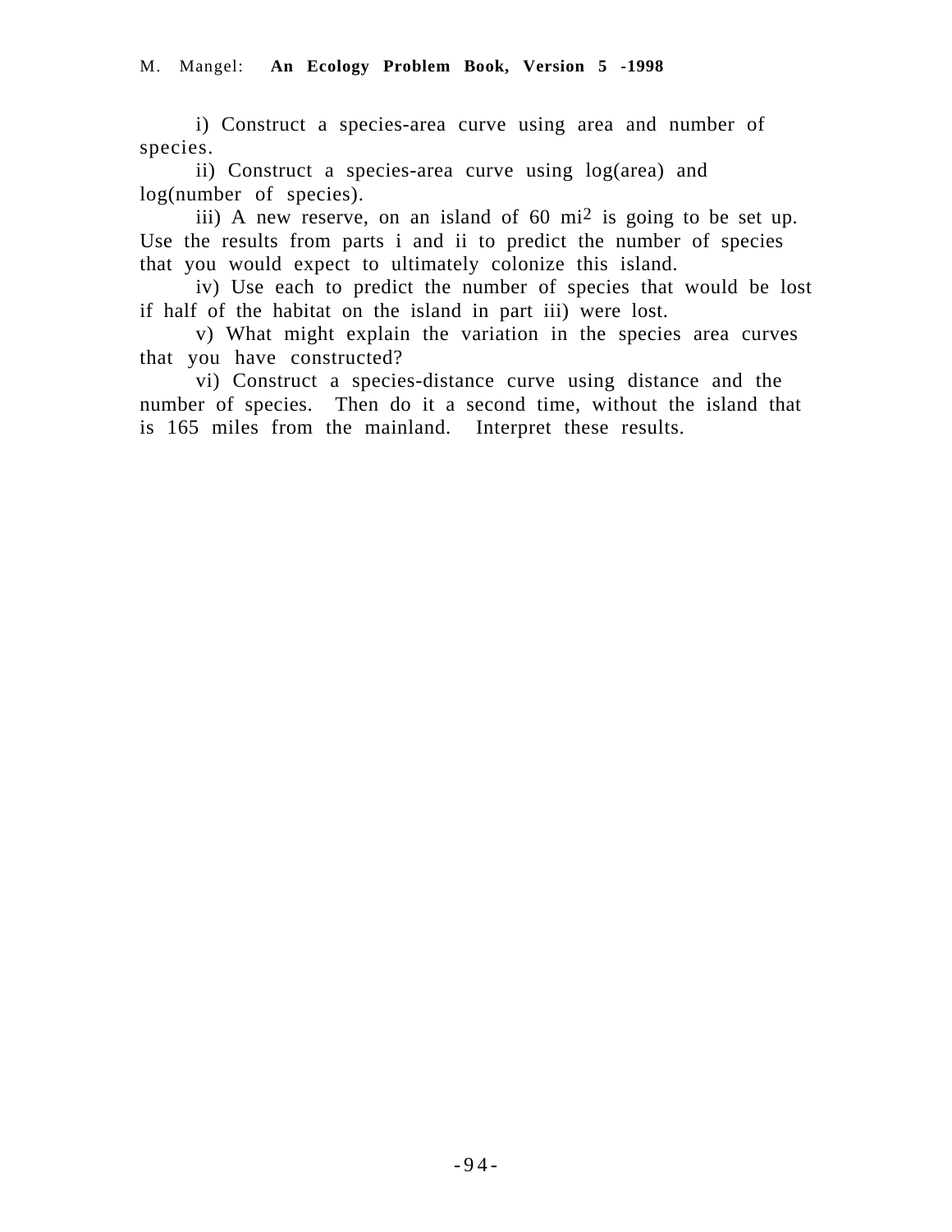i) Construct a species-area curve using area and number of species.

ii) Construct a species-area curve using log(area) and log(number of species).

iii) A new reserve, on an island of 60 $mi^2$ is going to be set up. Use the results from parts i and ii to predict the number of species that you would expect to ultimately colonize this island.

iv) Use each to predict the number of species that would be lost if half of the habitat on the island in part iii) were lost.

v) What might explain the variation in the species area curves that you have constructed?

vi) Construct a species-distance curve using distance and the number of species. Then do it a second time, without the island that is 165 miles from the mainland. Interpret these results.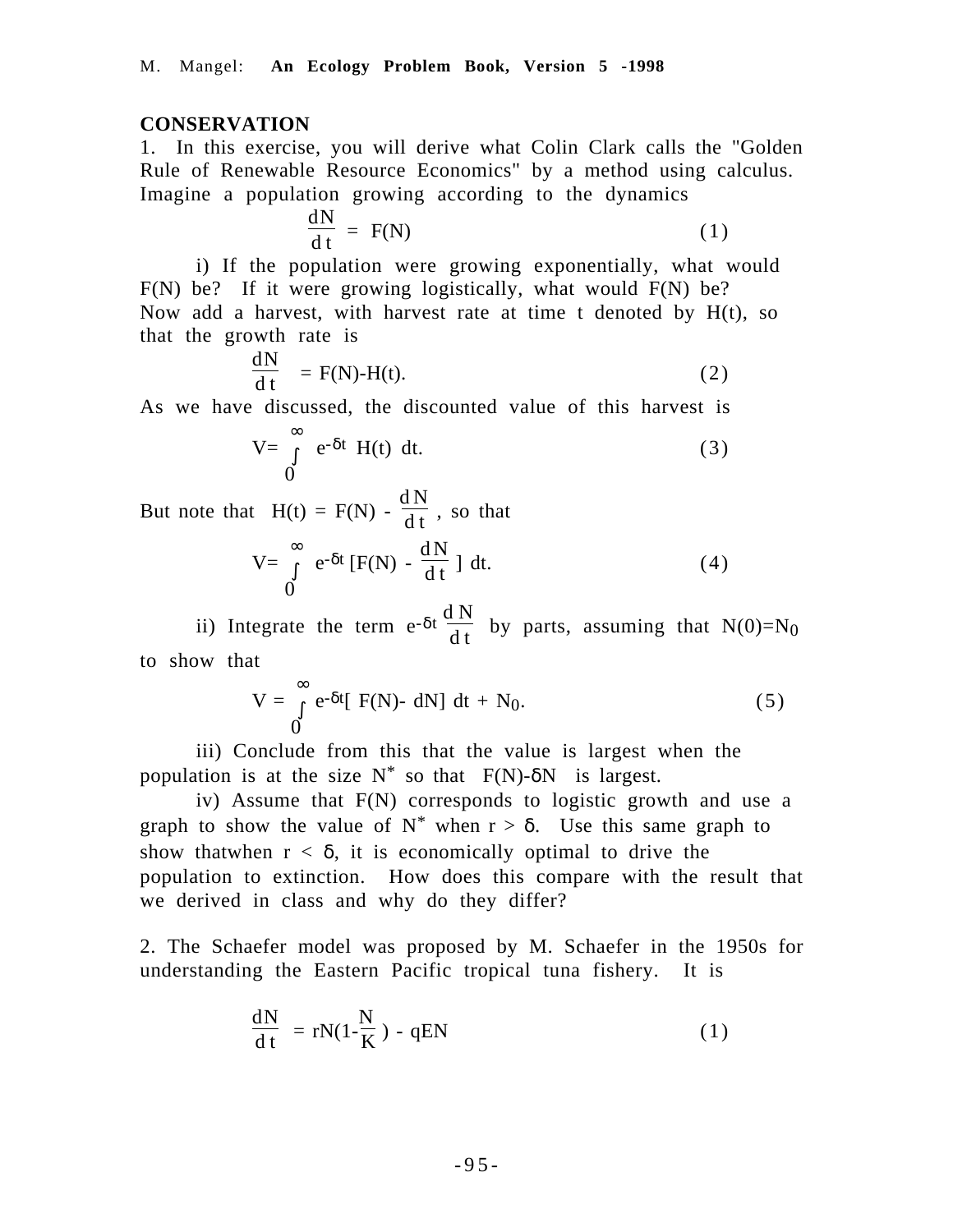**CONSERVATION**

1. In this exercise, you will derive what Colin Clark calls the "Golden Rule of Renewable Resource Economics" by a method using calculus. Imagine a population growing according to the dynamics

$$\frac{dN}{dt} = F(N) \qquad (1)$$

i) If the population were growing exponentially, what would F(N) be? If it were growing logistically, what would F(N) be? Now add a harvest, with harvest rate at time t denoted by H(t), so that the growth rate is

$$\frac{dN}{dt} = F(N)-H(t). \qquad (2)$$

As we have discussed, the discounted value of this harvest is

$$V = \int_0^\infty e^{-\delta t} H(t)\, dt. \qquad (3)$$

But note that $H(t) = F(N) - \frac{dN}{dt}$, so that

$$V = \int_0^\infty e^{-\delta t} \left[F(N) - \frac{dN}{dt}\right] dt. \qquad (4)$$

ii) Integrate the term $e^{-\delta t} \frac{dN}{dt}$ by parts, assuming that $N(0)=N_0$ to show that

$$V = \int_0^\infty e^{-\delta t}[\, F(N)- dN]\, dt + N_0. \qquad (5)$$

iii) Conclude from this that the value is largest when the population is at the size $N^*$ so that $F(N)-\delta N$ is largest.

iv) Assume that F(N) corresponds to logistic growth and use a graph to show the value of $N^*$ when $r > \delta$. Use this same graph to show thatwhen $r < \delta$, it is economically optimal to drive the population to extinction. How does this compare with the result that we derived in class and why do they differ?

2. The Schaefer model was proposed by M. Schaefer in the 1950s for understanding the Eastern Pacific tropical tuna fishery. It is

$$\frac{dN}{dt} = rN\left(1-\frac{N}{K}\right) - qEN \qquad (1)$$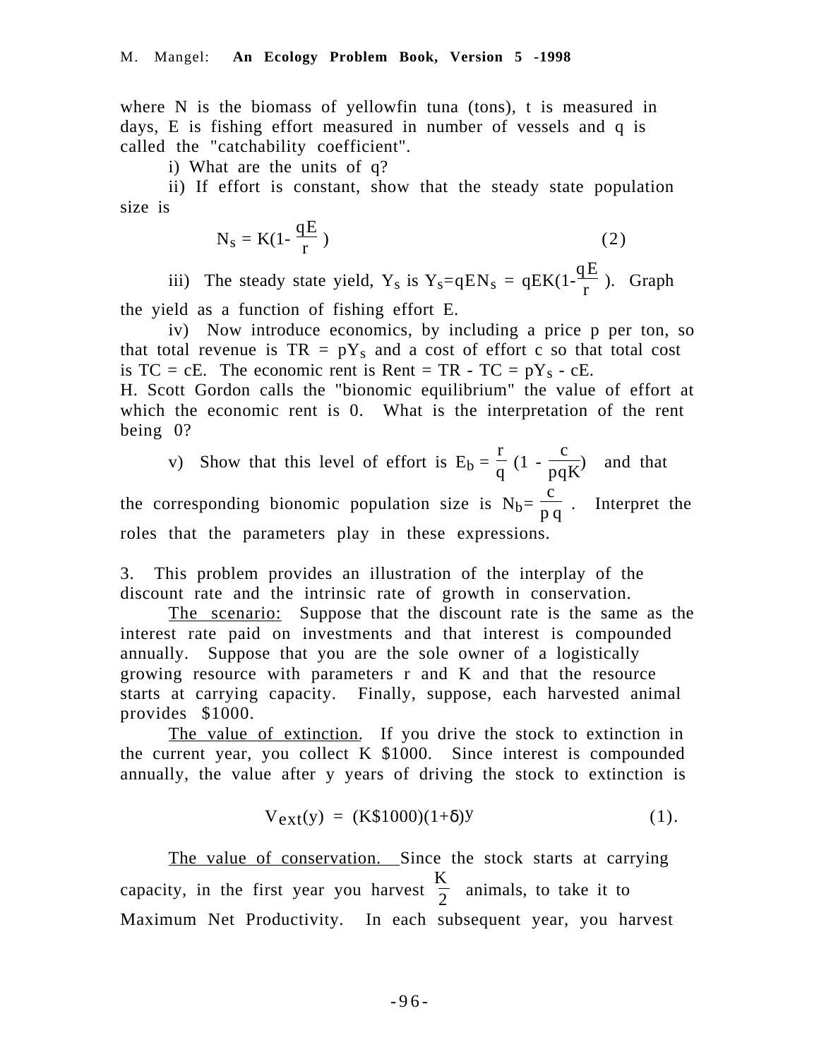where N is the biomass of yellowfin tuna (tons), t is measured in days, E is fishing effort measured in number of vessels and q is called the "catchability coefficient".

i) What are the units of q?

ii) If effort is constant, show that the steady state population size is

$$N_s = K(1- \frac{qE}{r}) \tag{2}$$

iii) The steady state yield, $Y_s$ is $Y_s = qEN_s = qEK(1-\frac{qE}{r})$. Graph the yield as a function of fishing effort E.

iv) Now introduce economics, by including a price p per ton, so that total revenue is $TR = pY_s$ and a cost of effort c so that total cost is $TC = cE$. The economic rent is $Rent = TR - TC = pY_s - cE$. H. Scott Gordon calls the "bionomic equilibrium" the value of effort at which the economic rent is 0. What is the interpretation of the rent being 0?

v) Show that this level of effort is $E_b = \frac{r}{q}(1 - \frac{c}{pqK})$ and that the corresponding bionomic population size is $N_b = \frac{c}{pq}$. Interpret the roles that the parameters play in these expressions.

3. This problem provides an illustration of the interplay of the discount rate and the intrinsic rate of growth in conservation.

<u>The scenario:</u> Suppose that the discount rate is the same as the interest rate paid on investments and that interest is compounded annually. Suppose that you are the sole owner of a logistically growing resource with parameters r and K and that the resource starts at carrying capacity. Finally, suppose, each harvested animal provides $1000.

<u>The value of extinction</u>. If you drive the stock to extinction in the current year, you collect K $1000. Since interest is compounded annually, the value after y years of driving the stock to extinction is

$$V_{ext}(y) = (K\$1000)(1+\delta)^y \tag{1}$$

<u>The value of conservation.</u> Since the stock starts at carrying capacity, in the first year you harvest $\frac{K}{2}$ animals, to take it to Maximum Net Productivity. In each subsequent year, you harvest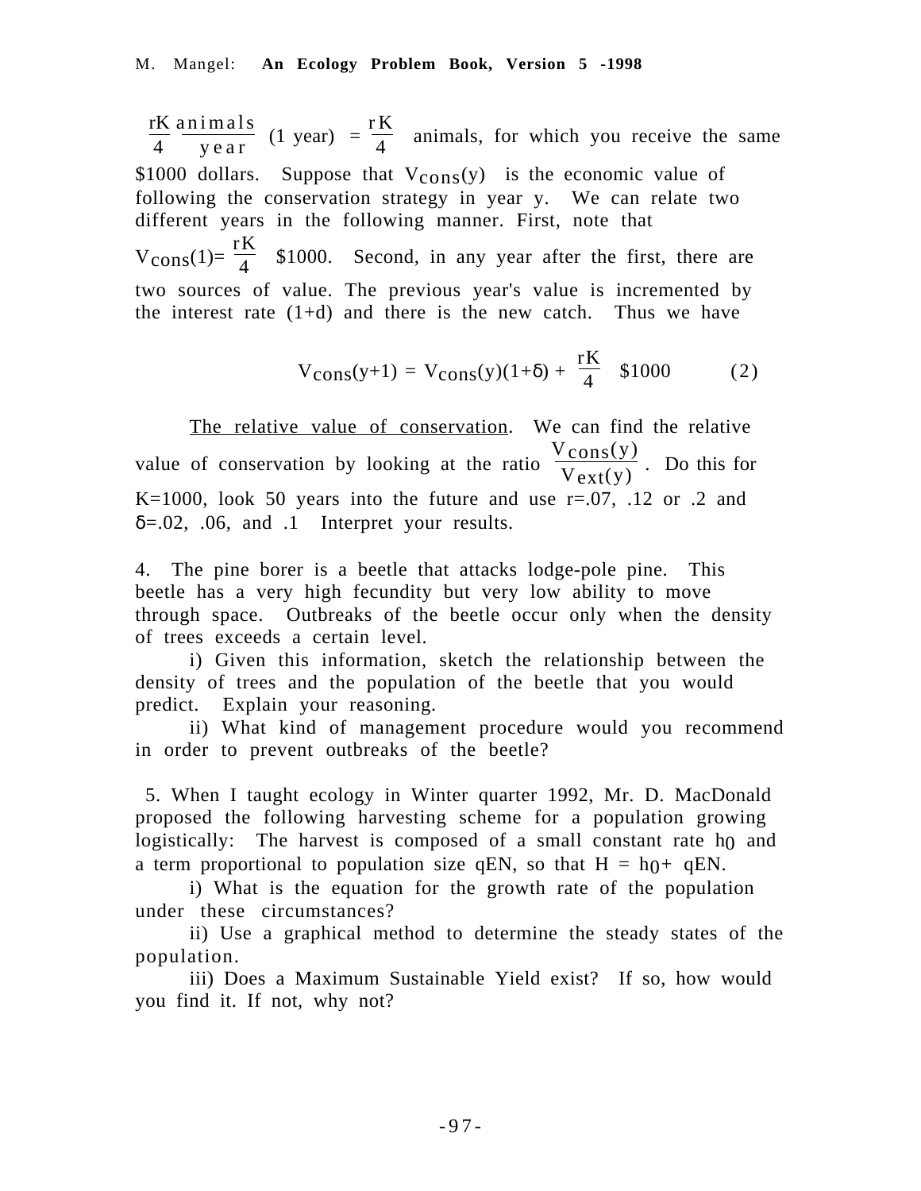$\frac{rK}{4} \frac{\text{animals}}{\text{year}}$ (1 year) $= \frac{rK}{4}$ animals, for which you receive the same \$1000 dollars. Suppose that $V_{cons}(y)$ is the economic value of following the conservation strategy in year y. We can relate two different years in the following manner. First, note that $V_{cons}(1)= \frac{rK}{4}$ \$1000. Second, in any year after the first, there are two sources of value. The previous year's value is incremented by the interest rate (1+d) and there is the new catch. Thus we have

$$V_{cons}(y+1) = V_{cons}(y)(1+\delta) + \frac{rK}{4} \ \$1000 \qquad (2)$$

<u>The relative value of conservation</u>. We can find the relative value of conservation by looking at the ratio $\frac{V_{cons}(y)}{V_{ext}(y)}$. Do this for K=1000, look 50 years into the future and use r=.07, .12 or .2 and $\delta$=.02, .06, and .1 Interpret your results.

4. The pine borer is a beetle that attacks lodge-pole pine. This beetle has a very high fecundity but very low ability to move through space. Outbreaks of the beetle occur only when the density of trees exceeds a certain level.

i) Given this information, sketch the relationship between the density of trees and the population of the beetle that you would predict. Explain your reasoning.

ii) What kind of management procedure would you recommend in order to prevent outbreaks of the beetle?

5. When I taught ecology in Winter quarter 1992, Mr. D. MacDonald proposed the following harvesting scheme for a population growing logistically: The harvest is composed of a small constant rate $h_0$ and a term proportional to population size qEN, so that $H = h_0 + qEN$.

i) What is the equation for the growth rate of the population under these circumstances?

ii) Use a graphical method to determine the steady states of the population.

iii) Does a Maximum Sustainable Yield exist? If so, how would you find it. If not, why not?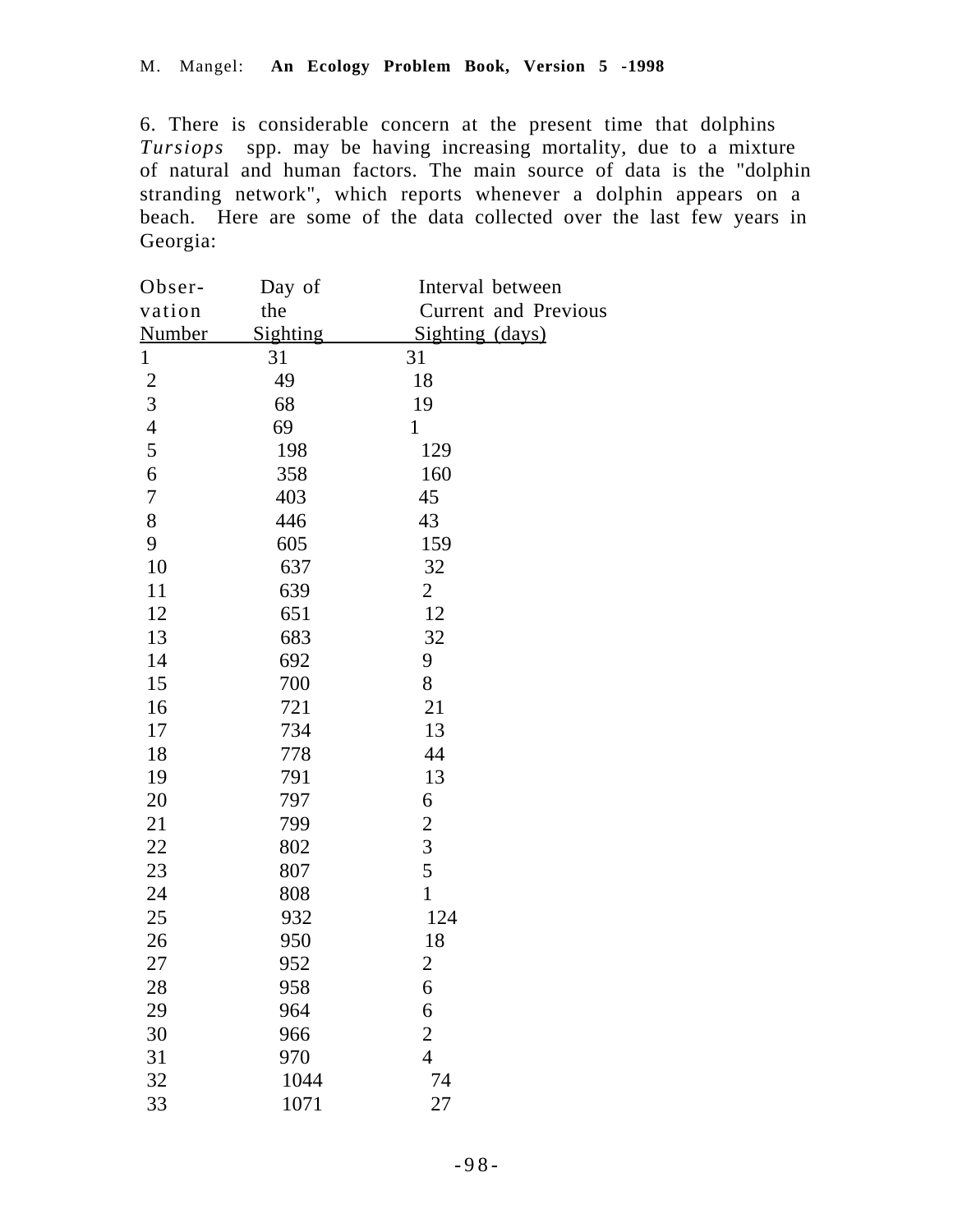6. There is considerable concern at the present time that dolphins *Tursiops* spp. may be having increasing mortality, due to a mixture of natural and human factors. The main source of data is the "dolphin stranding network", which reports whenever a dolphin appears on a beach. Here are some of the data collected over the last few years in Georgia:

| Observation Number | Day of the Sighting | Interval between Current and Previous Sighting (days) |
|---|---|---|
| 1 | 31 | 31 |
| 2 | 49 | 18 |
| 3 | 68 | 19 |
| 4 | 69 | 1 |
| 5 | 198 | 129 |
| 6 | 358 | 160 |
| 7 | 403 | 45 |
| 8 | 446 | 43 |
| 9 | 605 | 159 |
| 10 | 637 | 32 |
| 11 | 639 | 2 |
| 12 | 651 | 12 |
| 13 | 683 | 32 |
| 14 | 692 | 9 |
| 15 | 700 | 8 |
| 16 | 721 | 21 |
| 17 | 734 | 13 |
| 18 | 778 | 44 |
| 19 | 791 | 13 |
| 20 | 797 | 6 |
| 21 | 799 | 2 |
| 22 | 802 | 3 |
| 23 | 807 | 5 |
| 24 | 808 | 1 |
| 25 | 932 | 124 |
| 26 | 950 | 18 |
| 27 | 952 | 2 |
| 28 | 958 | 6 |
| 29 | 964 | 6 |
| 30 | 966 | 2 |
| 31 | 970 | 4 |
| 32 | 1044 | 74 |
| 33 | 1071 | 27 |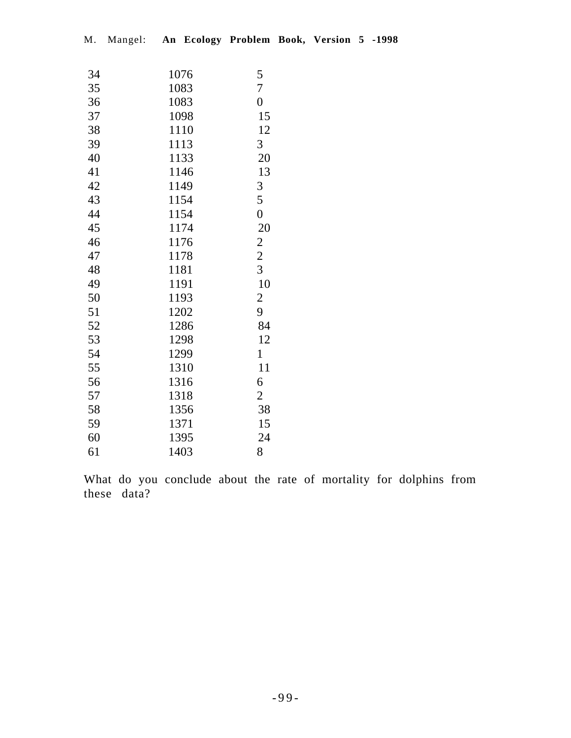| | | |
|---|---|---|
| 34 | 1076 | 5 |
| 35 | 1083 | 7 |
| 36 | 1083 | 0 |
| 37 | 1098 | 15 |
| 38 | 1110 | 12 |
| 39 | 1113 | 3 |
| 40 | 1133 | 20 |
| 41 | 1146 | 13 |
| 42 | 1149 | 3 |
| 43 | 1154 | 5 |
| 44 | 1154 | 0 |
| 45 | 1174 | 20 |
| 46 | 1176 | 2 |
| 47 | 1178 | 2 |
| 48 | 1181 | 3 |
| 49 | 1191 | 10 |
| 50 | 1193 | 2 |
| 51 | 1202 | 9 |
| 52 | 1286 | 84 |
| 53 | 1298 | 12 |
| 54 | 1299 | 1 |
| 55 | 1310 | 11 |
| 56 | 1316 | 6 |
| 57 | 1318 | 2 |
| 58 | 1356 | 38 |
| 59 | 1371 | 15 |
| 60 | 1395 | 24 |
| 61 | 1403 | 8 |

What do you conclude about the rate of mortality for dolphins from these data?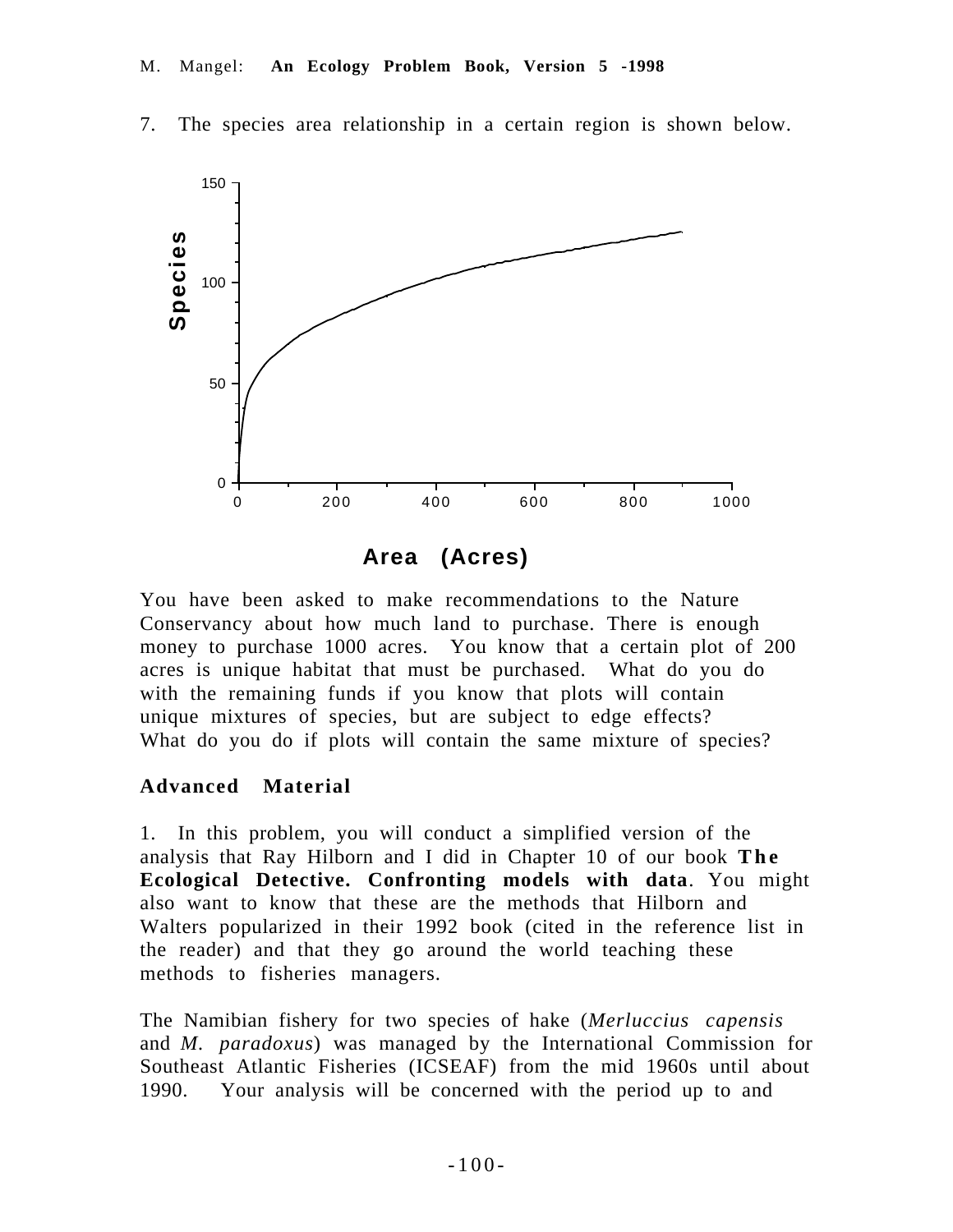7. The species area relationship in a certain region is shown below.

You have been asked to make recommendations to the Nature Conservancy about how much land to purchase. There is enough money to purchase 1000 acres. You know that a certain plot of 200 acres is unique habitat that must be purchased. What do you do with the remaining funds if you know that plots will contain unique mixtures of species, but are subject to edge effects? What do you do if plots will contain the same mixture of species?

## Advanced Material

1. In this problem, you will conduct a simplified version of the analysis that Ray Hilborn and I did in Chapter 10 of our book **The Ecological Detective. Confronting models with data**. You might also want to know that these are the methods that Hilborn and Walters popularized in their 1992 book (cited in the reference list in the reader) and that they go around the world teaching these methods to fisheries managers.

The Namibian fishery for two species of hake (*Merluccius capensis* and *M. paradoxus*) was managed by the International Commission for Southeast Atlantic Fisheries (ICSEAF) from the mid 1960s until about 1990. Your analysis will be concerned with the period up to and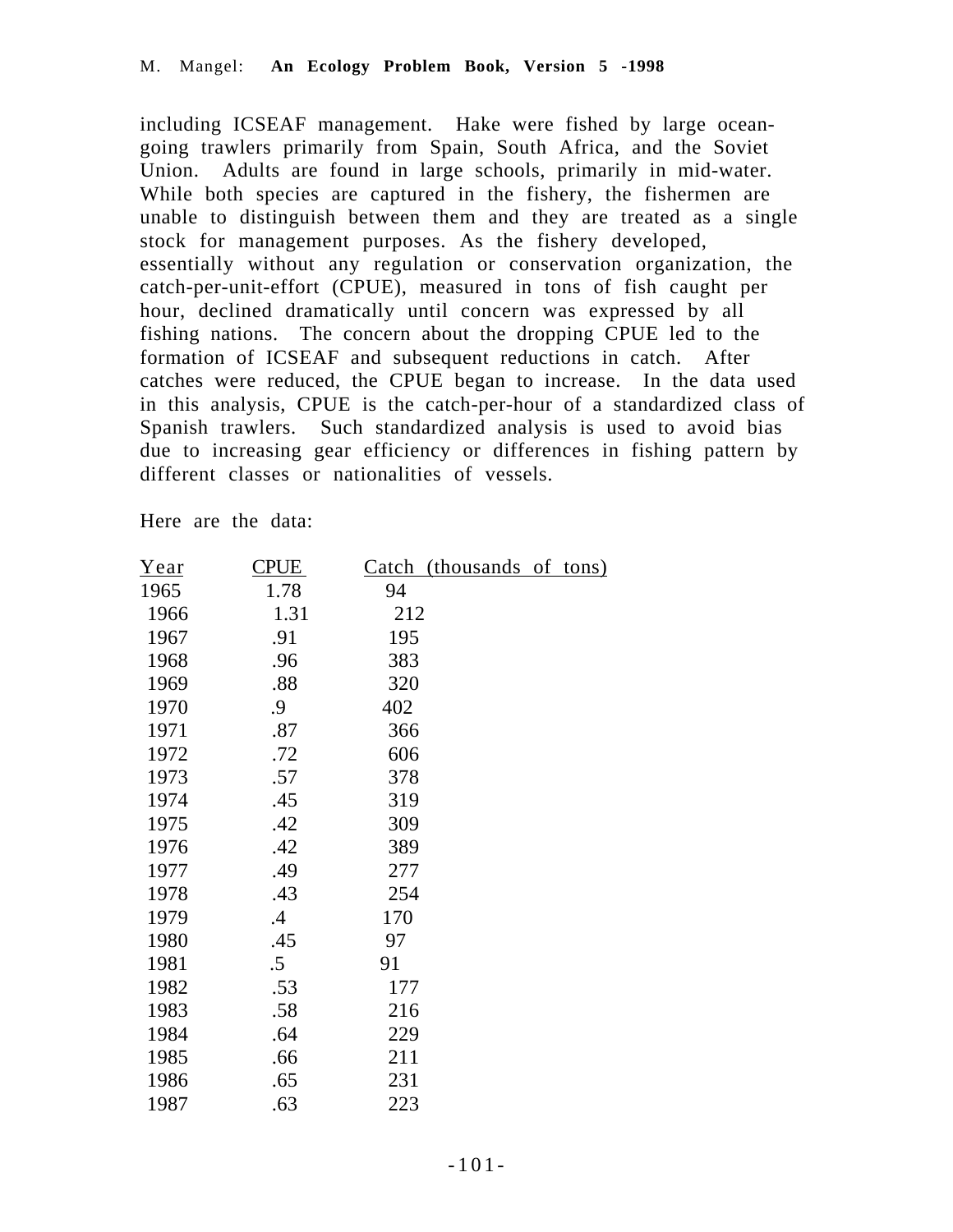including ICSEAF management. Hake were fished by large ocean-going trawlers primarily from Spain, South Africa, and the Soviet Union. Adults are found in large schools, primarily in mid-water. While both species are captured in the fishery, the fishermen are unable to distinguish between them and they are treated as a single stock for management purposes. As the fishery developed, essentially without any regulation or conservation organization, the catch-per-unit-effort (CPUE), measured in tons of fish caught per hour, declined dramatically until concern was expressed by all fishing nations. The concern about the dropping CPUE led to the formation of ICSEAF and subsequent reductions in catch. After catches were reduced, the CPUE began to increase. In the data used in this analysis, CPUE is the catch-per-hour of a standardized class of Spanish trawlers. Such standardized analysis is used to avoid bias due to increasing gear efficiency or differences in fishing pattern by different classes or nationalities of vessels.

Here are the data:

| Year | CPUE | Catch (thousands of tons) |
|---|---|---|
| 1965 | 1.78 | 94 |
| 1966 | 1.31 | 212 |
| 1967 | .91 | 195 |
| 1968 | .96 | 383 |
| 1969 | .88 | 320 |
| 1970 | .9 | 402 |
| 1971 | .87 | 366 |
| 1972 | .72 | 606 |
| 1973 | .57 | 378 |
| 1974 | .45 | 319 |
| 1975 | .42 | 309 |
| 1976 | .42 | 389 |
| 1977 | .49 | 277 |
| 1978 | .43 | 254 |
| 1979 | .4 | 170 |
| 1980 | .45 | 97 |
| 1981 | .5 | 91 |
| 1982 | .53 | 177 |
| 1983 | .58 | 216 |
| 1984 | .64 | 229 |
| 1985 | .66 | 211 |
| 1986 | .65 | 231 |
| 1987 | .63 | 223 |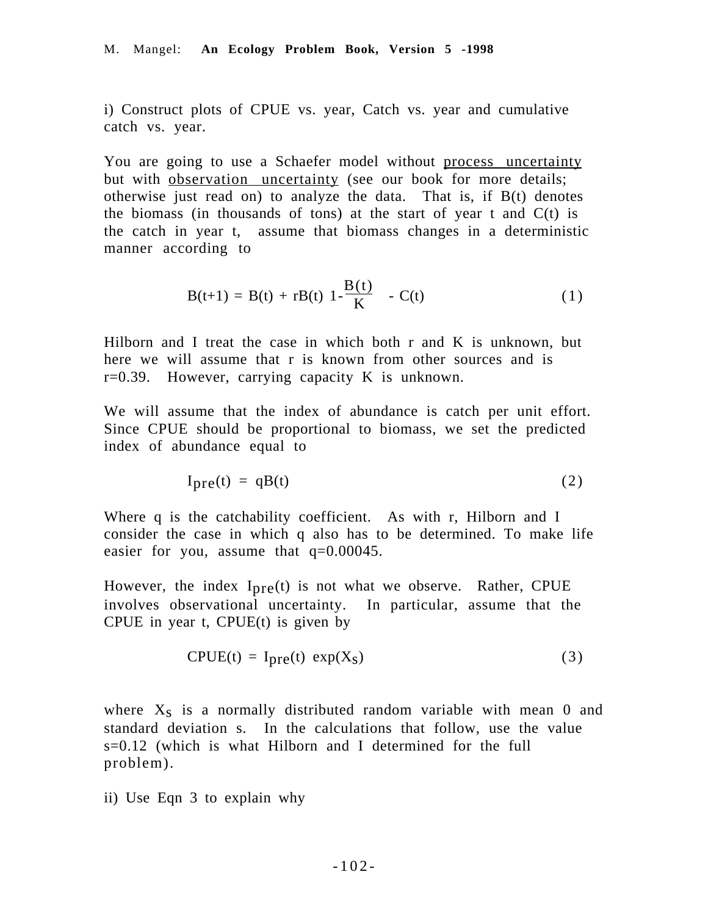i) Construct plots of CPUE vs. year, Catch vs. year and cumulative catch vs. year.

You are going to use a Schaefer model without process uncertainty but with observation uncertainty (see our book for more details; otherwise just read on) to analyze the data. That is, if B(t) denotes the biomass (in thousands of tons) at the start of year t and C(t) is the catch in year t, assume that biomass changes in a deterministic manner according to

$$B(t+1) = B(t) + rB(t)\left(1-\frac{B(t)}{K}\right) - C(t) \qquad (1)$$

Hilborn and I treat the case in which both r and K is unknown, but here we will assume that r is known from other sources and is $r=0.39$. However, carrying capacity K is unknown.

We will assume that the index of abundance is catch per unit effort. Since CPUE should be proportional to biomass, we set the predicted index of abundance equal to

$$I_{pre}(t) = qB(t) \qquad (2)$$

Where q is the catchability coefficient. As with r, Hilborn and I consider the case in which q also has to be determined. To make life easier for you, assume that $q=0.00045$.

However, the index $I_{pre}(t)$ is not what we observe. Rather, CPUE involves observational uncertainty. In particular, assume that the CPUE in year t, CPUE(t) is given by

$$CPUE(t) = I_{pre}(t)\exp(X_s) \qquad (3)$$

where $X_s$ is a normally distributed random variable with mean 0 and standard deviation s. In the calculations that follow, use the value $s=0.12$ (which is what Hilborn and I determined for the full problem).

ii) Use Eqn 3 to explain why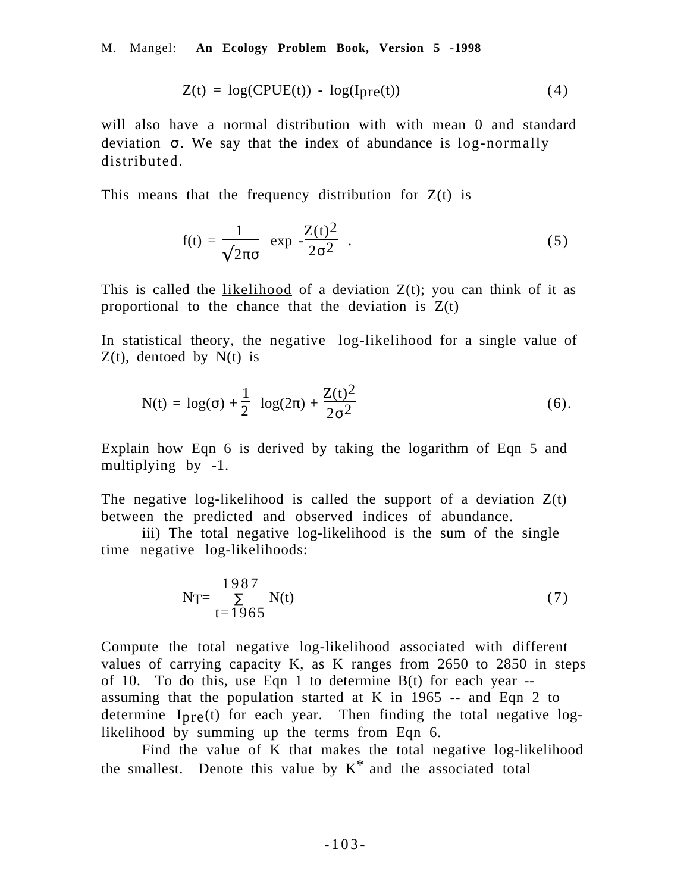$$Z(t) = \log(CPUE(t)) - \log(I_{pre}(t)) \tag{4}$$

will also have a normal distribution with with mean 0 and standard deviation σ. We say that the index of abundance is log-normally distributed.

This means that the frequency distribution for Z(t) is

$$f(t) = \frac{1}{\sqrt{2\pi}\sigma} \exp -\frac{Z(t)^2}{2\sigma^2} \quad . \tag{5}$$

This is called the likelihood of a deviation Z(t); you can think of it as proportional to the chance that the deviation is Z(t)

In statistical theory, the negative log-likelihood for a single value of Z(t), dentoed by N(t) is

$$N(t) = \log(\sigma) + \frac{1}{2} \log(2\pi) + \frac{Z(t)^2}{2\sigma^2} \tag{6}$$

Explain how Eqn 6 is derived by taking the logarithm of Eqn 5 and multiplying by -1.

The negative log-likelihood is called the support of a deviation Z(t) between the predicted and observed indices of abundance.

iii) The total negative log-likelihood is the sum of the single time negative log-likelihoods:

$$N_T = \sum_{t=1965}^{1987} N(t) \tag{7}$$

Compute the total negative log-likelihood associated with different values of carrying capacity K, as K ranges from 2650 to 2850 in steps of 10. To do this, use Eqn 1 to determine B(t) for each year -- assuming that the population started at K in 1965 -- and Eqn 2 to determine $I_{pre}(t)$ for each year. Then finding the total negative log-likelihood by summing up the terms from Eqn 6.

Find the value of K that makes the total negative log-likelihood the smallest. Denote this value by $K^*$ and the associated total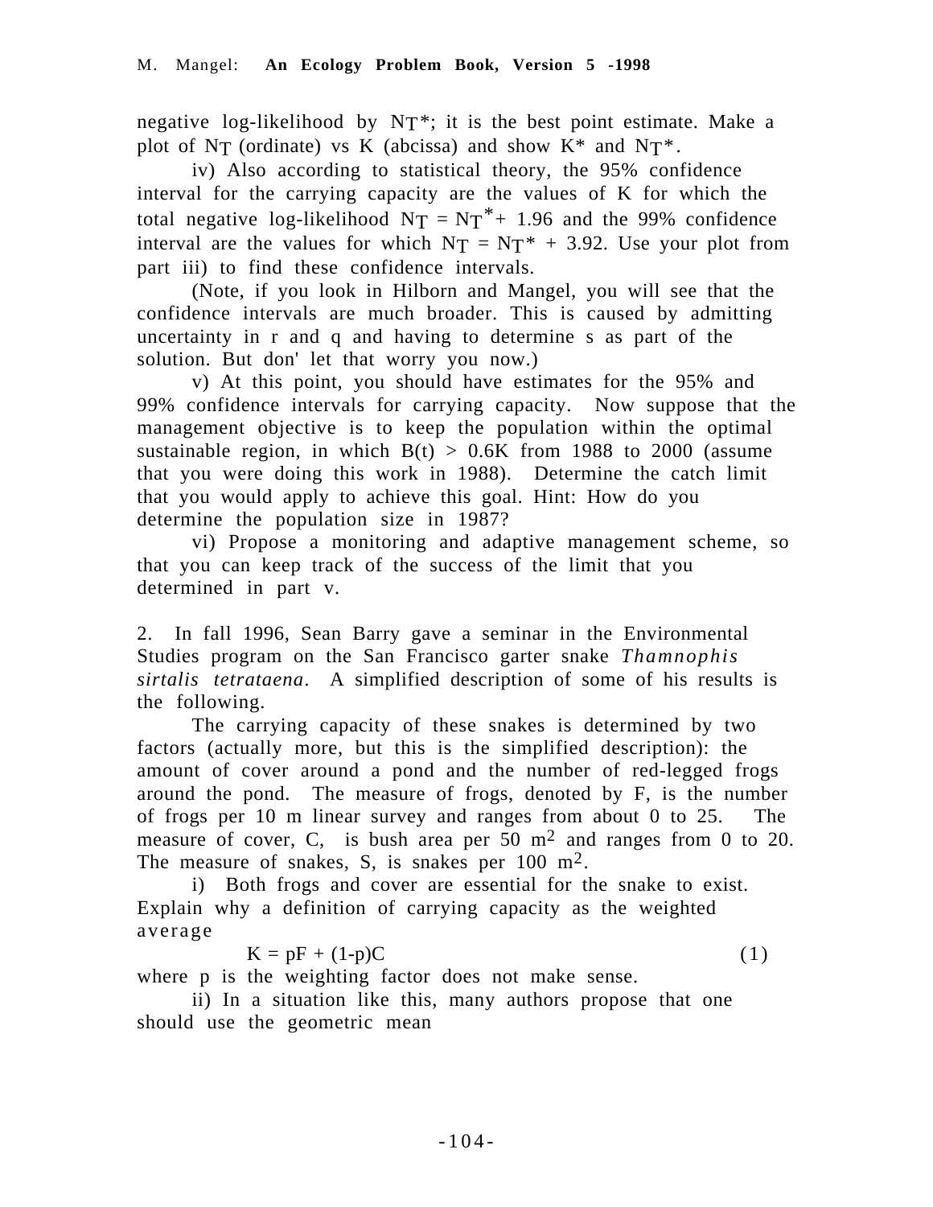negative log-likelihood by $N_T$*; it is the best point estimate. Make a plot of $N_T$ (ordinate) vs K (abcissa) and show K* and $N_T$*.

iv) Also according to statistical theory, the 95% confidence interval for the carrying capacity are the values of K for which the total negative log-likelihood $N_T = N_T^* + 1.96$ and the 99% confidence interval are the values for which $N_T = N_T^* + 3.92$. Use your plot from part iii) to find these confidence intervals.

(Note, if you look in Hilborn and Mangel, you will see that the confidence intervals are much broader. This is caused by admitting uncertainty in r and q and having to determine s as part of the solution. But don' let that worry you now.)

v) At this point, you should have estimates for the 95% and 99% confidence intervals for carrying capacity. Now suppose that the management objective is to keep the population within the optimal sustainable region, in which $B(t) > 0.6K$ from 1988 to 2000 (assume that you were doing this work in 1988). Determine the catch limit that you would apply to achieve this goal. Hint: How do you determine the population size in 1987?

vi) Propose a monitoring and adaptive management scheme, so that you can keep track of the success of the limit that you determined in part v.

2. In fall 1996, Sean Barry gave a seminar in the Environmental Studies program on the San Francisco garter snake *Thamnophis sirtalis tetrataena*. A simplified description of some of his results is the following.

The carrying capacity of these snakes is determined by two factors (actually more, but this is the simplified description): the amount of cover around a pond and the number of red-legged frogs around the pond. The measure of frogs, denoted by F, is the number of frogs per 10 m linear survey and ranges from about 0 to 25. The measure of cover, C, is bush area per 50 $m^2$ and ranges from 0 to 20. The measure of snakes, S, is snakes per 100 $m^2$.

i) Both frogs and cover are essential for the snake to exist. Explain why a definition of carrying capacity as the weighted average

$$K = pF + (1-p)C \qquad (1)$$

where p is the weighting factor does not make sense.

ii) In a situation like this, many authors propose that one should use the geometric mean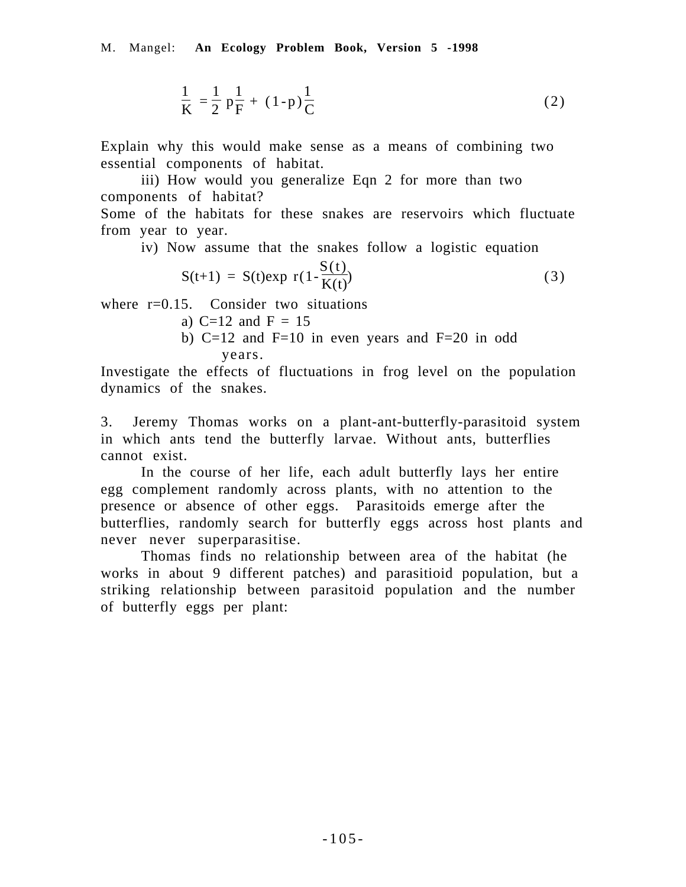$$\frac{1}{K} = \frac{1}{2} p \frac{1}{F} + (1-p)\frac{1}{C} \tag{2}$$

Explain why this would make sense as a means of combining two essential components of habitat.

iii) How would you generalize Eqn 2 for more than two components of habitat?

Some of the habitats for these snakes are reservoirs which fluctuate from year to year.

iv) Now assume that the snakes follow a logistic equation

$$S(t+1) = S(t)\exp r(1-\frac{S(t)}{K(t)}) \tag{3}$$

where r=0.15. Consider two situations

a) C=12 and F = 15

b) C=12 and F=10 in even years and F=20 in odd years.

Investigate the effects of fluctuations in frog level on the population dynamics of the snakes.

3. Jeremy Thomas works on a plant-ant-butterfly-parasitoid system in which ants tend the butterfly larvae. Without ants, butterflies cannot exist.

In the course of her life, each adult butterfly lays her entire egg complement randomly across plants, with no attention to the presence or absence of other eggs. Parasitoids emerge after the butterflies, randomly search for butterfly eggs across host plants and never never superparasitise.

Thomas finds no relationship between area of the habitat (he works in about 9 different patches) and parasitioid population, but a striking relationship between parasitoid population and the number of butterfly eggs per plant: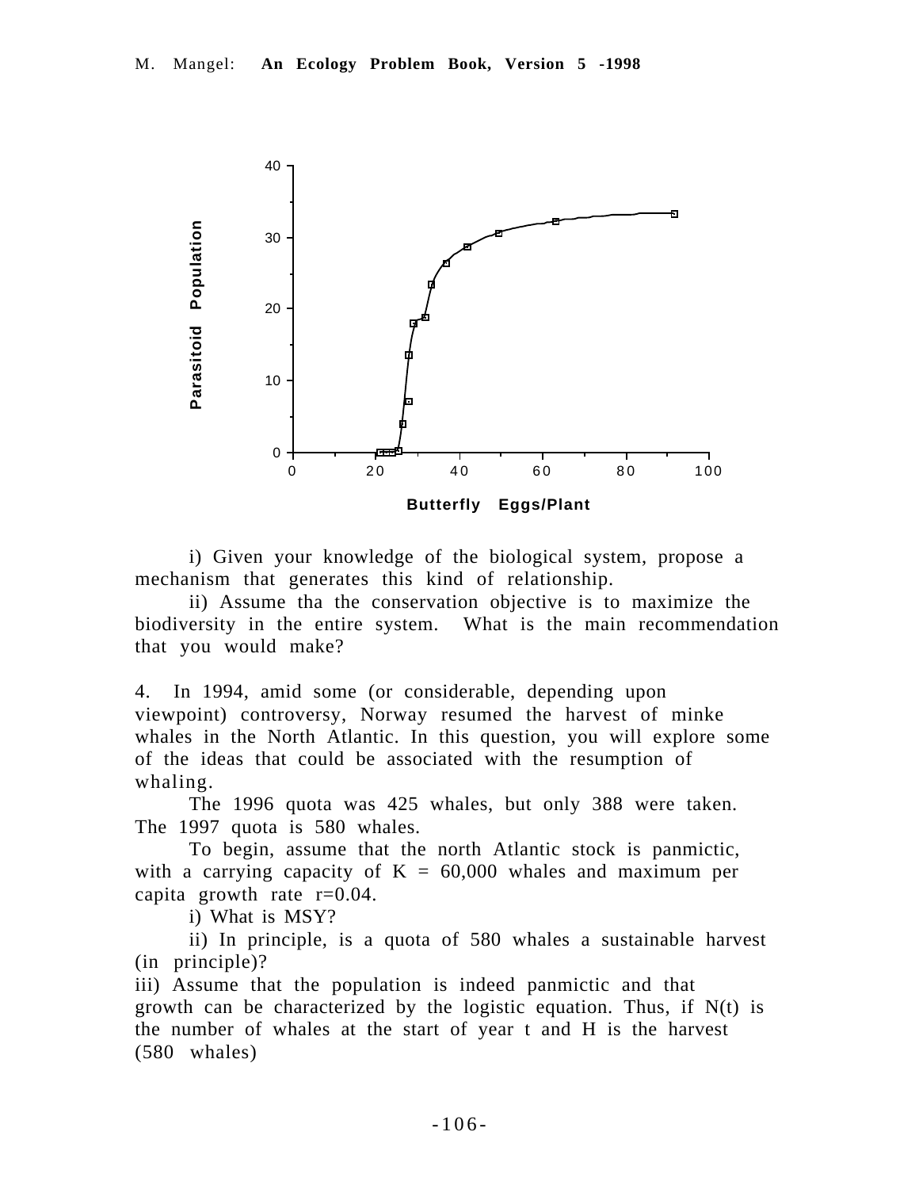i) Given your knowledge of the biological system, propose a mechanism that generates this kind of relationship.

ii) Assume tha the conservation objective is to maximize the biodiversity in the entire system. What is the main recommendation that you would make?

4. In 1994, amid some (or considerable, depending upon viewpoint) controversy, Norway resumed the harvest of minke whales in the North Atlantic. In this question, you will explore some of the ideas that could be associated with the resumption of whaling.

The 1996 quota was 425 whales, but only 388 were taken. The 1997 quota is 580 whales.

To begin, assume that the north Atlantic stock is panmictic, with a carrying capacity of $K = 60{,}000$ whales and maximum per capita growth rate $r=0.04$.

i) What is MSY?

ii) In principle, is a quota of 580 whales a sustainable harvest (in principle)?

iii) Assume that the population is indeed panmictic and that growth can be characterized by the logistic equation. Thus, if $N(t)$ is the number of whales at the start of year t and H is the harvest (580 whales)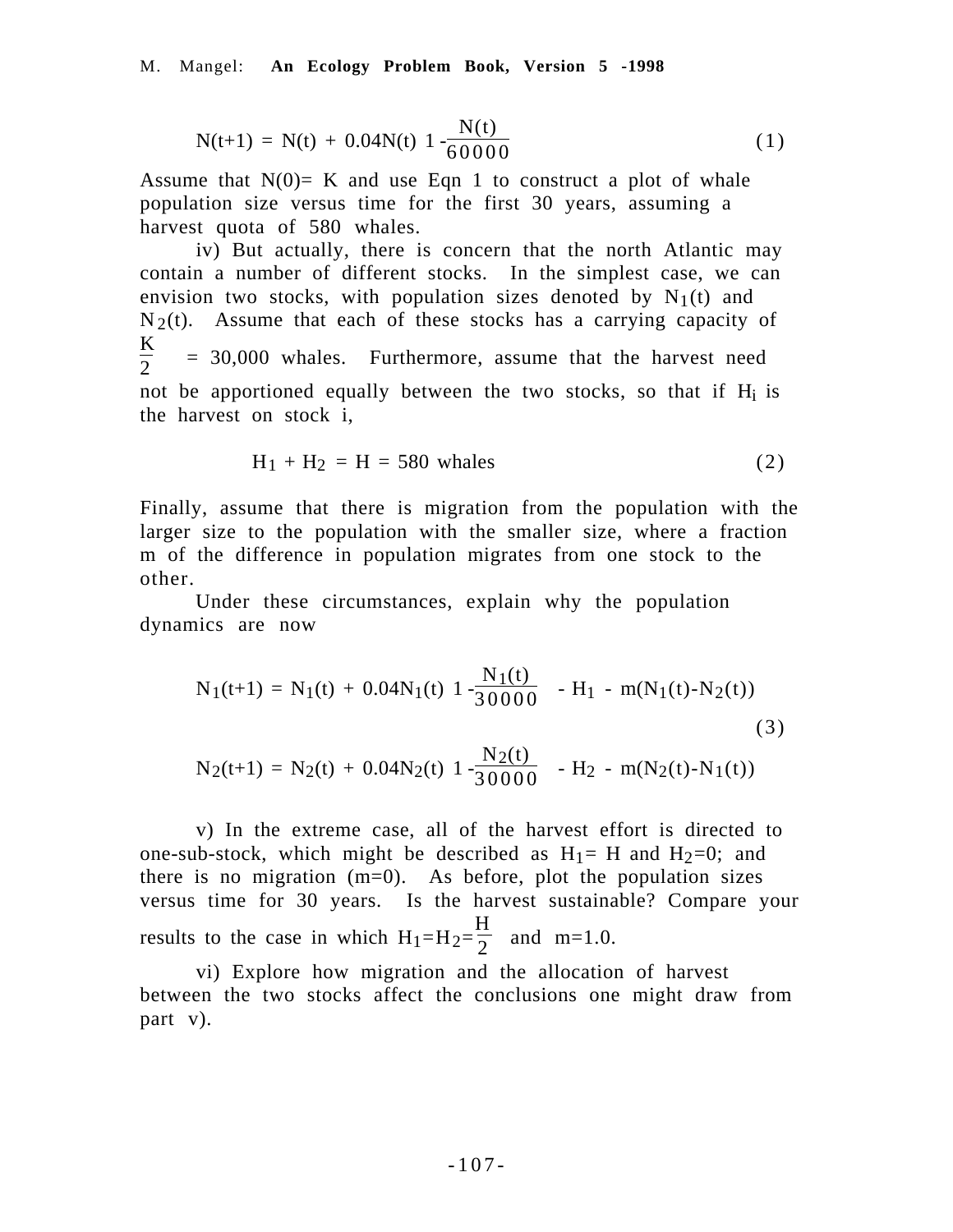$$N(t+1) = N(t) + 0.04N(t)\left(1 - \frac{N(t)}{60000}\right) \quad (1)$$

Assume that $N(0)= K$ and use Eqn 1 to construct a plot of whale population size versus time for the first 30 years, assuming a harvest quota of 580 whales.

iv) But actually, there is concern that the north Atlantic may contain a number of different stocks. In the simplest case, we can envision two stocks, with population sizes denoted by $N_1(t)$ and $N_2(t)$. Assume that each of these stocks has a carrying capacity of $\frac{K}{2}$ = 30,000 whales. Furthermore, assume that the harvest need not be apportioned equally between the two stocks, so that if $H_i$ is the harvest on stock i,

$$H_1 + H_2 = H = 580 \text{ whales} \quad (2)$$

Finally, assume that there is migration from the population with the larger size to the population with the smaller size, where a fraction m of the difference in population migrates from one stock to the other.

Under these circumstances, explain why the population dynamics are now

$$N_1(t+1) = N_1(t) + 0.04N_1(t)\left(1 - \frac{N_1(t)}{30000}\right) - H_1 - m(N_1(t)-N_2(t))$$

$$N_2(t+1) = N_2(t) + 0.04N_2(t)\left(1 - \frac{N_2(t)}{30000}\right) - H_2 - m(N_2(t)-N_1(t)) \quad (3)$$

v) In the extreme case, all of the harvest effort is directed to one-sub-stock, which might be described as $H_1= H$ and $H_2=0$; and there is no migration ($m=0$). As before, plot the population sizes versus time for 30 years. Is the harvest sustainable? Compare your results to the case in which $H_1=H_2=\frac{H}{2}$ and $m=1.0$.

vi) Explore how migration and the allocation of harvest between the two stocks affect the conclusions one might draw from part v).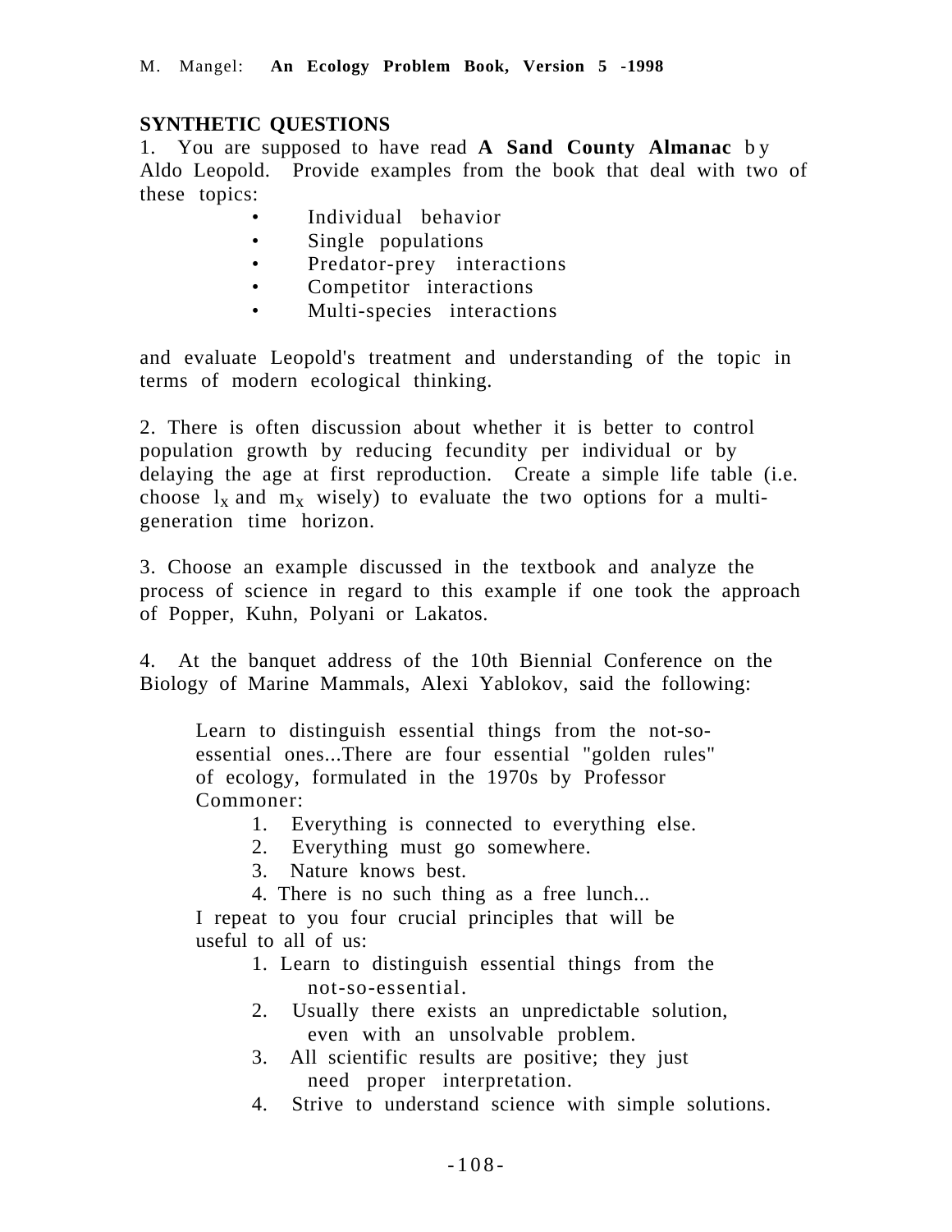## SYNTHETIC QUESTIONS

1. You are supposed to have read **A Sand County Almanac** by Aldo Leopold. Provide examples from the book that deal with two of these topics:

- Individual behavior
- Single populations
- Predator-prey interactions
- Competitor interactions
- Multi-species interactions

and evaluate Leopold's treatment and understanding of the topic in terms of modern ecological thinking.

2. There is often discussion about whether it is better to control population growth by reducing fecundity per individual or by delaying the age at first reproduction. Create a simple life table (i.e. choose $l_x$ and $m_x$ wisely) to evaluate the two options for a multi-generation time horizon.

3. Choose an example discussed in the textbook and analyze the process of science in regard to this example if one took the approach of Popper, Kuhn, Polyani or Lakatos.

4. At the banquet address of the 10th Biennial Conference on the Biology of Marine Mammals, Alexi Yablokov, said the following:

> Learn to distinguish essential things from the not-so-essential ones...There are four essential "golden rules" of ecology, formulated in the 1970s by Professor Commoner:
>
> 1. Everything is connected to everything else.
> 2. Everything must go somewhere.
> 3. Nature knows best.
> 4. There is no such thing as a free lunch...
>
> I repeat to you four crucial principles that will be useful to all of us:
>
> 1. Learn to distinguish essential things from the not-so-essential.
> 2. Usually there exists an unpredictable solution, even with an unsolvable problem.
> 3. All scientific results are positive; they just need proper interpretation.
> 4. Strive to understand science with simple solutions.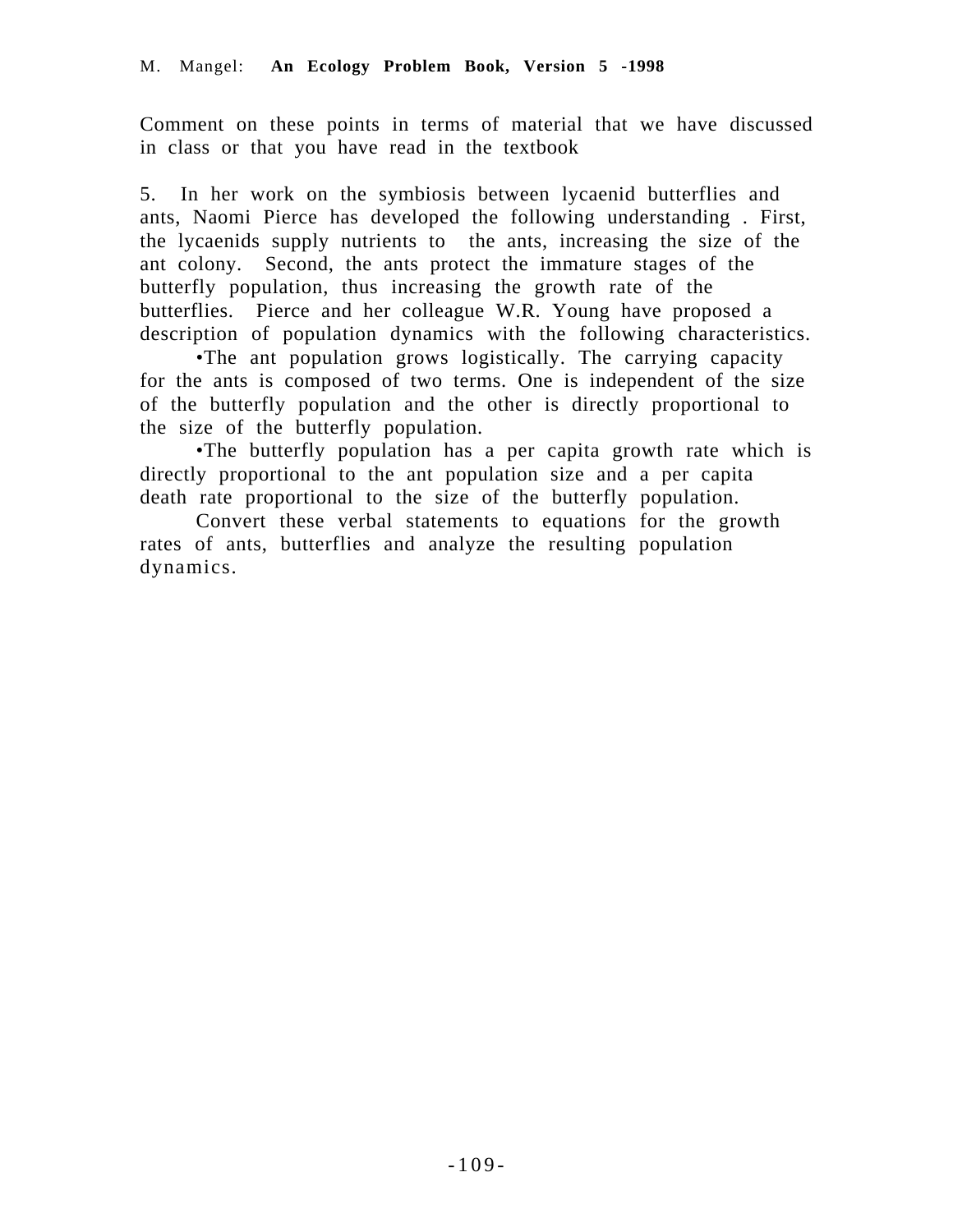Comment on these points in terms of material that we have discussed in class or that you have read in the textbook

5. In her work on the symbiosis between lycaenid butterflies and ants, Naomi Pierce has developed the following understanding . First, the lycaenids supply nutrients to the ants, increasing the size of the ant colony. Second, the ants protect the immature stages of the butterfly population, thus increasing the growth rate of the butterflies. Pierce and her colleague W.R. Young have proposed a description of population dynamics with the following characteristics.

•The ant population grows logistically. The carrying capacity for the ants is composed of two terms. One is independent of the size of the butterfly population and the other is directly proportional to the size of the butterfly population.

•The butterfly population has a per capita growth rate which is directly proportional to the ant population size and a per capita death rate proportional to the size of the butterfly population.

Convert these verbal statements to equations for the growth rates of ants, butterflies and analyze the resulting population dynamics.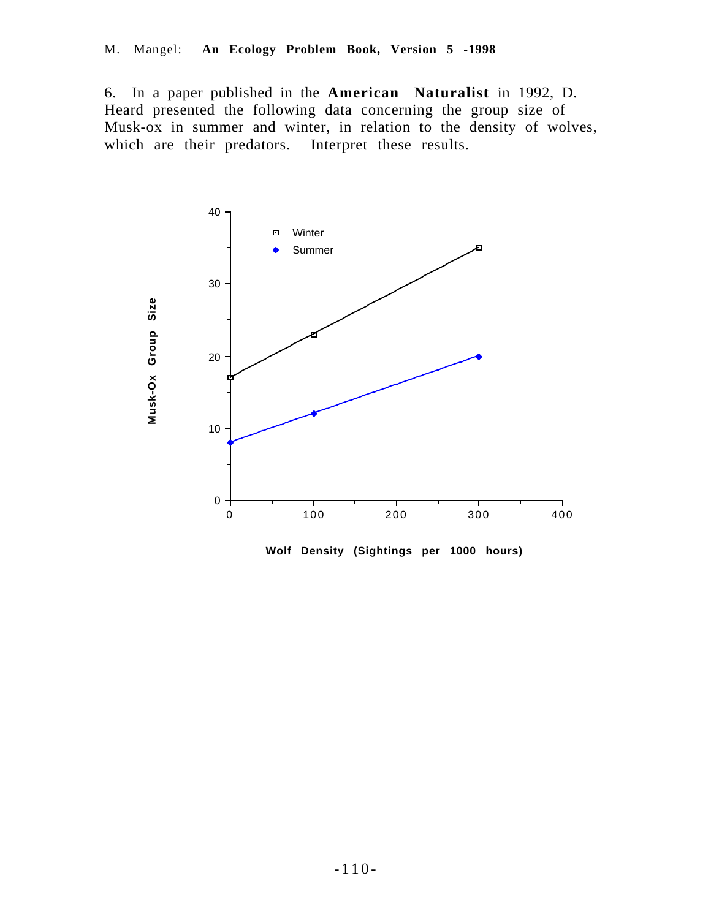6. In a paper published in the **American Naturalist** in 1992, D. Heard presented the following data concerning the group size of Musk-ox in summer and winter, in relation to the density of wolves, which are their predators. Interpret these results.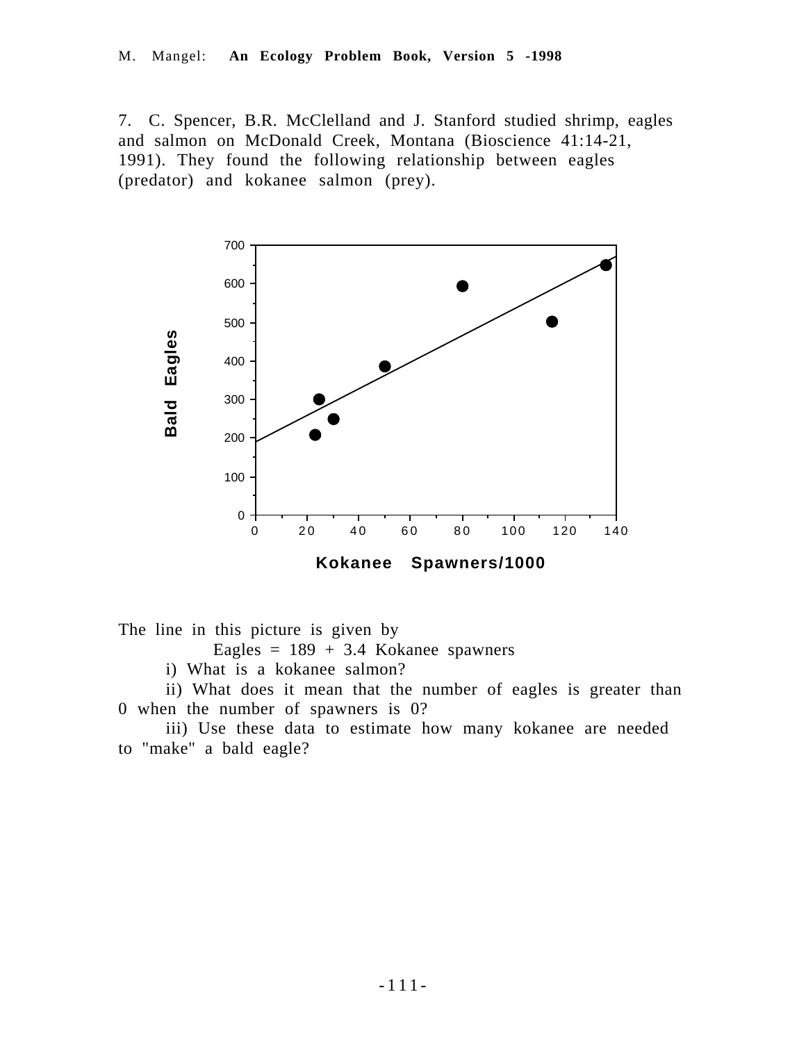7. C. Spencer, B.R. McClelland and J. Stanford studied shrimp, eagles and salmon on McDonald Creek, Montana (Bioscience 41:14-21, 1991). They found the following relationship between eagles (predator) and kokanee salmon (prey).

The line in this picture is given by

$$\text{Eagles} = 189 + 3.4 \text{ Kokanee spawners}$$

i) What is a kokanee salmon?

ii) What does it mean that the number of eagles is greater than 0 when the number of spawners is 0?

iii) Use these data to estimate how many kokanee are needed to "make" a bald eagle?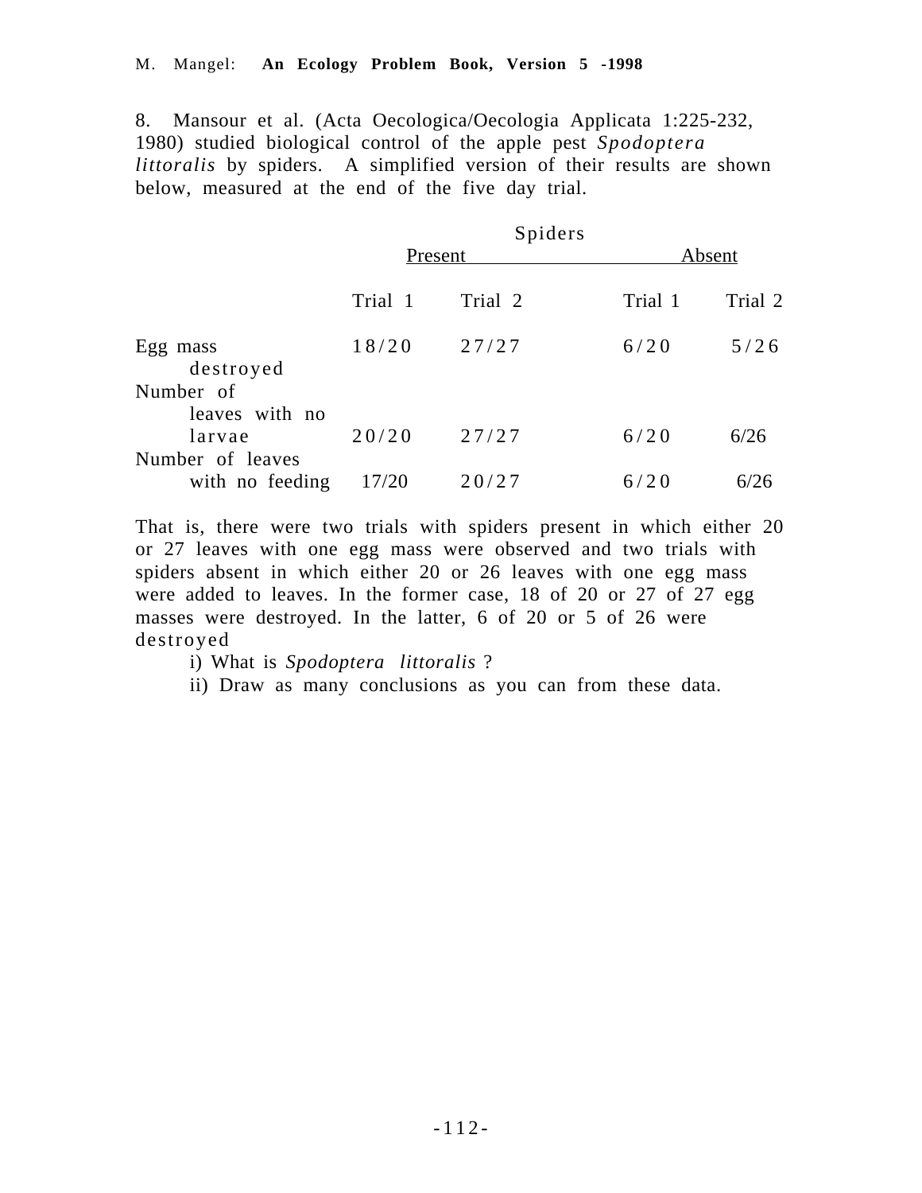8. Mansour et al. (Acta Oecologica/Oecologia Applicata 1:225-232, 1980) studied biological control of the apple pest *Spodoptera littoralis* by spiders. A simplified version of their results are shown below, measured at the end of the five day trial.

| | Spiders | | | |
|---|---|---|---|---|
| | Present | | Absent | |
| | Trial 1 | Trial 2 | Trial 1 | Trial 2 |
| Egg mass destroyed | 18/20 | 27/27 | 6/20 | 5/26 |
| Number of leaves with no larvae | 20/20 | 27/27 | 6/20 | 6/26 |
| Number of leaves with no feeding | 17/20 | 20/27 | 6/20 | 6/26 |

That is, there were two trials with spiders present in which either 20 or 27 leaves with one egg mass were observed and two trials with spiders absent in which either 20 or 26 leaves with one egg mass were added to leaves. In the former case, 18 of 20 or 27 of 27 egg masses were destroyed. In the latter, 6 of 20 or 5 of 26 were destroyed

i) What is *Spodoptera littoralis* ?

ii) Draw as many conclusions as you can from these data.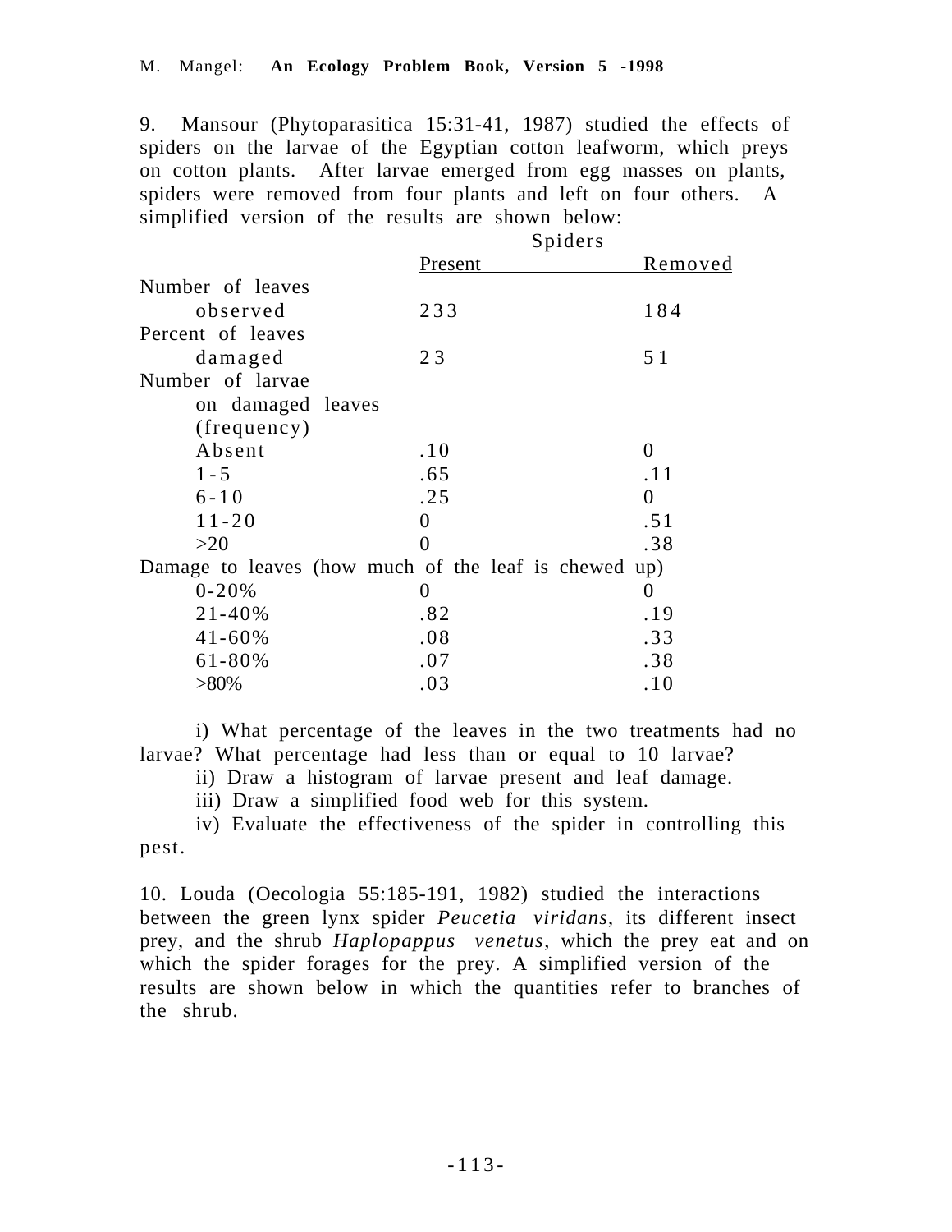9. Mansour (Phytoparasitica 15:31-41, 1987) studied the effects of spiders on the larvae of the Egyptian cotton leafworm, which preys on cotton plants. After larvae emerged from egg masses on plants, spiders were removed from four plants and left on four others. A simplified version of the results are shown below:

| | Spiders | |
|---|---|---|
| | Present | Removed |
| Number of leaves observed | 233 | 184 |
| Percent of leaves damaged | 23 | 51 |
| Number of larvae on damaged leaves (frequency) | | |
| Absent | .10 | 0 |
| 1-5 | .65 | .11 |
| 6-10 | .25 | 0 |
| 11-20 | 0 | .51 |
| >20 | 0 | .38 |
| Damage to leaves (how much of the leaf is chewed up) | | |
| 0-20% | 0 | 0 |
| 21-40% | .82 | .19 |
| 41-60% | .08 | .33 |
| 61-80% | .07 | .38 |
| >80% | .03 | .10 |

i) What percentage of the leaves in the two treatments had no larvae? What percentage had less than or equal to 10 larvae?

ii) Draw a histogram of larvae present and leaf damage.

iii) Draw a simplified food web for this system.

iv) Evaluate the effectiveness of the spider in controlling this pest.

10. Louda (Oecologia 55:185-191, 1982) studied the interactions between the green lynx spider *Peucetia viridans*, its different insect prey, and the shrub *Haplopappus venetus*, which the prey eat and on which the spider forages for the prey. A simplified version of the results are shown below in which the quantities refer to branches of the shrub.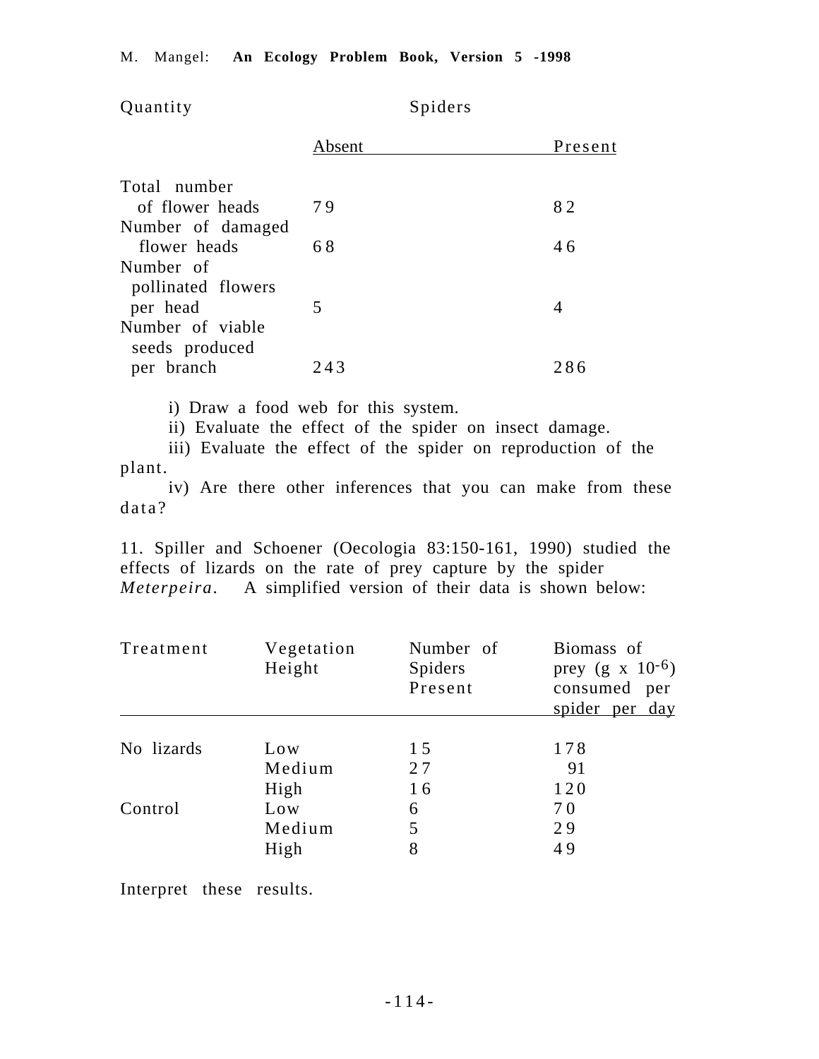| Quantity | Spiders | |
|---|---|---|
| | Absent | Present |
| Total number of flower heads | 79 | 82 |
| Number of damaged flower heads | 68 | 46 |
| Number of pollinated flowers per head | 5 | 4 |
| Number of viable seeds produced per branch | 243 | 286 |

i) Draw a food web for this system.

ii) Evaluate the effect of the spider on insect damage.

iii) Evaluate the effect of the spider on reproduction of the plant.

iv) Are there other inferences that you can make from these data?

11. Spiller and Schoener (Oecologia 83:150-161, 1990) studied the effects of lizards on the rate of prey capture by the spider *Meterpeira*. A simplified version of their data is shown below:

| Treatment | Vegetation Height | Number of Spiders Present | Biomass of prey (g x $10^{-6}$) consumed per spider per day |
|---|---|---|---|
| No lizards | Low | 15 | 178 |
| | Medium | 27 | 91 |
| | High | 16 | 120 |
| Control | Low | 6 | 70 |
| | Medium | 5 | 29 |
| | High | 8 | 49 |

Interpret these results.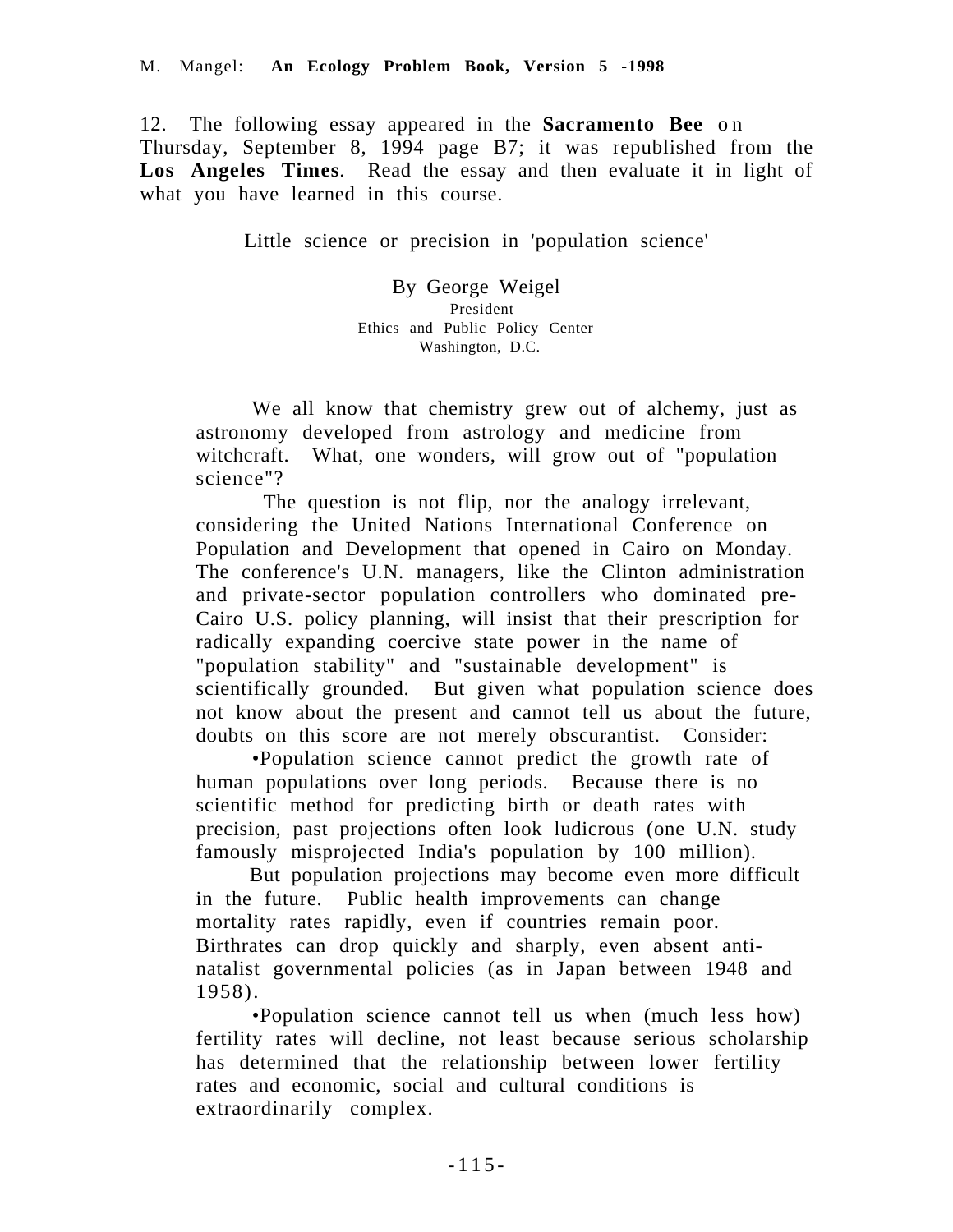12. The following essay appeared in the **Sacramento Bee** on Thursday, September 8, 1994 page B7; it was republished from the **Los Angeles Times**. Read the essay and then evaluate it in light of what you have learned in this course.

Little science or precision in 'population science'

By George Weigel
President
Ethics and Public Policy Center
Washington, D.C.

We all know that chemistry grew out of alchemy, just as astronomy developed from astrology and medicine from witchcraft. What, one wonders, will grow out of "population science"?

The question is not flip, nor the analogy irrelevant, considering the United Nations International Conference on Population and Development that opened in Cairo on Monday. The conference's U.N. managers, like the Clinton administration and private-sector population controllers who dominated pre-Cairo U.S. policy planning, will insist that their prescription for radically expanding coercive state power in the name of "population stability" and "sustainable development" is scientifically grounded. But given what population science does not know about the present and cannot tell us about the future, doubts on this score are not merely obscurantist. Consider:

•Population science cannot predict the growth rate of human populations over long periods. Because there is no scientific method for predicting birth or death rates with precision, past projections often look ludicrous (one U.N. study famously misprojected India's population by 100 million).

But population projections may become even more difficult in the future. Public health improvements can change mortality rates rapidly, even if countries remain poor. Birthrates can drop quickly and sharply, even absent anti-natalist governmental policies (as in Japan between 1948 and 1958).

•Population science cannot tell us when (much less how) fertility rates will decline, not least because serious scholarship has determined that the relationship between lower fertility rates and economic, social and cultural conditions is extraordinarily complex.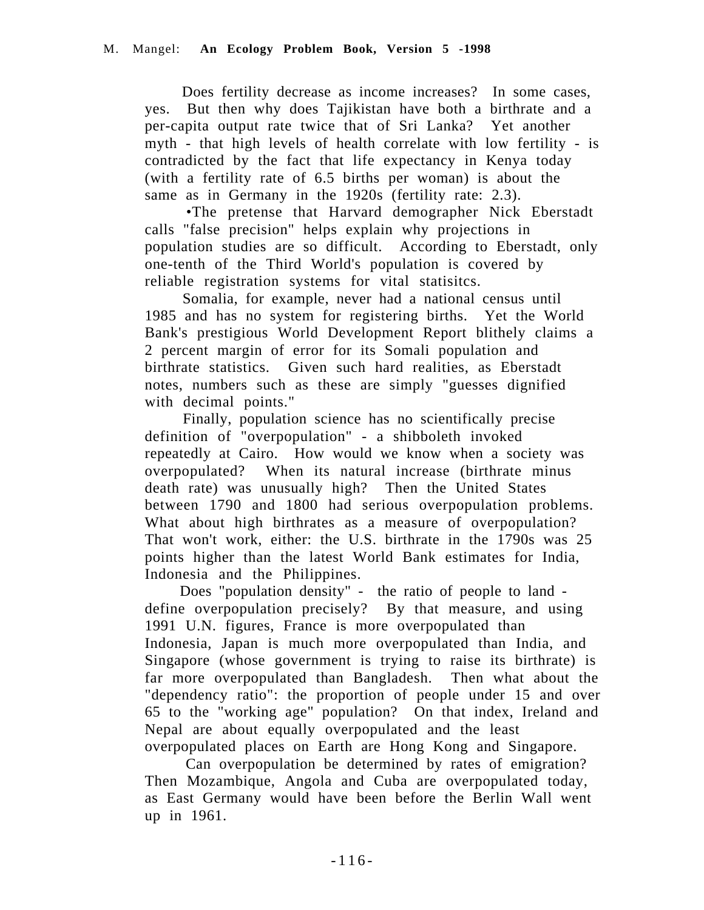Does fertility decrease as income increases? In some cases, yes. But then why does Tajikistan have both a birthrate and a per-capita output rate twice that of Sri Lanka? Yet another myth - that high levels of health correlate with low fertility - is contradicted by the fact that life expectancy in Kenya today (with a fertility rate of 6.5 births per woman) is about the same as in Germany in the 1920s (fertility rate: 2.3).

•The pretense that Harvard demographer Nick Eberstadt calls "false precision" helps explain why projections in population studies are so difficult. According to Eberstadt, only one-tenth of the Third World's population is covered by reliable registration systems for vital statisitcs.

Somalia, for example, never had a national census until 1985 and has no system for registering births. Yet the World Bank's prestigious World Development Report blithely claims a 2 percent margin of error for its Somali population and birthrate statistics. Given such hard realities, as Eberstadt notes, numbers such as these are simply "guesses dignified with decimal points."

Finally, population science has no scientifically precise definition of "overpopulation" - a shibboleth invoked repeatedly at Cairo. How would we know when a society was overpopulated? When its natural increase (birthrate minus death rate) was unusually high? Then the United States between 1790 and 1800 had serious overpopulation problems. What about high birthrates as a measure of overpopulation? That won't work, either: the U.S. birthrate in the 1790s was 25 points higher than the latest World Bank estimates for India, Indonesia and the Philippines.

Does "population density" - the ratio of people to land - define overpopulation precisely? By that measure, and using 1991 U.N. figures, France is more overpopulated than Indonesia, Japan is much more overpopulated than India, and Singapore (whose government is trying to raise its birthrate) is far more overpopulated than Bangladesh. Then what about the "dependency ratio": the proportion of people under 15 and over 65 to the "working age" population? On that index, Ireland and Nepal are about equally overpopulated and the least overpopulated places on Earth are Hong Kong and Singapore.

Can overpopulation be determined by rates of emigration? Then Mozambique, Angola and Cuba are overpopulated today, as East Germany would have been before the Berlin Wall went up in 1961.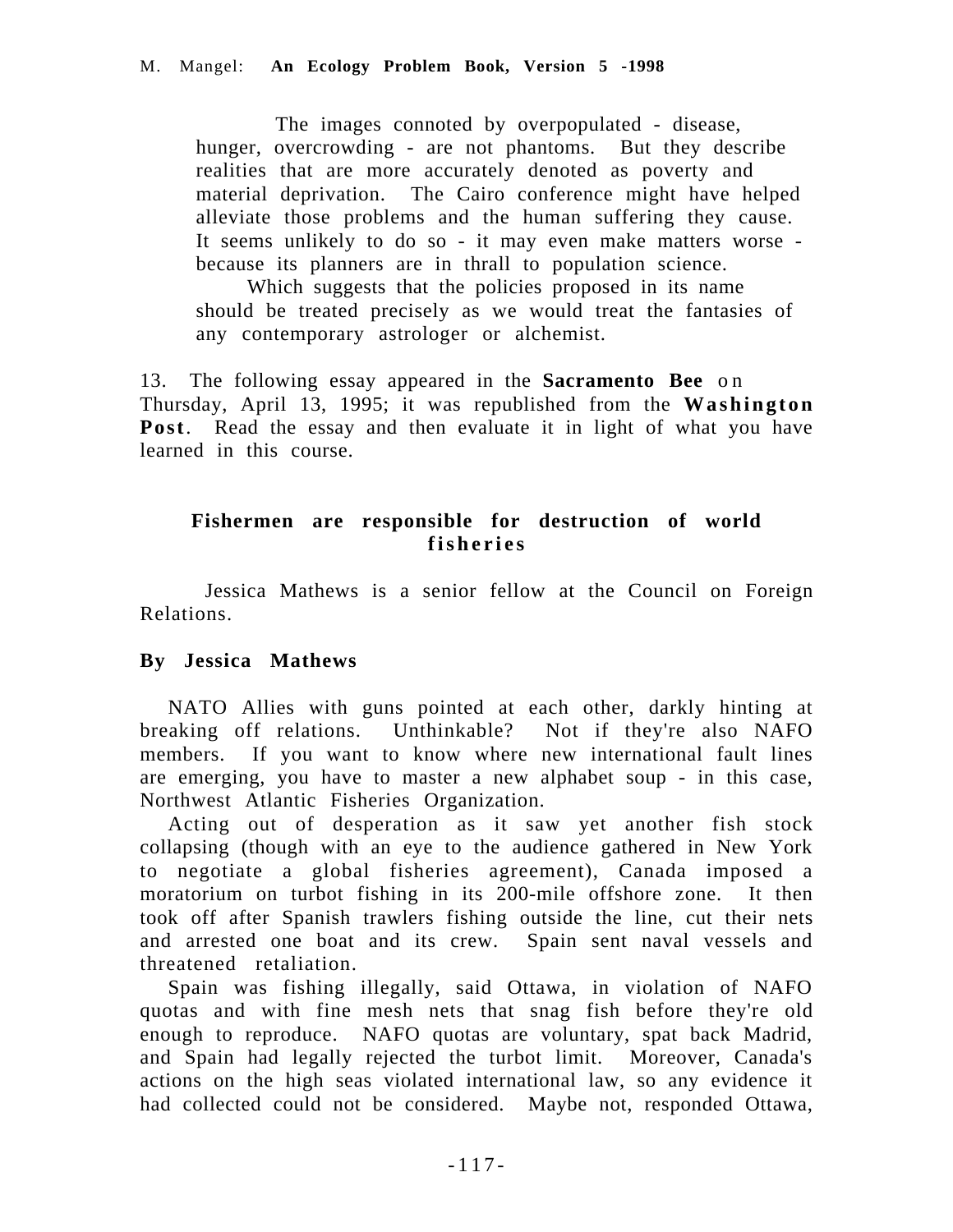The images connoted by overpopulated - disease, hunger, overcrowding - are not phantoms. But they describe realities that are more accurately denoted as poverty and material deprivation. The Cairo conference might have helped alleviate those problems and the human suffering they cause. It seems unlikely to do so - it may even make matters worse - because its planners are in thrall to population science.

Which suggests that the policies proposed in its name should be treated precisely as we would treat the fantasies of any contemporary astrologer or alchemist.

13. The following essay appeared in the **Sacramento Bee** on Thursday, April 13, 1995; it was republished from the **Washington Post**. Read the essay and then evaluate it in light of what you have learned in this course.

### Fishermen are responsible for destruction of world fisheries

Jessica Mathews is a senior fellow at the Council on Foreign Relations.

**By Jessica Mathews**

NATO Allies with guns pointed at each other, darkly hinting at breaking off relations. Unthinkable? Not if they're also NAFO members. If you want to know where new international fault lines are emerging, you have to master a new alphabet soup - in this case, Northwest Atlantic Fisheries Organization.

Acting out of desperation as it saw yet another fish stock collapsing (though with an eye to the audience gathered in New York to negotiate a global fisheries agreement), Canada imposed a moratorium on turbot fishing in its 200-mile offshore zone. It then took off after Spanish trawlers fishing outside the line, cut their nets and arrested one boat and its crew. Spain sent naval vessels and threatened retaliation.

Spain was fishing illegally, said Ottawa, in violation of NAFO quotas and with fine mesh nets that snag fish before they're old enough to reproduce. NAFO quotas are voluntary, spat back Madrid, and Spain had legally rejected the turbot limit. Moreover, Canada's actions on the high seas violated international law, so any evidence it had collected could not be considered. Maybe not, responded Ottawa,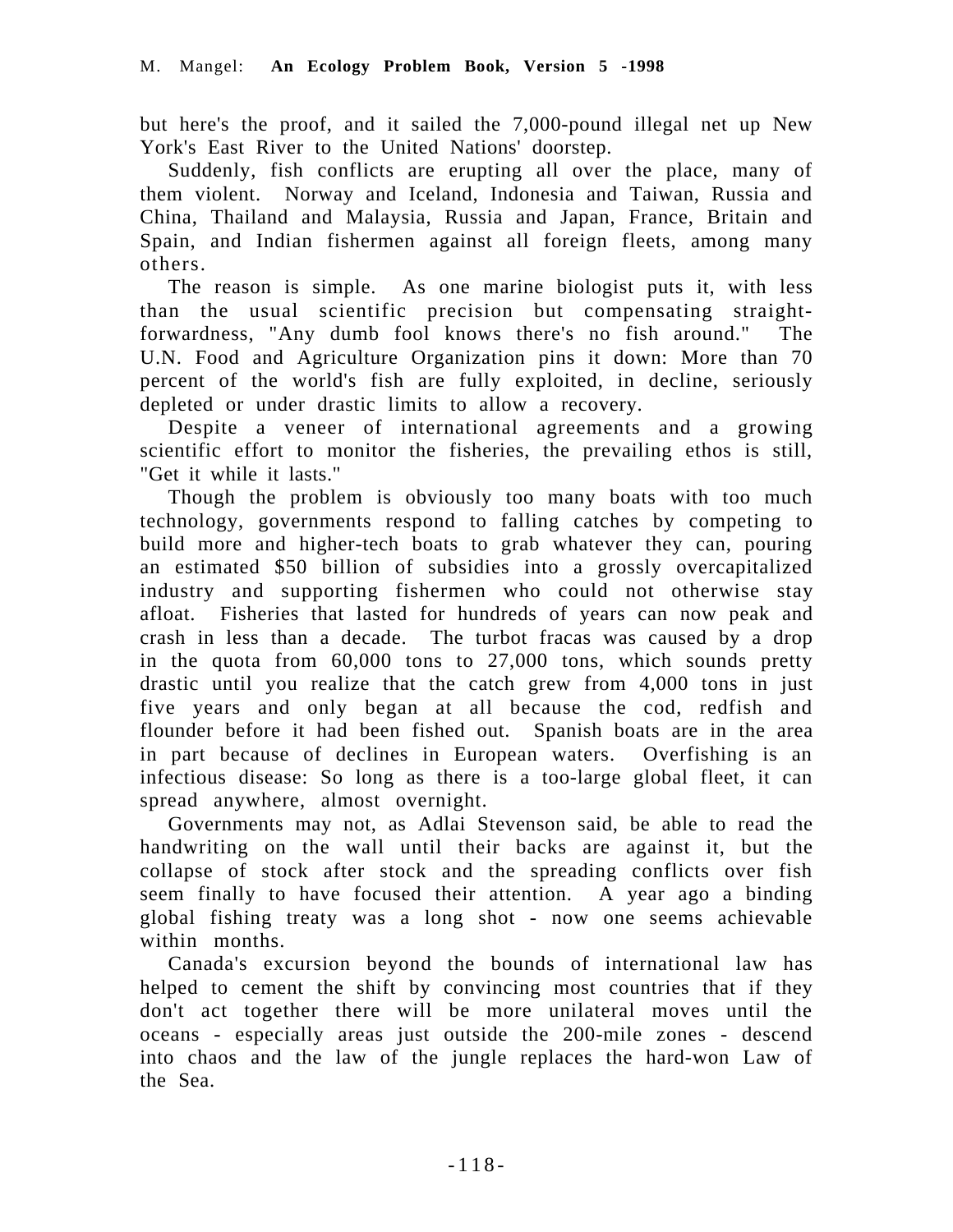but here's the proof, and it sailed the 7,000-pound illegal net up New York's East River to the United Nations' doorstep.

Suddenly, fish conflicts are erupting all over the place, many of them violent. Norway and Iceland, Indonesia and Taiwan, Russia and China, Thailand and Malaysia, Russia and Japan, France, Britain and Spain, and Indian fishermen against all foreign fleets, among many others.

The reason is simple. As one marine biologist puts it, with less than the usual scientific precision but compensating straight-forwardness, "Any dumb fool knows there's no fish around." The U.N. Food and Agriculture Organization pins it down: More than 70 percent of the world's fish are fully exploited, in decline, seriously depleted or under drastic limits to allow a recovery.

Despite a veneer of international agreements and a growing scientific effort to monitor the fisheries, the prevailing ethos is still, "Get it while it lasts."

Though the problem is obviously too many boats with too much technology, governments respond to falling catches by competing to build more and higher-tech boats to grab whatever they can, pouring an estimated $50 billion of subsidies into a grossly overcapitalized industry and supporting fishermen who could not otherwise stay afloat. Fisheries that lasted for hundreds of years can now peak and crash in less than a decade. The turbot fracas was caused by a drop in the quota from 60,000 tons to 27,000 tons, which sounds pretty drastic until you realize that the catch grew from 4,000 tons in just five years and only began at all because the cod, redfish and flounder before it had been fished out. Spanish boats are in the area in part because of declines in European waters. Overfishing is an infectious disease: So long as there is a too-large global fleet, it can spread anywhere, almost overnight.

Governments may not, as Adlai Stevenson said, be able to read the handwriting on the wall until their backs are against it, but the collapse of stock after stock and the spreading conflicts over fish seem finally to have focused their attention. A year ago a binding global fishing treaty was a long shot - now one seems achievable within months.

Canada's excursion beyond the bounds of international law has helped to cement the shift by convincing most countries that if they don't act together there will be more unilateral moves until the oceans - especially areas just outside the 200-mile zones - descend into chaos and the law of the jungle replaces the hard-won Law of the Sea.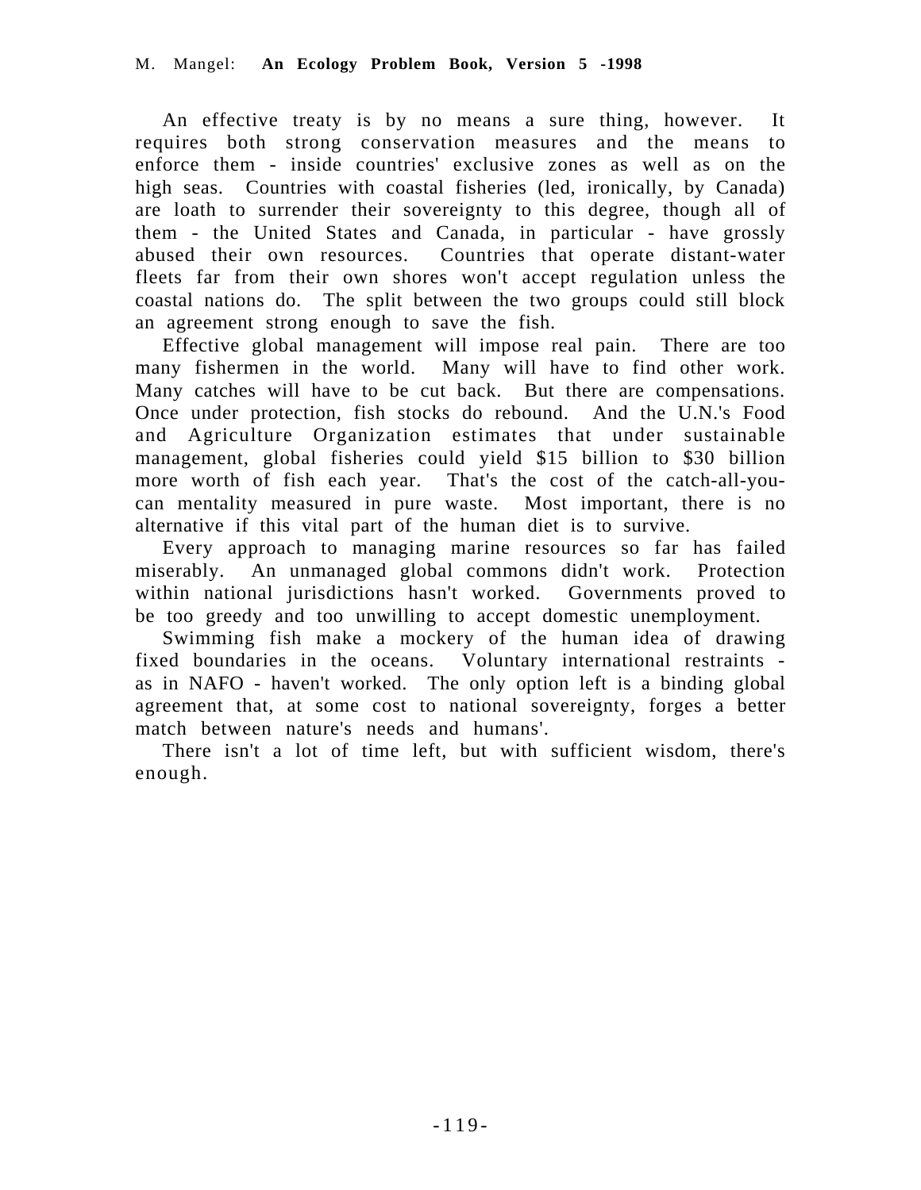An effective treaty is by no means a sure thing, however. It requires both strong conservation measures and the means to enforce them - inside countries' exclusive zones as well as on the high seas. Countries with coastal fisheries (led, ironically, by Canada) are loath to surrender their sovereignty to this degree, though all of them - the United States and Canada, in particular - have grossly abused their own resources. Countries that operate distant-water fleets far from their own shores won't accept regulation unless the coastal nations do. The split between the two groups could still block an agreement strong enough to save the fish.

Effective global management will impose real pain. There are too many fishermen in the world. Many will have to find other work. Many catches will have to be cut back. But there are compensations. Once under protection, fish stocks do rebound. And the U.N.'s Food and Agriculture Organization estimates that under sustainable management, global fisheries could yield $15 billion to $30 billion more worth of fish each year. That's the cost of the catch-all-you-can mentality measured in pure waste. Most important, there is no alternative if this vital part of the human diet is to survive.

Every approach to managing marine resources so far has failed miserably. An unmanaged global commons didn't work. Protection within national jurisdictions hasn't worked. Governments proved to be too greedy and too unwilling to accept domestic unemployment.

Swimming fish make a mockery of the human idea of drawing fixed boundaries in the oceans. Voluntary international restraints - as in NAFO - haven't worked. The only option left is a binding global agreement that, at some cost to national sovereignty, forges a better match between nature's needs and humans'.

There isn't a lot of time left, but with sufficient wisdom, there's enough.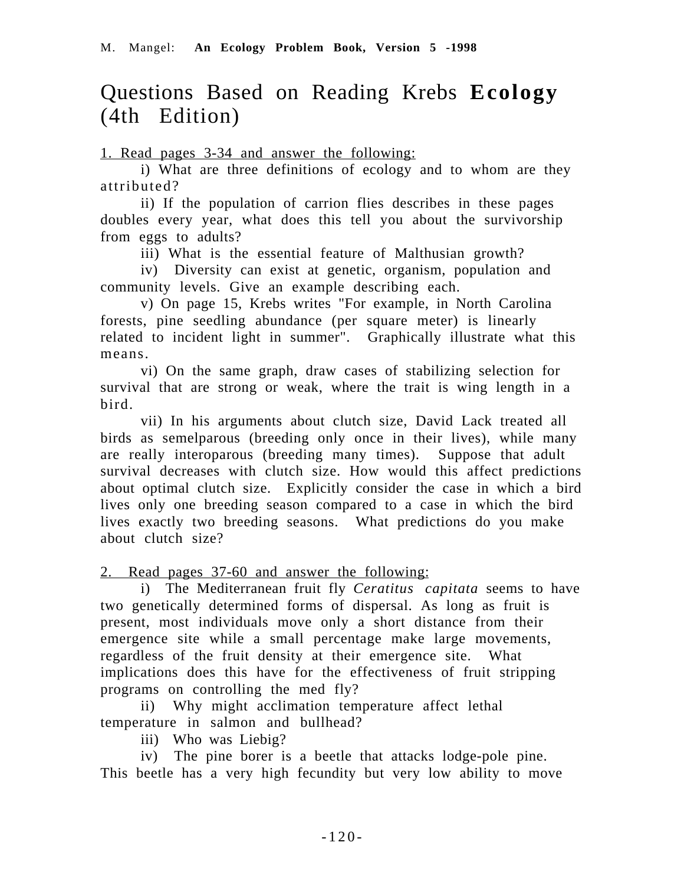# Questions Based on Reading Krebs **Ecology** (4th Edition)

1. Read pages 3-34 and answer the following:

i) What are three definitions of ecology and to whom are they attributed?

ii) If the population of carrion flies describes in these pages doubles every year, what does this tell you about the survivorship from eggs to adults?

iii) What is the essential feature of Malthusian growth?

iv) Diversity can exist at genetic, organism, population and community levels. Give an example describing each.

v) On page 15, Krebs writes "For example, in North Carolina forests, pine seedling abundance (per square meter) is linearly related to incident light in summer". Graphically illustrate what this means.

vi) On the same graph, draw cases of stabilizing selection for survival that are strong or weak, where the trait is wing length in a bird.

vii) In his arguments about clutch size, David Lack treated all birds as semelparous (breeding only once in their lives), while many are really interoparous (breeding many times). Suppose that adult survival decreases with clutch size. How would this affect predictions about optimal clutch size. Explicitly consider the case in which a bird lives only one breeding season compared to a case in which the bird lives exactly two breeding seasons. What predictions do you make about clutch size?

2. Read pages 37-60 and answer the following:

i) The Mediterranean fruit fly *Ceratitus capitata* seems to have two genetically determined forms of dispersal. As long as fruit is present, most individuals move only a short distance from their emergence site while a small percentage make large movements, regardless of the fruit density at their emergence site. What implications does this have for the effectiveness of fruit stripping programs on controlling the med fly?

ii) Why might acclimation temperature affect lethal temperature in salmon and bullhead?

iii) Who was Liebig?

iv) The pine borer is a beetle that attacks lodge-pole pine. This beetle has a very high fecundity but very low ability to move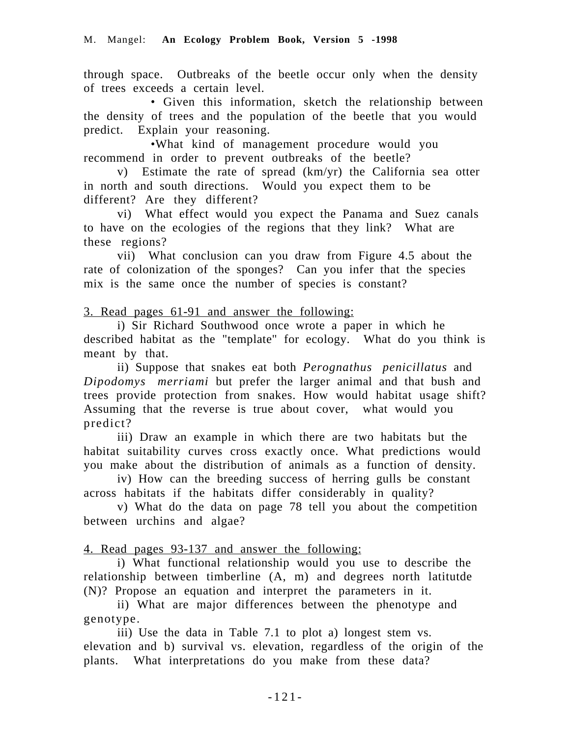through space. Outbreaks of the beetle occur only when the density of trees exceeds a certain level.

• Given this information, sketch the relationship between the density of trees and the population of the beetle that you would predict. Explain your reasoning.

•What kind of management procedure would you recommend in order to prevent outbreaks of the beetle?

v) Estimate the rate of spread (km/yr) the California sea otter in north and south directions. Would you expect them to be different? Are they different?

vi) What effect would you expect the Panama and Suez canals to have on the ecologies of the regions that they link? What are these regions?

vii) What conclusion can you draw from Figure 4.5 about the rate of colonization of the sponges? Can you infer that the species mix is the same once the number of species is constant?

3. Read pages 61-91 and answer the following:

i) Sir Richard Southwood once wrote a paper in which he described habitat as the "template" for ecology. What do you think is meant by that.

ii) Suppose that snakes eat both *Perognathus penicillatus* and *Dipodomys merriami* but prefer the larger animal and that bush and trees provide protection from snakes. How would habitat usage shift? Assuming that the reverse is true about cover, what would you predict?

iii) Draw an example in which there are two habitats but the habitat suitability curves cross exactly once. What predictions would you make about the distribution of animals as a function of density.

iv) How can the breeding success of herring gulls be constant across habitats if the habitats differ considerably in quality?

v) What do the data on page 78 tell you about the competition between urchins and algae?

4. Read pages 93-137 and answer the following:

i) What functional relationship would you use to describe the relationship between timberline (A, m) and degrees north latitutde (N)? Propose an equation and interpret the parameters in it.

ii) What are major differences between the phenotype and genotype.

iii) Use the data in Table 7.1 to plot a) longest stem vs. elevation and b) survival vs. elevation, regardless of the origin of the plants. What interpretations do you make from these data?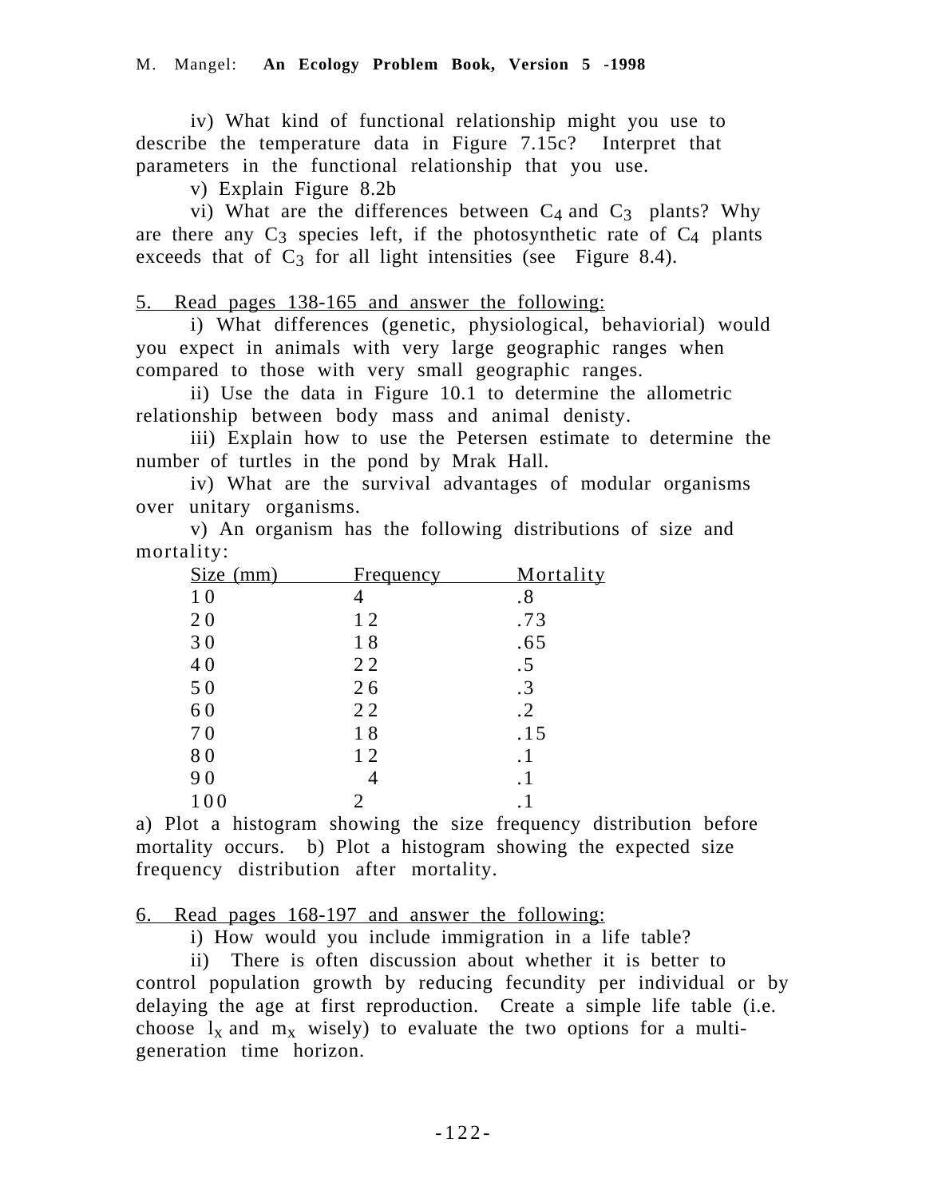iv) What kind of functional relationship might you use to describe the temperature data in Figure 7.15c? Interpret that parameters in the functional relationship that you use.

v) Explain Figure 8.2b

vi) What are the differences between $C_4$ and $C_3$ plants? Why are there any $C_3$ species left, if the photosynthetic rate of $C_4$ plants exceeds that of $C_3$ for all light intensities (see Figure 8.4).

5. Read pages 138-165 and answer the following:

i) What differences (genetic, physiological, behaviorial) would you expect in animals with very large geographic ranges when compared to those with very small geographic ranges.

ii) Use the data in Figure 10.1 to determine the allometric relationship between body mass and animal denisty.

iii) Explain how to use the Petersen estimate to determine the number of turtles in the pond by Mrak Hall.

iv) What are the survival advantages of modular organisms over unitary organisms.

v) An organism has the following distributions of size and mortality:

| Size (mm) | Frequency | Mortality |
|---|---|---|
| 10 | 4 | .8 |
| 20 | 12 | .73 |
| 30 | 18 | .65 |
| 40 | 22 | .5 |
| 50 | 26 | .3 |
| 60 | 22 | .2 |
| 70 | 18 | .15 |
| 80 | 12 | .1 |
| 90 | 4 | .1 |
| 100 | 2 | .1 |

a) Plot a histogram showing the size frequency distribution before mortality occurs. b) Plot a histogram showing the expected size frequency distribution after mortality.

6. Read pages 168-197 and answer the following:

i) How would you include immigration in a life table?

ii) There is often discussion about whether it is better to control population growth by reducing fecundity per individual or by delaying the age at first reproduction. Create a simple life table (i.e. choose $l_x$ and $m_x$ wisely) to evaluate the two options for a multi-generation time horizon.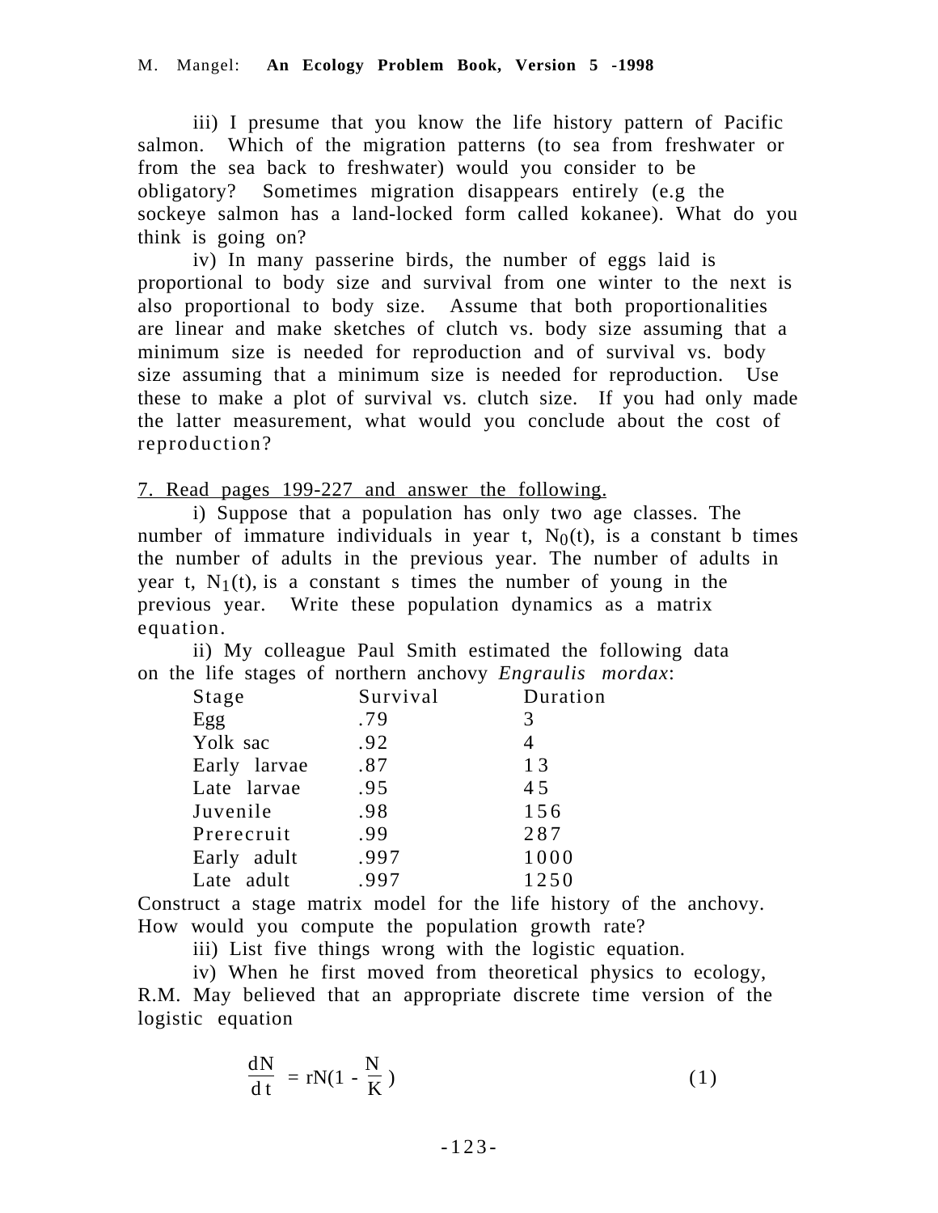iii) I presume that you know the life history pattern of Pacific salmon. Which of the migration patterns (to sea from freshwater or from the sea back to freshwater) would you consider to be obligatory? Sometimes migration disappears entirely (e.g the sockeye salmon has a land-locked form called kokanee). What do you think is going on?

iv) In many passerine birds, the number of eggs laid is proportional to body size and survival from one winter to the next is also proportional to body size. Assume that both proportionalities are linear and make sketches of clutch vs. body size assuming that a minimum size is needed for reproduction and of survival vs. body size assuming that a minimum size is needed for reproduction. Use these to make a plot of survival vs. clutch size. If you had only made the latter measurement, what would you conclude about the cost of reproduction?

7. Read pages 199-227 and answer the following.

i) Suppose that a population has only two age classes. The number of immature individuals in year t, $N_0(t)$, is a constant b times the number of adults in the previous year. The number of adults in year t, $N_1(t)$, is a constant s times the number of young in the previous year. Write these population dynamics as a matrix equation.

ii) My colleague Paul Smith estimated the following data on the life stages of northern anchovy *Engraulis mordax*:

| Stage | Survival | Duration |
|---|---|---|
| Egg | .79 | 3 |
| Yolk sac | .92 | 4 |
| Early larvae | .87 | 13 |
| Late larvae | .95 | 45 |
| Juvenile | .98 | 156 |
| Prerecruit | .99 | 287 |
| Early adult | .997 | 1000 |
| Late adult | .997 | 1250 |

Construct a stage matrix model for the life history of the anchovy. How would you compute the population growth rate?

iii) List five things wrong with the logistic equation.

iv) When he first moved from theoretical physics to ecology, R.M. May believed that an appropriate discrete time version of the logistic equation

$$\frac{dN}{dt} = rN\left(1 - \frac{N}{K}\right) \quad (1)$$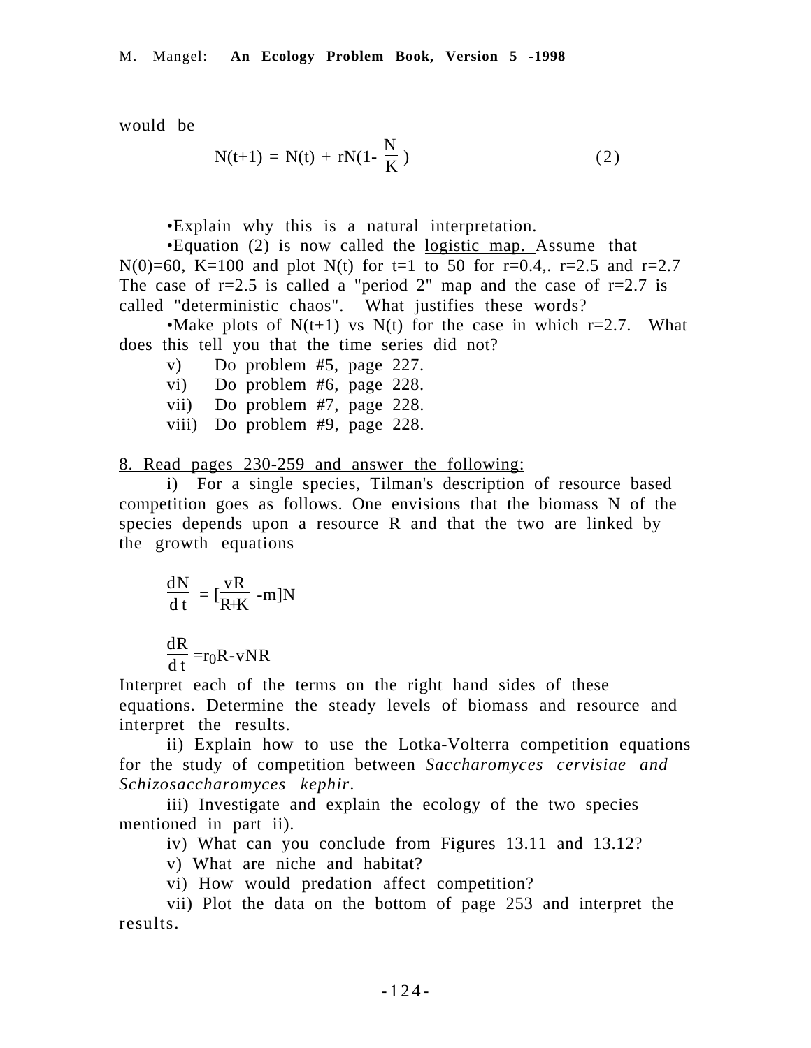would be

$$N(t+1) = N(t) + rN(1- \frac{N}{K}) \qquad (2)$$

•Explain why this is a natural interpretation.

•Equation (2) is now called the <u>logistic map.</u> Assume that $N(0)=60$, $K=100$ and plot $N(t)$ for $t=1$ to $50$ for $r=0.4$,. $r=2.5$ and $r=2.7$ The case of $r=2.5$ is called a "period 2" map and the case of $r=2.7$ is called "deterministic chaos". What justifies these words?

•Make plots of $N(t+1)$ vs $N(t)$ for the case in which $r=2.7$. What does this tell you that the time series did not?

v) Do problem #5, page 227.

vi) Do problem #6, page 228.

vii) Do problem #7, page 228.

viii) Do problem #9, page 228.

<u>8. Read pages 230-259 and answer the following:</u>

i) For a single species, Tilman's description of resource based competition goes as follows. One envisions that the biomass N of the species depends upon a resource R and that the two are linked by the growth equations

$$\frac{dN}{dt} = [\frac{vR}{R+K} - m]N$$

$$\frac{dR}{dt} = r_0 R - vNR$$

Interpret each of the terms on the right hand sides of these equations. Determine the steady levels of biomass and resource and interpret the results.

ii) Explain how to use the Lotka-Volterra competition equations for the study of competition between *Saccharomyces cervisiae and Schizosaccharomyces kephir*.

iii) Investigate and explain the ecology of the two species mentioned in part ii).

iv) What can you conclude from Figures 13.11 and 13.12?

v) What are niche and habitat?

vi) How would predation affect competition?

vii) Plot the data on the bottom of page 253 and interpret the results.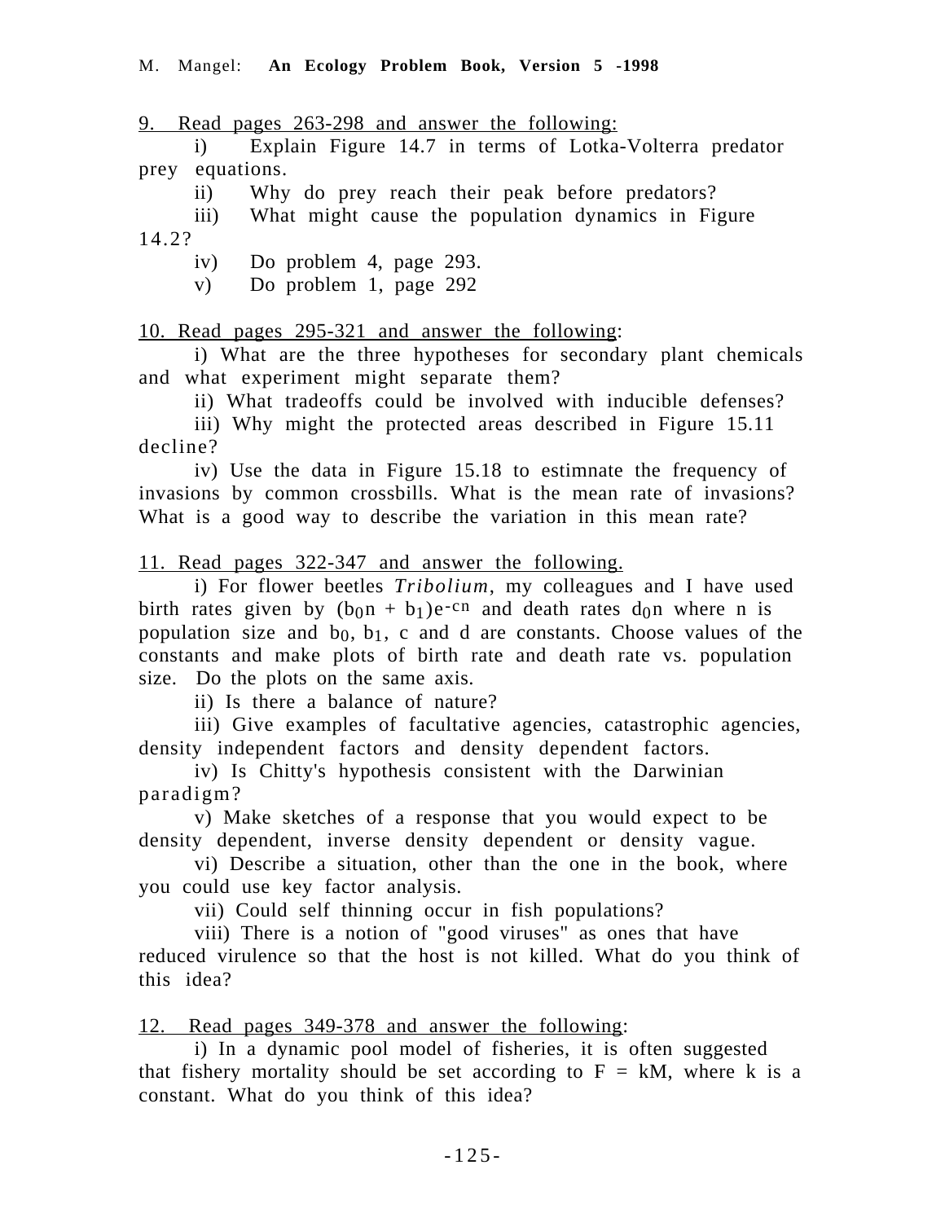<u>9. Read pages 263-298 and answer the following:</u>

i) Explain Figure 14.7 in terms of Lotka-Volterra predator prey equations.

ii) Why do prey reach their peak before predators?

iii) What might cause the population dynamics in Figure 14.2?

iv) Do problem 4, page 293.

v) Do problem 1, page 292

<u>10. Read pages 295-321 and answer the following</u>:

i) What are the three hypotheses for secondary plant chemicals and what experiment might separate them?

ii) What tradeoffs could be involved with inducible defenses?

iii) Why might the protected areas described in Figure 15.11 decline?

iv) Use the data in Figure 15.18 to estimnate the frequency of invasions by common crossbills. What is the mean rate of invasions? What is a good way to describe the variation in this mean rate?

<u>11. Read pages 322-347 and answer the following.</u>

i) For flower beetles *Tribolium*, my colleagues and I have used birth rates given by $(b_0 n + b_1)e^{-cn}$ and death rates $d_0 n$ where n is population size and $b_0$, $b_1$, c and d are constants. Choose values of the constants and make plots of birth rate and death rate vs. population size. Do the plots on the same axis.

ii) Is there a balance of nature?

iii) Give examples of facultative agencies, catastrophic agencies, density independent factors and density dependent factors.

iv) Is Chitty's hypothesis consistent with the Darwinian paradigm?

v) Make sketches of a response that you would expect to be density dependent, inverse density dependent or density vague.

vi) Describe a situation, other than the one in the book, where you could use key factor analysis.

vii) Could self thinning occur in fish populations?

viii) There is a notion of "good viruses" as ones that have reduced virulence so that the host is not killed. What do you think of this idea?

<u>12. Read pages 349-378 and answer the following</u>:

i) In a dynamic pool model of fisheries, it is often suggested that fishery mortality should be set according to $F = kM$, where k is a constant. What do you think of this idea?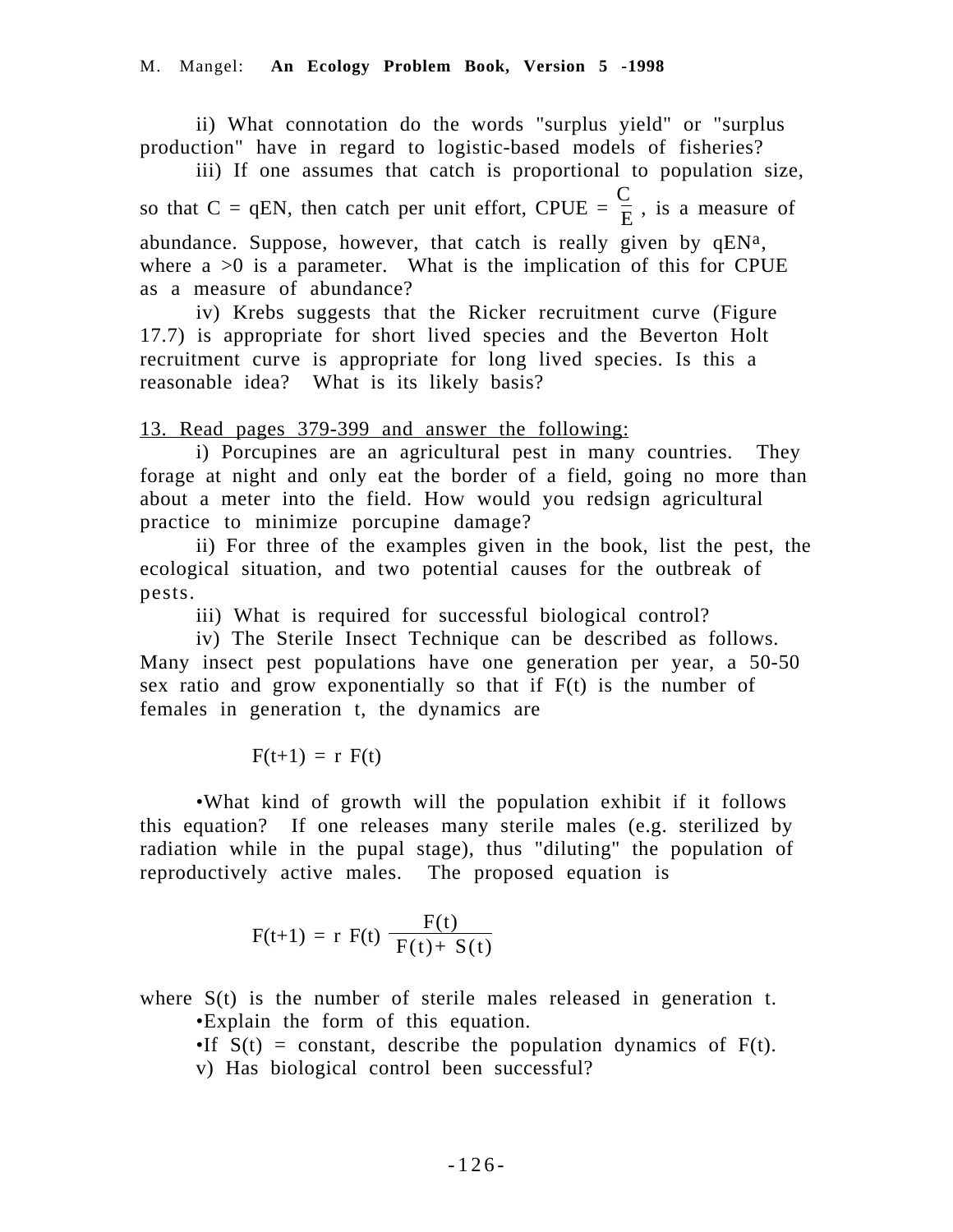ii) What connotation do the words "surplus yield" or "surplus production" have in regard to logistic-based models of fisheries?

iii) If one assumes that catch is proportional to population size, so that $C = qEN$, then catch per unit effort, CPUE = $\frac{C}{E}$ , is a measure of abundance. Suppose, however, that catch is really given by $qEN^a$, where $a > 0$ is a parameter. What is the implication of this for CPUE as a measure of abundance?

iv) Krebs suggests that the Ricker recruitment curve (Figure 17.7) is appropriate for short lived species and the Beverton Holt recruitment curve is appropriate for long lived species. Is this a reasonable idea? What is its likely basis?

<u>13. Read pages 379-399 and answer the following:</u>

i) Porcupines are an agricultural pest in many countries. They forage at night and only eat the border of a field, going no more than about a meter into the field. How would you redsign agricultural practice to minimize porcupine damage?

ii) For three of the examples given in the book, list the pest, the ecological situation, and two potential causes for the outbreak of pests.

iii) What is required for successful biological control?

iv) The Sterile Insect Technique can be described as follows. Many insect pest populations have one generation per year, a 50-50 sex ratio and grow exponentially so that if F(t) is the number of females in generation t, the dynamics are

$$F(t+1) = r\,F(t)$$

•What kind of growth will the population exhibit if it follows this equation? If one releases many sterile males (e.g. sterilized by radiation while in the pupal stage), thus "diluting" the population of reproductively active males. The proposed equation is

$$F(t+1) = r\,F(t)\,\frac{F(t)}{F(t) + S(t)}$$

where S(t) is the number of sterile males released in generation t.

•Explain the form of this equation.

•If S(t) = constant, describe the population dynamics of F(t).

v) Has biological control been successful?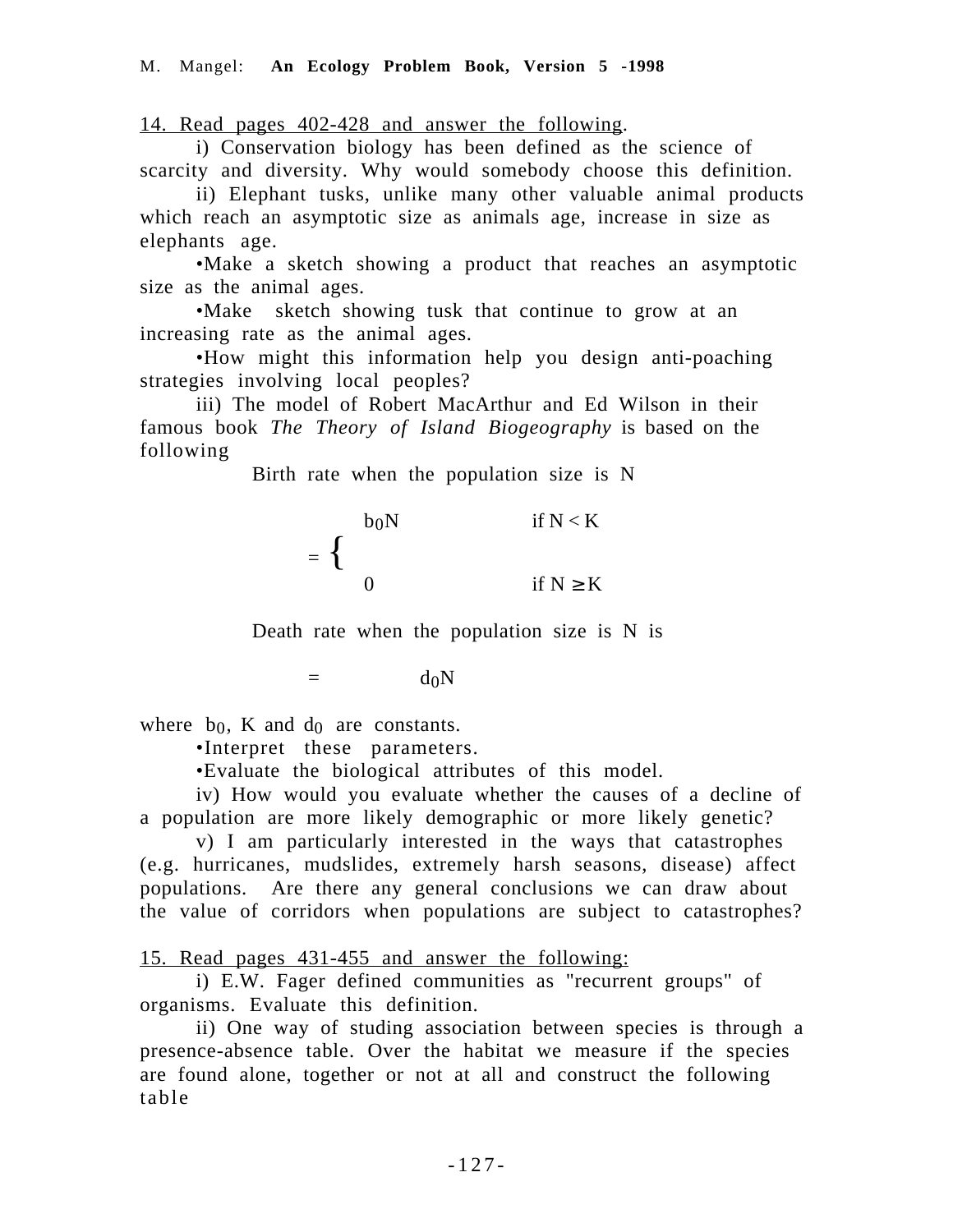14. Read pages 402-428 and answer the following.

i) Conservation biology has been defined as the science of scarcity and diversity. Why would somebody choose this definition.

ii) Elephant tusks, unlike many other valuable animal products which reach an asymptotic size as animals age, increase in size as elephants age.

•Make a sketch showing a product that reaches an asymptotic size as the animal ages.

•Make sketch showing tusk that continue to grow at an increasing rate as the animal ages.

•How might this information help you design anti-poaching strategies involving local peoples?

iii) The model of Robert MacArthur and Ed Wilson in their famous book *The Theory of Island Biogeography* is based on the following

Birth rate when the population size is N

$$= \begin{cases} b_0 N & \text{if } N < K \\ 0 & \text{if } N \geq K \end{cases}$$

Death rate when the population size is N is

$$= \quad d_0 N$$

where $b_0$, K and $d_0$ are constants.

•Interpret these parameters.

•Evaluate the biological attributes of this model.

iv) How would you evaluate whether the causes of a decline of a population are more likely demographic or more likely genetic?

v) I am particularly interested in the ways that catastrophes (e.g. hurricanes, mudslides, extremely harsh seasons, disease) affect populations. Are there any general conclusions we can draw about the value of corridors when populations are subject to catastrophes?

15. Read pages 431-455 and answer the following:

i) E.W. Fager defined communities as "recurrent groups" of organisms. Evaluate this definition.

ii) One way of studing association between species is through a presence-absence table. Over the habitat we measure if the species are found alone, together or not at all and construct the following table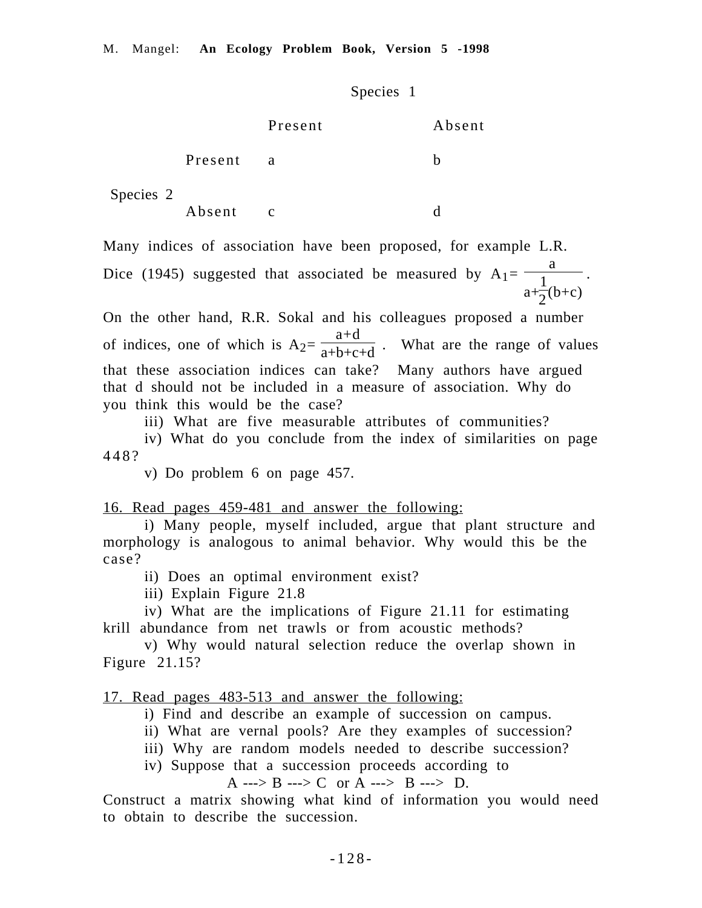| | | Species 1 | |
|---|---|---|---|
| | | Present | Absent |
| Species 2 | Present | a | b |
| | Absent | c | d |

Many indices of association have been proposed, for example L.R. Dice (1945) suggested that associated be measured by $A_1 = \frac{a}{a+\frac{1}{2}(b+c)}$.

On the other hand, R.R. Sokal and his colleagues proposed a number of indices, one of which is $A_2 = \frac{a+d}{a+b+c+d}$. What are the range of values that these association indices can take? Many authors have argued that d should not be included in a measure of association. Why do you think this would be the case?

iii) What are five measurable attributes of communities?

iv) What do you conclude from the index of similarities on page 448?

v) Do problem 6 on page 457.

16. Read pages 459-481 and answer the following:

i) Many people, myself included, argue that plant structure and morphology is analogous to animal behavior. Why would this be the case?

ii) Does an optimal environment exist?

iii) Explain Figure 21.8

iv) What are the implications of Figure 21.11 for estimating krill abundance from net trawls or from acoustic methods?

v) Why would natural selection reduce the overlap shown in Figure 21.15?

17. Read pages 483-513 and answer the following:

i) Find and describe an example of succession on campus.

ii) What are vernal pools? Are they examples of succession?

iii) Why are random models needed to describe succession?

iv) Suppose that a succession proceeds according to

A ---> B ---> C or A ---> B ---> D.

Construct a matrix showing what kind of information you would need to obtain to describe the succession.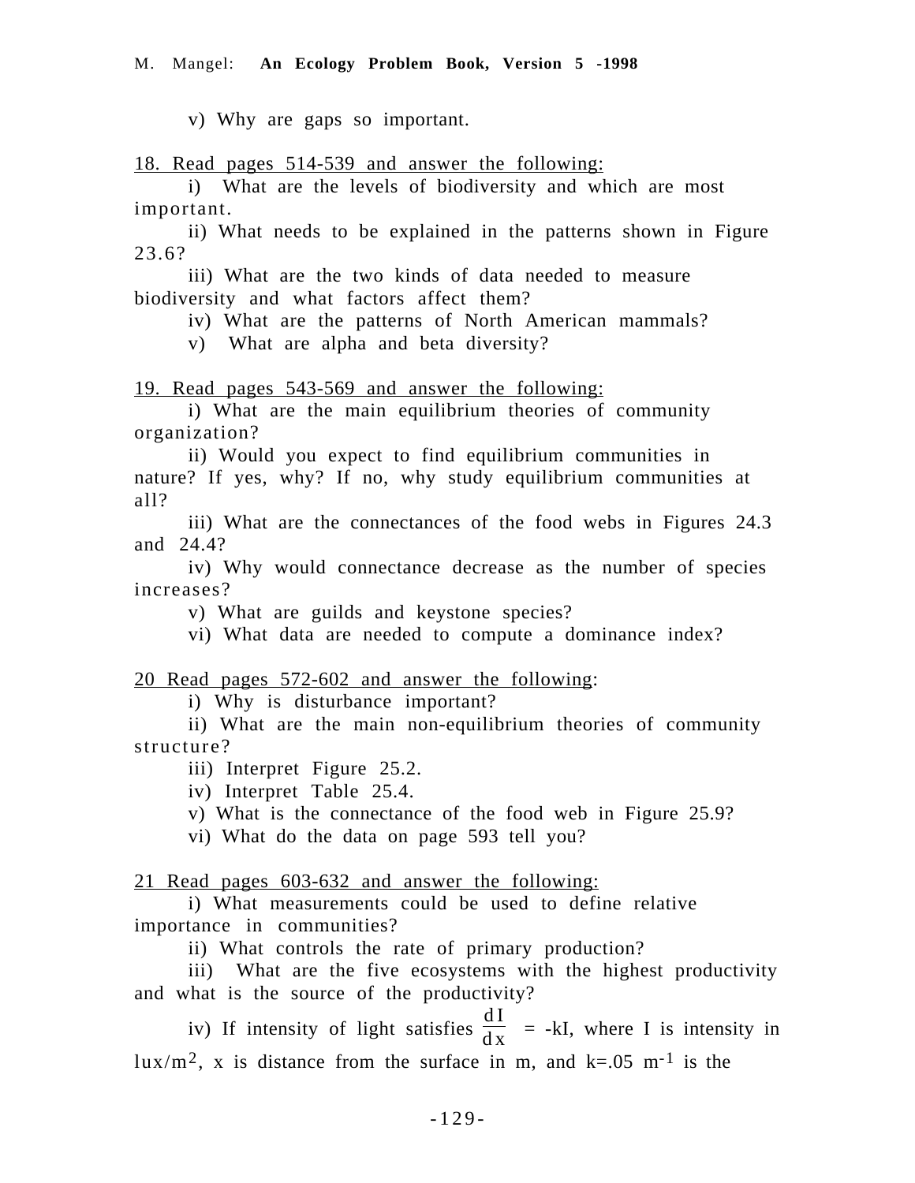v) Why are gaps so important.

18. Read pages 514-539 and answer the following:

i) What are the levels of biodiversity and which are most important.

ii) What needs to be explained in the patterns shown in Figure 23.6?

iii) What are the two kinds of data needed to measure biodiversity and what factors affect them?

iv) What are the patterns of North American mammals?

v) What are alpha and beta diversity?

19. Read pages 543-569 and answer the following:

i) What are the main equilibrium theories of community organization?

ii) Would you expect to find equilibrium communities in nature? If yes, why? If no, why study equilibrium communities at all?

iii) What are the connectances of the food webs in Figures 24.3 and 24.4?

iv) Why would connectance decrease as the number of species increases?

v) What are guilds and keystone species?

vi) What data are needed to compute a dominance index?

20 Read pages 572-602 and answer the following:

i) Why is disturbance important?

ii) What are the main non-equilibrium theories of community structure?

iii) Interpret Figure 25.2.

iv) Interpret Table 25.4.

v) What is the connectance of the food web in Figure 25.9?

vi) What do the data on page 593 tell you?

21 Read pages 603-632 and answer the following:

i) What measurements could be used to define relative importance in communities?

ii) What controls the rate of primary production?

iii) What are the five ecosystems with the highest productivity and what is the source of the productivity?

iv) If intensity of light satisfies $\frac{dI}{dx} = -kI$, where I is intensity in lux/m$^2$, x is distance from the surface in m, and k=.05 m$^{-1}$ is the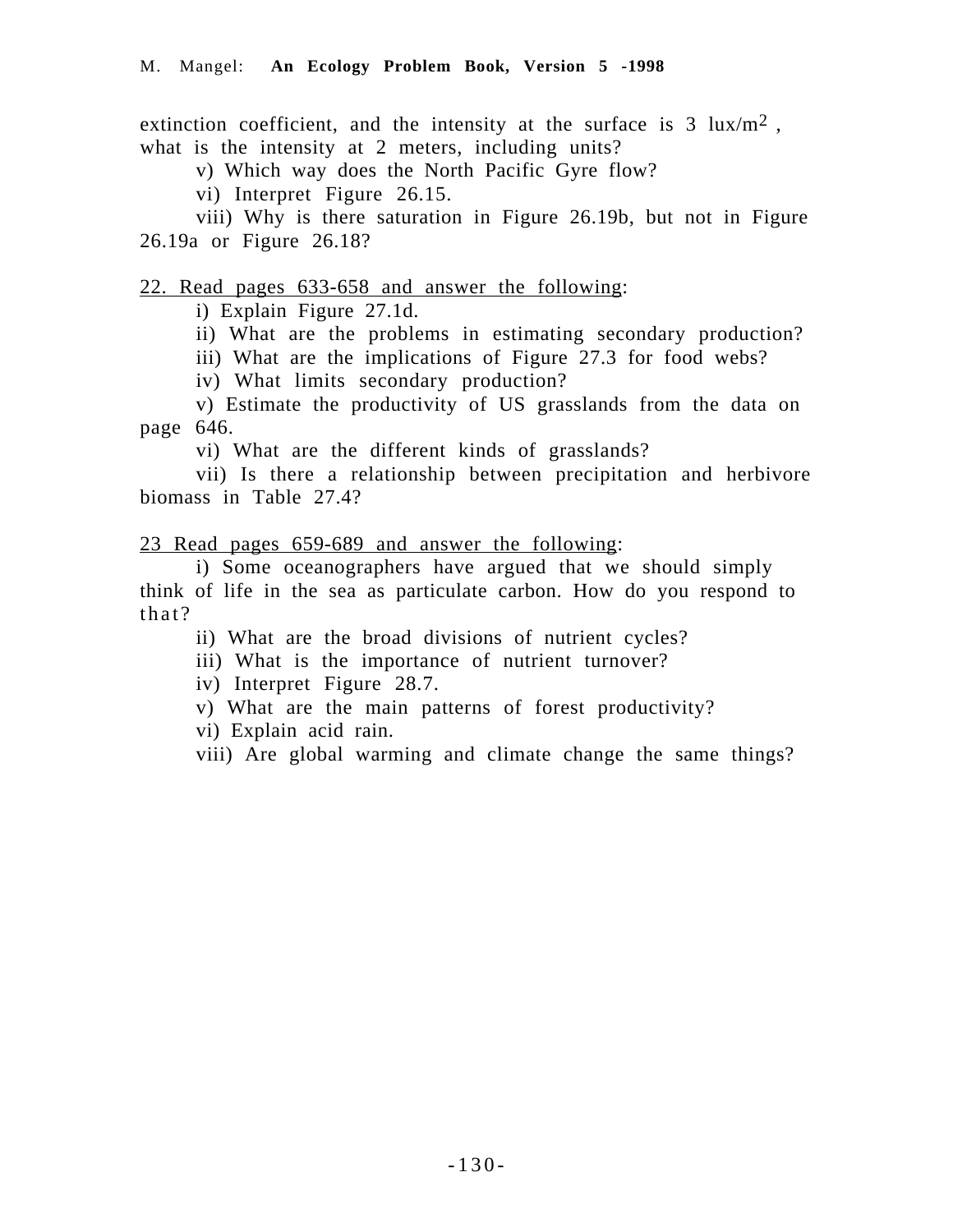extinction coefficient, and the intensity at the surface is 3 lux/$m^2$ , what is the intensity at 2 meters, including units?

v) Which way does the North Pacific Gyre flow?

vi) Interpret Figure 26.15.

viii) Why is there saturation in Figure 26.19b, but not in Figure 26.19a or Figure 26.18?

<u>22. Read pages 633-658 and answer the following</u>:

i) Explain Figure 27.1d.

ii) What are the problems in estimating secondary production?

iii) What are the implications of Figure 27.3 for food webs?

iv) What limits secondary production?

v) Estimate the productivity of US grasslands from the data on page 646.

vi) What are the different kinds of grasslands?

vii) Is there a relationship between precipitation and herbivore biomass in Table 27.4?

<u>23 Read pages 659-689 and answer the following</u>:

i) Some oceanographers have argued that we should simply think of life in the sea as particulate carbon. How do you respond to that?

ii) What are the broad divisions of nutrient cycles?

iii) What is the importance of nutrient turnover?

iv) Interpret Figure 28.7.

v) What are the main patterns of forest productivity?

vi) Explain acid rain.

viii) Are global warming and climate change the same things?